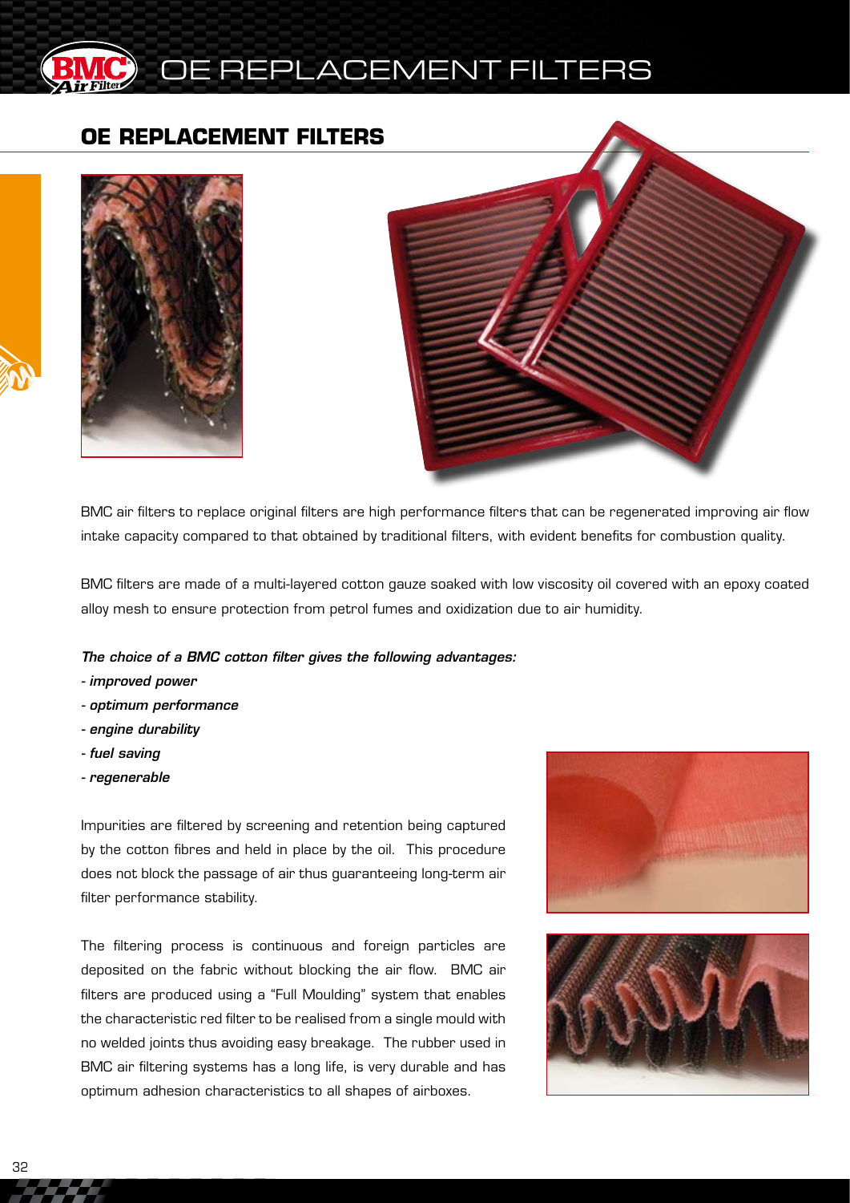## OE REPLACEMENT FILTERS

BMC air filters to replace original filters are high performance filters that can be regenerated improving air flow intake capacity compared to that obtained by traditional filters, with evident benefits for combustion quality.

BMC filters are made of a multi-layered cotton gauze soaked with low viscosity oil covered with an epoxy coated alloy mesh to ensure protection from petrol fumes and oxidization due to air humidity.

***The choice of a BMC cotton filter gives the following advantages:***

- ***improved power***
- ***optimum performance***
- ***engine durability***
- ***fuel saving***
- ***regenerable***

Impurities are filtered by screening and retention being captured by the cotton fibres and held in place by the oil. This procedure does not block the passage of air thus guaranteeing long-term air filter performance stability.

The filtering process is continuous and foreign particles are deposited on the fabric without blocking the air flow. BMC air filters are produced using a "Full Moulding" system that enables the characteristic red filter to be realised from a single mould with no welded joints thus avoiding easy breakage. The rubber used in BMC air filtering systems has a long life, is very durable and has optimum adhesion characteristics to all shapes of airboxes.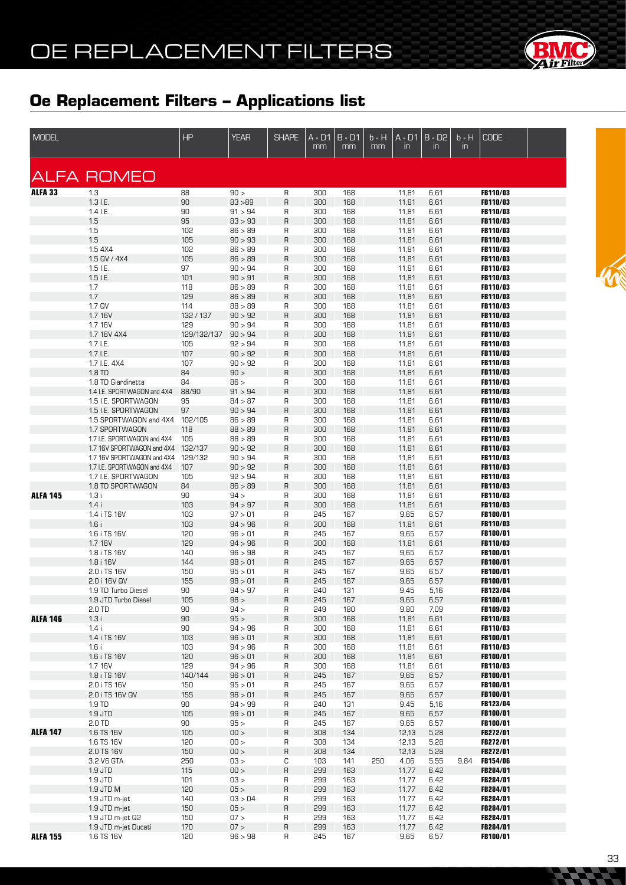# OE REPLACEMENT FILTERS

## Oe Replacement Filters – Applications list

| MODEL | | HP | YEAR | SHAPE | A - D1 mm | B - D1 mm | b - H mm | A - D1 in | B - D2 in | b - H in | CODE |
|---|---|---|---|---|---|---|---|---|---|---|---|
| **ALFA ROMEO** | | | | | | | | | | | |
| **ALFA 33** | 1.3 | 88 | 90 > | R | 300 | 168 | | 11,81 | 6,61 | | **FB110/03** |
| | 1.3 I.E. | 90 | 83 >89 | R | 300 | 168 | | 11,81 | 6,61 | | **FB110/03** |
| | 1.4 I.E. | 90 | 91 > 94 | R | 300 | 168 | | 11,81 | 6,61 | | **FB110/03** |
| | 1.5 | 95 | 83 > 93 | R | 300 | 168 | | 11,81 | 6,61 | | **FB110/03** |
| | 1.5 | 102 | 86 > 89 | R | 300 | 168 | | 11,81 | 6,61 | | **FB110/03** |
| | 1.5 | 105 | 90 > 93 | R | 300 | 168 | | 11,81 | 6,61 | | **FB110/03** |
| | 1.5 4X4 | 102 | 86 > 89 | R | 300 | 168 | | 11,81 | 6,61 | | **FB110/03** |
| | 1.5 QV / 4X4 | 105 | 86 > 89 | R | 300 | 168 | | 11,81 | 6,61 | | **FB110/03** |
| | 1.5 I.E. | 97 | 90 > 94 | R | 300 | 168 | | 11,81 | 6,61 | | **FB110/03** |
| | 1.5 I.E. | 101 | 90 > 91 | R | 300 | 168 | | 11,81 | 6,61 | | **FB110/03** |
| | 1.7 | 118 | 86 > 89 | R | 300 | 168 | | 11,81 | 6,61 | | **FB110/03** |
| | 1.7 | 129 | 86 > 89 | R | 300 | 168 | | 11,81 | 6,61 | | **FB110/03** |
| | 1.7 QV | 114 | 88 > 89 | R | 300 | 168 | | 11,81 | 6,61 | | **FB110/03** |
| | 1.7 16V | 132 / 137 | 90 > 92 | R | 300 | 168 | | 11,81 | 6,61 | | **FB110/03** |
| | 1.7 16V | 129 | 90 > 94 | R | 300 | 168 | | 11,81 | 6,61 | | **FB110/03** |
| | 1.7 16V 4X4 | 129/132/137 | 90 > 94 | R | 300 | 168 | | 11,81 | 6,61 | | **FB110/03** |
| | 1.7 I.E. | 105 | 92 > 94 | R | 300 | 168 | | 11,81 | 6,61 | | **FB110/03** |
| | 1.7 I.E. | 107 | 90 > 92 | R | 300 | 168 | | 11,81 | 6,61 | | **FB110/03** |
| | 1.7 I.E. 4X4 | 107 | 90 > 92 | R | 300 | 168 | | 11,81 | 6,61 | | **FB110/03** |
| | 1.8 TD | 84 | 90 > | R | 300 | 168 | | 11,81 | 6,61 | | **FB110/03** |
| | 1.8 TD Giardinetta | 84 | 86 > | R | 300 | 168 | | 11,81 | 6,61 | | **FB110/03** |
| | 1.4 I.E. SPORTWAGON and 4X4 | 88/90 | 91 > 94 | R | 300 | 168 | | 11,81 | 6,61 | | **FB110/03** |
| | 1.5 I.E. SPORTWAGON | 95 | 84 > 87 | R | 300 | 168 | | 11,81 | 6,61 | | **FB110/03** |
| | 1.5 I.E. SPORTWAGON | 97 | 90 > 94 | R | 300 | 168 | | 11,81 | 6,61 | | **FB110/03** |
| | 1.5 SPORTWAGON and 4X4 | 102/105 | 86 > 89 | R | 300 | 168 | | 11,81 | 6,61 | | **FB110/03** |
| | 1.7 SPORTWAGON | 118 | 88 > 89 | R | 300 | 168 | | 11,81 | 6,61 | | **FB110/03** |
| | 1.7 I.E. SPORTWAGON and 4X4 | 105 | 88 > 89 | R | 300 | 168 | | 11,81 | 6,61 | | **FB110/03** |
| | 1.7 16V SPORTWAGON and 4X4 | 132/137 | 90 > 92 | R | 300 | 168 | | 11,81 | 6,61 | | **FB110/03** |
| | 1.7 16V SPORTWAGON and 4X4 | 129/132 | 90 > 94 | R | 300 | 168 | | 11,81 | 6,61 | | **FB110/03** |
| | 1.7 I.E. SPORTWAGON and 4X4 | 107 | 90 > 92 | R | 300 | 168 | | 11,81 | 6,61 | | **FB110/03** |
| | 1.7 I.E. SPORTWAGON | 105 | 92 > 94 | R | 300 | 168 | | 11,81 | 6,61 | | **FB110/03** |
| | 1.8 TD SPORTWAGON | 84 | 86 > 89 | R | 300 | 168 | | 11,81 | 6,61 | | **FB110/03** |
| **ALFA 145** | 1.3 i | 90 | 94 > | R | 300 | 168 | | 11,81 | 6,61 | | **FB110/03** |
| | 1.4 i | 103 | 94 > 97 | R | 300 | 168 | | 11,81 | 6,61 | | **FB110/03** |
| | 1.4 i TS 16V | 103 | 97 > 01 | R | 245 | 167 | | 9,65 | 6,57 | | **FB100/01** |
| | 1.6 i | 103 | 94 > 96 | R | 300 | 168 | | 11,81 | 6,61 | | **FB110/03** |
| | 1.6 i TS 16V | 120 | 96 > 01 | R | 245 | 167 | | 9,65 | 6,57 | | **FB100/01** |
| | 1.7 16V | 129 | 94 > 96 | R | 300 | 168 | | 11,81 | 6,61 | | **FB110/03** |
| | 1.8 i TS 16V | 140 | 96 > 98 | R | 245 | 167 | | 9,65 | 6,57 | | **FB100/01** |
| | 1.8 i 16V | 144 | 98 > 01 | R | 245 | 167 | | 9,65 | 6,57 | | **FB100/01** |
| | 2.0 i TS 16V | 150 | 95 > 01 | R | 245 | 167 | | 9,65 | 6,57 | | **FB100/01** |
| | 2.0 i 16V QV | 155 | 98 > 01 | R | 245 | 167 | | 9,65 | 6,57 | | **FB100/01** |
| | 1.9 TD Turbo Diesel | 90 | 94 > 97 | R | 240 | 131 | | 9,45 | 5,16 | | **FB123/04** |
| | 1.9 JTD Turbo Diesel | 105 | 98 > | R | 245 | 167 | | 9,65 | 6,57 | | **FB100/01** |
| | 2.0 TD | 90 | 94 > | R | 249 | 180 | | 9,80 | 7,09 | | **FB109/03** |
| **ALFA 146** | 1.3 i | 90 | 95 > | R | 300 | 168 | | 11,81 | 6,61 | | **FB110/03** |
| | 1.4 i | 90 | 94 > 96 | R | 300 | 168 | | 11,81 | 6,61 | | **FB110/03** |
| | 1.4 i TS 16V | 103 | 96 > 01 | R | 300 | 168 | | 11,81 | 6,61 | | **FB100/01** |
| | 1.6 i | 103 | 94 > 96 | R | 300 | 168 | | 11,81 | 6,61 | | **FB110/03** |
| | 1.6 i TS 16V | 120 | 96 > 01 | R | 300 | 168 | | 11,81 | 6,61 | | **FB100/01** |
| | 1.7 16V | 129 | 94 > 96 | R | 300 | 168 | | 11,81 | 6,61 | | **FB110/03** |
| | 1.8 i TS 16V | 140/144 | 96 > 01 | R | 245 | 167 | | 9,65 | 6,57 | | **FB100/01** |
| | 2.0 i TS 16V | 150 | 95 > 01 | R | 245 | 167 | | 9,65 | 6,57 | | **FB100/01** |
| | 2.0 i TS 16V QV | 155 | 98 > 01 | R | 245 | 167 | | 9,65 | 6,57 | | **FB100/01** |
| | 1.9 TD | 90 | 94 > 99 | R | 240 | 131 | | 9,45 | 5,16 | | **FB123/04** |
| | 1.9 JTD | 105 | 99 > 01 | R | 245 | 167 | | 9,65 | 6,57 | | **FB100/01** |
| | 2.0 TD | 90 | 95 > | R | 245 | 167 | | 9,65 | 6,57 | | **FB100/01** |
| **ALFA 147** | 1.6 TS 16V | 105 | 00 > | R | 308 | 134 | | 12,13 | 5,28 | | **FB272/01** |
| | 1.6 TS 16V | 120 | 00 > | R | 308 | 134 | | 12,13 | 5,28 | | **FB272/01** |
| | 2.0 TS 16V | 150 | 00 > | R | 308 | 134 | | 12,13 | 5,28 | | **FB272/01** |
| | 3.2 V6 GTA | 250 | 03 > | C | 103 | 141 | 250 | 4,06 | 5,55 | 9,84 | **FB154/06** |
| | 1.9 JTD | 115 | 00 > | R | 299 | 163 | | 11,77 | 6,42 | | **FB284/01** |
| | 1.9 JTD | 101 | 03 > | R | 299 | 163 | | 11,77 | 6,42 | | **FB284/01** |
| | 1.9 JTD M | 120 | 05 > | R | 299 | 163 | | 11,77 | 6,42 | | **FB284/01** |
| | 1.9 JTD m-jet | 140 | 03 > 04 | R | 299 | 163 | | 11,77 | 6,42 | | **FB284/01** |
| | 1.9 JTD m-jet | 150 | 05 > | R | 299 | 163 | | 11,77 | 6,42 | | **FB284/01** |
| | 1.9 JTD m-jet Q2 | 150 | 07 > | R | 299 | 163 | | 11,77 | 6,42 | | **FB284/01** |
| | 1.9 JTD m-jet Ducati | 170 | 07 > | R | 299 | 163 | | 11,77 | 6,42 | | **FB284/01** |
| **ALFA 155** | 1.6 TS 16V | 120 | 96 > 98 | R | 245 | 167 | | 9,65 | 6,57 | | **FB100/01** |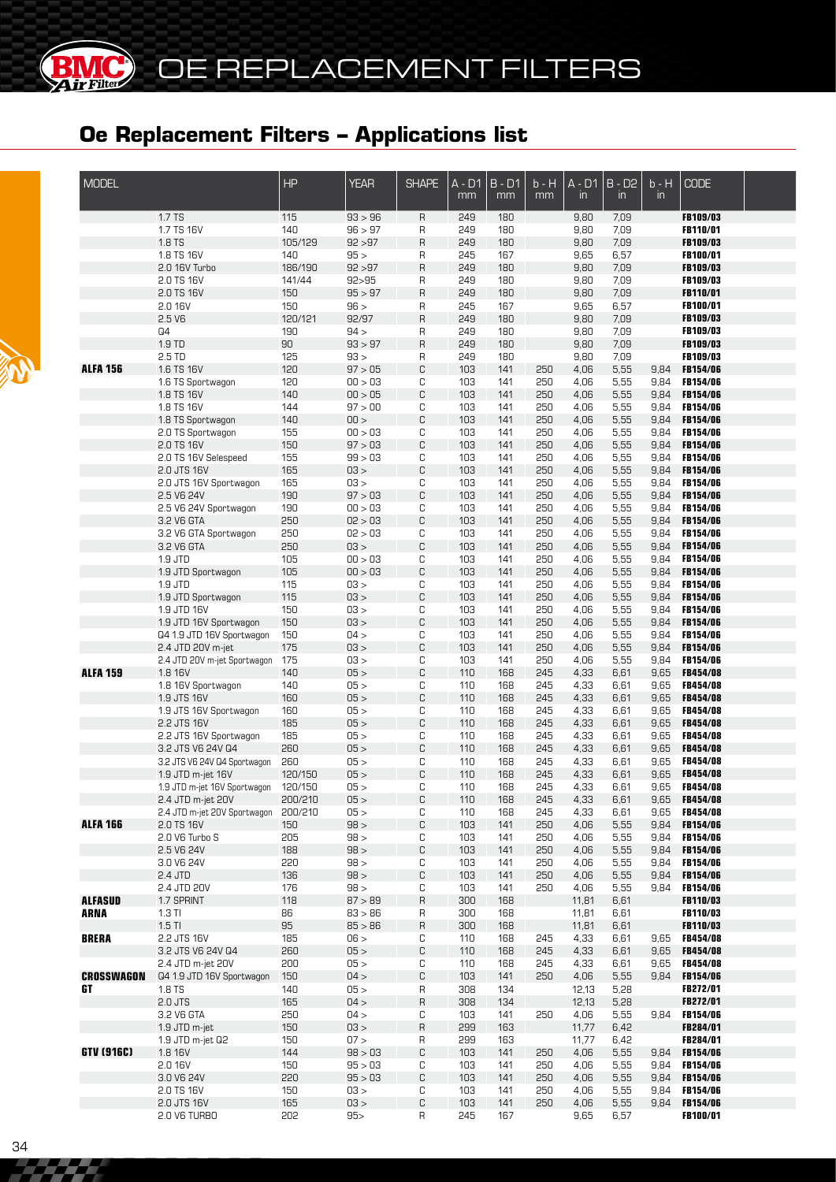# OE REPLACEMENT FILTERS

## Oe Replacement Filters – Applications list

| MODEL | | HP | YEAR | SHAPE | A - D1 mm | B - D1 mm | b - H mm | A - D1 in | B - D2 in | b - H in | CODE |
|---|---|---|---|---|---|---|---|---|---|---|---|
| | 1.7 TS | 115 | 93 > 96 | R | 249 | 180 | | 9,80 | 7,09 | | **FB109/03** |
| | 1.7 TS 16V | 140 | 96 > 97 | R | 249 | 180 | | 9,80 | 7,09 | | **FB110/01** |
| | 1.8 TS | 105/129 | 92 >97 | R | 249 | 180 | | 9,80 | 7,09 | | **FB109/03** |
| | 1.8 TS 16V | 140 | 95 > | R | 245 | 167 | | 9,65 | 6,57 | | **FB100/01** |
| | 2.0 16V Turbo | 186/190 | 92 >97 | R | 249 | 180 | | 9,80 | 7,09 | | **FB109/03** |
| | 2.0 TS 16V | 141/44 | 92>95 | R | 249 | 180 | | 9,80 | 7,09 | | **FB109/03** |
| | 2.0 TS 16V | 150 | 95 > 97 | R | 249 | 180 | | 9,80 | 7,09 | | **FB110/01** |
| | 2.0 16V | 150 | 96 > | R | 245 | 167 | | 9,65 | 6,57 | | **FB100/01** |
| | 2.5 V6 | 120/121 | 92/97 | R | 249 | 180 | | 9,80 | 7,09 | | **FB109/03** |
| | Q4 | 190 | 94 > | R | 249 | 180 | | 9,80 | 7,09 | | **FB109/03** |
| | 1.9 TD | 90 | 93 > 97 | R | 249 | 180 | | 9,80 | 7,09 | | **FB109/03** |
| | 2.5 TD | 125 | 93 > | R | 249 | 180 | | 9,80 | 7,09 | | **FB109/03** |
| **ALFA 156** | 1.6 TS 16V | 120 | 97 > 05 | C | 103 | 141 | 250 | 4,06 | 5,55 | 9,84 | **FB154/06** |
| | 1.6 TS Sportwagon | 120 | 00 > 03 | C | 103 | 141 | 250 | 4,06 | 5,55 | 9,84 | **FB154/06** |
| | 1.8 TS 16V | 140 | 00 > 05 | C | 103 | 141 | 250 | 4,06 | 5,55 | 9,84 | **FB154/06** |
| | 1.8 TS 16V | 144 | 97 > 00 | C | 103 | 141 | 250 | 4,06 | 5,55 | 9,84 | **FB154/06** |
| | 1.8 TS Sportwagon | 140 | 00 > | C | 103 | 141 | 250 | 4,06 | 5,55 | 9,84 | **FB154/06** |
| | 2.0 TS Sportwagon | 155 | 00 > 03 | C | 103 | 141 | 250 | 4,06 | 5,55 | 9,84 | **FB154/06** |
| | 2.0 TS 16V | 150 | 97 > 03 | C | 103 | 141 | 250 | 4,06 | 5,55 | 9,84 | **FB154/06** |
| | 2.0 TS 16V Selespeed | 155 | 99 > 03 | C | 103 | 141 | 250 | 4,06 | 5,55 | 9,84 | **FB154/06** |
| | 2.0 JTS 16V | 165 | 03 > | C | 103 | 141 | 250 | 4,06 | 5,55 | 9,84 | **FB154/06** |
| | 2.0 JTS 16V Sportwagon | 165 | 03 > | C | 103 | 141 | 250 | 4,06 | 5,55 | 9,84 | **FB154/06** |
| | 2.5 V6 24V | 190 | 97 > 03 | C | 103 | 141 | 250 | 4,06 | 5,55 | 9,84 | **FB154/06** |
| | 2.5 V6 24V Sportwagon | 190 | 00 > 03 | C | 103 | 141 | 250 | 4,06 | 5,55 | 9,84 | **FB154/06** |
| | 3.2 V6 GTA | 250 | 02 > 03 | C | 103 | 141 | 250 | 4,06 | 5,55 | 9,84 | **FB154/06** |
| | 3.2 V6 GTA Sportwagon | 250 | 02 > 03 | C | 103 | 141 | 250 | 4,06 | 5,55 | 9,84 | **FB154/06** |
| | 3.2 V6 GTA | 250 | 03 > | C | 103 | 141 | 250 | 4,06 | 5,55 | 9,84 | **FB154/06** |
| | 1.9 JTD | 105 | 00 > 03 | C | 103 | 141 | 250 | 4,06 | 5,55 | 9,84 | **FB154/06** |
| | 1.9 JTD Sportwagon | 105 | 00 > 03 | C | 103 | 141 | 250 | 4,06 | 5,55 | 9,84 | **FB154/06** |
| | 1.9 JTD | 115 | 03 > | C | 103 | 141 | 250 | 4,06 | 5,55 | 9,84 | **FB154/06** |
| | 1.9 JTD Sportwagon | 115 | 03 > | C | 103 | 141 | 250 | 4,06 | 5,55 | 9,84 | **FB154/06** |
| | 1.9 JTD 16V | 150 | 03 > | C | 103 | 141 | 250 | 4,06 | 5,55 | 9,84 | **FB154/06** |
| | 1.9 JTD 16V Sportwagon | 150 | 03 > | C | 103 | 141 | 250 | 4,06 | 5,55 | 9,84 | **FB154/06** |
| | Q4 1.9 JTD 16V Sportwagon | 150 | 04 > | C | 103 | 141 | 250 | 4,06 | 5,55 | 9,84 | **FB154/06** |
| | 2.4 JTD 20V m-jet | 175 | 03 > | C | 103 | 141 | 250 | 4,06 | 5,55 | 9,84 | **FB154/06** |
| | 2.4 JTD 20V m-jet Sportwagon | 175 | 03 > | C | 103 | 141 | 250 | 4,06 | 5,55 | 9,84 | **FB154/06** |
| **ALFA 159** | 1.8 16V | 140 | 05 > | C | 110 | 168 | 245 | 4,33 | 6,61 | 9,65 | **FB454/08** |
| | 1.8 16V Sportwagon | 140 | 05 > | C | 110 | 168 | 245 | 4,33 | 6,61 | 9,65 | **FB454/08** |
| | 1.9 JTS 16V | 160 | 05 > | C | 110 | 168 | 245 | 4,33 | 6,61 | 9,65 | **FB454/08** |
| | 1.9 JTS 16V Sportwagon | 160 | 05 > | C | 110 | 168 | 245 | 4,33 | 6,61 | 9,65 | **FB454/08** |
| | 2.2 JTS 16V | 185 | 05 > | C | 110 | 168 | 245 | 4,33 | 6,61 | 9,65 | **FB454/08** |
| | 2.2 JTS 16V Sportwagon | 185 | 05 > | C | 110 | 168 | 245 | 4,33 | 6,61 | 9,65 | **FB454/08** |
| | 3.2 JTS V6 24V Q4 | 260 | 05 > | C | 110 | 168 | 245 | 4,33 | 6,61 | 9,65 | **FB454/08** |
| | 3.2 JTS V6 24V Q4 Sportwagon | 260 | 05 > | C | 110 | 168 | 245 | 4,33 | 6,61 | 9,65 | **FB454/08** |
| | 1.9 JTD m-jet 16V | 120/150 | 05 > | C | 110 | 168 | 245 | 4,33 | 6,61 | 9,65 | **FB454/08** |
| | 1.9 JTD m-jet 16V Sportwagon | 120/150 | 05 > | C | 110 | 168 | 245 | 4,33 | 6,61 | 9,65 | **FB454/08** |
| | 2.4 JTD m-jet 20V | 200/210 | 05 > | C | 110 | 168 | 245 | 4,33 | 6,61 | 9,65 | **FB454/08** |
| | 2.4 JTD m-jet 20V Sportwagon | 200/210 | 05 > | C | 110 | 168 | 245 | 4,33 | 6,61 | 9,65 | **FB454/08** |
| **ALFA 166** | 2.0 TS 16V | 150 | 98 > | C | 103 | 141 | 250 | 4,06 | 5,55 | 9,84 | **FB154/06** |
| | 2.0 V6 Turbo S | 205 | 98 > | C | 103 | 141 | 250 | 4,06 | 5,55 | 9,84 | **FB154/06** |
| | 2.5 V6 24V | 188 | 98 > | C | 103 | 141 | 250 | 4,06 | 5,55 | 9,84 | **FB154/06** |
| | 3.0 V6 24V | 220 | 98 > | C | 103 | 141 | 250 | 4,06 | 5,55 | 9,84 | **FB154/06** |
| | 2.4 JTD | 136 | 98 > | C | 103 | 141 | 250 | 4,06 | 5,55 | 9,84 | **FB154/06** |
| | 2.4 JTD 20V | 176 | 98 > | C | 103 | 141 | 250 | 4,06 | 5,55 | 9,84 | **FB154/06** |
| **ALFASUD** | 1.7 SPRINT | 118 | 87 > 89 | R | 300 | 168 | | 11,81 | 6,61 | | **FB110/03** |
| **ARNA** | 1.3 TI | 86 | 83 > 86 | R | 300 | 168 | | 11,81 | 6,61 | | **FB110/03** |
| | 1.5 TI | 95 | 85 > 86 | R | 300 | 168 | | 11,81 | 6,61 | | **FB110/03** |
| **BRERA** | 2.2 JTS 16V | 185 | 06 > | C | 110 | 168 | 245 | 4,33 | 6,61 | 9,65 | **FB454/08** |
| | 3.2 JTS V6 24V Q4 | 260 | 05 > | C | 110 | 168 | 245 | 4,33 | 6,61 | 9,65 | **FB454/08** |
| | 2.4 JTD m-jet 20V | 200 | 05 > | C | 110 | 168 | 245 | 4,33 | 6,61 | 9,65 | **FB454/08** |
| **CROSSWAGON** | Q4 1.9 JTD 16V Sportwagon | 150 | 04 > | C | 103 | 141 | 250 | 4,06 | 5,55 | 9,84 | **FB154/06** |
| **GT** | 1.8 TS | 140 | 05 > | R | 308 | 134 | | 12,13 | 5,28 | | **FB272/01** |
| | 2.0 JTS | 165 | 04 > | R | 308 | 134 | | 12,13 | 5,28 | | **FB272/01** |
| | 3.2 V6 GTA | 250 | 04 > | C | 103 | 141 | 250 | 4,06 | 5,55 | 9,84 | **FB154/06** |
| | 1.9 JTD m-jet | 150 | 03 > | R | 299 | 163 | | 11,77 | 6,42 | | **FB284/01** |
| | 1.9 JTD m-jet Q2 | 150 | 07 > | R | 299 | 163 | | 11,77 | 6,42 | | **FB284/01** |
| **GTV (916C)** | 1.8 16V | 144 | 98 > 03 | C | 103 | 141 | 250 | 4,06 | 5,55 | 9,84 | **FB154/06** |
| | 2.0 16V | 150 | 95 > 03 | C | 103 | 141 | 250 | 4,06 | 5,55 | 9,84 | **FB154/06** |
| | 3.0 V6 24V | 220 | 95 > 03 | C | 103 | 141 | 250 | 4,06 | 5,55 | 9,84 | **FB154/06** |
| | 2.0 TS 16V | 150 | 03 > | C | 103 | 141 | 250 | 4,06 | 5,55 | 9,84 | **FB154/06** |
| | 2.0 JTS 16V | 165 | 03 > | C | 103 | 141 | 250 | 4,06 | 5,55 | 9,84 | **FB154/06** |
| | 2.0 V6 TURBO | 202 | 95> | R | 245 | 167 | | 9,65 | 6,57 | | **FB100/01** |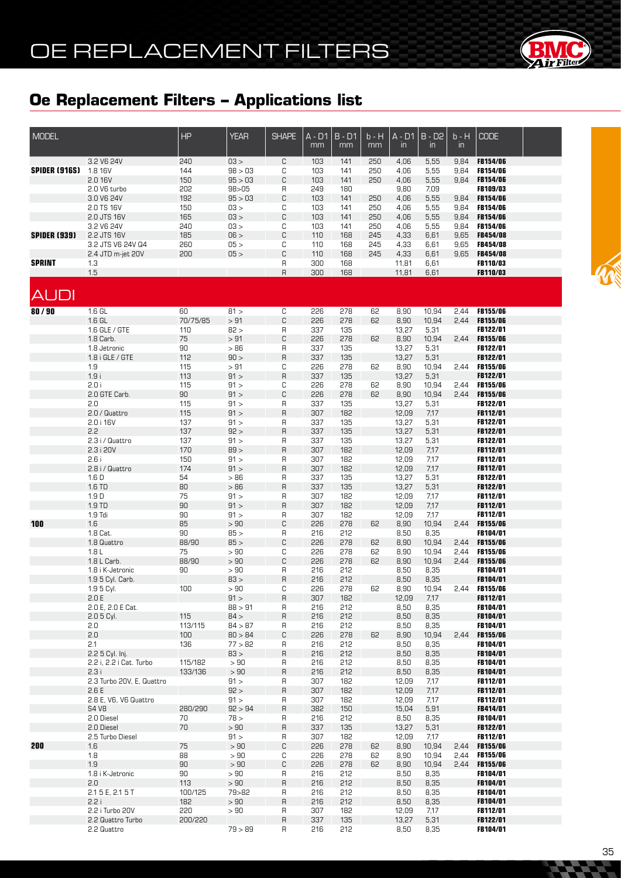# OE REPLACEMENT FILTERS

## Oe Replacement Filters – Applications list

| MODEL | | HP | YEAR | SHAPE | A - D1 mm | B - D1 mm | b - H mm | A - D1 in | B - D2 in | b - H in | CODE |
|---|---|---|---|---|---|---|---|---|---|---|---|
| | 3.2 V6 24V | 240 | 03 > | C | 103 | 141 | 250 | 4,06 | 5,55 | 9,84 | **FB154/06** |
| **SPIDER (916S)** | 1.8 16V | 144 | 98 > 03 | C | 103 | 141 | 250 | 4,06 | 5,55 | 9,84 | **FB154/06** |
| | 2.0 16V | 150 | 95 > 03 | C | 103 | 141 | 250 | 4,06 | 5,55 | 9,84 | **FB154/06** |
| | 2.0 V6 turbo | 202 | 98>05 | R | 249 | 180 | | 9,80 | 7,09 | | **FB109/03** |
| | 3.0 V6 24V | 192 | 95 > 03 | C | 103 | 141 | 250 | 4,06 | 5,55 | 9,84 | **FB154/06** |
| | 2.0 TS 16V | 150 | 03 > | C | 103 | 141 | 250 | 4,06 | 5,55 | 9,84 | **FB154/06** |
| | 2.0 JTS 16V | 165 | 03 > | C | 103 | 141 | 250 | 4,06 | 5,55 | 9,84 | **FB154/06** |
| | 3.2 V6 24V | 240 | 03 > | C | 103 | 141 | 250 | 4,06 | 5,55 | 9,84 | **FB154/06** |
| **SPIDER (939)** | 2.2 JTS 16V | 185 | 06 > | C | 110 | 168 | 245 | 4,33 | 6,61 | 9,65 | **FB454/08** |
| | 3.2 JTS V6 24V Q4 | 260 | 05 > | C | 110 | 168 | 245 | 4,33 | 6,61 | 9,65 | **FB454/08** |
| | 2.4 JTD m-jet 20V | 200 | 05 > | C | 110 | 168 | 245 | 4,33 | 6,61 | 9,65 | **FB454/08** |
| **SPRINT** | 1.3 | | | R | 300 | 168 | | 11,81 | 6,61 | | **FB110/03** |
| | 1.5 | | | R | 300 | 168 | | 11,81 | 6,61 | | **FB110/03** |

## AUDI

| MODEL | | HP | YEAR | SHAPE | A - D1 mm | B - D1 mm | b - H mm | A - D1 in | B - D2 in | b - H in | CODE |
|---|---|---|---|---|---|---|---|---|---|---|---|
| **80 / 90** | 1.6 GL | 60 | 81 > | C | 226 | 278 | 62 | 8,90 | 10,94 | 2,44 | **FB155/06** |
| | 1.6 GL | 70/75/85 | > 91 | C | 226 | 278 | 62 | 8,90 | 10,94 | 2,44 | **FB155/06** |
| | 1.6 GLE / GTE | 110 | 82 > | R | 337 | 135 | | 13,27 | 5,31 | | **FB122/01** |
| | 1.8 Carb. | 75 | > 91 | C | 226 | 278 | 62 | 8,90 | 10,94 | 2,44 | **FB155/06** |
| | 1.8 Jetronic | 90 | > 86 | R | 337 | 135 | | 13,27 | 5,31 | | **FB122/01** |
| | 1.8 i GLE / GTE | 112 | 90 > | R | 337 | 135 | | 13,27 | 5,31 | | **FB122/01** |
| | 1.9 | 115 | > 91 | C | 226 | 278 | 62 | 8,90 | 10,94 | 2,44 | **FB155/06** |
| | 1.9 i | 113 | 91 > | R | 337 | 135 | | 13,27 | 5,31 | | **FB122/01** |
| | 2.0 i | 115 | 91 > | C | 226 | 278 | 62 | 8,90 | 10,94 | 2,44 | **FB155/06** |
| | 2.0 GTE Carb. | 90 | 91 > | C | 226 | 278 | 62 | 8,90 | 10,94 | 2,44 | **FB155/06** |
| | 2.0 | 115 | 91 > | R | 337 | 135 | | 13,27 | 5,31 | | **FB122/01** |
| | 2.0 / Quattro | 115 | 91 > | R | 307 | 182 | | 12,09 | 7,17 | | **FB112/01** |
| | 2.0 i 16V | 137 | 91 > | R | 337 | 135 | | 13,27 | 5,31 | | **FB122/01** |
| | 2.2 | 137 | 92 > | R | 337 | 135 | | 13,27 | 5,31 | | **FB122/01** |
| | 2.3 i / Quattro | 137 | 91 > | R | 337 | 135 | | 13,27 | 5,31 | | **FB122/01** |
| | 2.3 i 20V | 170 | 89 > | R | 307 | 182 | | 12,09 | 7,17 | | **FB112/01** |
| | 2.6 i | 150 | 91 > | R | 307 | 182 | | 12,09 | 7,17 | | **FB112/01** |
| | 2.8 i / Quattro | 174 | 91 > | R | 307 | 182 | | 12,09 | 7,17 | | **FB112/01** |
| | 1.6 D | 54 | > 86 | R | 337 | 135 | | 13,27 | 5,31 | | **FB122/01** |
| | 1.6 TD | 80 | > 86 | R | 337 | 135 | | 13,27 | 5,31 | | **FB122/01** |
| | 1.9 D | 75 | 91 > | R | 307 | 182 | | 12,09 | 7,17 | | **FB112/01** |
| | 1.9 TD | 90 | 91 > | R | 307 | 182 | | 12,09 | 7,17 | | **FB112/01** |
| | 1.9 Tdi | 90 | 91 > | R | 307 | 182 | | 12,09 | 7,17 | | **FB112/01** |
| **100** | 1.6 | 85 | > 90 | C | 226 | 278 | 62 | 8,90 | 10,94 | 2,44 | **FB155/06** |
| | 1.8 Cat. | 90 | 85 > | R | 216 | 212 | | 8,50 | 8,35 | | **FB104/01** |
| | 1.8 Quattro | 88/90 | 85 > | C | 226 | 278 | 62 | 8,90 | 10,94 | 2,44 | **FB155/06** |
| | 1.8 L | 75 | > 90 | C | 226 | 278 | 62 | 8,90 | 10,94 | 2,44 | **FB155/06** |
| | 1.8 L Carb. | 88/90 | > 90 | C | 226 | 278 | 62 | 8,90 | 10,94 | 2,44 | **FB155/06** |
| | 1.8 i K-Jetronic | 90 | > 90 | R | 216 | 212 | | 8,50 | 8,35 | | **FB104/01** |
| | 1.9 5 Cyl. Carb. | | 83 > | R | 216 | 212 | | 8,50 | 8,35 | | **FB104/01** |
| | 1.9 5 Cyl. | 100 | > 90 | C | 226 | 278 | 62 | 8,90 | 10,94 | 2,44 | **FB155/06** |
| | 2.0 E | | 91 > | R | 307 | 182 | | 12,09 | 7,17 | | **FB112/01** |
| | 2.0 E, 2.0 E Cat. | | 88 > 91 | R | 216 | 212 | | 8,50 | 8,35 | | **FB104/01** |
| | 2.0 5 Cyl. | 115 | 84 > | R | 216 | 212 | | 8,50 | 8,35 | | **FB104/01** |
| | 2.0 | 113/115 | 84 > 87 | R | 216 | 212 | | 8,50 | 8,35 | | **FB104/01** |
| | 2.0 | 100 | 80 > 84 | C | 226 | 278 | 62 | 8,90 | 10,94 | 2,44 | **FB155/06** |
| | 2.1 | 136 | 77 > 82 | R | 216 | 212 | | 8,50 | 8,35 | | **FB104/01** |
| | 2.2 5 Cyl. Inj. | | 83 > | R | 216 | 212 | | 8,50 | 8,35 | | **FB104/01** |
| | 2.2 i, 2.2 i Cat. Turbo | 115/182 | > 90 | R | 216 | 212 | | 8,50 | 8,35 | | **FB104/01** |
| | 2.3 i | 133/136 | > 90 | R | 216 | 212 | | 8,50 | 8,35 | | **FB104/01** |
| | 2.3 Turbo 20V, E, Quattro | | 91 > | R | 307 | 182 | | 12,09 | 7,17 | | **FB112/01** |
| | 2.6 E | | 92 > | R | 307 | 182 | | 12,09 | 7,17 | | **FB112/01** |
| | 2.8 E, V6, V6 Quattro | | 91 > | R | 307 | 182 | | 12,09 | 7,17 | | **FB112/01** |
| | S4 V8 | 280/290 | 92 > 94 | R | 382 | 150 | | 15,04 | 5,91 | | **FB414/01** |
| | 2.0 Diesel | 70 | 78 > | R | 216 | 212 | | 8,50 | 8,35 | | **FB104/01** |
| | 2.0 Diesel | 70 | > 90 | R | 337 | 135 | | 13,27 | 5,31 | | **FB122/01** |
| | 2.5 Turbo Diesel | | 91 > | R | 307 | 182 | | 12,09 | 7,17 | | **FB112/01** |
| **200** | 1.6 | 75 | > 90 | C | 226 | 278 | 62 | 8,90 | 10,94 | 2,44 | **FB155/06** |
| | 1.8 | 88 | > 90 | C | 226 | 278 | 62 | 8,90 | 10,94 | 2,44 | **FB155/06** |
| | 1.9 | 90 | > 90 | C | 226 | 278 | 62 | 8,90 | 10,94 | 2,44 | **FB155/06** |
| | 1.8 i K-Jetronic | 90 | > 90 | R | 216 | 212 | | 8,50 | 8,35 | | **FB104/01** |
| | 2.0 | 113 | > 90 | R | 216 | 212 | | 8,50 | 8,35 | | **FB104/01** |
| | 2.1 5 E, 2.1 5 T | 100/125 | 79>82 | R | 216 | 212 | | 8,50 | 8,35 | | **FB104/01** |
| | 2.2 i | 182 | > 90 | R | 216 | 212 | | 8,50 | 8,35 | | **FB104/01** |
| | 2.2 i Turbo 20V | 220 | > 90 | R | 307 | 182 | | 12,09 | 7,17 | | **FB112/01** |
| | 2.2 Quattro Turbo | 200/220 | | R | 337 | 135 | | 13,27 | 5,31 | | **FB122/01** |
| | 2.2 Quattro | | 79 > 89 | R | 216 | 212 | | 8,50 | 8,35 | | **FB104/01** |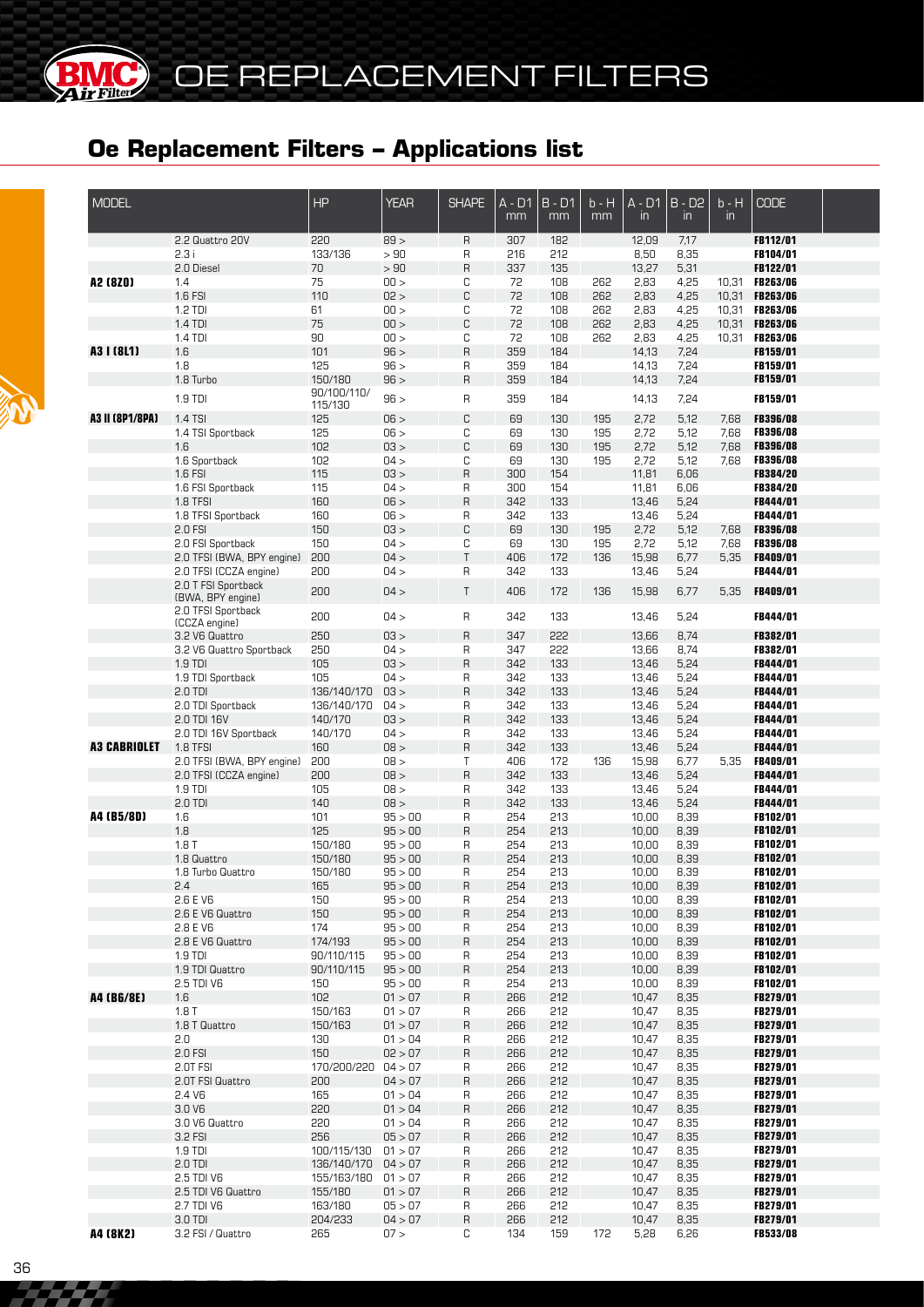# OE REPLACEMENT FILTERS

## Oe Replacement Filters – Applications list

| MODEL | | HP | YEAR | SHAPE | A - D1 mm | B - D1 mm | b - H mm | A - D1 in | B - D2 in | b - H in | CODE |
|---|---|---|---|---|---|---|---|---|---|---|---|
| | 2.2 Quattro 20V | 220 | 89 > | R | 307 | 182 | | 12,09 | 7,17 | | FB112/01 |
| | 2.3 i | 133/136 | > 90 | R | 216 | 212 | | 8,50 | 8,35 | | FB104/01 |
| | 2.0 Diesel | 70 | > 90 | R | 337 | 135 | | 13,27 | 5,31 | | FB122/01 |
| **A2 (8Z0)** | 1.4 | 75 | 00 > | C | 72 | 108 | 262 | 2,83 | 4,25 | 10,31 | FB263/06 |
| | 1.6 FSI | 110 | 02 > | C | 72 | 108 | 262 | 2,83 | 4,25 | 10,31 | FB263/06 |
| | 1.2 TDI | 61 | 00 > | C | 72 | 108 | 262 | 2,83 | 4,25 | 10,31 | FB263/06 |
| | 1.4 TDI | 75 | 00 > | C | 72 | 108 | 262 | 2,83 | 4,25 | 10,31 | FB263/06 |
| | 1.4 TDI | 90 | 00 > | C | 72 | 108 | 262 | 2,83 | 4,25 | 10,31 | FB263/06 |
| **A3 I (8L1)** | 1.6 | 101 | 96 > | R | 359 | 184 | | 14,13 | 7,24 | | FB159/01 |
| | 1.8 | 125 | 96 > | R | 359 | 184 | | 14,13 | 7,24 | | FB159/01 |
| | 1.8 Turbo | 150/180 | 96 > | R | 359 | 184 | | 14,13 | 7,24 | | FB159/01 |
| | 1.9 TDI | 90/100/110/115/130 | 96 > | R | 359 | 184 | | 14,13 | 7,24 | | FB159/01 |
| **A3 II (8P1/8PA)** | 1.4 TSI | 125 | 06 > | C | 69 | 130 | 195 | 2,72 | 5,12 | 7,68 | FB396/08 |
| | 1.4 TSI Sportback | 125 | 06 > | C | 69 | 130 | 195 | 2,72 | 5,12 | 7,68 | FB396/08 |
| | 1.6 | 102 | 03 > | C | 69 | 130 | 195 | 2,72 | 5,12 | 7,68 | FB396/08 |
| | 1.6 Sportback | 102 | 04 > | C | 69 | 130 | 195 | 2,72 | 5,12 | 7,68 | FB396/08 |
| | 1.6 FSI | 115 | 03 > | R | 300 | 154 | | 11,81 | 6,06 | | FB384/20 |
| | 1.6 FSI Sportback | 115 | 04 > | R | 300 | 154 | | 11,81 | 6,06 | | FB384/20 |
| | 1.8 TFSI | 160 | 06 > | R | 342 | 133 | | 13,46 | 5,24 | | FB444/01 |
| | 1.8 TFSI Sportback | 160 | 06 > | R | 342 | 133 | | 13,46 | 5,24 | | FB444/01 |
| | 2.0 FSI | 150 | 03 > | C | 69 | 130 | 195 | 2,72 | 5,12 | 7,68 | FB396/08 |
| | 2.0 FSI Sportback | 150 | 04 > | C | 69 | 130 | 195 | 2,72 | 5,12 | 7,68 | FB396/08 |
| | 2.0 TFSI (BWA, BPY engine) | 200 | 04 > | T | 406 | 172 | 136 | 15,98 | 6,77 | 5,35 | FB409/01 |
| | 2.0 TFSI (CCZA engine) | 200 | 04 > | R | 342 | 133 | | 13,46 | 5,24 | | FB444/01 |
| | 2.0 T FSI Sportback (BWA, BPY engine) | 200 | 04 > | T | 406 | 172 | 136 | 15,98 | 6,77 | 5,35 | FB409/01 |
| | 2.0 TFSI Sportback (CCZA engine) | 200 | 04 > | R | 342 | 133 | | 13,46 | 5,24 | | FB444/01 |
| | 3.2 V6 Quattro | 250 | 03 > | R | 347 | 222 | | 13,66 | 8,74 | | FB382/01 |
| | 3.2 V6 Quattro Sportback | 250 | 04 > | R | 347 | 222 | | 13,66 | 8,74 | | FB382/01 |
| | 1.9 TDI | 105 | 03 > | R | 342 | 133 | | 13,46 | 5,24 | | FB444/01 |
| | 1.9 TDI Sportback | 105 | 04 > | R | 342 | 133 | | 13,46 | 5,24 | | FB444/01 |
| | 2.0 TDI | 136/140/170 | 03 > | R | 342 | 133 | | 13,46 | 5,24 | | FB444/01 |
| | 2.0 TDI Sportback | 136/140/170 | 04 > | R | 342 | 133 | | 13,46 | 5,24 | | FB444/01 |
| | 2.0 TDI 16V | 140/170 | 03 > | R | 342 | 133 | | 13,46 | 5,24 | | FB444/01 |
| | 2.0 TDI 16V Sportback | 140/170 | 04 > | R | 342 | 133 | | 13,46 | 5,24 | | FB444/01 |
| **A3 CABRIOLET** | 1.8 TFSI | 160 | 08 > | R | 342 | 133 | | 13,46 | 5,24 | | FB444/01 |
| | 2.0 TFSI (BWA, BPY engine) | 200 | 08 > | T | 406 | 172 | 136 | 15,98 | 6,77 | 5,35 | FB409/01 |
| | 2.0 TFSI (CCZA engine) | 200 | 08 > | R | 342 | 133 | | 13,46 | 5,24 | | FB444/01 |
| | 1.9 TDI | 105 | 08 > | R | 342 | 133 | | 13,46 | 5,24 | | FB444/01 |
| | 2.0 TDI | 140 | 08 > | R | 342 | 133 | | 13,46 | 5,24 | | FB444/01 |
| **A4 (B5/8D)** | 1.6 | 101 | 95 > 00 | R | 254 | 213 | | 10,00 | 8,39 | | FB102/01 |
| | 1.8 | 125 | 95 > 00 | R | 254 | 213 | | 10,00 | 8,39 | | FB102/01 |
| | 1.8 T | 150/180 | 95 > 00 | R | 254 | 213 | | 10,00 | 8,39 | | FB102/01 |
| | 1.8 Quattro | 150/180 | 95 > 00 | R | 254 | 213 | | 10,00 | 8,39 | | FB102/01 |
| | 1.8 Turbo Quattro | 150/180 | 95 > 00 | R | 254 | 213 | | 10,00 | 8,39 | | FB102/01 |
| | 2.4 | 165 | 95 > 00 | R | 254 | 213 | | 10,00 | 8,39 | | FB102/01 |
| | 2.6 E V6 | 150 | 95 > 00 | R | 254 | 213 | | 10,00 | 8,39 | | FB102/01 |
| | 2.6 E V6 Quattro | 150 | 95 > 00 | R | 254 | 213 | | 10,00 | 8,39 | | FB102/01 |
| | 2.8 E V6 | 174 | 95 > 00 | R | 254 | 213 | | 10,00 | 8,39 | | FB102/01 |
| | 2.8 E V6 Quattro | 174/193 | 95 > 00 | R | 254 | 213 | | 10,00 | 8,39 | | FB102/01 |
| | 1.9 TDI | 90/110/115 | 95 > 00 | R | 254 | 213 | | 10,00 | 8,39 | | FB102/01 |
| | 1.9 TDI Quattro | 90/110/115 | 95 > 00 | R | 254 | 213 | | 10,00 | 8,39 | | FB102/01 |
| | 2.5 TDI V6 | 150 | 95 > 00 | R | 254 | 213 | | 10,00 | 8,39 | | FB102/01 |
| **A4 (B6/8E)** | 1.6 | 102 | 01 > 07 | R | 266 | 212 | | 10,47 | 8,35 | | FB279/01 |
| | 1.8 T | 150/163 | 01 > 07 | R | 266 | 212 | | 10,47 | 8,35 | | FB279/01 |
| | 1.8 T Quattro | 150/163 | 01 > 07 | R | 266 | 212 | | 10,47 | 8,35 | | FB279/01 |
| | 2.0 | 130 | 01 > 04 | R | 266 | 212 | | 10,47 | 8,35 | | FB279/01 |
| | 2.0 FSI | 150 | 02 > 07 | R | 266 | 212 | | 10,47 | 8,35 | | FB279/01 |
| | 2.0T FSI | 170/200/220 | 04 > 07 | R | 266 | 212 | | 10,47 | 8,35 | | FB279/01 |
| | 2.0T FSI Quattro | 200 | 04 > 07 | R | 266 | 212 | | 10,47 | 8,35 | | FB279/01 |
| | 2.4 V6 | 165 | 01 > 04 | R | 266 | 212 | | 10,47 | 8,35 | | FB279/01 |
| | 3.0 V6 | 220 | 01 > 04 | R | 266 | 212 | | 10,47 | 8,35 | | FB279/01 |
| | 3.0 V6 Quattro | 220 | 01 > 04 | R | 266 | 212 | | 10,47 | 8,35 | | FB279/01 |
| | 3.2 FSI | 256 | 05 > 07 | R | 266 | 212 | | 10,47 | 8,35 | | FB279/01 |
| | 1.9 TDI | 100/115/130 | 01 > 07 | R | 266 | 212 | | 10,47 | 8,35 | | FB279/01 |
| | 2.0 TDI | 136/140/170 | 04 > 07 | R | 266 | 212 | | 10,47 | 8,35 | | FB279/01 |
| | 2.5 TDI V6 | 155/163/180 | 01 > 07 | R | 266 | 212 | | 10,47 | 8,35 | | FB279/01 |
| | 2.5 TDI V6 Quattro | 155/180 | 01 > 07 | R | 266 | 212 | | 10,47 | 8,35 | | FB279/01 |
| | 2.7 TDI V6 | 163/180 | 05 > 07 | R | 266 | 212 | | 10,47 | 8,35 | | FB279/01 |
| | 3.0 TDI | 204/233 | 04 > 07 | R | 266 | 212 | | 10,47 | 8,35 | | FB279/01 |
| **A4 (8K2)** | 3.2 FSI / Quattro | 265 | 07 > | C | 134 | 159 | 172 | 5,28 | 6,26 | | FB533/08 |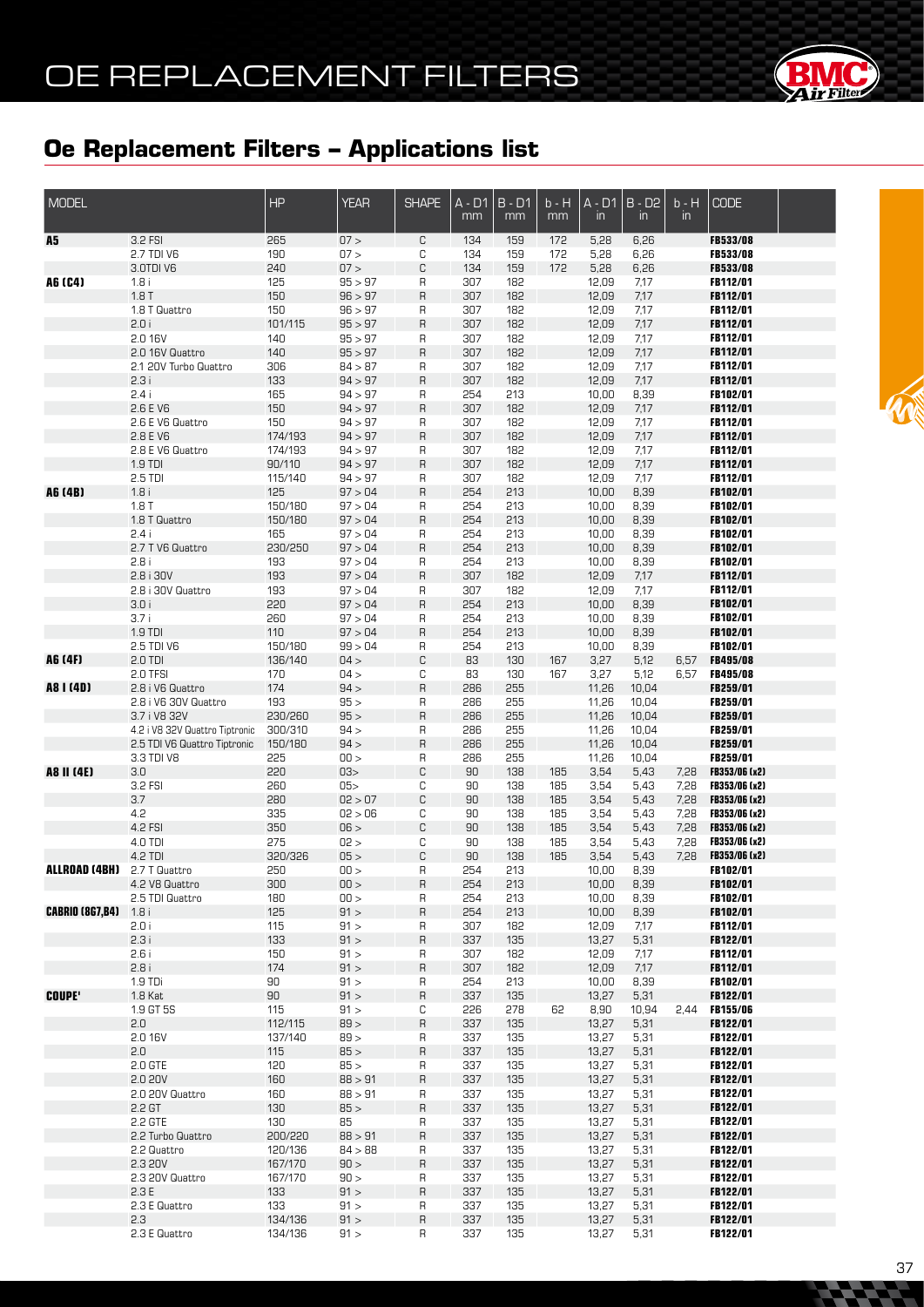# OE REPLACEMENT FILTERS

## Oe Replacement Filters – Applications list

| MODEL | | HP | YEAR | SHAPE | A - D1 mm | B - D1 mm | b - H mm | A - D1 in | B - D2 in | b - H in | CODE |
|---|---|---|---|---|---|---|---|---|---|---|---|
| **A5** | 3.2 FSI | 265 | 07 > | C | 134 | 159 | 172 | 5,28 | 6,26 | | **FB533/08** |
| | 2.7 TDI V6 | 190 | 07 > | C | 134 | 159 | 172 | 5,28 | 6,26 | | **FB533/08** |
| | 3.0TDI V6 | 240 | 07 > | C | 134 | 159 | 172 | 5,28 | 6,26 | | **FB533/08** |
| **A6 (C4)** | 1.8 i | 125 | 95 > 97 | R | 307 | 182 | | 12,09 | 7,17 | | **FB112/01** |
| | 1.8 T | 150 | 96 > 97 | R | 307 | 182 | | 12,09 | 7,17 | | **FB112/01** |
| | 1.8 T Quattro | 150 | 96 > 97 | R | 307 | 182 | | 12,09 | 7,17 | | **FB112/01** |
| | 2.0 i | 101/115 | 95 > 97 | R | 307 | 182 | | 12,09 | 7,17 | | **FB112/01** |
| | 2.0 16V | 140 | 95 > 97 | R | 307 | 182 | | 12,09 | 7,17 | | **FB112/01** |
| | 2.0 16V Quattro | 140 | 95 > 97 | R | 307 | 182 | | 12,09 | 7,17 | | **FB112/01** |
| | 2.1 20V Turbo Quattro | 306 | 84 > 87 | R | 307 | 182 | | 12,09 | 7,17 | | **FB112/01** |
| | 2.3 i | 133 | 94 > 97 | R | 307 | 182 | | 12,09 | 7,17 | | **FB112/01** |
| | 2.4 i | 165 | 94 > 97 | R | 254 | 213 | | 10,00 | 8,39 | | **FB102/01** |
| | 2.6 E V6 | 150 | 94 > 97 | R | 307 | 182 | | 12,09 | 7,17 | | **FB112/01** |
| | 2.6 E V6 Quattro | 150 | 94 > 97 | R | 307 | 182 | | 12,09 | 7,17 | | **FB112/01** |
| | 2.8 E V6 | 174/193 | 94 > 97 | R | 307 | 182 | | 12,09 | 7,17 | | **FB112/01** |
| | 2.8 E V6 Quattro | 174/193 | 94 > 97 | R | 307 | 182 | | 12,09 | 7,17 | | **FB112/01** |
| | 1.9 TDI | 90/110 | 94 > 97 | R | 307 | 182 | | 12,09 | 7,17 | | **FB112/01** |
| | 2.5 TDI | 115/140 | 94 > 97 | R | 307 | 182 | | 12,09 | 7,17 | | **FB112/01** |
| **A6 (4B)** | 1.8 i | 125 | 97 > 04 | R | 254 | 213 | | 10,00 | 8,39 | | **FB102/01** |
| | 1.8 T | 150/180 | 97 > 04 | R | 254 | 213 | | 10,00 | 8,39 | | **FB102/01** |
| | 1.8 T Quattro | 150/180 | 97 > 04 | R | 254 | 213 | | 10,00 | 8,39 | | **FB102/01** |
| | 2.4 i | 165 | 97 > 04 | R | 254 | 213 | | 10,00 | 8,39 | | **FB102/01** |
| | 2.7 T V6 Quattro | 230/250 | 97 > 04 | R | 254 | 213 | | 10,00 | 8,39 | | **FB102/01** |
| | 2.8 i | 193 | 97 > 04 | R | 254 | 213 | | 10,00 | 8,39 | | **FB102/01** |
| | 2.8 i 30V | 193 | 97 > 04 | R | 307 | 182 | | 12,09 | 7,17 | | **FB112/01** |
| | 2.8 i 30V Quattro | 193 | 97 > 04 | R | 307 | 182 | | 12,09 | 7,17 | | **FB112/01** |
| | 3.0 i | 220 | 97 > 04 | R | 254 | 213 | | 10,00 | 8,39 | | **FB102/01** |
| | 3.7 i | 260 | 97 > 04 | R | 254 | 213 | | 10,00 | 8,39 | | **FB102/01** |
| | 1.9 TDI | 110 | 97 > 04 | R | 254 | 213 | | 10,00 | 8,39 | | **FB102/01** |
| | 2.5 TDI V6 | 150/180 | 99 > 04 | R | 254 | 213 | | 10,00 | 8,39 | | **FB102/01** |
| **A6 (4F)** | 2.0 TDI | 136/140 | 04 > | C | 83 | 130 | 167 | 3,27 | 5,12 | 6,57 | **FB495/08** |
| | 2.0 TFSI | 170 | 04 > | C | 83 | 130 | 167 | 3,27 | 5,12 | 6,57 | **FB495/08** |
| **A8 I (4D)** | 2.8 i V6 Quattro | 174 | 94 > | R | 286 | 255 | | 11,26 | 10,04 | | **FB259/01** |
| | 2.8 i V6 30V Quattro | 193 | 95 > | R | 286 | 255 | | 11,26 | 10,04 | | **FB259/01** |
| | 3.7 i V8 32V | 230/260 | 95 > | R | 286 | 255 | | 11,26 | 10,04 | | **FB259/01** |
| | 4.2 i V8 32V Quattro Tiptronic | 300/310 | 94 > | R | 286 | 255 | | 11,26 | 10,04 | | **FB259/01** |
| | 2.5 TDI V6 Quattro Tiptronic | 150/180 | 94 > | R | 286 | 255 | | 11,26 | 10,04 | | **FB259/01** |
| | 3.3 TDI V8 | 225 | 00 > | R | 286 | 255 | | 11,26 | 10,04 | | **FB259/01** |
| **A8 II (4E)** | 3.0 | 220 | 03> | C | 90 | 138 | 185 | 3,54 | 5,43 | 7,28 | **FB353/06 (x2)** |
| | 3.2 FSI | 260 | 05> | C | 90 | 138 | 185 | 3,54 | 5,43 | 7,28 | **FB353/06 (x2)** |
| | 3.7 | 280 | 02 > 07 | C | 90 | 138 | 185 | 3,54 | 5,43 | 7,28 | **FB353/06 (x2)** |
| | 4.2 | 335 | 02 > 06 | C | 90 | 138 | 185 | 3,54 | 5,43 | 7,28 | **FB353/06 (x2)** |
| | 4.2 FSI | 350 | 06 > | C | 90 | 138 | 185 | 3,54 | 5,43 | 7,28 | **FB353/06 (x2)** |
| | 4.0 TDI | 275 | 02 > | C | 90 | 138 | 185 | 3,54 | 5,43 | 7,28 | **FB353/06 (x2)** |
| | 4.2 TDI | 320/326 | 05 > | C | 90 | 138 | 185 | 3,54 | 5,43 | 7,28 | **FB353/06 (x2)** |
| **ALLROAD (4BH)** | 2.7 T Quattro | 250 | 00 > | R | 254 | 213 | | 10,00 | 8,39 | | **FB102/01** |
| | 4.2 V8 Quattro | 300 | 00 > | R | 254 | 213 | | 10,00 | 8,39 | | **FB102/01** |
| | 2.5 TDI Quattro | 180 | 00 > | R | 254 | 213 | | 10,00 | 8,39 | | **FB102/01** |
| **CABRIO (8G7,B4)** | 1.8 i | 125 | 91 > | R | 254 | 213 | | 10,00 | 8,39 | | **FB102/01** |
| | 2.0 i | 115 | 91 > | R | 307 | 182 | | 12,09 | 7,17 | | **FB112/01** |
| | 2.3 i | 133 | 91 > | R | 337 | 135 | | 13,27 | 5,31 | | **FB122/01** |
| | 2.6 i | 150 | 91 > | R | 307 | 182 | | 12,09 | 7,17 | | **FB112/01** |
| | 2.8 i | 174 | 91 > | R | 307 | 182 | | 12,09 | 7,17 | | **FB112/01** |
| | 1.9 TDi | 90 | 91 > | R | 254 | 213 | | 10,00 | 8,39 | | **FB102/01** |
| **COUPE'** | 1.8 Kat | 90 | 91 > | R | 337 | 135 | | 13,27 | 5,31 | | **FB122/01** |
| | 1.9 GT 5S | 115 | 91 > | C | 226 | 278 | 62 | 8,90 | 10,94 | 2,44 | **FB155/06** |
| | 2.0 | 112/115 | 89 > | R | 337 | 135 | | 13,27 | 5,31 | | **FB122/01** |
| | 2.0 16V | 137/140 | 89 > | R | 337 | 135 | | 13,27 | 5,31 | | **FB122/01** |
| | 2.0 | 115 | 85 > | R | 337 | 135 | | 13,27 | 5,31 | | **FB122/01** |
| | 2.0 GTE | 120 | 85 > | R | 337 | 135 | | 13,27 | 5,31 | | **FB122/01** |
| | 2.0 20V | 160 | 88 > 91 | R | 337 | 135 | | 13,27 | 5,31 | | **FB122/01** |
| | 2.0 20V Quattro | 160 | 88 > 91 | R | 337 | 135 | | 13,27 | 5,31 | | **FB122/01** |
| | 2.2 GT | 130 | 85 > | R | 337 | 135 | | 13,27 | 5,31 | | **FB122/01** |
| | 2.2 GTE | 130 | 85 | R | 337 | 135 | | 13,27 | 5,31 | | **FB122/01** |
| | 2.2 Turbo Quattro | 200/220 | 88 > 91 | R | 337 | 135 | | 13,27 | 5,31 | | **FB122/01** |
| | 2.2 Quattro | 120/136 | 84 > 88 | R | 337 | 135 | | 13,27 | 5,31 | | **FB122/01** |
| | 2.3 20V | 167/170 | 90 > | R | 337 | 135 | | 13,27 | 5,31 | | **FB122/01** |
| | 2.3 20V Quattro | 167/170 | 90 > | R | 337 | 135 | | 13,27 | 5,31 | | **FB122/01** |
| | 2.3 E | 133 | 91 > | R | 337 | 135 | | 13,27 | 5,31 | | **FB122/01** |
| | 2.3 E Quattro | 133 | 91 > | R | 337 | 135 | | 13,27 | 5,31 | | **FB122/01** |
| | 2.3 | 134/136 | 91 > | R | 337 | 135 | | 13,27 | 5,31 | | **FB122/01** |
| | 2.3 E Quattro | 134/136 | 91 > | R | 337 | 135 | | 13,27 | 5,31 | | **FB122/01** |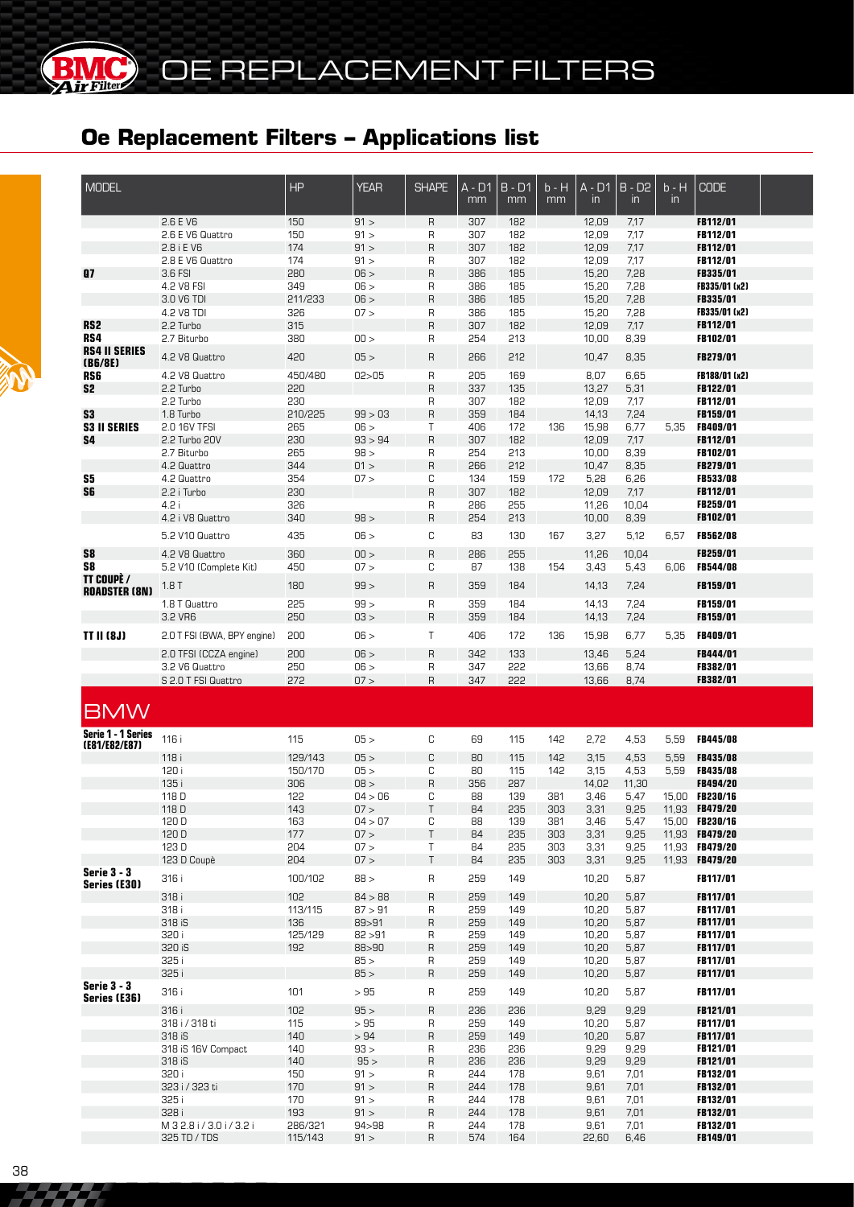# OE REPLACEMENT FILTERS

## Oe Replacement Filters – Applications list

| MODEL | | HP | YEAR | SHAPE | A - D1 mm | B - D1 mm | b - H mm | A - D1 in | B - D2 in | b - H in | CODE |
|---|---|---|---|---|---|---|---|---|---|---|---|
| | 2.6 E V6 | 150 | 91 > | R | 307 | 182 | | 12,09 | 7,17 | | FB112/01 |
| | 2.6 E V6 Quattro | 150 | 91 > | R | 307 | 182 | | 12,09 | 7,17 | | FB112/01 |
| | 2.8 i E V6 | 174 | 91 > | R | 307 | 182 | | 12,09 | 7,17 | | FB112/01 |
| | 2.8 E V6 Quattro | 174 | 91 > | R | 307 | 182 | | 12,09 | 7,17 | | FB112/01 |
| **Q7** | 3.6 FSI | 280 | 06 > | R | 386 | 185 | | 15,20 | 7,28 | | FB335/01 |
| | 4.2 V8 FSI | 349 | 06 > | R | 386 | 185 | | 15,20 | 7,28 | | FB335/01 (x2) |
| | 3.0 V6 TDI | 211/233 | 06 > | R | 386 | 185 | | 15,20 | 7,28 | | FB335/01 |
| | 4.2 V8 TDI | 326 | 07 > | R | 386 | 185 | | 15,20 | 7,28 | | FB335/01 (x2) |
| **RS2** | 2.2 Turbo | 315 | | R | 307 | 182 | | 12,09 | 7,17 | | FB112/01 |
| **RS4** | 2.7 Biturbo | 380 | 00 > | R | 254 | 213 | | 10,00 | 8,39 | | FB102/01 |
| **RS4 II SERIES (B6/8E)** | 4.2 V8 Quattro | 420 | 05 > | R | 266 | 212 | | 10,47 | 8,35 | | FB279/01 |
| **RS6** | 4.2 V8 Quattro | 450/480 | 02>05 | R | 205 | 169 | | 8,07 | 6,65 | | FB188/01 (x2) |
| **S2** | 2.2 Turbo | 220 | | R | 337 | 135 | | 13,27 | 5,31 | | FB122/01 |
| | 2.2 Turbo | 230 | | R | 307 | 182 | | 12,09 | 7,17 | | FB112/01 |
| **S3** | 1.8 Turbo | 210/225 | 99 > 03 | R | 359 | 184 | | 14,13 | 7,24 | | FB159/01 |
| **S3 II SERIES** | 2.0 16V TFSI | 265 | 06 > | T | 406 | 172 | 136 | 15,98 | 6,77 | 5,35 | FB409/01 |
| **S4** | 2.2 Turbo 20V | 230 | 93 > 94 | R | 307 | 182 | | 12,09 | 7,17 | | FB112/01 |
| | 2.7 Biturbo | 265 | 98 > | R | 254 | 213 | | 10,00 | 8,39 | | FB102/01 |
| | 4.2 Quattro | 344 | 01 > | R | 266 | 212 | | 10,47 | 8,35 | | FB279/01 |
| **S5** | 4.2 Quattro | 354 | 07 > | C | 134 | 159 | 172 | 5,28 | 6,26 | | FB533/08 |
| **S6** | 2.2 i Turbo | 230 | | R | 307 | 182 | | 12,09 | 7,17 | | FB112/01 |
| | 4.2 i | 326 | | R | 286 | 255 | | 11,26 | 10,04 | | FB259/01 |
| | 4.2 i V8 Quattro | 340 | 98 > | R | 254 | 213 | | 10,00 | 8,39 | | FB102/01 |
| | 5.2 V10 Quattro | 435 | 06 > | C | 83 | 130 | 167 | 3,27 | 5,12 | 6,57 | FB562/08 |
| **S8** | 4.2 V8 Quattro | 360 | 00 > | R | 286 | 255 | | 11,26 | 10,04 | | FB259/01 |
| **S8** | 5.2 V10 (Complete Kit) | 450 | 07 > | C | 87 | 138 | 154 | 3,43 | 5,43 | 6,06 | FB544/08 |
| **TT COUPÈ / ROADSTER (8N)** | 1.8 T | 180 | 99 > | R | 359 | 184 | | 14,13 | 7,24 | | FB159/01 |
| | 1.8 T Quattro | 225 | 99 > | R | 359 | 184 | | 14,13 | 7,24 | | FB159/01 |
| | 3.2 VR6 | 250 | 03 > | R | 359 | 184 | | 14,13 | 7,24 | | FB159/01 |
| **TT II (8J)** | 2.0 T FSI (BWA, BPY engine) | 200 | 06 > | T | 406 | 172 | 136 | 15,98 | 6,77 | 5,35 | FB409/01 |
| | 2.0 TFSI (CCZA engine) | 200 | 06 > | R | 342 | 133 | | 13,46 | 5,24 | | FB444/01 |
| | 3.2 V6 Quattro | 250 | 06 > | R | 347 | 222 | | 13,66 | 8,74 | | FB382/01 |
| | S 2.0 T FSI Quattro | 272 | 07 > | R | 347 | 222 | | 13,66 | 8,74 | | FB382/01 |

## BMW

| MODEL | | HP | YEAR | SHAPE | A - D1 mm | B - D1 mm | b - H mm | A - D1 in | B - D2 in | b - H in | CODE |
|---|---|---|---|---|---|---|---|---|---|---|---|
| **Serie 1 - 1 Series (E81/E82/E87)** | 116 i | 115 | 05 > | C | 69 | 115 | 142 | 2,72 | 4,53 | 5,59 | FB445/08 |
| | 118 i | 129/143 | 05 > | C | 80 | 115 | 142 | 3,15 | 4,53 | 5,59 | FB435/08 |
| | 120 i | 150/170 | 05 > | C | 80 | 115 | 142 | 3,15 | 4,53 | 5,59 | FB435/08 |
| | 135 i | 306 | 08 > | R | 356 | 287 | | 14,02 | 11,30 | | FB494/20 |
| | 118 D | 122 | 04 > 06 | C | 88 | 139 | 381 | 3,46 | 5,47 | 15,00 | FB230/16 |
| | 118 D | 143 | 07 > | T | 84 | 235 | 303 | 3,31 | 9,25 | 11,93 | FB479/20 |
| | 120 D | 163 | 04 > 07 | C | 88 | 139 | 381 | 3,46 | 5,47 | 15,00 | FB230/16 |
| | 120 D | 177 | 07 > | T | 84 | 235 | 303 | 3,31 | 9,25 | 11,93 | FB479/20 |
| | 123 D | 204 | 07 > | T | 84 | 235 | 303 | 3,31 | 9,25 | 11,93 | FB479/20 |
| | 123 D Coupè | 204 | 07 > | T | 84 | 235 | 303 | 3,31 | 9,25 | 11,93 | FB479/20 |
| **Serie 3 - 3 Series (E30)** | 316 i | 100/102 | 88 > | R | 259 | 149 | | 10,20 | 5,87 | | FB117/01 |
| | 318 i | 102 | 84 > 88 | R | 259 | 149 | | 10,20 | 5,87 | | FB117/01 |
| | 318 i | 113/115 | 87 > 91 | R | 259 | 149 | | 10,20 | 5,87 | | FB117/01 |
| | 318 iS | 136 | 89>91 | R | 259 | 149 | | 10,20 | 5,87 | | FB117/01 |
| | 320 i | 125/129 | 82 >91 | R | 259 | 149 | | 10,20 | 5,87 | | FB117/01 |
| | 320 iS | 192 | 88>90 | R | 259 | 149 | | 10,20 | 5,87 | | FB117/01 |
| | 325 i | | 85 > | R | 259 | 149 | | 10,20 | 5,87 | | FB117/01 |
| | 325 i | | 85 > | R | 259 | 149 | | 10,20 | 5,87 | | FB117/01 |
| **Serie 3 - 3 Series (E36)** | 316 i | 101 | > 95 | R | 259 | 149 | | 10,20 | 5,87 | | FB117/01 |
| | 316 i | 102 | 95 > | R | 236 | 236 | | 9,29 | 9,29 | | FB121/01 |
| | 318 i / 318 ti | 115 | > 95 | R | 259 | 149 | | 10,20 | 5,87 | | FB117/01 |
| | 318 iS | 140 | > 94 | R | 259 | 149 | | 10,20 | 5,87 | | FB117/01 |
| | 318 iS 16V Compact | 140 | 93 > | R | 236 | 236 | | 9,29 | 9,29 | | FB121/01 |
| | 318 iS | 140 | 95 > | R | 236 | 236 | | 9,29 | 9,29 | | FB121/01 |
| | 320 i | 150 | 91 > | R | 244 | 178 | | 9,61 | 7,01 | | FB132/01 |
| | 323 i / 323 ti | 170 | 91 > | R | 244 | 178 | | 9,61 | 7,01 | | FB132/01 |
| | 325 i | 170 | 91 > | R | 244 | 178 | | 9,61 | 7,01 | | FB132/01 |
| | 328 i | 193 | 91 > | R | 244 | 178 | | 9,61 | 7,01 | | FB132/01 |
| | M 3 2.8 i / 3.0 i / 3.2 i | 286/321 | 94>98 | R | 244 | 178 | | 9,61 | 7,01 | | FB132/01 |
| | 325 TD / TDS | 115/143 | 91 > | R | 574 | 164 | | 22,60 | 6,46 | | FB149/01 |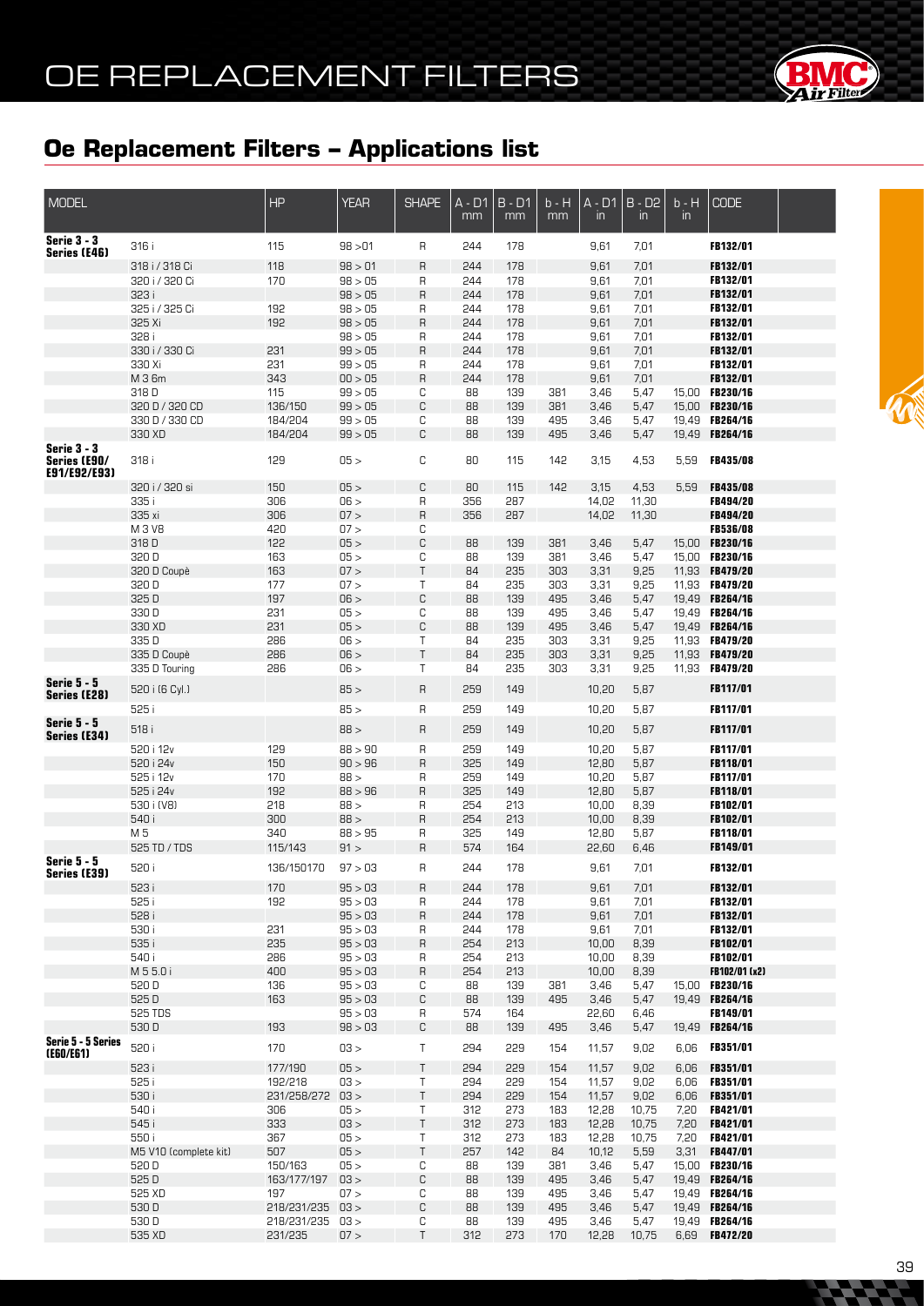# OE REPLACEMENT FILTERS

## Oe Replacement Filters – Applications list

| MODEL | | HP | YEAR | SHAPE | A - D1 mm | B - D1 mm | b - H mm | A - D1 in | B - D2 in | b - H in | CODE |
|---|---|---|---|---|---|---|---|---|---|---|---|
| **Serie 3 - 3 Series (E46)** | 316 i | 115 | 98 >01 | R | 244 | 178 | | 9,61 | 7,01 | | **FB132/01** |
| | 318 i / 318 Ci | 118 | 98 > 01 | R | 244 | 178 | | 9,61 | 7,01 | | **FB132/01** |
| | 320 i / 320 Ci | 170 | 98 > 05 | R | 244 | 178 | | 9,61 | 7,01 | | **FB132/01** |
| | 323 i | | 98 > 05 | R | 244 | 178 | | 9,61 | 7,01 | | **FB132/01** |
| | 325 i / 325 Ci | 192 | 98 > 05 | R | 244 | 178 | | 9,61 | 7,01 | | **FB132/01** |
| | 325 Xi | 192 | 98 > 05 | R | 244 | 178 | | 9,61 | 7,01 | | **FB132/01** |
| | 328 i | | 98 > 05 | R | 244 | 178 | | 9,61 | 7,01 | | **FB132/01** |
| | 330 i / 330 Ci | 231 | 99 > 05 | R | 244 | 178 | | 9,61 | 7,01 | | **FB132/01** |
| | 330 Xi | 231 | 99 > 05 | R | 244 | 178 | | 9,61 | 7,01 | | **FB132/01** |
| | M 3 6m | 343 | 00 > 05 | R | 244 | 178 | | 9,61 | 7,01 | | **FB132/01** |
| | 318 D | 115 | 99 > 05 | C | 88 | 139 | 381 | 3,46 | 5,47 | 15,00 | **FB230/16** |
| | 320 D / 320 CD | 136/150 | 99 > 05 | C | 88 | 139 | 381 | 3,46 | 5,47 | 15,00 | **FB230/16** |
| | 330 D / 330 CD | 184/204 | 99 > 05 | C | 88 | 139 | 495 | 3,46 | 5,47 | 19,49 | **FB264/16** |
| | 330 XD | 184/204 | 99 > 05 | C | 88 | 139 | 495 | 3,46 | 5,47 | 19,49 | **FB264/16** |
| **Serie 3 - 3 Series (E90/ E91/E92/E93)** | 318 i | 129 | 05 > | C | 80 | 115 | 142 | 3,15 | 4,53 | 5,59 | **FB435/08** |
| | 320 i / 320 si | 150 | 05 > | C | 80 | 115 | 142 | 3,15 | 4,53 | 5,59 | **FB435/08** |
| | 335 i | 306 | 06 > | R | 356 | 287 | | 14,02 | 11,30 | | **FB494/20** |
| | 335 xi | 306 | 07 > | R | 356 | 287 | | 14,02 | 11,30 | | **FB494/20** |
| | M 3 V8 | 420 | 07 > | C | | | | | | | **FB536/08** |
| | 318 D | 122 | 05 > | C | 88 | 139 | 381 | 3,46 | 5,47 | 15,00 | **FB230/16** |
| | 320 D | 163 | 05 > | C | 88 | 139 | 381 | 3,46 | 5,47 | 15,00 | **FB230/16** |
| | 320 D Coupè | 163 | 07 > | T | 84 | 235 | 303 | 3,31 | 9,25 | 11,93 | **FB479/20** |
| | 320 D | 177 | 07 > | T | 84 | 235 | 303 | 3,31 | 9,25 | 11,93 | **FB479/20** |
| | 325 D | 197 | 06 > | C | 88 | 139 | 495 | 3,46 | 5,47 | 19,49 | **FB264/16** |
| | 330 D | 231 | 05 > | C | 88 | 139 | 495 | 3,46 | 5,47 | 19,49 | **FB264/16** |
| | 330 XD | 231 | 05 > | C | 88 | 139 | 495 | 3,46 | 5,47 | 19,49 | **FB264/16** |
| | 335 D | 286 | 06 > | T | 84 | 235 | 303 | 3,31 | 9,25 | 11,93 | **FB479/20** |
| | 335 D Coupè | 286 | 06 > | T | 84 | 235 | 303 | 3,31 | 9,25 | 11,93 | **FB479/20** |
| | 335 D Touring | 286 | 06 > | T | 84 | 235 | 303 | 3,31 | 9,25 | 11,93 | **FB479/20** |
| **Serie 5 - 5 Series (E28)** | 520 i (6 Cyl.) | | 85 > | R | 259 | 149 | | 10,20 | 5,87 | | **FB117/01** |
| | 525 i | | 85 > | R | 259 | 149 | | 10,20 | 5,87 | | **FB117/01** |
| **Serie 5 - 5 Series (E34)** | 518 i | | 88 > | R | 259 | 149 | | 10,20 | 5,87 | | **FB117/01** |
| | 520 i 12v | 129 | 88 > 90 | R | 259 | 149 | | 10,20 | 5,87 | | **FB117/01** |
| | 520 i 24v | 150 | 90 > 96 | R | 325 | 149 | | 12,80 | 5,87 | | **FB118/01** |
| | 525 i 12v | 170 | 88 > | R | 259 | 149 | | 10,20 | 5,87 | | **FB117/01** |
| | 525 i 24v | 192 | 88 > 96 | R | 325 | 149 | | 12,80 | 5,87 | | **FB118/01** |
| | 530 i (V8) | 218 | 88 > | R | 254 | 213 | | 10,00 | 8,39 | | **FB102/01** |
| | 540 i | 300 | 88 > | R | 254 | 213 | | 10,00 | 8,39 | | **FB102/01** |
| | M 5 | 340 | 88 > 95 | R | 325 | 149 | | 12,80 | 5,87 | | **FB118/01** |
| | 525 TD / TDS | 115/143 | 91 > | R | 574 | 164 | | 22,60 | 6,46 | | **FB149/01** |
| **Serie 5 - 5 Series (E39)** | 520 i | 136/150170 | 97 > 03 | R | 244 | 178 | | 9,61 | 7,01 | | **FB132/01** |
| | 523 i | 170 | 95 > 03 | R | 244 | 178 | | 9,61 | 7,01 | | **FB132/01** |
| | 525 i | 192 | 95 > 03 | R | 244 | 178 | | 9,61 | 7,01 | | **FB132/01** |
| | 528 i | | 95 > 03 | R | 244 | 178 | | 9,61 | 7,01 | | **FB132/01** |
| | 530 i | 231 | 95 > 03 | R | 244 | 178 | | 9,61 | 7,01 | | **FB132/01** |
| | 535 i | 235 | 95 > 03 | R | 254 | 213 | | 10,00 | 8,39 | | **FB102/01** |
| | 540 i | 286 | 95 > 03 | R | 254 | 213 | | 10,00 | 8,39 | | **FB102/01** |
| | M 5 5.0 i | 400 | 95 > 03 | R | 254 | 213 | | 10,00 | 8,39 | | **FB102/01 (x2)** |
| | 520 D | 136 | 95 > 03 | C | 88 | 139 | 381 | 3,46 | 5,47 | 15,00 | **FB230/16** |
| | 525 D | 163 | 95 > 03 | C | 88 | 139 | 495 | 3,46 | 5,47 | 19,49 | **FB264/16** |
| | 525 TDS | | 95 > 03 | R | 574 | 164 | | 22,60 | 6,46 | | **FB149/01** |
| | 530 D | 193 | 98 > 03 | C | 88 | 139 | 495 | 3,46 | 5,47 | 19,49 | **FB264/16** |
| **Serie 5 - 5 Series (E60/E61)** | 520 i | 170 | 03 > | T | 294 | 229 | 154 | 11,57 | 9,02 | 6,06 | **FB351/01** |
| | 523 i | 177/190 | 05 > | T | 294 | 229 | 154 | 11,57 | 9,02 | 6,06 | **FB351/01** |
| | 525 i | 192/218 | 03 > | T | 294 | 229 | 154 | 11,57 | 9,02 | 6,06 | **FB351/01** |
| | 530 i | 231/258/272 | 03 > | T | 294 | 229 | 154 | 11,57 | 9,02 | 6,06 | **FB351/01** |
| | 540 i | 306 | 05 > | T | 312 | 273 | 183 | 12,28 | 10,75 | 7,20 | **FB421/01** |
| | 545 i | 333 | 03 > | T | 312 | 273 | 183 | 12,28 | 10,75 | 7,20 | **FB421/01** |
| | 550 i | 367 | 05 > | T | 312 | 273 | 183 | 12,28 | 10,75 | 7,20 | **FB421/01** |
| | M5 V10 (complete kit) | 507 | 05 > | T | 257 | 142 | 84 | 10,12 | 5,59 | 3,31 | **FB447/01** |
| | 520 D | 150/163 | 05 > | C | 88 | 139 | 381 | 3,46 | 5,47 | 15,00 | **FB230/16** |
| | 525 D | 163/177/197 | 03 > | C | 88 | 139 | 495 | 3,46 | 5,47 | 19,49 | **FB264/16** |
| | 525 XD | 197 | 07 > | C | 88 | 139 | 495 | 3,46 | 5,47 | 19,49 | **FB264/16** |
| | 530 D | 218/231/235 | 03 > | C | 88 | 139 | 495 | 3,46 | 5,47 | 19,49 | **FB264/16** |
| | 530 D | 218/231/235 | 03 > | C | 88 | 139 | 495 | 3,46 | 5,47 | 19,49 | **FB264/16** |
| | 535 XD | 231/235 | 07 > | T | 312 | 273 | 170 | 12,28 | 10,75 | 6,69 | **FB472/20** |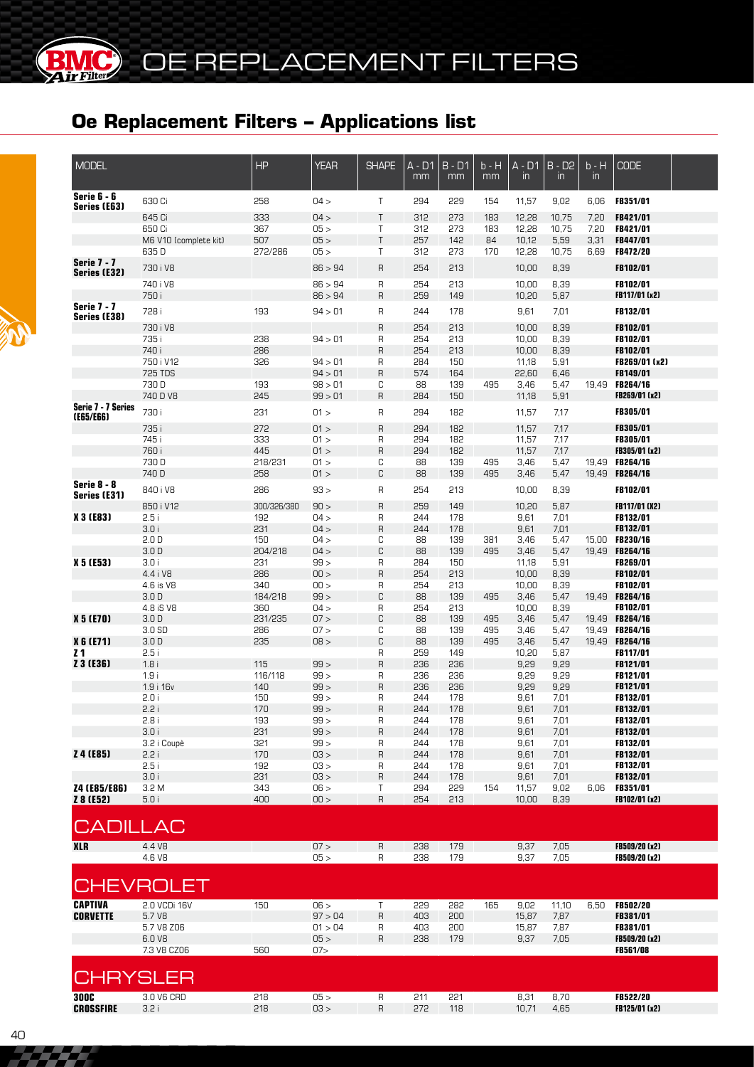# OE REPLACEMENT FILTERS

## Oe Replacement Filters – Applications list

| MODEL | | HP | YEAR | SHAPE | A - D1 mm | B - D1 mm | b - H mm | A - D1 in | B - D2 in | b - H in | CODE |
|---|---|---|---|---|---|---|---|---|---|---|---|
| **Serie 6 - 6 Series (E63)** | 630 Ci | 258 | 04 > | T | 294 | 229 | 154 | 11,57 | 9,02 | 6,06 | **FB351/01** |
| | 645 Ci | 333 | 04 > | T | 312 | 273 | 183 | 12,28 | 10,75 | 7,20 | **FB421/01** |
| | 650 Ci | 367 | 05 > | T | 312 | 273 | 183 | 12,28 | 10,75 | 7,20 | **FB421/01** |
| | M6 V10 (complete kit) | 507 | 05 > | T | 257 | 142 | 84 | 10,12 | 5,59 | 3,31 | **FB447/01** |
| | 635 D | 272/286 | 05 > | T | 312 | 273 | 170 | 12,28 | 10,75 | 6,69 | **FB472/20** |
| **Serie 7 - 7 Series (E32)** | 730 i V8 | | 86 > 94 | R | 254 | 213 | | 10,00 | 8,39 | | **FB102/01** |
| | 740 i V8 | | 86 > 94 | R | 254 | 213 | | 10,00 | 8,39 | | **FB102/01** |
| | 750 i | | 86 > 94 | R | 259 | 149 | | 10,20 | 5,87 | | **FB117/01 (x2)** |
| **Serie 7 - 7 Series (E38)** | 728 i | 193 | 94 > 01 | R | 244 | 178 | | 9,61 | 7,01 | | **FB132/01** |
| | 730 i V8 | | | R | 254 | 213 | | 10,00 | 8,39 | | **FB102/01** |
| | 735 i | 238 | 94 > 01 | R | 254 | 213 | | 10,00 | 8,39 | | **FB102/01** |
| | 740 i | 286 | | R | 254 | 213 | | 10,00 | 8,39 | | **FB102/01** |
| | 750 i V12 | 326 | 94 > 01 | R | 284 | 150 | | 11,18 | 5,91 | | **FB269/01 (x2)** |
| | 725 TDS | | 94 > 01 | R | 574 | 164 | | 22,60 | 6,46 | | **FB149/01** |
| | 730 D | 193 | 98 > 01 | C | 88 | 139 | 495 | 3,46 | 5,47 | 19,49 | **FB264/16** |
| | 740 D V8 | 245 | 99 > 01 | R | 284 | 150 | | 11,18 | 5,91 | | **FB269/01 (x2)** |
| **Serie 7 - 7 Series (E65/E66)** | 730 i | 231 | 01 > | R | 294 | 182 | | 11,57 | 7,17 | | **FB305/01** |
| | 735 i | 272 | 01 > | R | 294 | 182 | | 11,57 | 7,17 | | **FB305/01** |
| | 745 i | 333 | 01 > | R | 294 | 182 | | 11,57 | 7,17 | | **FB305/01** |
| | 760 i | 445 | 01 > | R | 294 | 182 | | 11,57 | 7,17 | | **FB305/01 (x2)** |
| | 730 D | 218/231 | 01 > | C | 88 | 139 | 495 | 3,46 | 5,47 | 19,49 | **FB264/16** |
| | 740 D | 258 | 01 > | C | 88 | 139 | 495 | 3,46 | 5,47 | 19,49 | **FB264/16** |
| **Serie 8 - 8 Series (E31)** | 840 i V8 | 286 | 93 > | R | 254 | 213 | | 10,00 | 8,39 | | **FB102/01** |
| | 850 i V12 | 300/326/380 | 90 > | R | 259 | 149 | | 10,20 | 5,87 | | **FB117/01 (X2)** |
| **X 3 (E83)** | 2.5 i | 192 | 04 > | R | 244 | 178 | | 9,61 | 7,01 | | **FB132/01** |
| | 3.0 i | 231 | 04 > | R | 244 | 178 | | 9,61 | 7,01 | | **FB132/01** |
| | 2.0 D | 150 | 04 > | C | 88 | 139 | 381 | 3,46 | 5,47 | 15,00 | **FB230/16** |
| | 3.0 D | 204/218 | 04 > | C | 88 | 139 | 495 | 3,46 | 5,47 | 19,49 | **FB264/16** |
| **X 5 (E53)** | 3.0 i | 231 | 99 > | R | 284 | 150 | | 11,18 | 5,91 | | **FB269/01** |
| | 4.4 i V8 | 286 | 00 > | R | 254 | 213 | | 10,00 | 8,39 | | **FB102/01** |
| | 4.6 is V8 | 340 | 00 > | R | 254 | 213 | | 10,00 | 8,39 | | **FB102/01** |
| | 3.0 D | 184/218 | 99 > | C | 88 | 139 | 495 | 3,46 | 5,47 | 19,49 | **FB264/16** |
| | 4.8 iS V8 | 360 | 04 > | R | 254 | 213 | | 10,00 | 8,39 | | **FB102/01** |
| **X 5 (E70)** | 3.0 D | 231/235 | 07 > | C | 88 | 139 | 495 | 3,46 | 5,47 | 19,49 | **FB264/16** |
| | 3.0 SD | 286 | 07 > | C | 88 | 139 | 495 | 3,46 | 5,47 | 19,49 | **FB264/16** |
| **X 6 (E71)** | 3.0 D | 235 | 08 > | C | 88 | 139 | 495 | 3,46 | 5,47 | 19,49 | **FB264/16** |
| **Z 1** | 2.5 i | | | R | 259 | 149 | | 10,20 | 5,87 | | **FB117/01** |
| **Z 3 (E36)** | 1.8 i | 115 | 99 > | R | 236 | 236 | | 9,29 | 9,29 | | **FB121/01** |
| | 1.9 i | 116/118 | 99 > | R | 236 | 236 | | 9,29 | 9,29 | | **FB121/01** |
| | 1.9 i 16v | 140 | 99 > | R | 236 | 236 | | 9,29 | 9,29 | | **FB121/01** |
| | 2.0 i | 150 | 99 > | R | 244 | 178 | | 9,61 | 7,01 | | **FB132/01** |
| | 2.2 i | 170 | 99 > | R | 244 | 178 | | 9,61 | 7,01 | | **FB132/01** |
| | 2.8 i | 193 | 99 > | R | 244 | 178 | | 9,61 | 7,01 | | **FB132/01** |
| | 3.0 i | 231 | 99 > | R | 244 | 178 | | 9,61 | 7,01 | | **FB132/01** |
| | 3.2 i Coupè | 321 | 99 > | R | 244 | 178 | | 9,61 | 7,01 | | **FB132/01** |
| **Z 4 (E85)** | 2.2 i | 170 | 03 > | R | 244 | 178 | | 9,61 | 7,01 | | **FB132/01** |
| | 2.5 i | 192 | 03 > | R | 244 | 178 | | 9,61 | 7,01 | | **FB132/01** |
| | 3.0 i | 231 | 03 > | R | 244 | 178 | | 9,61 | 7,01 | | **FB132/01** |
| **Z4 (E85/E86)** | 3.2 M | 343 | 06 > | T | 294 | 229 | 154 | 11,57 | 9,02 | 6,06 | **FB351/01** |
| **Z 8 (E52)** | 5.0 i | 400 | 00 > | R | 254 | 213 | | 10,00 | 8,39 | | **FB102/01 (x2)** |

## CADILLAC

| MODEL | | HP | YEAR | SHAPE | A - D1 mm | B - D1 mm | b - H mm | A - D1 in | B - D2 in | b - H in | CODE |
|---|---|---|---|---|---|---|---|---|---|---|---|
| **XLR** | 4.4 V8 | | 07 > | R | 238 | 179 | | 9,37 | 7,05 | | **FB509/20 (x2)** |
| | 4.6 V8 | | 05 > | R | 238 | 179 | | 9,37 | 7,05 | | **FB509/20 (x2)** |

## CHEVROLET

| MODEL | | HP | YEAR | SHAPE | A - D1 mm | B - D1 mm | b - H mm | A - D1 in | B - D2 in | b - H in | CODE |
|---|---|---|---|---|---|---|---|---|---|---|---|
| **CAPTIVA** | 2.0 VCDi 16V | 150 | 06 > | T | 229 | 282 | 165 | 9,02 | 11,10 | 6,50 | **FB502/20** |
| **CORVETTE** | 5.7 V8 | | 97 > 04 | R | 403 | 200 | | 15,87 | 7,87 | | **FB381/01** |
| | 5.7 V8 Z06 | | 01 > 04 | R | 403 | 200 | | 15,87 | 7,87 | | **FB381/01** |
| | 6.0 V8 | | 05 > | R | 238 | 179 | | 9,37 | 7,05 | | **FB509/20 (x2)** |
| | 7.3 V8 CZ06 | 560 | 07> | | | | | | | | **FB561/08** |

## CHRYSLER

| MODEL | | HP | YEAR | SHAPE | A - D1 mm | B - D1 mm | b - H mm | A - D1 in | B - D2 in | b - H in | CODE |
|---|---|---|---|---|---|---|---|---|---|---|---|
| **300C** | 3.0 V6 CRD | 218 | 05 > | R | 211 | 221 | | 8,31 | 8,70 | | **FB522/20** |
| **CROSSFIRE** | 3.2 i | 218 | 03 > | R | 272 | 118 | | 10,71 | 4,65 | | **FB125/01 (x2)** |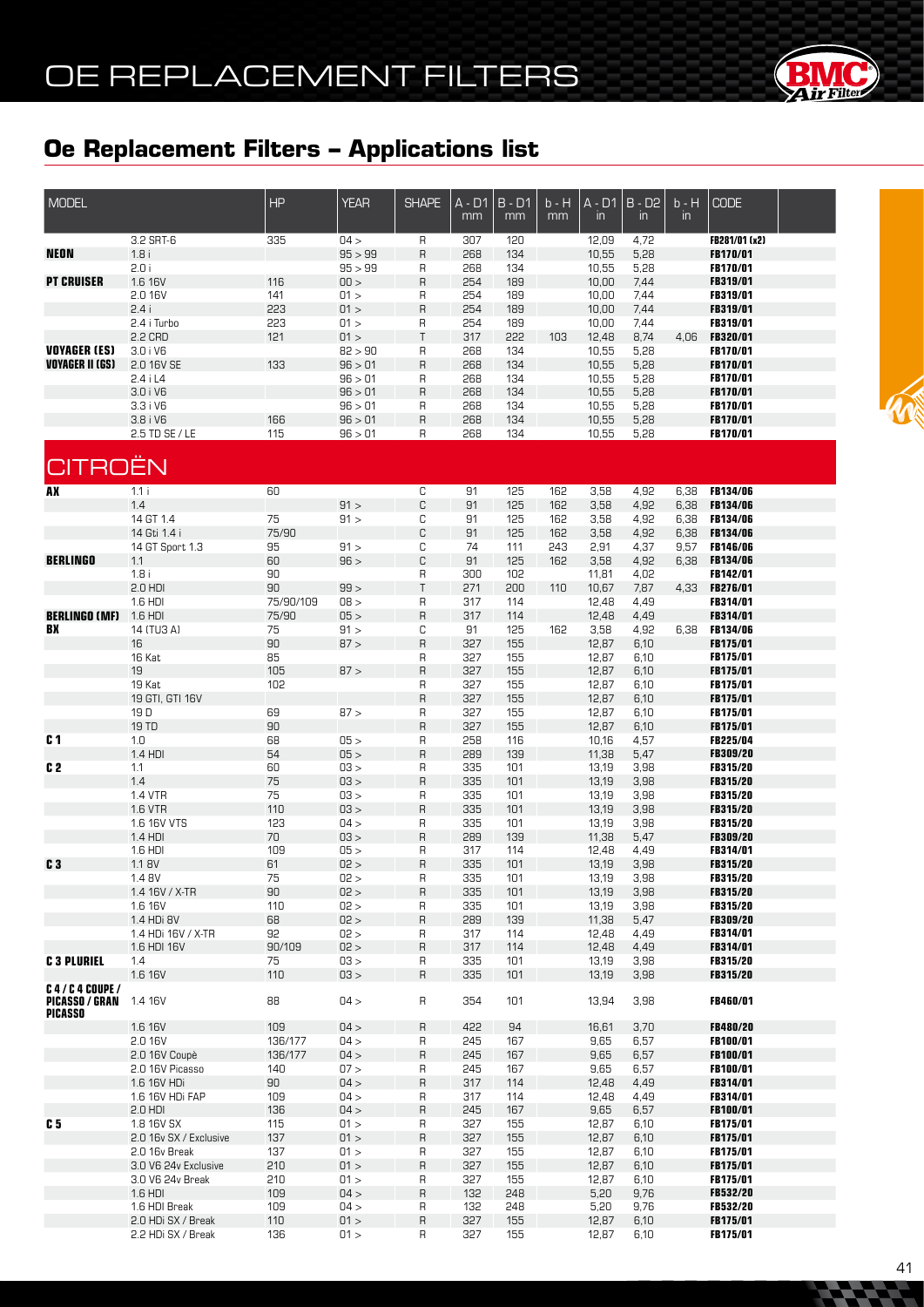# OE REPLACEMENT FILTERS

## Oe Replacement Filters – Applications list

| MODEL | | HP | YEAR | SHAPE | A - D1 mm | B - D1 mm | b - H mm | A - D1 in | B - D2 in | b - H in | CODE |
|---|---|---|---|---|---|---|---|---|---|---|---|
| | 3.2 SRT-6 | 335 | 04 > | R | 307 | 120 | | 12,09 | 4,72 | | FB281/01 (x2) |
| **NEON** | 1.8 i | | 95 > 99 | R | 268 | 134 | | 10,55 | 5,28 | | FB170/01 |
| | 2.0 i | | 95 > 99 | R | 268 | 134 | | 10,55 | 5,28 | | FB170/01 |
| **PT CRUISER** | 1.6 16V | 116 | 00 > | R | 254 | 189 | | 10,00 | 7,44 | | FB319/01 |
| | 2.0 16V | 141 | 01 > | R | 254 | 189 | | 10,00 | 7,44 | | FB319/01 |
| | 2.4 i | 223 | 01 > | R | 254 | 189 | | 10,00 | 7,44 | | FB319/01 |
| | 2.4 i Turbo | 223 | 01 > | R | 254 | 189 | | 10,00 | 7,44 | | FB319/01 |
| | 2.2 CRD | 121 | 01 > | T | 317 | 222 | 103 | 12,48 | 8,74 | 4,06 | FB320/01 |
| **VOYAGER (ES)** | 3.0 i V6 | | 82 > 90 | R | 268 | 134 | | 10,55 | 5,28 | | FB170/01 |
| **VOYAGER II (GS)** | 2.0 16V SE | 133 | 96 > 01 | R | 268 | 134 | | 10,55 | 5,28 | | FB170/01 |
| | 2.4 i L4 | | 96 > 01 | R | 268 | 134 | | 10,55 | 5,28 | | FB170/01 |
| | 3.0 i V6 | | 96 > 01 | R | 268 | 134 | | 10,55 | 5,28 | | FB170/01 |
| | 3.3 i V6 | | 96 > 01 | R | 268 | 134 | | 10,55 | 5,28 | | FB170/01 |
| | 3.8 i V6 | 166 | 96 > 01 | R | 268 | 134 | | 10,55 | 5,28 | | FB170/01 |
| | 2.5 TD SE / LE | 115 | 96 > 01 | R | 268 | 134 | | 10,55 | 5,28 | | FB170/01 |

## CITROËN

| MODEL | | HP | YEAR | SHAPE | A - D1 mm | B - D1 mm | b - H mm | A - D1 in | B - D2 in | b - H in | CODE |
|---|---|---|---|---|---|---|---|---|---|---|---|
| **AX** | 1.1 i | 60 | | C | 91 | 125 | 162 | 3,58 | 4,92 | 6,38 | FB134/06 |
| | 1.4 | | 91 > | C | 91 | 125 | 162 | 3,58 | 4,92 | 6,38 | FB134/06 |
| | 14 GT 1.4 | 75 | 91 > | C | 91 | 125 | 162 | 3,58 | 4,92 | 6,38 | FB134/06 |
| | 14 Gti 1.4 i | 75/90 | | C | 91 | 125 | 162 | 3,58 | 4,92 | 6,38 | FB134/06 |
| | 14 GT Sport 1.3 | 95 | 91 > | C | 74 | 111 | 243 | 2,91 | 4,37 | 9,57 | FB146/06 |
| **BERLINGO** | 1.1 | 60 | 96 > | C | 91 | 125 | 162 | 3,58 | 4,92 | 6,38 | FB134/06 |
| | 1.8 i | 90 | | R | 300 | 102 | | 11,81 | 4,02 | | FB142/01 |
| | 2.0 HDI | 90 | 99 > | T | 271 | 200 | 110 | 10,67 | 7,87 | 4,33 | FB276/01 |
| | 1.6 HDI | 75/90/109 | 08 > | R | 317 | 114 | | 12,48 | 4,49 | | FB314/01 |
| **BERLINGO (MF)** | 1.6 HDI | 75/90 | 05 > | R | 317 | 114 | | 12,48 | 4,49 | | FB314/01 |
| **BX** | 14 (TU3 A) | 75 | 91 > | C | 91 | 125 | 162 | 3,58 | 4,92 | 6,38 | FB134/06 |
| | 16 | 90 | 87 > | R | 327 | 155 | | 12,87 | 6,10 | | FB175/01 |
| | 16 Kat | 85 | | R | 327 | 155 | | 12,87 | 6,10 | | FB175/01 |
| | 19 | 105 | 87 > | R | 327 | 155 | | 12,87 | 6,10 | | FB175/01 |
| | 19 Kat | 102 | | R | 327 | 155 | | 12,87 | 6,10 | | FB175/01 |
| | 19 GTI, GTI 16V | | | R | 327 | 155 | | 12,87 | 6,10 | | FB175/01 |
| | 19 D | 69 | 87 > | R | 327 | 155 | | 12,87 | 6,10 | | FB175/01 |
| | 19 TD | 90 | | R | 327 | 155 | | 12,87 | 6,10 | | FB175/01 |
| **C 1** | 1.0 | 68 | 05 > | R | 258 | 116 | | 10,16 | 4,57 | | FB225/04 |
| | 1.4 HDI | 54 | 05 > | R | 289 | 139 | | 11,38 | 5,47 | | FB309/20 |
| **C 2** | 1.1 | 60 | 03 > | R | 335 | 101 | | 13,19 | 3,98 | | FB315/20 |
| | 1.4 | 75 | 03 > | R | 335 | 101 | | 13,19 | 3,98 | | FB315/20 |
| | 1.4 VTR | 75 | 03 > | R | 335 | 101 | | 13,19 | 3,98 | | FB315/20 |
| | 1.6 VTR | 110 | 03 > | R | 335 | 101 | | 13,19 | 3,98 | | FB315/20 |
| | 1.6 16V VTS | 123 | 04 > | R | 335 | 101 | | 13,19 | 3,98 | | FB315/20 |
| | 1.4 HDI | 70 | 03 > | R | 289 | 139 | | 11,38 | 5,47 | | FB309/20 |
| | 1.6 HDI | 109 | 05 > | R | 317 | 114 | | 12,48 | 4,49 | | FB314/01 |
| **C 3** | 1.1 8V | 61 | 02 > | R | 335 | 101 | | 13,19 | 3,98 | | FB315/20 |
| | 1.4 8V | 75 | 02 > | R | 335 | 101 | | 13,19 | 3,98 | | FB315/20 |
| | 1.4 16V / X-TR | 90 | 02 > | R | 335 | 101 | | 13,19 | 3,98 | | FB315/20 |
| | 1.6 16V | 110 | 02 > | R | 335 | 101 | | 13,19 | 3,98 | | FB315/20 |
| | 1.4 HDi 8V | 68 | 02 > | R | 289 | 139 | | 11,38 | 5,47 | | FB309/20 |
| | 1.4 HDi 16V / X-TR | 92 | 02 > | R | 317 | 114 | | 12,48 | 4,49 | | FB314/01 |
| | 1.6 HDI 16V | 90/109 | 02 > | R | 317 | 114 | | 12,48 | 4,49 | | FB314/01 |
| **C 3 PLURIEL** | 1.4 | 75 | 03 > | R | 335 | 101 | | 13,19 | 3,98 | | FB315/20 |
| | 1.6 16V | 110 | 03 > | R | 335 | 101 | | 13,19 | 3,98 | | FB315/20 |
| **C 4 / C 4 COUPE / PICASSO / GRAN PICASSO** | 1.4 16V | 88 | 04 > | R | 354 | 101 | | 13,94 | 3,98 | | FB460/01 |
| | 1.6 16V | 109 | 04 > | R | 422 | 94 | | 16,61 | 3,70 | | FB480/20 |
| | 2.0 16V | 136/177 | 04 > | R | 245 | 167 | | 9,65 | 6,57 | | FB100/01 |
| | 2.0 16V Coupè | 136/177 | 04 > | R | 245 | 167 | | 9,65 | 6,57 | | FB100/01 |
| | 2.0 16V Picasso | 140 | 07 > | R | 245 | 167 | | 9,65 | 6,57 | | FB100/01 |
| | 1.6 16V HDi | 90 | 04 > | R | 317 | 114 | | 12,48 | 4,49 | | FB314/01 |
| | 1.6 16V HDi FAP | 109 | 04 > | R | 317 | 114 | | 12,48 | 4,49 | | FB314/01 |
| | 2.0 HDI | 136 | 04 > | R | 245 | 167 | | 9,65 | 6,57 | | FB100/01 |
| **C 5** | 1.8 16V SX | 115 | 01 > | R | 327 | 155 | | 12,87 | 6,10 | | FB175/01 |
| | 2.0 16v SX / Exclusive | 137 | 01 > | R | 327 | 155 | | 12,87 | 6,10 | | FB175/01 |
| | 2.0 16v Break | 137 | 01 > | R | 327 | 155 | | 12,87 | 6,10 | | FB175/01 |
| | 3.0 V6 24v Exclusive | 210 | 01 > | R | 327 | 155 | | 12,87 | 6,10 | | FB175/01 |
| | 3.0 V6 24v Break | 210 | 01 > | R | 327 | 155 | | 12,87 | 6,10 | | FB175/01 |
| | 1.6 HDI | 109 | 04 > | R | 132 | 248 | | 5,20 | 9,76 | | FB532/20 |
| | 1.6 HDI Break | 109 | 04 > | R | 132 | 248 | | 5,20 | 9,76 | | FB532/20 |
| | 2.0 HDi SX / Break | 110 | 01 > | R | 327 | 155 | | 12,87 | 6,10 | | FB175/01 |
| | 2.2 HDi SX / Break | 136 | 01 > | R | 327 | 155 | | 12,87 | 6,10 | | FB175/01 |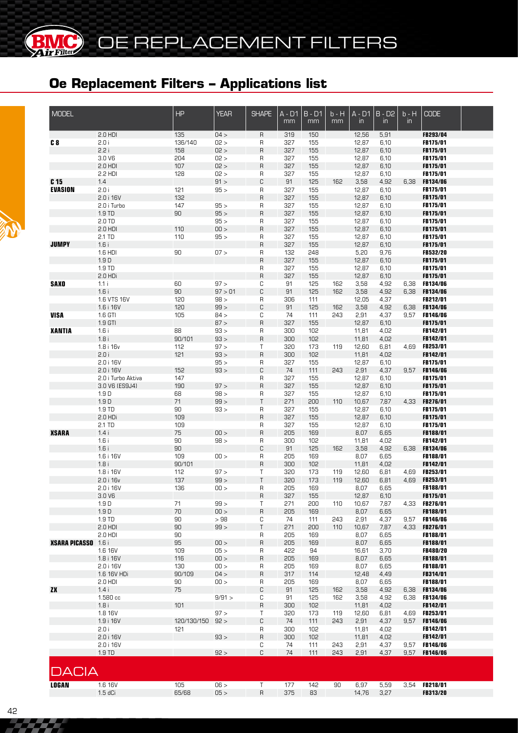# OE REPLACEMENT FILTERS

## Oe Replacement Filters – Applications list

| MODEL | | HP | YEAR | SHAPE | A - D1 mm | B - D1 mm | b - H mm | A - D1 in | B - D2 in | b - H in | CODE |
|---|---|---|---|---|---|---|---|---|---|---|---|
| | 2.0 HDI | 135 | 04 > | R | 319 | 150 | | 12,56 | 5,91 | | FB293/04 |
| C 8 | 2.0 i | 136/140 | 02 > | R | 327 | 155 | | 12,87 | 6,10 | | FB175/01 |
| | 2.2 i | 158 | 02 > | R | 327 | 155 | | 12,87 | 6,10 | | FB175/01 |
| | 3.0 V6 | 204 | 02 > | R | 327 | 155 | | 12,87 | 6,10 | | FB175/01 |
| | 2.0 HDI | 107 | 02 > | R | 327 | 155 | | 12,87 | 6,10 | | FB175/01 |
| | 2.2 HDI | 128 | 02 > | R | 327 | 155 | | 12,87 | 6,10 | | FB175/01 |
| C 15 | 1.4 | | 91 > | C | 91 | 125 | 162 | 3,58 | 4,92 | 6,38 | FB134/06 |
| EVASION | 2.0 i | 121 | 95 > | R | 327 | 155 | | 12,87 | 6,10 | | FB175/01 |
| | 2.0 i 16V | 132 | | R | 327 | 155 | | 12,87 | 6,10 | | FB175/01 |
| | 2.0 i Turbo | 147 | 95 > | R | 327 | 155 | | 12,87 | 6,10 | | FB175/01 |
| | 1.9 TD | 90 | 95 > | R | 327 | 155 | | 12,87 | 6,10 | | FB175/01 |
| | 2.0 TD | | 95 > | R | 327 | 155 | | 12,87 | 6,10 | | FB175/01 |
| | 2.0 HDI | 110 | 00 > | R | 327 | 155 | | 12,87 | 6,10 | | FB175/01 |
| | 2.1 TD | 110 | 95 > | R | 327 | 155 | | 12,87 | 6,10 | | FB175/01 |
| JUMPY | 1.6 i | | | R | 327 | 155 | | 12,87 | 6,10 | | FB175/01 |
| | 1.6 HDI | 90 | 07 > | R | 132 | 248 | | 5,20 | 9,76 | | FB532/20 |
| | 1.9 D | | | R | 327 | 155 | | 12,87 | 6,10 | | FB175/01 |
| | 1.9 TD | | | R | 327 | 155 | | 12,87 | 6,10 | | FB175/01 |
| | 2.0 HDi | | | R | 327 | 155 | | 12,87 | 6,10 | | FB175/01 |
| SAXO | 1.1 i | 60 | 97 > | C | 91 | 125 | 162 | 3,58 | 4,92 | 6,38 | FB134/06 |
| | 1.6 i | 90 | 97 > 01 | C | 91 | 125 | 162 | 3,58 | 4,92 | 6,38 | FB134/06 |
| | 1.6 VTS 16V | 120 | 98 > | R | 306 | 111 | | 12,05 | 4,37 | | FB212/01 |
| | 1.6 i 16V | 120 | 99 > | C | 91 | 125 | 162 | 3,58 | 4,92 | 6,38 | FB134/06 |
| VISA | 1.6 GTI | 105 | 84 > | C | 74 | 111 | 243 | 2,91 | 4,37 | 9,57 | FB146/06 |
| | 1.9 GTI | | 87 > | R | 327 | 155 | | 12,87 | 6,10 | | FB175/01 |
| XANTIA | 1.6 i | 88 | 93 > | R | 300 | 102 | | 11,81 | 4,02 | | FB142/01 |
| | 1.8 i | 90/101 | 93 > | R | 300 | 102 | | 11,81 | 4,02 | | FB142/01 |
| | 1.8 i 16v | 112 | 97 > | T | 320 | 173 | 119 | 12,60 | 6,81 | 4,69 | FB253/01 |
| | 2.0 i | 121 | 93 > | R | 300 | 102 | | 11,81 | 4,02 | | FB142/01 |
| | 2.0 i 16V | | 95 > | R | 327 | 155 | | 12,87 | 6,10 | | FB175/01 |
| | 2.0 i 16V | 152 | 93 > | C | 74 | 111 | 243 | 2,91 | 4,37 | 9,57 | FB146/06 |
| | 2.0 i Turbo Aktiva | 147 | | R | 327 | 155 | | 12,87 | 6,10 | | FB175/01 |
| | 3.0 V6 (ES9J4) | 190 | 97 > | R | 327 | 155 | | 12,87 | 6,10 | | FB175/01 |
| | 1.9 D | 68 | 98 > | R | 327 | 155 | | 12,87 | 6,10 | | FB175/01 |
| | 1.9 D | 71 | 99 > | T | 271 | 200 | 110 | 10,67 | 7,87 | 4,33 | FB276/01 |
| | 1.9 TD | 90 | 93 > | R | 327 | 155 | | 12,87 | 6,10 | | FB175/01 |
| | 2.0 HDi | 109 | | R | 327 | 155 | | 12,87 | 6,10 | | FB175/01 |
| | 2.1 TD | 109 | | R | 327 | 155 | | 12,87 | 6,10 | | FB175/01 |
| XSARA | 1.4 i | 75 | 00 > | R | 205 | 169 | | 8,07 | 6,65 | | FB188/01 |
| | 1.6 i | 90 | 98 > | R | 300 | 102 | | 11,81 | 4,02 | | FB142/01 |
| | 1.6 i | 90 | | C | 91 | 125 | 162 | 3,58 | 4,92 | 6,38 | FB134/06 |
| | 1.6 i 16V | 109 | 00 > | R | 205 | 169 | | 8,07 | 6,65 | | FB188/01 |
| | 1.8 i | 90/101 | | R | 300 | 102 | | 11,81 | 4,02 | | FB142/01 |
| | 1.8 i 16V | 112 | 97 > | T | 320 | 173 | 119 | 12,60 | 6,81 | 4,69 | FB253/01 |
| | 2.0 i 16v | 137 | 99 > | T | 320 | 173 | 119 | 12,60 | 6,81 | 4,69 | FB253/01 |
| | 2.0 i 16V | 136 | 00 > | R | 205 | 169 | | 8,07 | 6,65 | | FB188/01 |
| | 3.0 V6 | | | R | 327 | 155 | | 12,87 | 6,10 | | FB175/01 |
| | 1.9 D | 71 | 99 > | T | 271 | 200 | 110 | 10,67 | 7,87 | 4,33 | FB276/01 |
| | 1.9 D | 70 | 00 > | R | 205 | 169 | | 8,07 | 6,65 | | FB188/01 |
| | 1.9 TD | 90 | > 98 | C | 74 | 111 | 243 | 2,91 | 4,37 | 9,57 | FB146/06 |
| | 2.0 HDI | 90 | 99 > | T | 271 | 200 | 110 | 10,67 | 7,87 | 4,33 | FB276/01 |
| | 2.0 HDI | 90 | | R | 205 | 169 | | 8,07 | 6,65 | | FB188/01 |
| XSARA PICASSO | 1.6 i | 95 | 00 > | R | 205 | 169 | | 8,07 | 6,65 | | FB188/01 |
| | 1.6 16V | 109 | 05 > | R | 422 | 94 | | 16,61 | 3,70 | | FB480/20 |
| | 1.8 i 16V | 116 | 00 > | R | 205 | 169 | | 8,07 | 6,65 | | FB188/01 |
| | 2.0 i 16V | 130 | 00 > | R | 205 | 169 | | 8,07 | 6,65 | | FB188/01 |
| | 1.6 16V HDi | 90/109 | 04 > | R | 317 | 114 | | 12,48 | 4,49 | | FB314/01 |
| | 2.0 HDI | 90 | 00 > | R | 205 | 169 | | 8,07 | 6,65 | | FB188/01 |
| ZX | 1.4 i | 75 | | C | 91 | 125 | 162 | 3,58 | 4,92 | 6,38 | FB134/06 |
| | 1.580 cc | | 9/91 > | C | 91 | 125 | 162 | 3,58 | 4,92 | 6,38 | FB134/06 |
| | 1.8 i | 101 | | R | 300 | 102 | | 11,81 | 4,02 | | FB142/01 |
| | 1.8 16V | | 97 > | T | 320 | 173 | 119 | 12,60 | 6,81 | 4,69 | FB253/01 |
| | 1.9 i 16V | 120/130/150 | 92 > | C | 74 | 111 | 243 | 2,91 | 4,37 | 9,57 | FB146/06 |
| | 2.0 i | 121 | | R | 300 | 102 | | 11,81 | 4,02 | | FB142/01 |
| | 2.0 i 16V | | 93 > | R | 300 | 102 | | 11,81 | 4,02 | | FB142/01 |
| | 2.0 i 16V | | | C | 74 | 111 | 243 | 2,91 | 4,37 | 9,57 | FB146/06 |
| | 1.9 TD | | 92 > | C | 74 | 111 | 243 | 2,91 | 4,37 | 9,57 | FB146/06 |

## DACIA

| MODEL | | HP | YEAR | SHAPE | A - D1 mm | B - D1 mm | b - H mm | A - D1 in | B - D2 in | b - H in | CODE |
|---|---|---|---|---|---|---|---|---|---|---|---|
| LOGAN | 1.6 16V | 105 | 06 > | T | 177 | 142 | 90 | 6,97 | 5,59 | 3,54 | FB218/01 |
| | 1.5 dCi | 65/68 | 05 > | R | 375 | 83 | | 14,76 | 3,27 | | FB313/20 |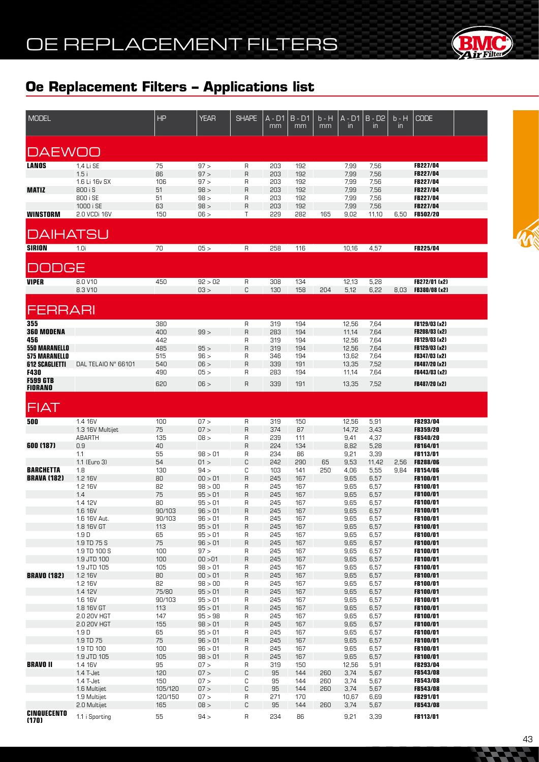# OE REPLACEMENT FILTERS

## Oe Replacement Filters – Applications list

| MODEL | | HP | YEAR | SHAPE | A - D1 mm | B - D1 mm | b - H mm | A - D1 in | B - D2 in | b - H in | CODE |
|---|---|---|---|---|---|---|---|---|---|---|---|
| **DAEWOO** | | | | | | | | | | | |
| **LANOS** | 1.4 Li SE | 75 | 97 > | R | 203 | 192 | | 7,99 | 7,56 | | **FB227/04** |
| | 1.5 i | 86 | 97 > | R | 203 | 192 | | 7,99 | 7,56 | | **FB227/04** |
| | 1.6 Li 16v SX | 106 | 97 > | R | 203 | 192 | | 7,99 | 7,56 | | **FB227/04** |
| **MATIZ** | 800 i S | 51 | 98 > | R | 203 | 192 | | 7,99 | 7,56 | | **FB227/04** |
| | 800 i SE | 51 | 98 > | R | 203 | 192 | | 7,99 | 7,56 | | **FB227/04** |
| | 1000 i SE | 63 | 98 > | R | 203 | 192 | | 7,99 | 7,56 | | **FB227/04** |
| **WINSTORM** | 2.0 VCDi 16V | 150 | 06 > | T | 229 | 282 | 165 | 9,02 | 11,10 | 6,50 | **FB502/20** |
| **DAIHATSU** | | | | | | | | | | | |
| **SIRION** | 1.0i | 70 | 05 > | R | 258 | 116 | | 10,16 | 4,57 | | **FB225/04** |
| **DODGE** | | | | | | | | | | | |
| **VIPER** | 8.0 V10 | 450 | 92 > 02 | R | 308 | 134 | | 12,13 | 5,28 | | **FB272/01 (x2)** |
| | 8.3 V10 | | 03 > | C | 130 | 158 | 204 | 5,12 | 6,22 | 8,03 | **FB380/08 (x2)** |
| **FERRARI** | | | | | | | | | | | |
| **355** | | 380 | | R | 319 | 194 | | 12,56 | 7,64 | | **FB129/03 (x2)** |
| **360 MODENA** | | 400 | 99 > | R | 283 | 194 | | 11,14 | 7,64 | | **FB208/03 (x2)** |
| **456** | | 442 | | R | 319 | 194 | | 12,56 | 7,64 | | **FB129/03 (x2)** |
| **550 MARANELLO** | | 485 | 95 > | R | 319 | 194 | | 12,56 | 7,64 | | **FB129/03 (x2)** |
| **575 MARANELLO** | | 515 | 96 > | R | 346 | 194 | | 13,62 | 7,64 | | **FB347/03 (x2)** |
| **612 SCAGLIETTI** | DAL TELAIO N° 66101 | 540 | 06 > | R | 339 | 191 | | 13,35 | 7,52 | | **FB487/20 (x2)** |
| **F430** | | 490 | 05 > | R | 283 | 194 | | 11,14 | 7,64 | | **FB443/03 (x2)** |
| **F599 GTB FIORANO** | | 620 | 06 > | R | 339 | 191 | | 13,35 | 7,52 | | **FB487/20 (x2)** |
| **FIAT** | | | | | | | | | | | |
| **500** | 1.4 16V | 100 | 07 > | R | 319 | 150 | | 12,56 | 5,91 | | **FB293/04** |
| | 1.3 16V Multijet | 75 | 07 > | R | 374 | 87 | | 14,72 | 3,43 | | **FB359/20** |
| | ABARTH | 135 | 08 > | R | 239 | 111 | | 9,41 | 4,37 | | **FB540/20** |
| **600 (187)** | 0.9 | 40 | | R | 224 | 134 | | 8,82 | 5,28 | | **FB164/01** |
| | 1.1 | 55 | 98 > 01 | R | 234 | 86 | | 9,21 | 3,39 | | **FB113/01** |
| | 1.1 (Euro 3) | 54 | 01 > | C | 242 | 290 | 65 | 9,53 | 11,42 | 2,56 | **FB288/06** |
| **BARCHETTA** | 1.8 | 130 | 94 > | C | 103 | 141 | 250 | 4,06 | 5,55 | 9,84 | **FB154/06** |
| **BRAVA (182)** | 1.2 16V | 80 | 00 > 01 | R | 245 | 167 | | 9,65 | 6,57 | | **FB100/01** |
| | 1.2 16V | 82 | 98 > 00 | R | 245 | 167 | | 9,65 | 6,57 | | **FB100/01** |
| | 1.4 | 75 | 95 > 01 | R | 245 | 167 | | 9,65 | 6,57 | | **FB100/01** |
| | 1.4 12V | 80 | 95 > 01 | R | 245 | 167 | | 9,65 | 6,57 | | **FB100/01** |
| | 1.6 16V | 90/103 | 96 > 01 | R | 245 | 167 | | 9,65 | 6,57 | | **FB100/01** |
| | 1.6 16V Aut. | 90/103 | 96 > 01 | R | 245 | 167 | | 9,65 | 6,57 | | **FB100/01** |
| | 1.8 16V GT | 113 | 95 > 01 | R | 245 | 167 | | 9,65 | 6,57 | | **FB100/01** |
| | 1.9 D | 65 | 95 > 01 | R | 245 | 167 | | 9,65 | 6,57 | | **FB100/01** |
| | 1.9 TD 75 S | 75 | 96 > 01 | R | 245 | 167 | | 9,65 | 6,57 | | **FB100/01** |
| | 1.9 TD 100 S | 100 | 97 > | R | 245 | 167 | | 9,65 | 6,57 | | **FB100/01** |
| | 1.9 JTD 100 | 100 | 00 >01 | R | 245 | 167 | | 9,65 | 6,57 | | **FB100/01** |
| | 1.9 JTD 105 | 105 | 98 > 01 | R | 245 | 167 | | 9,65 | 6,57 | | **FB100/01** |
| **BRAVO (182)** | 1.2 16V | 80 | 00 > 01 | R | 245 | 167 | | 9,65 | 6,57 | | **FB100/01** |
| | 1.2 16V | 82 | 98 > 00 | R | 245 | 167 | | 9,65 | 6,57 | | **FB100/01** |
| | 1.4 12V | 75/80 | 95 > 01 | R | 245 | 167 | | 9,65 | 6,57 | | **FB100/01** |
| | 1.6 16V | 90/103 | 95 > 01 | R | 245 | 167 | | 9,65 | 6,57 | | **FB100/01** |
| | 1.8 16V GT | 113 | 95 > 01 | R | 245 | 167 | | 9,65 | 6,57 | | **FB100/01** |
| | 2.0 20V HGT | 147 | 95 > 98 | R | 245 | 167 | | 9,65 | 6,57 | | **FB100/01** |
| | 2.0 20V HGT | 155 | 98 > 01 | R | 245 | 167 | | 9,65 | 6,57 | | **FB100/01** |
| | 1.9 D | 65 | 95 > 01 | R | 245 | 167 | | 9,65 | 6,57 | | **FB100/01** |
| | 1.9 TD 75 | 75 | 96 > 01 | R | 245 | 167 | | 9,65 | 6,57 | | **FB100/01** |
| | 1.9 TD 100 | 100 | 96 > 01 | R | 245 | 167 | | 9,65 | 6,57 | | **FB100/01** |
| | 1.9 JTD 105 | 105 | 98 > 01 | R | 245 | 167 | | 9,65 | 6,57 | | **FB100/01** |
| **BRAVO II** | 1.4 16V | 95 | 07 > | R | 319 | 150 | | 12,56 | 5,91 | | **FB293/04** |
| | 1.4 T-Jet | 120 | 07 > | C | 95 | 144 | 260 | 3,74 | 5,67 | | **FB543/08** |
| | 1.4 T-Jet | 150 | 07 > | C | 95 | 144 | 260 | 3,74 | 5,67 | | **FB543/08** |
| | 1.6 Multijet | 105/120 | 07 > | C | 95 | 144 | 260 | 3,74 | 5,67 | | **FB543/08** |
| | 1.9 Multijet | 120/150 | 07 > | R | 271 | 170 | | 10,67 | 6,69 | | **FB291/01** |
| | 2.0 Multijet | 165 | 08 > | C | 95 | 144 | 260 | 3,74 | 5,67 | | **FB543/08** |
| **CINQUECENTO (170)** | 1.1 i Sporting | 55 | 94 > | R | 234 | 86 | | 9,21 | 3,39 | | **FB113/01** |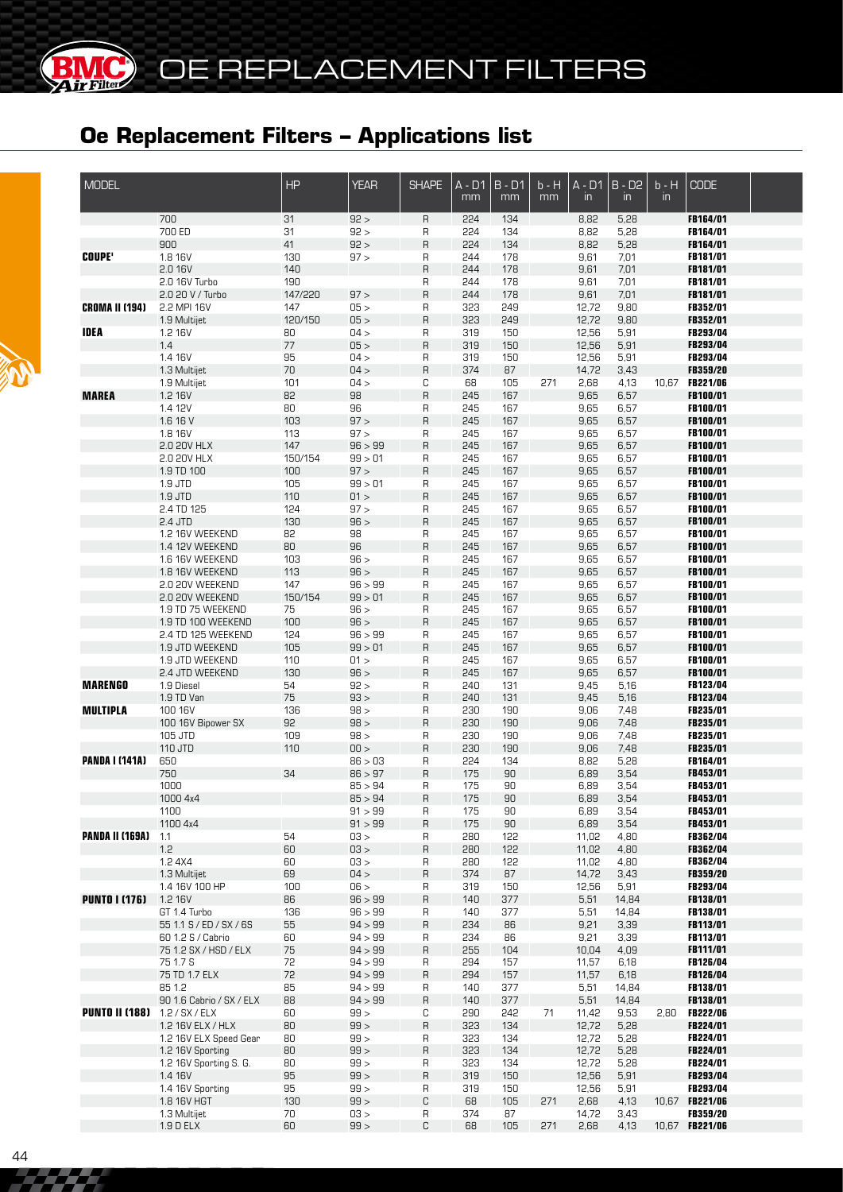# Oe Replacement Filters – Applications list

| MODEL | | HP | YEAR | SHAPE | A - D1 mm | B - D1 mm | b - H mm | A - D1 in | B - D2 in | b - H in | CODE |
|---|---|---|---|---|---|---|---|---|---|---|---|
| | 700 | 31 | 92 > | R | 224 | 134 | | 8,82 | 5,28 | | FB164/01 |
| | 700 ED | 31 | 92 > | R | 224 | 134 | | 8,82 | 5,28 | | FB164/01 |
| | 900 | 41 | 92 > | R | 224 | 134 | | 8,82 | 5,28 | | FB164/01 |
| **COUPE'** | 1.8 16V | 130 | 97 > | R | 244 | 178 | | 9,61 | 7,01 | | FB181/01 |
| | 2.0 16V | 140 | | R | 244 | 178 | | 9,61 | 7,01 | | FB181/01 |
| | 2.0 16V Turbo | 190 | | R | 244 | 178 | | 9,61 | 7,01 | | FB181/01 |
| | 2.0 20 V / Turbo | 147/220 | 97 > | R | 244 | 178 | | 9,61 | 7,01 | | FB181/01 |
| **CROMA II (194)** | 2.2 MPI 16V | 147 | 05 > | R | 323 | 249 | | 12,72 | 9,80 | | FB352/01 |
| | 1.9 Multijet | 120/150 | 05 > | R | 323 | 249 | | 12,72 | 9,80 | | FB352/01 |
| **IDEA** | 1.2 16V | 80 | 04 > | R | 319 | 150 | | 12,56 | 5,91 | | FB293/04 |
| | 1.4 | 77 | 05 > | R | 319 | 150 | | 12,56 | 5,91 | | FB293/04 |
| | 1.4 16V | 95 | 04 > | R | 319 | 150 | | 12,56 | 5,91 | | FB293/04 |
| | 1.3 Multijet | 70 | 04 > | R | 374 | 87 | | 14,72 | 3,43 | | FB359/20 |
| | 1.9 Multijet | 101 | 04 > | C | 68 | 105 | 271 | 2,68 | 4,13 | 10,67 | FB221/06 |
| **MAREA** | 1.2 16V | 82 | 98 | R | 245 | 167 | | 9,65 | 6,57 | | FB100/01 |
| | 1.4 12V | 80 | 96 | R | 245 | 167 | | 9,65 | 6,57 | | FB100/01 |
| | 1.6 16 V | 103 | 97 > | R | 245 | 167 | | 9,65 | 6,57 | | FB100/01 |
| | 1.8 16V | 113 | 97 > | R | 245 | 167 | | 9,65 | 6,57 | | FB100/01 |
| | 2.0 20V HLX | 147 | 96 > 99 | R | 245 | 167 | | 9,65 | 6,57 | | FB100/01 |
| | 2.0 20V HLX | 150/154 | 99 > 01 | R | 245 | 167 | | 9,65 | 6,57 | | FB100/01 |
| | 1.9 TD 100 | 100 | 97 > | R | 245 | 167 | | 9,65 | 6,57 | | FB100/01 |
| | 1.9 JTD | 105 | 99 > 01 | R | 245 | 167 | | 9,65 | 6,57 | | FB100/01 |
| | 1.9 JTD | 110 | 01 > | R | 245 | 167 | | 9,65 | 6,57 | | FB100/01 |
| | 2.4 TD 125 | 124 | 97 > | R | 245 | 167 | | 9,65 | 6,57 | | FB100/01 |
| | 2.4 JTD | 130 | 96 > | R | 245 | 167 | | 9,65 | 6,57 | | FB100/01 |
| | 1.2 16V WEEKEND | 82 | 98 | R | 245 | 167 | | 9,65 | 6,57 | | FB100/01 |
| | 1.4 12V WEEKEND | 80 | 96 | R | 245 | 167 | | 9,65 | 6,57 | | FB100/01 |
| | 1.6 16V WEEKEND | 103 | 96 > | R | 245 | 167 | | 9,65 | 6,57 | | FB100/01 |
| | 1.8 16V WEEKEND | 113 | 96 > | R | 245 | 167 | | 9,65 | 6,57 | | FB100/01 |
| | 2.0 20V WEEKEND | 147 | 96 > 99 | R | 245 | 167 | | 9,65 | 6,57 | | FB100/01 |
| | 2.0 20V WEEKEND | 150/154 | 99 > 01 | R | 245 | 167 | | 9,65 | 6,57 | | FB100/01 |
| | 1.9 TD 75 WEEKEND | 75 | 96 > | R | 245 | 167 | | 9,65 | 6,57 | | FB100/01 |
| | 1.9 TD 100 WEEKEND | 100 | 96 > | R | 245 | 167 | | 9,65 | 6,57 | | FB100/01 |
| | 2.4 TD 125 WEEKEND | 124 | 96 > 99 | R | 245 | 167 | | 9,65 | 6,57 | | FB100/01 |
| | 1.9 JTD WEEKEND | 105 | 99 > 01 | R | 245 | 167 | | 9,65 | 6,57 | | FB100/01 |
| | 1.9 JTD WEEKEND | 110 | 01 > | R | 245 | 167 | | 9,65 | 6,57 | | FB100/01 |
| | 2.4 JTD WEEKEND | 130 | 96 > | R | 245 | 167 | | 9,65 | 6,57 | | FB100/01 |
| **MARENGO** | 1.9 Diesel | 54 | 92 > | R | 240 | 131 | | 9,45 | 5,16 | | FB123/04 |
| | 1.9 TD Van | 75 | 93 > | R | 240 | 131 | | 9,45 | 5,16 | | FB123/04 |
| **MULTIPLA** | 100 16V | 136 | 98 > | R | 230 | 190 | | 9,06 | 7,48 | | FB235/01 |
| | 100 16V Bipower SX | 92 | 98 > | R | 230 | 190 | | 9,06 | 7,48 | | FB235/01 |
| | 105 JTD | 109 | 98 > | R | 230 | 190 | | 9,06 | 7,48 | | FB235/01 |
| | 110 JTD | 110 | 00 > | R | 230 | 190 | | 9,06 | 7,48 | | FB235/01 |
| **PANDA I (141A)** | 650 | | 86 > 03 | R | 224 | 134 | | 8,82 | 5,28 | | FB164/01 |
| | 750 | 34 | 86 > 97 | R | 175 | 90 | | 6,89 | 3,54 | | FB453/01 |
| | 1000 | | 85 > 94 | R | 175 | 90 | | 6,89 | 3,54 | | FB453/01 |
| | 1000 4x4 | | 85 > 94 | R | 175 | 90 | | 6,89 | 3,54 | | FB453/01 |
| | 1100 | | 91 > 99 | R | 175 | 90 | | 6,89 | 3,54 | | FB453/01 |
| | 1100 4x4 | | 91 > 99 | R | 175 | 90 | | 6,89 | 3,54 | | FB453/01 |
| **PANDA II (169A)** | 1.1 | 54 | 03 > | R | 280 | 122 | | 11,02 | 4,80 | | FB362/04 |
| | 1.2 | 60 | 03 > | R | 280 | 122 | | 11,02 | 4,80 | | FB362/04 |
| | 1.2 4X4 | 60 | 03 > | R | 280 | 122 | | 11,02 | 4,80 | | FB362/04 |
| | 1.3 Multijet | 69 | 04 > | R | 374 | 87 | | 14,72 | 3,43 | | FB359/20 |
| | 1.4 16V 100 HP | 100 | 06 > | R | 319 | 150 | | 12,56 | 5,91 | | FB293/04 |
| **PUNTO I (176)** | 1.2 16V | 86 | 96 > 99 | R | 140 | 377 | | 5,51 | 14,84 | | FB138/01 |
| | GT 1.4 Turbo | 136 | 96 > 99 | R | 140 | 377 | | 5,51 | 14,84 | | FB138/01 |
| | 55 1.1 S / ED / SX / 6S | 55 | 94 > 99 | R | 234 | 86 | | 9,21 | 3,39 | | FB113/01 |
| | 60 1.2 S / Cabrio | 60 | 94 > 99 | R | 234 | 86 | | 9,21 | 3,39 | | FB113/01 |
| | 75 1.2 SX / HSD / ELX | 75 | 94 > 99 | R | 255 | 104 | | 10,04 | 4,09 | | FB111/01 |
| | 75 1.7 S | 72 | 94 > 99 | R | 294 | 157 | | 11,57 | 6,18 | | FB126/04 |
| | 75 TD 1.7 ELX | 72 | 94 > 99 | R | 294 | 157 | | 11,57 | 6,18 | | FB126/04 |
| | 85 1.2 | 85 | 94 > 99 | R | 140 | 377 | | 5,51 | 14,84 | | FB138/01 |
| | 90 1.6 Cabrio / SX / ELX | 88 | 94 > 99 | R | 140 | 377 | | 5,51 | 14,84 | | FB138/01 |
| **PUNTO II (188)** | 1.2 / SX / ELX | 60 | 99 > | C | 290 | 242 | 71 | 11,42 | 9,53 | 2,80 | FB222/06 |
| | 1.2 16V ELX / HLX | 80 | 99 > | R | 323 | 134 | | 12,72 | 5,28 | | FB224/01 |
| | 1.2 16V ELX Speed Gear | 80 | 99 > | R | 323 | 134 | | 12,72 | 5,28 | | FB224/01 |
| | 1.2 16V Sporting | 80 | 99 > | R | 323 | 134 | | 12,72 | 5,28 | | FB224/01 |
| | 1.2 16V Sporting S. G. | 80 | 99 > | R | 323 | 134 | | 12,72 | 5,28 | | FB224/01 |
| | 1.4 16V | 95 | 99 > | R | 319 | 150 | | 12,56 | 5,91 | | FB293/04 |
| | 1.4 16V Sporting | 95 | 99 > | R | 319 | 150 | | 12,56 | 5,91 | | FB293/04 |
| | 1.8 16V HGT | 130 | 99 > | C | 68 | 105 | 271 | 2,68 | 4,13 | 10,67 | FB221/06 |
| | 1.3 Multijet | 70 | 03 > | R | 374 | 87 | | 14,72 | 3,43 | | FB359/20 |
| | 1.9 D ELX | 60 | 99 > | C | 68 | 105 | 271 | 2,68 | 4,13 | 10,67 | FB221/06 |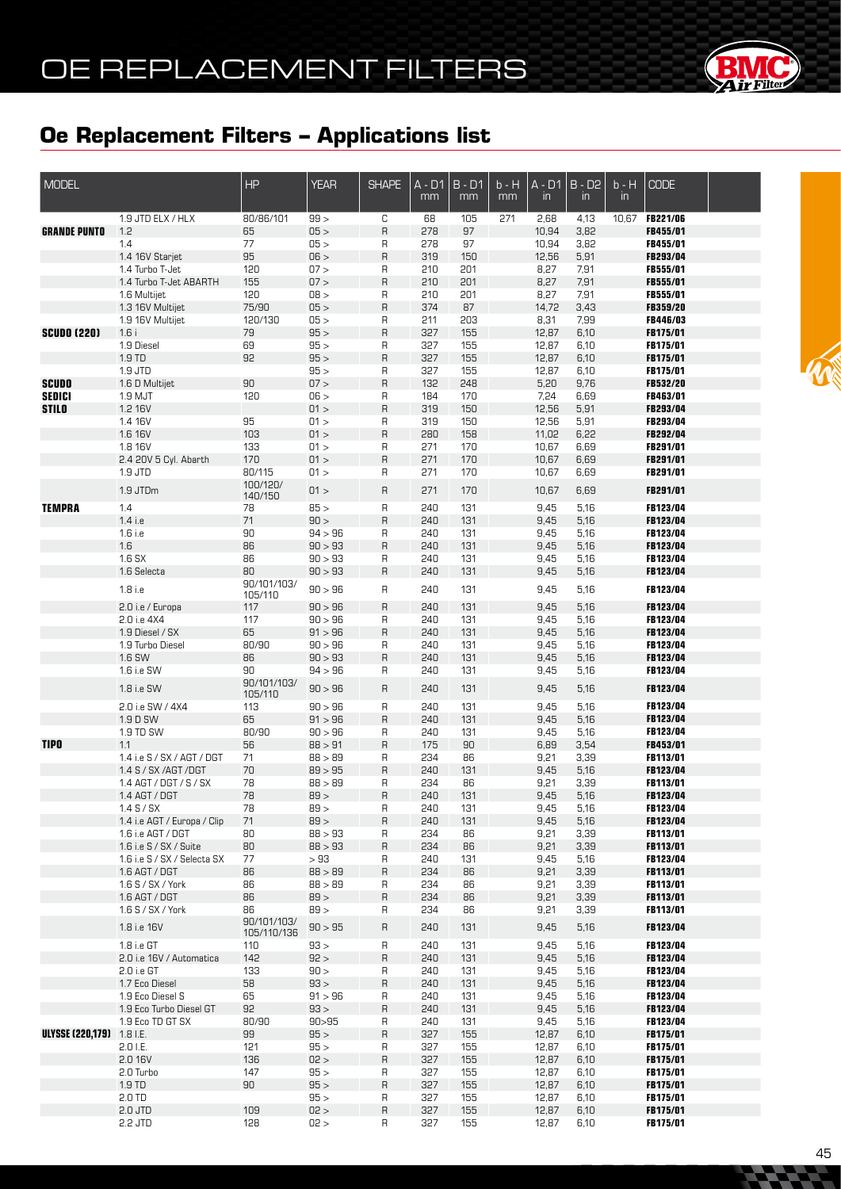# OE REPLACEMENT FILTERS

## Oe Replacement Filters – Applications list

| MODEL | | HP | YEAR | SHAPE | A - D1 mm | B - D1 mm | b - H mm | A - D1 in | B - D2 in | b - H in | CODE |
|---|---|---|---|---|---|---|---|---|---|---|---|
| | 1.9 JTD ELX / HLX | 80/86/101 | 99 > | C | 68 | 105 | 271 | 2,68 | 4,13 | 10,67 | **FB221/06** |
| **GRANDE PUNTO** | 1.2 | 65 | 05 > | R | 278 | 97 | | 10,94 | 3,82 | | **FB455/01** |
| | 1.4 | 77 | 05 > | R | 278 | 97 | | 10,94 | 3,82 | | **FB455/01** |
| | 1.4 16V Starjet | 95 | 06 > | R | 319 | 150 | | 12,56 | 5,91 | | **FB293/04** |
| | 1.4 Turbo T-Jet | 120 | 07 > | R | 210 | 201 | | 8,27 | 7,91 | | **FB555/01** |
| | 1.4 Turbo T-Jet ABARTH | 155 | 07 > | R | 210 | 201 | | 8,27 | 7,91 | | **FB555/01** |
| | 1.6 Multijet | 120 | 08 > | R | 210 | 201 | | 8,27 | 7,91 | | **FB555/01** |
| | 1.3 16V Multijet | 75/90 | 05 > | R | 374 | 87 | | 14,72 | 3,43 | | **FB359/20** |
| | 1.9 16V Multijet | 120/130 | 05 > | R | 211 | 203 | | 8,31 | 7,99 | | **FB446/03** |
| **SCUDO (220)** | 1.6 i | 79 | 95 > | R | 327 | 155 | | 12,87 | 6,10 | | **FB175/01** |
| | 1.9 Diesel | 69 | 95 > | R | 327 | 155 | | 12,87 | 6,10 | | **FB175/01** |
| | 1.9 TD | 92 | 95 > | R | 327 | 155 | | 12,87 | 6,10 | | **FB175/01** |
| | 1.9 JTD | | 95 > | R | 327 | 155 | | 12,87 | 6,10 | | **FB175/01** |
| **SCUDO** | 1.6 D Multijet | 90 | 07 > | R | 132 | 248 | | 5,20 | 9,76 | | **FB532/20** |
| **SEDICI** | 1.9 MJT | 120 | 06 > | R | 184 | 170 | | 7,24 | 6,69 | | **FB463/01** |
| **STILO** | 1.2 16V | | 01 > | R | 319 | 150 | | 12,56 | 5,91 | | **FB293/04** |
| | 1.4 16V | 95 | 01 > | R | 319 | 150 | | 12,56 | 5,91 | | **FB293/04** |
| | 1.6 16V | 103 | 01 > | R | 280 | 158 | | 11,02 | 6,22 | | **FB292/04** |
| | 1.8 16V | 133 | 01 > | R | 271 | 170 | | 10,67 | 6,69 | | **FB291/01** |
| | 2.4 20V 5 Cyl. Abarth | 170 | 01 > | R | 271 | 170 | | 10,67 | 6,69 | | **FB291/01** |
| | 1.9 JTD | 80/115 | 01 > | R | 271 | 170 | | 10,67 | 6,69 | | **FB291/01** |
| | 1.9 JTDm | 100/120/ 140/150 | 01 > | R | 271 | 170 | | 10,67 | 6,69 | | **FB291/01** |
| **TEMPRA** | 1.4 | 78 | 85 > | R | 240 | 131 | | 9,45 | 5,16 | | **FB123/04** |
| | 1.4 i.e | 71 | 90 > | R | 240 | 131 | | 9,45 | 5,16 | | **FB123/04** |
| | 1.6 i.e | 90 | 94 > 96 | R | 240 | 131 | | 9,45 | 5,16 | | **FB123/04** |
| | 1.6 | 86 | 90 > 93 | R | 240 | 131 | | 9,45 | 5,16 | | **FB123/04** |
| | 1.6 SX | 86 | 90 > 93 | R | 240 | 131 | | 9,45 | 5,16 | | **FB123/04** |
| | 1.6 Selecta | 80 | 90 > 93 | R | 240 | 131 | | 9,45 | 5,16 | | **FB123/04** |
| | 1.8 i.e | 90/101/103/ 105/110 | 90 > 96 | R | 240 | 131 | | 9,45 | 5,16 | | **FB123/04** |
| | 2.0 i.e / Europa | 117 | 90 > 96 | R | 240 | 131 | | 9,45 | 5,16 | | **FB123/04** |
| | 2.0 i.e 4X4 | 117 | 90 > 96 | R | 240 | 131 | | 9,45 | 5,16 | | **FB123/04** |
| | 1.9 Diesel / SX | 65 | 91 > 96 | R | 240 | 131 | | 9,45 | 5,16 | | **FB123/04** |
| | 1.9 Turbo Diesel | 80/90 | 90 > 96 | R | 240 | 131 | | 9,45 | 5,16 | | **FB123/04** |
| | 1.6 SW | 86 | 90 > 93 | R | 240 | 131 | | 9,45 | 5,16 | | **FB123/04** |
| | 1.6 i.e SW | 90 | 94 > 96 | R | 240 | 131 | | 9,45 | 5,16 | | **FB123/04** |
| | 1.8 i.e SW | 90/101/103/ 105/110 | 90 > 96 | R | 240 | 131 | | 9,45 | 5,16 | | **FB123/04** |
| | 2.0 i.e SW / 4X4 | 113 | 90 > 96 | R | 240 | 131 | | 9,45 | 5,16 | | **FB123/04** |
| | 1.9 D SW | 65 | 91 > 96 | R | 240 | 131 | | 9,45 | 5,16 | | **FB123/04** |
| | 1.9 TD SW | 80/90 | 90 > 96 | R | 240 | 131 | | 9,45 | 5,16 | | **FB123/04** |
| **TIPO** | 1.1 | 56 | 88 > 91 | R | 175 | 90 | | 6,89 | 3,54 | | **FB453/01** |
| | 1.4 i.e S / SX / AGT / DGT | 71 | 88 > 89 | R | 234 | 86 | | 9,21 | 3,39 | | **FB113/01** |
| | 1.4 S / SX /AGT /DGT | 70 | 89 > 95 | R | 240 | 131 | | 9,45 | 5,16 | | **FB123/04** |
| | 1.4 AGT / DGT / S / SX | 78 | 88 > 89 | R | 234 | 86 | | 9,21 | 3,39 | | **FB113/01** |
| | 1.4 AGT / DGT | 78 | 89 > | R | 240 | 131 | | 9,45 | 5,16 | | **FB123/04** |
| | 1.4 S / SX | 78 | 89 > | R | 240 | 131 | | 9,45 | 5,16 | | **FB123/04** |
| | 1.4 i.e AGT / Europa / Clip | 71 | 89 > | R | 240 | 131 | | 9,45 | 5,16 | | **FB123/04** |
| | 1.6 i.e AGT / DGT | 80 | 88 > 93 | R | 234 | 86 | | 9,21 | 3,39 | | **FB113/01** |
| | 1.6 i.e S / SX / Suite | 80 | 88 > 93 | R | 234 | 86 | | 9,21 | 3,39 | | **FB113/01** |
| | 1.6 i.e S / SX / Selecta SX | 77 | > 93 | R | 240 | 131 | | 9,45 | 5,16 | | **FB123/04** |
| | 1.6 AGT / DGT | 86 | 88 > 89 | R | 234 | 86 | | 9,21 | 3,39 | | **FB113/01** |
| | 1.6 S / SX / York | 86 | 88 > 89 | R | 234 | 86 | | 9,21 | 3,39 | | **FB113/01** |
| | 1.6 AGT / DGT | 86 | 89 > | R | 234 | 86 | | 9,21 | 3,39 | | **FB113/01** |
| | 1.6 S / SX / York | 86 | 89 > | R | 234 | 86 | | 9,21 | 3,39 | | **FB113/01** |
| | 1.8 i.e 16V | 90/101/103/ 105/110/136 | 90 > 95 | R | 240 | 131 | | 9,45 | 5,16 | | **FB123/04** |
| | 1.8 i.e GT | 110 | 93 > | R | 240 | 131 | | 9,45 | 5,16 | | **FB123/04** |
| | 2.0 i.e 16V / Automatica | 142 | 92 > | R | 240 | 131 | | 9,45 | 5,16 | | **FB123/04** |
| | 2.0 i.e GT | 133 | 90 > | R | 240 | 131 | | 9,45 | 5,16 | | **FB123/04** |
| | 1.7 Eco Diesel | 58 | 93 > | R | 240 | 131 | | 9,45 | 5,16 | | **FB123/04** |
| | 1.9 Eco Diesel S | 65 | 91 > 96 | R | 240 | 131 | | 9,45 | 5,16 | | **FB123/04** |
| | 1.9 Eco Turbo Diesel GT | 92 | 93 > | R | 240 | 131 | | 9,45 | 5,16 | | **FB123/04** |
| | 1.9 Eco TD GT SX | 80/90 | 90>95 | R | 240 | 131 | | 9,45 | 5,16 | | **FB123/04** |
| **ULYSSE (220,179)** | 1.8 I.E. | 99 | 95 > | R | 327 | 155 | | 12,87 | 6,10 | | **FB175/01** |
| | 2.0 I.E. | 121 | 95 > | R | 327 | 155 | | 12,87 | 6,10 | | **FB175/01** |
| | 2.0 16V | 136 | 02 > | R | 327 | 155 | | 12,87 | 6,10 | | **FB175/01** |
| | 2.0 Turbo | 147 | 95 > | R | 327 | 155 | | 12,87 | 6,10 | | **FB175/01** |
| | 1.9 TD | 90 | 95 > | R | 327 | 155 | | 12,87 | 6,10 | | **FB175/01** |
| | 2.0 TD | | 95 > | R | 327 | 155 | | 12,87 | 6,10 | | **FB175/01** |
| | 2.0 JTD | 109 | 02 > | R | 327 | 155 | | 12,87 | 6,10 | | **FB175/01** |
| | 2.2 JTD | 128 | 02 > | R | 327 | 155 | | 12,87 | 6,10 | | **FB175/01** |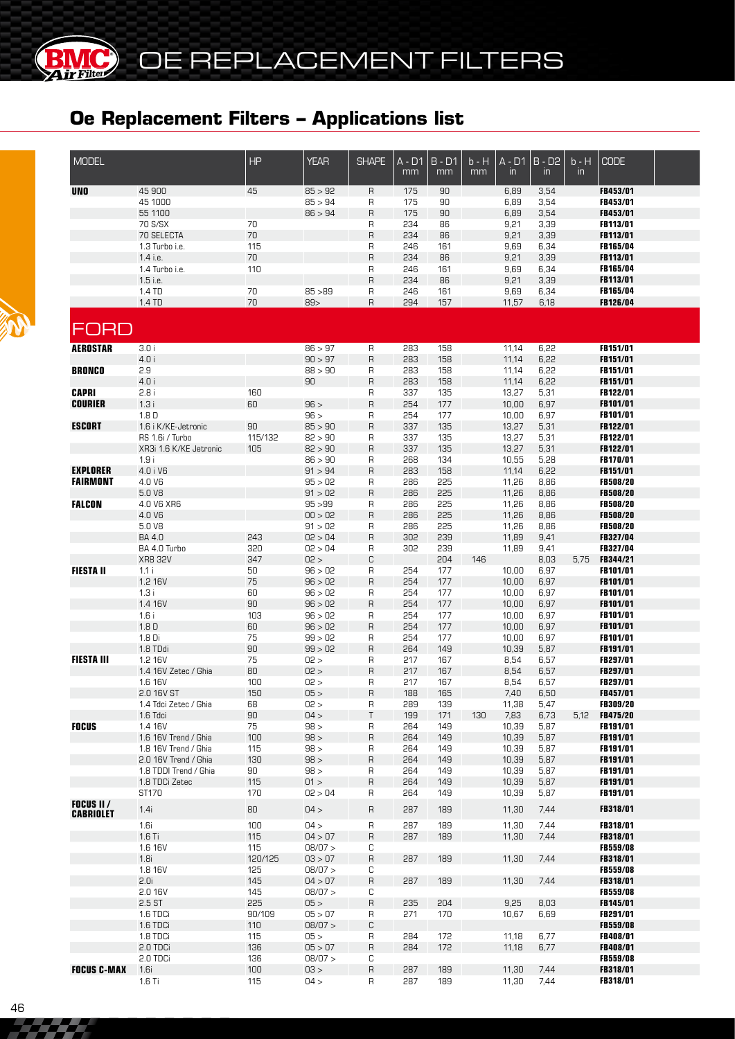# OE REPLACEMENT FILTERS

## Oe Replacement Filters – Applications list

| MODEL | | HP | YEAR | SHAPE | A - D1 mm | B - D1 mm | b - H mm | A - D1 in | B - D2 in | b - H in | CODE |
|---|---|---|---|---|---|---|---|---|---|---|---|
| **UNO** | 45 900 | 45 | 85 > 92 | R | 175 | 90 | | 6,89 | 3,54 | | **FB453/01** |
| | 45 1000 | | 85 > 94 | R | 175 | 90 | | 6,89 | 3,54 | | **FB453/01** |
| | 55 1100 | | 86 > 94 | R | 175 | 90 | | 6,89 | 3,54 | | **FB453/01** |
| | 70 S/SX | 70 | | R | 234 | 86 | | 9,21 | 3,39 | | **FB113/01** |
| | 70 SELECTA | 70 | | R | 234 | 86 | | 9,21 | 3,39 | | **FB113/01** |
| | 1.3 Turbo i.e. | 115 | | R | 246 | 161 | | 9,69 | 6,34 | | **FB165/04** |
| | 1.4 i.e. | 70 | | R | 234 | 86 | | 9,21 | 3,39 | | **FB113/01** |
| | 1.4 Turbo i.e. | 110 | | R | 246 | 161 | | 9,69 | 6,34 | | **FB165/04** |
| | 1.5 i.e. | | | R | 234 | 86 | | 9,21 | 3,39 | | **FB113/01** |
| | 1.4 TD | 70 | 85 >89 | R | 246 | 161 | | 9,69 | 6,34 | | **FB165/04** |
| | 1.4 TD | 70 | 89> | R | 294 | 157 | | 11,57 | 6,18 | | **FB126/04** |

## FORD

| MODEL | | HP | YEAR | SHAPE | A - D1 mm | B - D1 mm | b - H mm | A - D1 in | B - D2 in | b - H in | CODE |
|---|---|---|---|---|---|---|---|---|---|---|---|
| **AEROSTAR** | 3.0 i | | 86 > 97 | R | 283 | 158 | | 11,14 | 6,22 | | **FB151/01** |
| | 4.0 i | | 90 > 97 | R | 283 | 158 | | 11,14 | 6,22 | | **FB151/01** |
| **BRONCO** | 2.9 | | 88 > 90 | R | 283 | 158 | | 11,14 | 6,22 | | **FB151/01** |
| | 4.0 i | | 90 | R | 283 | 158 | | 11,14 | 6,22 | | **FB151/01** |
| **CAPRI** | 2.8 i | 160 | | R | 337 | 135 | | 13,27 | 5,31 | | **FB122/01** |
| **COURIER** | 1.3 i | 60 | 96 > | R | 254 | 177 | | 10,00 | 6,97 | | **FB101/01** |
| | 1.8 D | | 96 > | R | 254 | 177 | | 10,00 | 6,97 | | **FB101/01** |
| **ESCORT** | 1.6 i K/KE-Jetronic | 90 | 85 > 90 | R | 337 | 135 | | 13,27 | 5,31 | | **FB122/01** |
| | RS 1.6i / Turbo | 115/132 | 82 > 90 | R | 337 | 135 | | 13,27 | 5,31 | | **FB122/01** |
| | XR3i 1.6 K/KE Jetronic | 105 | 82 > 90 | R | 337 | 135 | | 13,27 | 5,31 | | **FB122/01** |
| | 1.9 i | | 86 > 90 | R | 268 | 134 | | 10,55 | 5,28 | | **FB170/01** |
| **EXPLORER** | 4.0 i V6 | | 91 > 94 | R | 283 | 158 | | 11,14 | 6,22 | | **FB151/01** |
| **FAIRMONT** | 4.0 V6 | | 95 > 02 | R | 286 | 225 | | 11,26 | 8,86 | | **FB508/20** |
| | 5.0 V8 | | 91 > 02 | R | 286 | 225 | | 11,26 | 8,86 | | **FB508/20** |
| **FALCON** | 4.0 V6 XR6 | | 95 >99 | R | 286 | 225 | | 11,26 | 8,86 | | **FB508/20** |
| | 4.0 V6 | | 00 > 02 | R | 286 | 225 | | 11,26 | 8,86 | | **FB508/20** |
| | 5.0 V8 | | 91 > 02 | R | 286 | 225 | | 11,26 | 8,86 | | **FB508/20** |
| | BA 4.0 | 243 | 02 > 04 | R | 302 | 239 | | 11,89 | 9,41 | | **FB327/04** |
| | BA 4.0 Turbo | 320 | 02 > 04 | R | 302 | 239 | | 11,89 | 9,41 | | **FB327/04** |
| | XR8 32V | 347 | 02 > | C | | 204 | 146 | | 8,03 | 5,75 | **FB344/21** |
| **FIESTA II** | 1.1 i | 50 | 96 > 02 | R | 254 | 177 | | 10,00 | 6,97 | | **FB101/01** |
| | 1.2 16V | 75 | 96 > 02 | R | 254 | 177 | | 10,00 | 6,97 | | **FB101/01** |
| | 1.3 i | 60 | 96 > 02 | R | 254 | 177 | | 10,00 | 6,97 | | **FB101/01** |
| | 1.4 16V | 90 | 96 > 02 | R | 254 | 177 | | 10,00 | 6,97 | | **FB101/01** |
| | 1.6 i | 103 | 96 > 02 | R | 254 | 177 | | 10,00 | 6,97 | | **FB101/01** |
| | 1.8 D | 60 | 96 > 02 | R | 254 | 177 | | 10,00 | 6,97 | | **FB101/01** |
| | 1.8 Di | 75 | 99 > 02 | R | 254 | 177 | | 10,00 | 6,97 | | **FB101/01** |
| | 1.8 TDdi | 90 | 99 > 02 | R | 264 | 149 | | 10,39 | 5,87 | | **FB191/01** |
| **FIESTA III** | 1.2 16V | 75 | 02 > | R | 217 | 167 | | 8,54 | 6,57 | | **FB297/01** |
| | 1.4 16V Zetec / Ghia | 80 | 02 > | R | 217 | 167 | | 8,54 | 6,57 | | **FB297/01** |
| | 1.6 16V | 100 | 02 > | R | 217 | 167 | | 8,54 | 6,57 | | **FB297/01** |
| | 2.0 16V ST | 150 | 05 > | R | 188 | 165 | | 7,40 | 6,50 | | **FB457/01** |
| | 1.4 Tdci Zetec / Ghia | 68 | 02 > | R | 289 | 139 | | 11,38 | 5,47 | | **FB309/20** |
| | 1.6 Tdci | 90 | 04 > | T | 199 | 171 | 130 | 7,83 | 6,73 | 5,12 | **FB475/20** |
| **FOCUS** | 1.4 16V | 75 | 98 > | R | 264 | 149 | | 10,39 | 5,87 | | **FB191/01** |
| | 1.6 16V Trend / Ghia | 100 | 98 > | R | 264 | 149 | | 10,39 | 5,87 | | **FB191/01** |
| | 1.8 16V Trend / Ghia | 115 | 98 > | R | 264 | 149 | | 10,39 | 5,87 | | **FB191/01** |
| | 2.0 16V Trend / Ghia | 130 | 98 > | R | 264 | 149 | | 10,39 | 5,87 | | **FB191/01** |
| | 1.8 TDDI Trend / Ghia | 90 | 98 > | R | 264 | 149 | | 10,39 | 5,87 | | **FB191/01** |
| | 1.8 TDCi Zetec | 115 | 01 > | R | 264 | 149 | | 10,39 | 5,87 | | **FB191/01** |
| | ST170 | 170 | 02 > 04 | R | 264 | 149 | | 10,39 | 5,87 | | **FB191/01** |
| **FOCUS II / CABRIOLET** | 1.4i | 80 | 04 > | R | 287 | 189 | | 11,30 | 7,44 | | **FB318/01** |
| | 1.6i | 100 | 04 > | R | 287 | 189 | | 11,30 | 7,44 | | **FB318/01** |
| | 1.6 Ti | 115 | 04 > 07 | R | 287 | 189 | | 11,30 | 7,44 | | **FB318/01** |
| | 1.6 16V | 115 | 08/07 > | C | | | | | | | **FB559/08** |
| | 1.8i | 120/125 | 03 > 07 | R | 287 | 189 | | 11,30 | 7,44 | | **FB318/01** |
| | 1.8 16V | 125 | 08/07 > | C | | | | | | | **FB559/08** |
| | 2.0i | 145 | 04 > 07 | R | 287 | 189 | | 11,30 | 7,44 | | **FB318/01** |
| | 2.0 16V | 145 | 08/07 > | C | | | | | | | **FB559/08** |
| | 2.5 ST | 225 | 05 > | R | 235 | 204 | | 9,25 | 8,03 | | **FB145/01** |
| | 1.6 TDCi | 90/109 | 05 > 07 | R | 271 | 170 | | 10,67 | 6,69 | | **FB291/01** |
| | 1.6 TDCi | 110 | 08/07 > | C | | | | | | | **FB559/08** |
| | 1.8 TDCi | 115 | 05 > | R | 284 | 172 | | 11,18 | 6,77 | | **FB408/01** |
| | 2.0 TDCi | 136 | 05 > 07 | R | 284 | 172 | | 11,18 | 6,77 | | **FB408/01** |
| | 2.0 TDCi | 136 | 08/07 > | C | | | | | | | **FB559/08** |
| **FOCUS C-MAX** | 1.6i | 100 | 03 > | R | 287 | 189 | | 11,30 | 7,44 | | **FB318/01** |
| | 1.6 Ti | 115 | 04 > | R | 287 | 189 | | 11,30 | 7,44 | | **FB318/01** |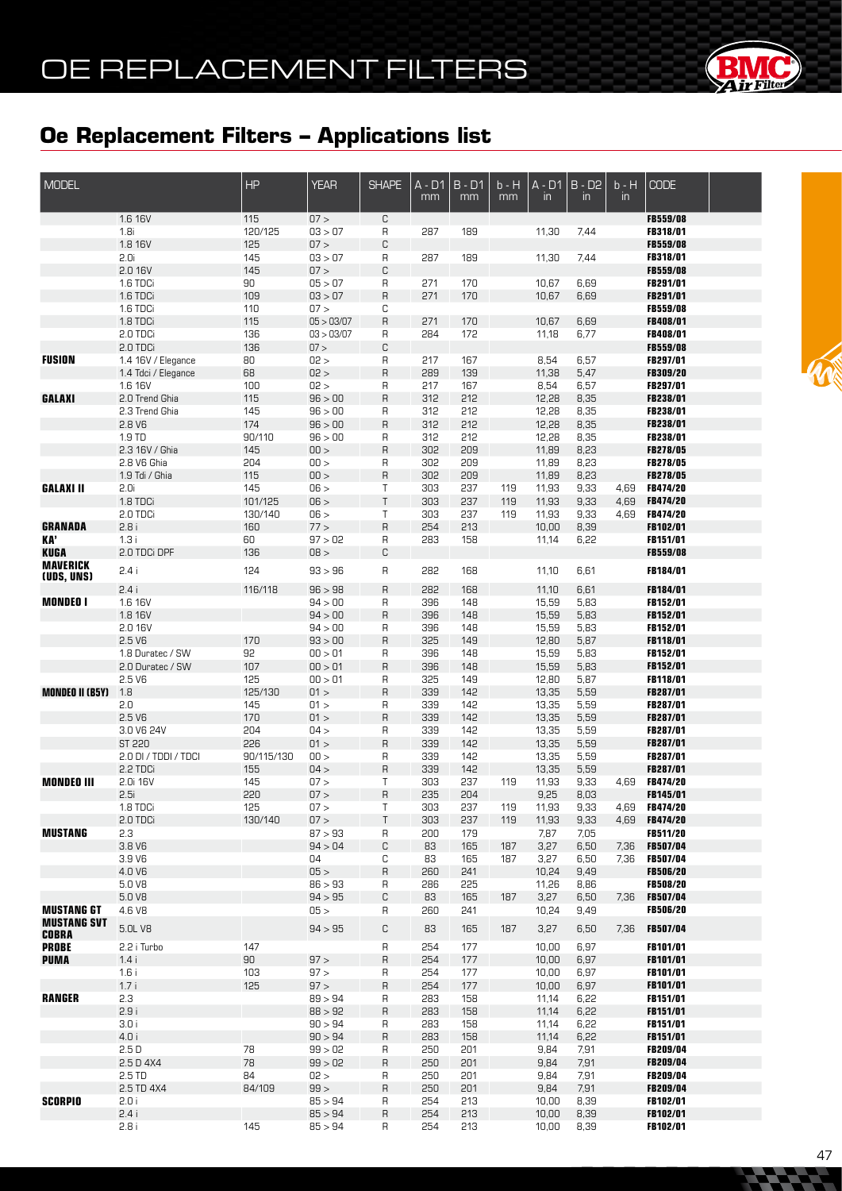# OE REPLACEMENT FILTERS

## Oe Replacement Filters – Applications list

| MODEL | | HP | YEAR | SHAPE | A - D1 mm | B - D1 mm | b - H mm | A - D1 in | B - D2 in | b - H in | CODE |
|---|---|---|---|---|---|---|---|---|---|---|---|
| | 1.6 16V | 115 | 07 > | C | | | | | | | FB559/08 |
| | 1.8i | 120/125 | 03 > 07 | R | 287 | 189 | | 11,30 | 7,44 | | FB318/01 |
| | 1.8 16V | 125 | 07 > | C | | | | | | | FB559/08 |
| | 2.0i | 145 | 03 > 07 | R | 287 | 189 | | 11,30 | 7,44 | | FB318/01 |
| | 2.0 16V | 145 | 07 > | C | | | | | | | FB559/08 |
| | 1.6 TDCi | 90 | 05 > 07 | R | 271 | 170 | | 10,67 | 6,69 | | FB291/01 |
| | 1.6 TDCi | 109 | 03 > 07 | R | 271 | 170 | | 10,67 | 6,69 | | FB291/01 |
| | 1.6 TDCi | 110 | 07 > | C | | | | | | | FB559/08 |
| | 1.8 TDCi | 115 | 05 > 03/07 | R | 271 | 170 | | 10,67 | 6,69 | | FB408/01 |
| | 2.0 TDCi | 136 | 03 > 03/07 | R | 284 | 172 | | 11,18 | 6,77 | | FB408/01 |
| | 2.0 TDCi | 136 | 07 > | C | | | | | | | FB559/08 |
| **FUSION** | 1.4 16V / Elegance | 80 | 02 > | R | 217 | 167 | | 8,54 | 6,57 | | FB297/01 |
| | 1.4 Tdci / Elegance | 68 | 02 > | R | 289 | 139 | | 11,38 | 5,47 | | FB309/20 |
| | 1.6 16V | 100 | 02 > | R | 217 | 167 | | 8,54 | 6,57 | | FB297/01 |
| **GALAXI** | 2.0 Trend Ghia | 115 | 96 > 00 | R | 312 | 212 | | 12,28 | 8,35 | | FB238/01 |
| | 2.3 Trend Ghia | 145 | 96 > 00 | R | 312 | 212 | | 12,28 | 8,35 | | FB238/01 |
| | 2.8 V6 | 174 | 96 > 00 | R | 312 | 212 | | 12,28 | 8,35 | | FB238/01 |
| | 1.9 TD | 90/110 | 96 > 00 | R | 312 | 212 | | 12,28 | 8,35 | | FB238/01 |
| | 2.3 16V / Ghia | 145 | 00 > | R | 302 | 209 | | 11,89 | 8,23 | | FB278/05 |
| | 2.8 V6 Ghia | 204 | 00 > | R | 302 | 209 | | 11,89 | 8,23 | | FB278/05 |
| | 1.9 Tdi / Ghia | 115 | 00 > | R | 302 | 209 | | 11,89 | 8,23 | | FB278/05 |
| **GALAXI II** | 2.0i | 145 | 06 > | T | 303 | 237 | 119 | 11,93 | 9,33 | 4,69 | FB474/20 |
| | 1.8 TDCi | 101/125 | 06 > | T | 303 | 237 | 119 | 11,93 | 9,33 | 4,69 | FB474/20 |
| | 2.0 TDCi | 130/140 | 06 > | T | 303 | 237 | 119 | 11,93 | 9,33 | 4,69 | FB474/20 |
| **GRANADA** | 2.8 i | 160 | 77 > | R | 254 | 213 | | 10,00 | 8,39 | | FB102/01 |
| **KA'** | 1.3 i | 60 | 97 > 02 | R | 283 | 158 | | 11,14 | 6,22 | | FB151/01 |
| **KUGA** | 2.0 TDCi DPF | 136 | 08 > | C | | | | | | | FB559/08 |
| **MAVERICK (UDS, UNS)** | 2.4 i | 124 | 93 > 96 | R | 282 | 168 | | 11,10 | 6,61 | | FB184/01 |
| | 2.4 i | 116/118 | 96 > 98 | R | 282 | 168 | | 11,10 | 6,61 | | FB184/01 |
| **MONDEO I** | 1.6 16V | | 94 > 00 | R | 396 | 148 | | 15,59 | 5,83 | | FB152/01 |
| | 1.8 16V | | 94 > 00 | R | 396 | 148 | | 15,59 | 5,83 | | FB152/01 |
| | 2.0 16V | | 94 > 00 | R | 396 | 148 | | 15,59 | 5,83 | | FB152/01 |
| | 2.5 V6 | 170 | 93 > 00 | R | 325 | 149 | | 12,80 | 5,87 | | FB118/01 |
| | 1.8 Duratec / SW | 92 | 00 > 01 | R | 396 | 148 | | 15,59 | 5,83 | | FB152/01 |
| | 2.0 Duratec / SW | 107 | 00 > 01 | R | 396 | 148 | | 15,59 | 5,83 | | FB152/01 |
| | 2.5 V6 | 125 | 00 > 01 | R | 325 | 149 | | 12,80 | 5,87 | | FB118/01 |
| **MONDEO II (B5Y)** | 1.8 | 125/130 | 01 > | R | 339 | 142 | | 13,35 | 5,59 | | FB287/01 |
| | 2.0 | 145 | 01 > | R | 339 | 142 | | 13,35 | 5,59 | | FB287/01 |
| | 2.5 V6 | 170 | 01 > | R | 339 | 142 | | 13,35 | 5,59 | | FB287/01 |
| | 3.0 V6 24V | 204 | 04 > | R | 339 | 142 | | 13,35 | 5,59 | | FB287/01 |
| | ST 220 | 226 | 01 > | R | 339 | 142 | | 13,35 | 5,59 | | FB287/01 |
| | 2.0 DI / TDDI / TDCI | 90/115/130 | 00 > | R | 339 | 142 | | 13,35 | 5,59 | | FB287/01 |
| | 2.2 TDCi | 155 | 04 > | R | 339 | 142 | | 13,35 | 5,59 | | FB287/01 |
| **MONDEO III** | 2.0i 16V | 145 | 07 > | T | 303 | 237 | 119 | 11,93 | 9,33 | 4,69 | FB474/20 |
| | 2.5i | 220 | 07 > | R | 235 | 204 | | 9,25 | 8,03 | | FB145/01 |
| | 1.8 TDCi | 125 | 07 > | T | 303 | 237 | 119 | 11,93 | 9,33 | 4,69 | FB474/20 |
| | 2.0 TDCi | 130/140 | 07 > | T | 303 | 237 | 119 | 11,93 | 9,33 | 4,69 | FB474/20 |
| **MUSTANG** | 2.3 | | 87 > 93 | R | 200 | 179 | | 7,87 | 7,05 | | FB511/20 |
| | 3.8 V6 | | 94 > 04 | C | 83 | 165 | 187 | 3,27 | 6,50 | 7,36 | FB507/04 |
| | 3.9 V6 | | 04 | C | 83 | 165 | 187 | 3,27 | 6,50 | 7,36 | FB507/04 |
| | 4.0 V6 | | 05 > | R | 260 | 241 | | 10,24 | 9,49 | | FB506/20 |
| | 5.0 V8 | | 86 > 93 | R | 286 | 225 | | 11,26 | 8,86 | | FB508/20 |
| | 5.0 V8 | | 94 > 95 | C | 83 | 165 | 187 | 3,27 | 6,50 | 7,36 | FB507/04 |
| **MUSTANG GT** | 4.6 V8 | | 05 > | R | 260 | 241 | | 10,24 | 9,49 | | FB506/20 |
| **MUSTANG SVT COBRA** | 5.0L V8 | | 94 > 95 | C | 83 | 165 | 187 | 3,27 | 6,50 | 7,36 | FB507/04 |
| **PROBE** | 2.2 i Turbo | 147 | | R | 254 | 177 | | 10,00 | 6,97 | | FB101/01 |
| **PUMA** | 1.4 i | 90 | 97 > | R | 254 | 177 | | 10,00 | 6,97 | | FB101/01 |
| | 1.6 i | 103 | 97 > | R | 254 | 177 | | 10,00 | 6,97 | | FB101/01 |
| | 1.7 i | 125 | 97 > | R | 254 | 177 | | 10,00 | 6,97 | | FB101/01 |
| **RANGER** | 2.3 | | 89 > 94 | R | 283 | 158 | | 11,14 | 6,22 | | FB151/01 |
| | 2.9 i | | 88 > 92 | R | 283 | 158 | | 11,14 | 6,22 | | FB151/01 |
| | 3.0 i | | 90 > 94 | R | 283 | 158 | | 11,14 | 6,22 | | FB151/01 |
| | 4.0 i | | 90 > 94 | R | 283 | 158 | | 11,14 | 6,22 | | FB151/01 |
| | 2.5 D | 78 | 99 > 02 | R | 250 | 201 | | 9,84 | 7,91 | | FB209/04 |
| | 2.5 D 4X4 | 78 | 99 > 02 | R | 250 | 201 | | 9,84 | 7,91 | | FB209/04 |
| | 2.5 TD | 84 | 02 > | R | 250 | 201 | | 9,84 | 7,91 | | FB209/04 |
| | 2.5 TD 4X4 | 84/109 | 99 > | R | 250 | 201 | | 9,84 | 7,91 | | FB209/04 |
| **SCORPIO** | 2.0 i | | 85 > 94 | R | 254 | 213 | | 10,00 | 8,39 | | FB102/01 |
| | 2.4 i | | 85 > 94 | R | 254 | 213 | | 10,00 | 8,39 | | FB102/01 |
| | 2.8 i | 145 | 85 > 94 | R | 254 | 213 | | 10,00 | 8,39 | | FB102/01 |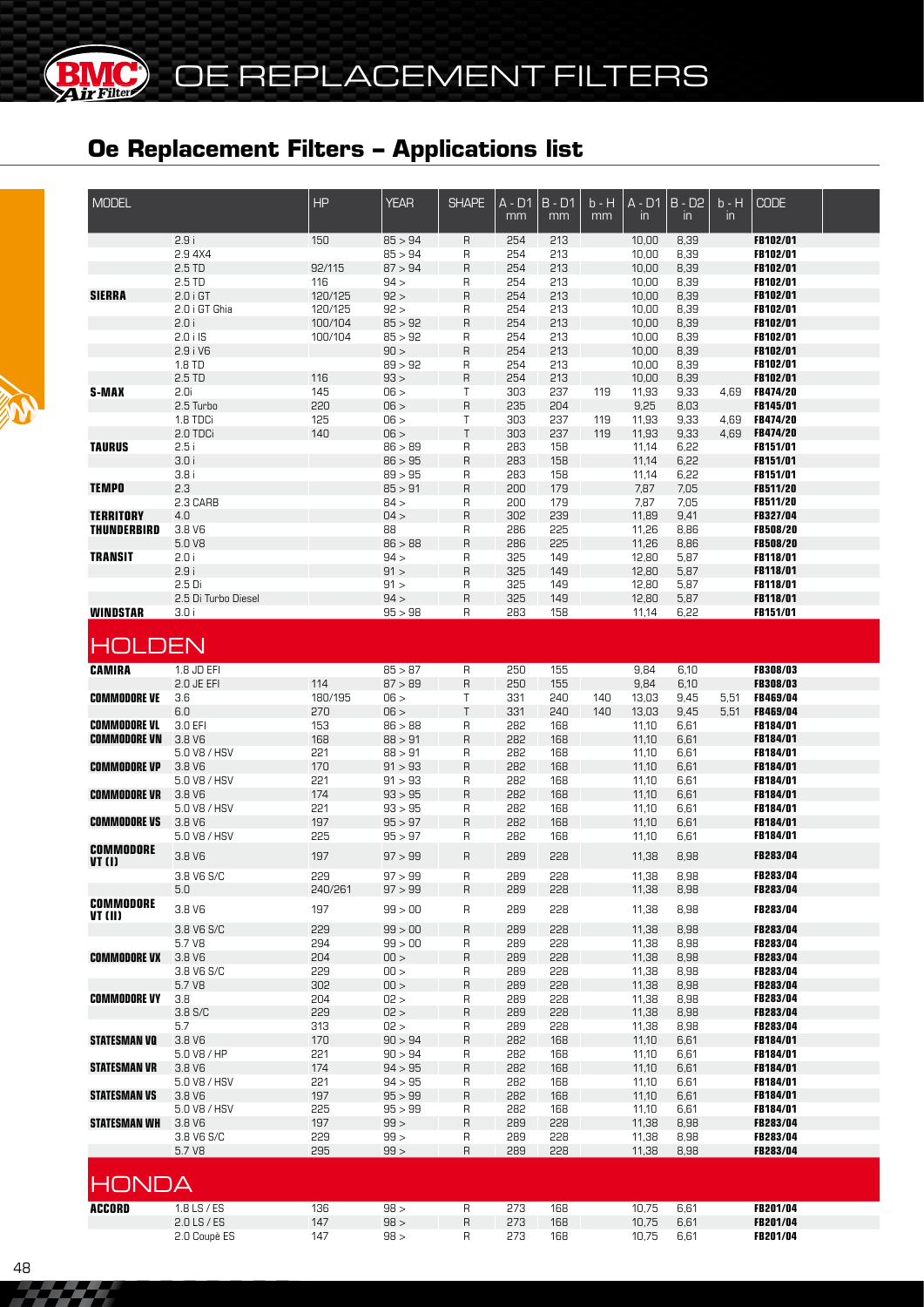# OE REPLACEMENT FILTERS

## Oe Replacement Filters – Applications list

| MODEL | | HP | YEAR | SHAPE | A - D1 mm | B - D1 mm | b - H mm | A - D1 in | B - D2 in | b - H in | CODE |
|---|---|---|---|---|---|---|---|---|---|---|---|
| | 2.9 i | 150 | 85 > 94 | R | 254 | 213 | | 10,00 | 8,39 | | FB102/01 |
| | 2.9 4X4 | | 85 > 94 | R | 254 | 213 | | 10,00 | 8,39 | | FB102/01 |
| | 2.5 TD | 92/115 | 87 > 94 | R | 254 | 213 | | 10,00 | 8,39 | | FB102/01 |
| | 2.5 TD | 116 | 94 > | R | 254 | 213 | | 10,00 | 8,39 | | FB102/01 |
| **SIERRA** | 2.0 i GT | 120/125 | 92 > | R | 254 | 213 | | 10,00 | 8,39 | | FB102/01 |
| | 2.0 i GT Ghia | 120/125 | 92 > | R | 254 | 213 | | 10,00 | 8,39 | | FB102/01 |
| | 2.0 i | 100/104 | 85 > 92 | R | 254 | 213 | | 10,00 | 8,39 | | FB102/01 |
| | 2.0 i IS | 100/104 | 85 > 92 | R | 254 | 213 | | 10,00 | 8,39 | | FB102/01 |
| | 2.9 i V6 | | 90 > | R | 254 | 213 | | 10,00 | 8,39 | | FB102/01 |
| | 1.8 TD | | 89 > 92 | R | 254 | 213 | | 10,00 | 8,39 | | FB102/01 |
| | 2.5 TD | 116 | 93 > | R | 254 | 213 | | 10,00 | 8,39 | | FB102/01 |
| **S-MAX** | 2.0i | 145 | 06 > | T | 303 | 237 | 119 | 11,93 | 9,33 | 4,69 | FB474/20 |
| | 2.5 Turbo | 220 | 06 > | R | 235 | 204 | | 9,25 | 8,03 | | FB145/01 |
| | 1.8 TDCi | 125 | 06 > | T | 303 | 237 | 119 | 11,93 | 9,33 | 4,69 | FB474/20 |
| | 2.0 TDCi | 140 | 06 > | T | 303 | 237 | 119 | 11,93 | 9,33 | 4,69 | FB474/20 |
| **TAURUS** | 2.5 i | | 86 > 89 | R | 283 | 158 | | 11,14 | 6,22 | | FB151/01 |
| | 3.0 i | | 86 > 95 | R | 283 | 158 | | 11,14 | 6,22 | | FB151/01 |
| | 3.8 i | | 89 > 95 | R | 283 | 158 | | 11,14 | 6,22 | | FB151/01 |
| **TEMPO** | 2.3 | | 85 > 91 | R | 200 | 179 | | 7,87 | 7,05 | | FB511/20 |
| | 2.3 CARB | | 84 > | R | 200 | 179 | | 7,87 | 7,05 | | FB511/20 |
| **TERRITORY** | 4.0 | | 04 > | R | 302 | 239 | | 11,89 | 9,41 | | FB327/04 |
| **THUNDERBIRD** | 3.8 V6 | | 88 | R | 286 | 225 | | 11,26 | 8,86 | | FB508/20 |
| | 5.0 V8 | | 86 > 88 | R | 286 | 225 | | 11,26 | 8,86 | | FB508/20 |
| **TRANSIT** | 2.0 i | | 94 > | R | 325 | 149 | | 12,80 | 5,87 | | FB118/01 |
| | 2.9 i | | 91 > | R | 325 | 149 | | 12,80 | 5,87 | | FB118/01 |
| | 2.5 Di | | 91 > | R | 325 | 149 | | 12,80 | 5,87 | | FB118/01 |
| | 2.5 Di Turbo Diesel | | 94 > | R | 325 | 149 | | 12,80 | 5,87 | | FB118/01 |
| **WINDSTAR** | 3.0 i | | 95 > 98 | R | 283 | 158 | | 11,14 | 6,22 | | FB151/01 |

## HOLDEN

| MODEL | | HP | YEAR | SHAPE | A - D1 mm | B - D1 mm | b - H mm | A - D1 in | B - D2 in | b - H in | CODE |
|---|---|---|---|---|---|---|---|---|---|---|---|
| **CAMIRA** | 1.8 JD EFI | | 85 > 87 | R | 250 | 155 | | 9,84 | 6,10 | | FB308/03 |
| | 2.0 JE EFI | 114 | 87 > 89 | R | 250 | 155 | | 9,84 | 6,10 | | FB308/03 |
| **COMMODORE VE** | 3.6 | 180/195 | 06 > | T | 331 | 240 | 140 | 13,03 | 9,45 | 5,51 | FB469/04 |
| | 6.0 | 270 | 06 > | T | 331 | 240 | 140 | 13,03 | 9,45 | 5,51 | FB469/04 |
| **COMMODORE VL** | 3.0 EFI | 153 | 86 > 88 | R | 282 | 168 | | 11,10 | 6,61 | | FB184/01 |
| **COMMODORE VN** | 3.8 V6 | 168 | 88 > 91 | R | 282 | 168 | | 11,10 | 6,61 | | FB184/01 |
| | 5.0 V8 / HSV | 221 | 88 > 91 | R | 282 | 168 | | 11,10 | 6,61 | | FB184/01 |
| **COMMODORE VP** | 3.8 V6 | 170 | 91 > 93 | R | 282 | 168 | | 11,10 | 6,61 | | FB184/01 |
| | 5.0 V8 / HSV | 221 | 91 > 93 | R | 282 | 168 | | 11,10 | 6,61 | | FB184/01 |
| **COMMODORE VR** | 3.8 V6 | 174 | 93 > 95 | R | 282 | 168 | | 11,10 | 6,61 | | FB184/01 |
| | 5.0 V8 / HSV | 221 | 93 > 95 | R | 282 | 168 | | 11,10 | 6,61 | | FB184/01 |
| **COMMODORE VS** | 3.8 V6 | 197 | 95 > 97 | R | 282 | 168 | | 11,10 | 6,61 | | FB184/01 |
| | 5.0 V8 / HSV | 225 | 95 > 97 | R | 282 | 168 | | 11,10 | 6,61 | | FB184/01 |
| **COMMODORE VT (I)** | 3.8 V6 | 197 | 97 > 99 | R | 289 | 228 | | 11,38 | 8,98 | | FB283/04 |
| | 3.8 V6 S/C | 229 | 97 > 99 | R | 289 | 228 | | 11,38 | 8,98 | | FB283/04 |
| | 5.0 | 240/261 | 97 > 99 | R | 289 | 228 | | 11,38 | 8,98 | | FB283/04 |
| **COMMODORE VT (II)** | 3.8 V6 | 197 | 99 > 00 | R | 289 | 228 | | 11,38 | 8,98 | | FB283/04 |
| | 3.8 V6 S/C | 229 | 99 > 00 | R | 289 | 228 | | 11,38 | 8,98 | | FB283/04 |
| | 5.7 V8 | 294 | 99 > 00 | R | 289 | 228 | | 11,38 | 8,98 | | FB283/04 |
| **COMMODORE VX** | 3.8 V6 | 204 | 00 > | R | 289 | 228 | | 11,38 | 8,98 | | FB283/04 |
| | 3.8 V6 S/C | 229 | 00 > | R | 289 | 228 | | 11,38 | 8,98 | | FB283/04 |
| | 5.7 V8 | 302 | 00 > | R | 289 | 228 | | 11,38 | 8,98 | | FB283/04 |
| **COMMODORE VY** | 3.8 | 204 | 02 > | R | 289 | 228 | | 11,38 | 8,98 | | FB283/04 |
| | 3.8 S/C | 229 | 02 > | R | 289 | 228 | | 11,38 | 8,98 | | FB283/04 |
| | 5.7 | 313 | 02 > | R | 289 | 228 | | 11,38 | 8,98 | | FB283/04 |
| **STATESMAN VQ** | 3.8 V6 | 170 | 90 > 94 | R | 282 | 168 | | 11,10 | 6,61 | | FB184/01 |
| | 5.0 V8 / HP | 221 | 90 > 94 | R | 282 | 168 | | 11,10 | 6,61 | | FB184/01 |
| **STATESMAN VR** | 3.8 V6 | 174 | 94 > 95 | R | 282 | 168 | | 11,10 | 6,61 | | FB184/01 |
| | 5.0 V8 / HSV | 221 | 94 > 95 | R | 282 | 168 | | 11,10 | 6,61 | | FB184/01 |
| **STATESMAN VS** | 3.8 V6 | 197 | 95 > 99 | R | 282 | 168 | | 11,10 | 6,61 | | FB184/01 |
| | 5.0 V8 / HSV | 225 | 95 > 99 | R | 282 | 168 | | 11,10 | 6,61 | | FB184/01 |
| **STATESMAN WH** | 3.8 V6 | 197 | 99 > | R | 289 | 228 | | 11,38 | 8,98 | | FB283/04 |
| | 3.8 V6 S/C | 229 | 99 > | R | 289 | 228 | | 11,38 | 8,98 | | FB283/04 |
| | 5.7 V8 | 295 | 99 > | R | 289 | 228 | | 11,38 | 8,98 | | FB283/04 |

## HONDA

| MODEL | | HP | YEAR | SHAPE | A - D1 mm | B - D1 mm | b - H mm | A - D1 in | B - D2 in | b - H in | CODE |
|---|---|---|---|---|---|---|---|---|---|---|---|
| **ACCORD** | 1.8 LS / ES | 136 | 98 > | R | 273 | 168 | | 10,75 | 6,61 | | FB201/04 |
| | 2.0 LS / ES | 147 | 98 > | R | 273 | 168 | | 10,75 | 6,61 | | FB201/04 |
| | 2.0 Coupè ES | 147 | 98 > | R | 273 | 168 | | 10,75 | 6,61 | | FB201/04 |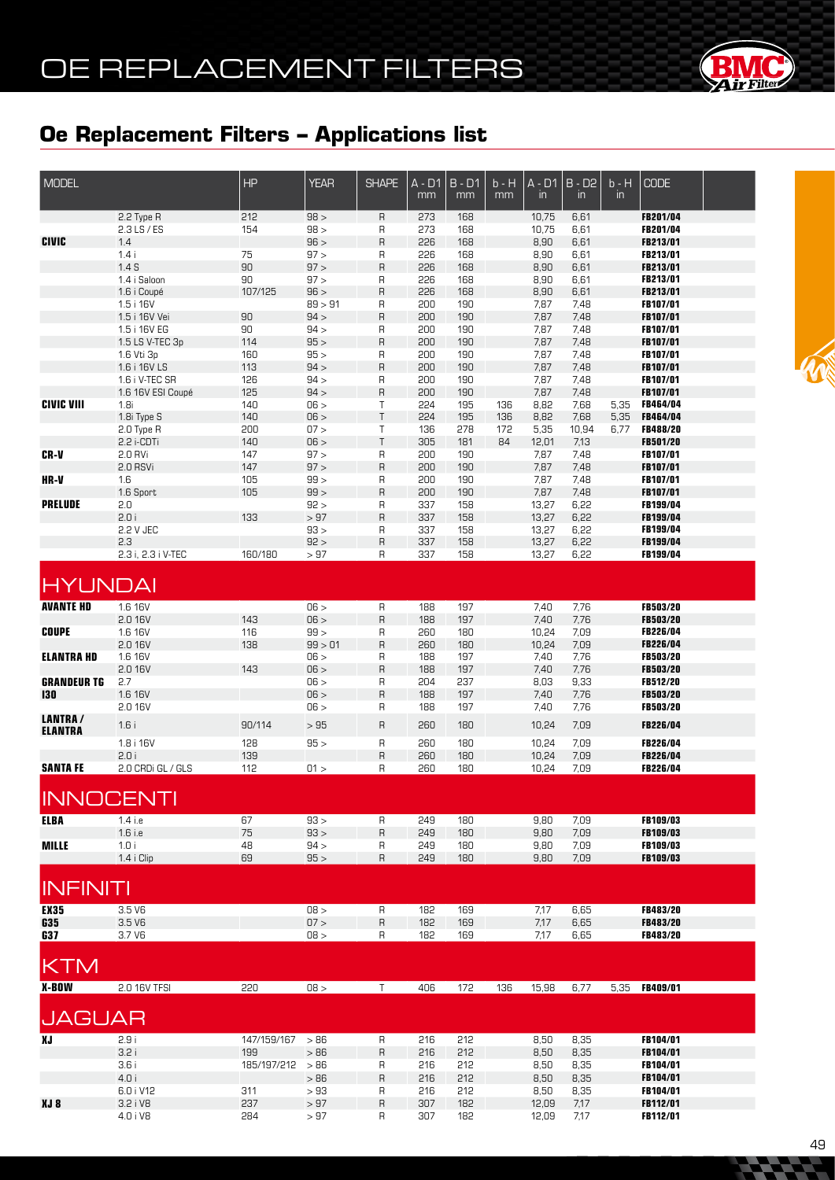# OE REPLACEMENT FILTERS

## Oe Replacement Filters – Applications list

| MODEL | | HP | YEAR | SHAPE | A - D1 mm | B - D1 mm | b - H mm | A - D1 in | B - D2 in | b - H in | CODE |
|---|---|---|---|---|---|---|---|---|---|---|---|
| | 2.2 Type R | 212 | 98 > | R | 273 | 168 | | 10,75 | 6,61 | | FB201/04 |
| | 2.3 LS / ES | 154 | 98 > | R | 273 | 168 | | 10,75 | 6,61 | | FB201/04 |
| **CIVIC** | 1.4 | | 96 > | R | 226 | 168 | | 8,90 | 6,61 | | FB213/01 |
| | 1.4 i | 75 | 97 > | R | 226 | 168 | | 8,90 | 6,61 | | FB213/01 |
| | 1.4 S | 90 | 97 > | R | 226 | 168 | | 8,90 | 6,61 | | FB213/01 |
| | 1.4 i Saloon | 90 | 97 > | R | 226 | 168 | | 8,90 | 6,61 | | FB213/01 |
| | 1.6 i Coupé | 107/125 | 96 > | R | 226 | 168 | | 8,90 | 6,61 | | FB213/01 |
| | 1.5 i 16V | | 89 > 91 | R | 200 | 190 | | 7,87 | 7,48 | | FB107/01 |
| | 1.5 i 16V Vei | 90 | 94 > | R | 200 | 190 | | 7,87 | 7,48 | | FB107/01 |
| | 1.5 i 16V EG | 90 | 94 > | R | 200 | 190 | | 7,87 | 7,48 | | FB107/01 |
| | 1.5 LS V-TEC 3p | 114 | 95 > | R | 200 | 190 | | 7,87 | 7,48 | | FB107/01 |
| | 1.6 Vti 3p | 160 | 95 > | R | 200 | 190 | | 7,87 | 7,48 | | FB107/01 |
| | 1.6 i 16V LS | 113 | 94 > | R | 200 | 190 | | 7,87 | 7,48 | | FB107/01 |
| | 1.6 i V-TEC SR | 126 | 94 > | R | 200 | 190 | | 7,87 | 7,48 | | FB107/01 |
| | 1.6 16V ESI Coupé | 125 | 94 > | R | 200 | 190 | | 7,87 | 7,48 | | FB107/01 |
| **CIVIC VIII** | 1.8i | 140 | 06 > | T | 224 | 195 | 136 | 8,82 | 7,68 | 5,35 | FB464/04 |
| | 1.8i Type S | 140 | 06 > | T | 224 | 195 | 136 | 8,82 | 7,68 | 5,35 | FB464/04 |
| | 2.0 Type R | 200 | 07 > | T | 136 | 278 | 172 | 5,35 | 10,94 | 6,77 | FB488/20 |
| | 2.2 i-CDTi | 140 | 06 > | T | 305 | 181 | 84 | 12,01 | 7,13 | | FB501/20 |
| **CR-V** | 2.0 RVi | 147 | 97 > | R | 200 | 190 | | 7,87 | 7,48 | | FB107/01 |
| | 2.0 RSVi | 147 | 97 > | R | 200 | 190 | | 7,87 | 7,48 | | FB107/01 |
| **HR-V** | 1.6 | 105 | 99 > | R | 200 | 190 | | 7,87 | 7,48 | | FB107/01 |
| | 1.6 Sport | 105 | 99 > | R | 200 | 190 | | 7,87 | 7,48 | | FB107/01 |
| **PRELUDE** | 2.0 | | 92 > | R | 337 | 158 | | 13,27 | 6,22 | | FB199/04 |
| | 2.0 i | 133 | > 97 | R | 337 | 158 | | 13,27 | 6,22 | | FB199/04 |
| | 2.2 V JEC | | 93 > | R | 337 | 158 | | 13,27 | 6,22 | | FB199/04 |
| | 2.3 | | 92 > | R | 337 | 158 | | 13,27 | 6,22 | | FB199/04 |
| | 2.3 i, 2.3 i V-TEC | 160/180 | > 97 | R | 337 | 158 | | 13,27 | 6,22 | | FB199/04 |

## HYUNDAI

| MODEL | | HP | YEAR | SHAPE | A - D1 mm | B - D1 mm | b - H mm | A - D1 in | B - D2 in | b - H in | CODE |
|---|---|---|---|---|---|---|---|---|---|---|---|
| **AVANTE HD** | 1.6 16V | | 06 > | R | 188 | 197 | | 7,40 | 7,76 | | FB503/20 |
| | 2.0 16V | 143 | 06 > | R | 188 | 197 | | 7,40 | 7,76 | | FB503/20 |
| **COUPE** | 1.6 16V | 116 | 99 > | R | 260 | 180 | | 10,24 | 7,09 | | FB226/04 |
| | 2.0 16V | 138 | 99 > 01 | R | 260 | 180 | | 10,24 | 7,09 | | FB226/04 |
| **ELANTRA HD** | 1.6 16V | | 06 > | R | 188 | 197 | | 7,40 | 7,76 | | FB503/20 |
| | 2.0 16V | 143 | 06 > | R | 188 | 197 | | 7,40 | 7,76 | | FB503/20 |
| **GRANDEUR TG** | 2.7 | | 06 > | R | 204 | 237 | | 8,03 | 9,33 | | FB512/20 |
| **I30** | 1.6 16V | | 06 > | R | 188 | 197 | | 7,40 | 7,76 | | FB503/20 |
| | 2.0 16V | | 06 > | R | 188 | 197 | | 7,40 | 7,76 | | FB503/20 |
| **LANTRA / ELANTRA** | 1.6 i | 90/114 | > 95 | R | 260 | 180 | | 10,24 | 7,09 | | FB226/04 |
| | 1.8 i 16V | 128 | 95 > | R | 260 | 180 | | 10,24 | 7,09 | | FB226/04 |
| | 2.0 i | 139 | | R | 260 | 180 | | 10,24 | 7,09 | | FB226/04 |
| **SANTA FE** | 2.0 CRDi GL / GLS | 112 | 01 > | R | 260 | 180 | | 10,24 | 7,09 | | FB226/04 |

## INNOCENTI

| MODEL | | HP | YEAR | SHAPE | A - D1 mm | B - D1 mm | b - H mm | A - D1 in | B - D2 in | b - H in | CODE |
|---|---|---|---|---|---|---|---|---|---|---|---|
| **ELBA** | 1.4 i.e | 67 | 93 > | R | 249 | 180 | | 9,80 | 7,09 | | FB109/03 |
| | 1.6 i.e | 75 | 93 > | R | 249 | 180 | | 9,80 | 7,09 | | FB109/03 |
| **MILLE** | 1.0 i | 48 | 94 > | R | 249 | 180 | | 9,80 | 7,09 | | FB109/03 |
| | 1.4 i Clip | 69 | 95 > | R | 249 | 180 | | 9,80 | 7,09 | | FB109/03 |

## INFINITI

| MODEL | | HP | YEAR | SHAPE | A - D1 mm | B - D1 mm | b - H mm | A - D1 in | B - D2 in | b - H in | CODE |
|---|---|---|---|---|---|---|---|---|---|---|---|
| **EX35** | 3.5 V6 | | 08 > | R | 182 | 169 | | 7,17 | 6,65 | | FB483/20 |
| **G35** | 3.5 V6 | | 07 > | R | 182 | 169 | | 7,17 | 6,65 | | FB483/20 |
| **G37** | 3.7 V6 | | 08 > | R | 182 | 169 | | 7,17 | 6,65 | | FB483/20 |

## KTM

| MODEL | | HP | YEAR | SHAPE | A - D1 mm | B - D1 mm | b - H mm | A - D1 in | B - D2 in | b - H in | CODE |
|---|---|---|---|---|---|---|---|---|---|---|---|
| **X-BOW** | 2.0 16V TFSI | 220 | 08 > | T | 406 | 172 | 136 | 15,98 | 6,77 | 5,35 | FB409/01 |

## JAGUAR

| MODEL | | HP | YEAR | SHAPE | A - D1 mm | B - D1 mm | b - H mm | A - D1 in | B - D2 in | b - H in | CODE |
|---|---|---|---|---|---|---|---|---|---|---|---|
| **XJ** | 2.9 i | 147/159/167 | > 86 | R | 216 | 212 | | 8,50 | 8,35 | | FB104/01 |
| | 3.2 i | 199 | > 86 | R | 216 | 212 | | 8,50 | 8,35 | | FB104/01 |
| | 3.6 i | 185/197/212 | > 86 | R | 216 | 212 | | 8,50 | 8,35 | | FB104/01 |
| | 4.0 i | | > 86 | R | 216 | 212 | | 8,50 | 8,35 | | FB104/01 |
| | 6.0 i V12 | 311 | > 93 | R | 216 | 212 | | 8,50 | 8,35 | | FB104/01 |
| **XJ 8** | 3.2 i V8 | 237 | > 97 | R | 307 | 182 | | 12,09 | 7,17 | | FB112/01 |
| | 4.0 i V8 | 284 | > 97 | R | 307 | 182 | | 12,09 | 7,17 | | FB112/01 |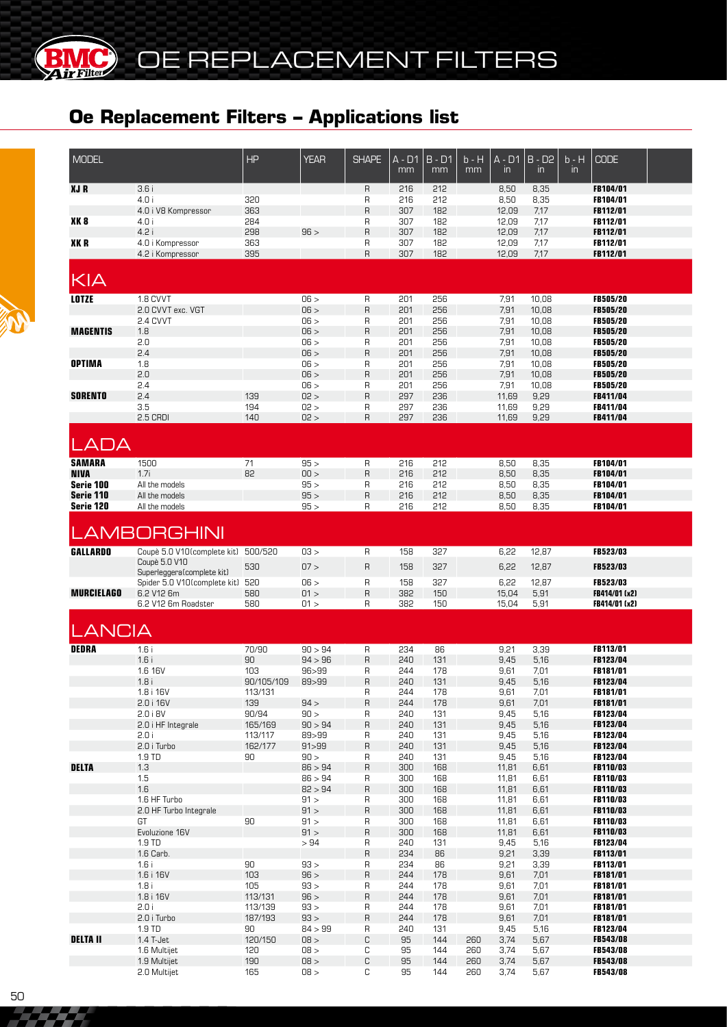# OE REPLACEMENT FILTERS

## Oe Replacement Filters – Applications list

| MODEL | | HP | YEAR | SHAPE | A - D1 mm | B - D1 mm | b - H mm | A - D1 in | B - D2 in | b - H in | CODE |
|---|---|---|---|---|---|---|---|---|---|---|---|
| **XJ R** | 3.6 i | | | R | 216 | 212 | | 8,50 | 8,35 | | **FB104/01** |
| | 4.0 i | 320 | | R | 216 | 212 | | 8,50 | 8,35 | | **FB104/01** |
| | 4.0 i V8 Kompressor | 363 | | R | 307 | 182 | | 12,09 | 7,17 | | **FB112/01** |
| **XK 8** | 4.0 i | 284 | | R | 307 | 182 | | 12,09 | 7,17 | | **FB112/01** |
| | 4.2 i | 298 | 96 > | R | 307 | 182 | | 12,09 | 7,17 | | **FB112/01** |
| **XK R** | 4.0 i Kompressor | 363 | | R | 307 | 182 | | 12,09 | 7,17 | | **FB112/01** |
| | 4.2 i Kompressor | 395 | | R | 307 | 182 | | 12,09 | 7,17 | | **FB112/01** |
| **KIA** | | | | | | | | | | | |
| **LOTZE** | 1.8 CVVT | | 06 > | R | 201 | 256 | | 7,91 | 10,08 | | **FB505/20** |
| | 2.0 CVVT exc. VGT | | 06 > | R | 201 | 256 | | 7,91 | 10,08 | | **FB505/20** |
| | 2.4 CVVT | | 06 > | R | 201 | 256 | | 7,91 | 10,08 | | **FB505/20** |
| **MAGENTIS** | 1.8 | | 06 > | R | 201 | 256 | | 7,91 | 10,08 | | **FB505/20** |
| | 2.0 | | 06 > | R | 201 | 256 | | 7,91 | 10,08 | | **FB505/20** |
| | 2.4 | | 06 > | R | 201 | 256 | | 7,91 | 10,08 | | **FB505/20** |
| **OPTIMA** | 1.8 | | 06 > | R | 201 | 256 | | 7,91 | 10,08 | | **FB505/20** |
| | 2.0 | | 06 > | R | 201 | 256 | | 7,91 | 10,08 | | **FB505/20** |
| | 2.4 | | 06 > | R | 201 | 256 | | 7,91 | 10,08 | | **FB505/20** |
| **SORENTO** | 2.4 | 139 | 02 > | R | 297 | 236 | | 11,69 | 9,29 | | **FB411/04** |
| | 3.5 | 194 | 02 > | R | 297 | 236 | | 11,69 | 9,29 | | **FB411/04** |
| | 2.5 CRDI | 140 | 02 > | R | 297 | 236 | | 11,69 | 9,29 | | **FB411/04** |
| **LADA** | | | | | | | | | | | |
| **SAMARA** | 1500 | 71 | 95 > | R | 216 | 212 | | 8,50 | 8,35 | | **FB104/01** |
| **NIVA** | 1.7i | 82 | 00 > | R | 216 | 212 | | 8,50 | 8,35 | | **FB104/01** |
| **Serie 100** | All the models | | 95 > | R | 216 | 212 | | 8,50 | 8,35 | | **FB104/01** |
| **Serie 110** | All the models | | 95 > | R | 216 | 212 | | 8,50 | 8,35 | | **FB104/01** |
| **Serie 120** | All the models | | 95 > | R | 216 | 212 | | 8,50 | 8,35 | | **FB104/01** |
| **LAMBORGHINI** | | | | | | | | | | | |
| **GALLARDO** | Coupè 5.0 V10(complete kit) | 500/520 | 03 > | R | 158 | 327 | | 6,22 | 12,87 | | **FB523/03** |
| | Coupè 5.0 V10 Superleggera(complete kit) | 530 | 07 > | R | 158 | 327 | | 6,22 | 12,87 | | **FB523/03** |
| | Spider 5.0 V10(complete kit) | 520 | 06 > | R | 158 | 327 | | 6,22 | 12,87 | | **FB523/03** |
| **MURCIELAGO** | 6.2 V12 6m | 580 | 01 > | R | 382 | 150 | | 15,04 | 5,91 | | **FB414/01 (x2)** |
| | 6.2 V12 6m Roadster | 580 | 01 > | R | 382 | 150 | | 15,04 | 5,91 | | **FB414/01 (x2)** |
| **LANCIA** | | | | | | | | | | | |
| **DEDRA** | 1.6 i | 70/90 | 90 > 94 | R | 234 | 86 | | 9,21 | 3,39 | | **FB113/01** |
| | 1.6 i | 90 | 94 > 96 | R | 240 | 131 | | 9,45 | 5,16 | | **FB123/04** |
| | 1.6 16V | 103 | 96>99 | R | 244 | 178 | | 9,61 | 7,01 | | **FB181/01** |
| | 1.8 i | 90/105/109 | 89>99 | R | 240 | 131 | | 9,45 | 5,16 | | **FB123/04** |
| | 1.8 i 16V | 113/131 | | R | 244 | 178 | | 9,61 | 7,01 | | **FB181/01** |
| | 2.0 i 16V | 139 | 94 > | R | 244 | 178 | | 9,61 | 7,01 | | **FB181/01** |
| | 2.0 i 8V | 90/94 | 90 > | R | 240 | 131 | | 9,45 | 5,16 | | **FB123/04** |
| | 2.0 i HF Integrale | 165/169 | 90 > 94 | R | 240 | 131 | | 9,45 | 5,16 | | **FB123/04** |
| | 2.0 i | 113/117 | 89>99 | R | 240 | 131 | | 9,45 | 5,16 | | **FB123/04** |
| | 2.0 i Turbo | 162/177 | 91>99 | R | 240 | 131 | | 9,45 | 5,16 | | **FB123/04** |
| | 1.9 TD | 90 | 90 > | R | 240 | 131 | | 9,45 | 5,16 | | **FB123/04** |
| **DELTA** | 1.3 | | 86 > 94 | R | 300 | 168 | | 11,81 | 6,61 | | **FB110/03** |
| | 1.5 | | 86 > 94 | R | 300 | 168 | | 11,81 | 6,61 | | **FB110/03** |
| | 1.6 | | 82 > 94 | R | 300 | 168 | | 11,81 | 6,61 | | **FB110/03** |
| | 1.6 HF Turbo | | 91 > | R | 300 | 168 | | 11,81 | 6,61 | | **FB110/03** |
| | 2.0 HF Turbo Integrale | | 91 > | R | 300 | 168 | | 11,81 | 6,61 | | **FB110/03** |
| | GT | 90 | 91 > | R | 300 | 168 | | 11,81 | 6,61 | | **FB110/03** |
| | Evoluzione 16V | | 91 > | R | 300 | 168 | | 11,81 | 6,61 | | **FB110/03** |
| | 1.9 TD | | > 94 | R | 240 | 131 | | 9,45 | 5,16 | | **FB123/04** |
| | 1.6 Carb. | | | R | 234 | 86 | | 9,21 | 3,39 | | **FB113/01** |
| | 1.6 i | 90 | 93 > | R | 234 | 86 | | 9,21 | 3,39 | | **FB113/01** |
| | 1.6 i 16V | 103 | 96 > | R | 244 | 178 | | 9,61 | 7,01 | | **FB181/01** |
| | 1.8 i | 105 | 93 > | R | 244 | 178 | | 9,61 | 7,01 | | **FB181/01** |
| | 1.8 i 16V | 113/131 | 96 > | R | 244 | 178 | | 9,61 | 7,01 | | **FB181/01** |
| | 2.0 i | 113/139 | 93 > | R | 244 | 178 | | 9,61 | 7,01 | | **FB181/01** |
| | 2.0 i Turbo | 187/193 | 93 > | R | 244 | 178 | | 9,61 | 7,01 | | **FB181/01** |
| | 1.9 TD | 90 | 84 > 99 | R | 240 | 131 | | 9,45 | 5,16 | | **FB123/04** |
| **DELTA II** | 1.4 T-Jet | 120/150 | 08 > | C | 95 | 144 | 260 | 3,74 | 5,67 | | **FB543/08** |
| | 1.6 Multijet | 120 | 08 > | C | 95 | 144 | 260 | 3,74 | 5,67 | | **FB543/08** |
| | 1.9 Multijet | 190 | 08 > | C | 95 | 144 | 260 | 3,74 | 5,67 | | **FB543/08** |
| | 2.0 Multijet | 165 | 08 > | C | 95 | 144 | 260 | 3,74 | 5,67 | | **FB543/08** |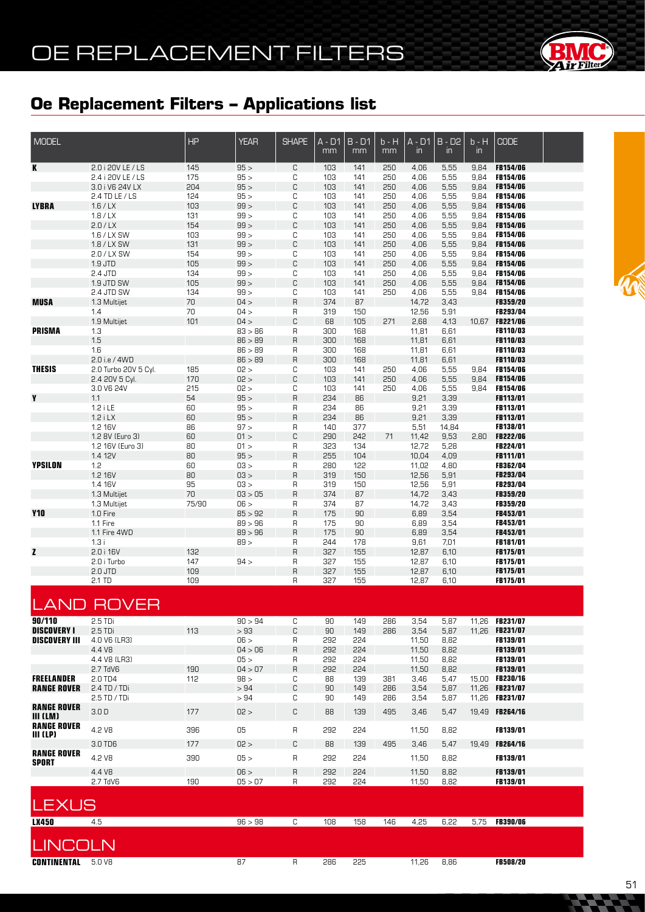# OE REPLACEMENT FILTERS

## Oe Replacement Filters – Applications list

| MODEL | | HP | YEAR | SHAPE | A - D1 mm | B - D1 mm | b - H mm | A - D1 in | B - D2 in | b - H in | CODE |
|---|---|---|---|---|---|---|---|---|---|---|---|
| **K** | 2.0 i 20V LE / LS | 145 | 95 > | C | 103 | 141 | 250 | 4,06 | 5,55 | 9,84 | **FB154/06** |
| | 2.4 i 20V LE / LS | 175 | 95 > | C | 103 | 141 | 250 | 4,06 | 5,55 | 9,84 | **FB154/06** |
| | 3.0 i V6 24V LX | 204 | 95 > | C | 103 | 141 | 250 | 4,06 | 5,55 | 9,84 | **FB154/06** |
| | 2.4 TD LE / LS | 124 | 95 > | C | 103 | 141 | 250 | 4,06 | 5,55 | 9,84 | **FB154/06** |
| **LYBRA** | 1.6 / LX | 103 | 99 > | C | 103 | 141 | 250 | 4,06 | 5,55 | 9,84 | **FB154/06** |
| | 1.8 / LX | 131 | 99 > | C | 103 | 141 | 250 | 4,06 | 5,55 | 9,84 | **FB154/06** |
| | 2.0 / LX | 154 | 99 > | C | 103 | 141 | 250 | 4,06 | 5,55 | 9,84 | **FB154/06** |
| | 1.6 / LX SW | 103 | 99 > | C | 103 | 141 | 250 | 4,06 | 5,55 | 9,84 | **FB154/06** |
| | 1.8 / LX SW | 131 | 99 > | C | 103 | 141 | 250 | 4,06 | 5,55 | 9,84 | **FB154/06** |
| | 2.0 / LX SW | 154 | 99 > | C | 103 | 141 | 250 | 4,06 | 5,55 | 9,84 | **FB154/06** |
| | 1.9 JTD | 105 | 99 > | C | 103 | 141 | 250 | 4,06 | 5,55 | 9,84 | **FB154/06** |
| | 2.4 JTD | 134 | 99 > | C | 103 | 141 | 250 | 4,06 | 5,55 | 9,84 | **FB154/06** |
| | 1.9 JTD SW | 105 | 99 > | C | 103 | 141 | 250 | 4,06 | 5,55 | 9,84 | **FB154/06** |
| | 2.4 JTD SW | 134 | 99 > | C | 103 | 141 | 250 | 4,06 | 5,55 | 9,84 | **FB154/06** |
| **MUSA** | 1.3 Multijet | 70 | 04 > | R | 374 | 87 | | 14,72 | 3,43 | | **FB359/20** |
| | 1.4 | 70 | 04 > | R | 319 | 150 | | 12,56 | 5,91 | | **FB293/04** |
| | 1.9 Multijet | 101 | 04 > | C | 68 | 105 | 271 | 2,68 | 4,13 | 10,67 | **FB221/06** |
| **PRISMA** | 1.3 | | 83 > 86 | R | 300 | 168 | | 11,81 | 6,61 | | **FB110/03** |
| | 1.5 | | 86 > 89 | R | 300 | 168 | | 11,81 | 6,61 | | **FB110/03** |
| | 1.6 | | 86 > 89 | R | 300 | 168 | | 11,81 | 6,61 | | **FB110/03** |
| | 2.0 i.e / 4WD | | 86 > 89 | R | 300 | 168 | | 11,81 | 6,61 | | **FB110/03** |
| **THESIS** | 2.0 Turbo 20V 5 Cyl. | 185 | 02 > | C | 103 | 141 | 250 | 4,06 | 5,55 | 9,84 | **FB154/06** |
| | 2.4 20V 5 Cyl. | 170 | 02 > | C | 103 | 141 | 250 | 4,06 | 5,55 | 9,84 | **FB154/06** |
| | 3.0 V6 24V | 215 | 02 > | C | 103 | 141 | 250 | 4,06 | 5,55 | 9,84 | **FB154/06** |
| **Y** | 1.1 | 54 | 95 > | R | 234 | 86 | | 9,21 | 3,39 | | **FB113/01** |
| | 1.2 i LE | 60 | 95 > | R | 234 | 86 | | 9,21 | 3,39 | | **FB113/01** |
| | 1.2 i LX | 60 | 95 > | R | 234 | 86 | | 9,21 | 3,39 | | **FB113/01** |
| | 1.2 16V | 86 | 97 > | R | 140 | 377 | | 5,51 | 14,84 | | **FB138/01** |
| | 1.2 8V (Euro 3) | 60 | 01 > | C | 290 | 242 | 71 | 11,42 | 9,53 | 2,80 | **FB222/06** |
| | 1.2 16V (Euro 3) | 80 | 01 > | R | 323 | 134 | | 12,72 | 5,28 | | **FB224/01** |
| | 1.4 12V | 80 | 95 > | R | 255 | 104 | | 10,04 | 4,09 | | **FB111/01** |
| **YPSILON** | 1.2 | 60 | 03 > | R | 280 | 122 | | 11,02 | 4,80 | | **FB362/04** |
| | 1.2 16V | 80 | 03 > | R | 319 | 150 | | 12,56 | 5,91 | | **FB293/04** |
| | 1.4 16V | 95 | 03 > | R | 319 | 150 | | 12,56 | 5,91 | | **FB293/04** |
| | 1.3 Multijet | 70 | 03 > 05 | R | 374 | 87 | | 14,72 | 3,43 | | **FB359/20** |
| | 1.3 Multijet | 75/90 | 06 > | R | 374 | 87 | | 14,72 | 3,43 | | **FB359/20** |
| **Y10** | 1.0 Fire | | 85 > 92 | R | 175 | 90 | | 6,89 | 3,54 | | **FB453/01** |
| | 1.1 Fire | | 89 > 96 | R | 175 | 90 | | 6,89 | 3,54 | | **FB453/01** |
| | 1.1 Fire 4WD | | 89 > 96 | R | 175 | 90 | | 6,89 | 3,54 | | **FB453/01** |
| | 1.3 i | | 89 > | R | 244 | 178 | | 9,61 | 7,01 | | **FB181/01** |
| **Z** | 2.0 i 16V | 132 | | R | 327 | 155 | | 12,87 | 6,10 | | **FB175/01** |
| | 2.0 i Turbo | 147 | 94 > | R | 327 | 155 | | 12,87 | 6,10 | | **FB175/01** |
| | 2.0 JTD | 109 | | R | 327 | 155 | | 12,87 | 6,10 | | **FB175/01** |
| | 2.1 TD | 109 | | R | 327 | 155 | | 12,87 | 6,10 | | **FB175/01** |

## LAND ROVER

| MODEL | | HP | YEAR | SHAPE | A - D1 mm | B - D1 mm | b - H mm | A - D1 in | B - D2 in | b - H in | CODE |
|---|---|---|---|---|---|---|---|---|---|---|---|
| **90/110** | 2.5 TDi | | 90 > 94 | C | 90 | 149 | 286 | 3,54 | 5,87 | 11,26 | **FB231/07** |
| **DISCOVERY I** | 2.5 TDi | 113 | > 93 | C | 90 | 149 | 286 | 3,54 | 5,87 | 11,26 | **FB231/07** |
| **DISCOVERY III** | 4.0 V6 (LR3) | | 06 > | R | 292 | 224 | | 11,50 | 8,82 | | **FB139/01** |
| | 4.4 V8 | | 04 > 06 | R | 292 | 224 | | 11,50 | 8,82 | | **FB139/01** |
| | 4.4 V8 (LR3) | | 05 > | R | 292 | 224 | | 11,50 | 8,82 | | **FB139/01** |
| | 2.7 TdV6 | 190 | 04 > 07 | R | 292 | 224 | | 11,50 | 8,82 | | **FB139/01** |
| **FREELANDER** | 2.0 TD4 | 112 | 98 > | C | 88 | 139 | 381 | 3,46 | 5,47 | 15,00 | **FB230/16** |
| **RANGE ROVER** | 2.4 TD / TDi | | > 94 | C | 90 | 149 | 286 | 3,54 | 5,87 | 11,26 | **FB231/07** |
| | 2.5 TD / TDi | | > 94 | C | 90 | 149 | 286 | 3,54 | 5,87 | 11,26 | **FB231/07** |
| **RANGE ROVER III (LM)** | 3.0 D | 177 | 02 > | C | 88 | 139 | 495 | 3,46 | 5,47 | 19,49 | **FB264/16** |
| **RANGE ROVER III (LP)** | 4.2 V8 | 396 | 05 | R | 292 | 224 | | 11,50 | 8,82 | | **FB139/01** |
| | 3.0 TD6 | 177 | 02 > | C | 88 | 139 | 495 | 3,46 | 5,47 | 19,49 | **FB264/16** |
| **RANGE ROVER SPORT** | 4.2 V8 | 390 | 05 > | R | 292 | 224 | | 11,50 | 8,82 | | **FB139/01** |
| | 4.4 V8 | | 06 > | R | 292 | 224 | | 11,50 | 8,82 | | **FB139/01** |
| | 2.7 TdV6 | 190 | 05 > 07 | R | 292 | 224 | | 11,50 | 8,82 | | **FB139/01** |

## LEXUS

| MODEL | | HP | YEAR | SHAPE | A - D1 mm | B - D1 mm | b - H mm | A - D1 in | B - D2 in | b - H in | CODE |
|---|---|---|---|---|---|---|---|---|---|---|---|
| **LX450** | 4.5 | | 96 > 98 | C | 108 | 158 | 146 | 4,25 | 6,22 | 5,75 | **FB390/06** |

## LINCOLN

| MODEL | | HP | YEAR | SHAPE | A - D1 mm | B - D1 mm | b - H mm | A - D1 in | B - D2 in | b - H in | CODE |
|---|---|---|---|---|---|---|---|---|---|---|---|
| **CONTINENTAL** | 5.0 V8 | | 87 | R | 286 | 225 | | 11,26 | 8,86 | | **FB508/20** |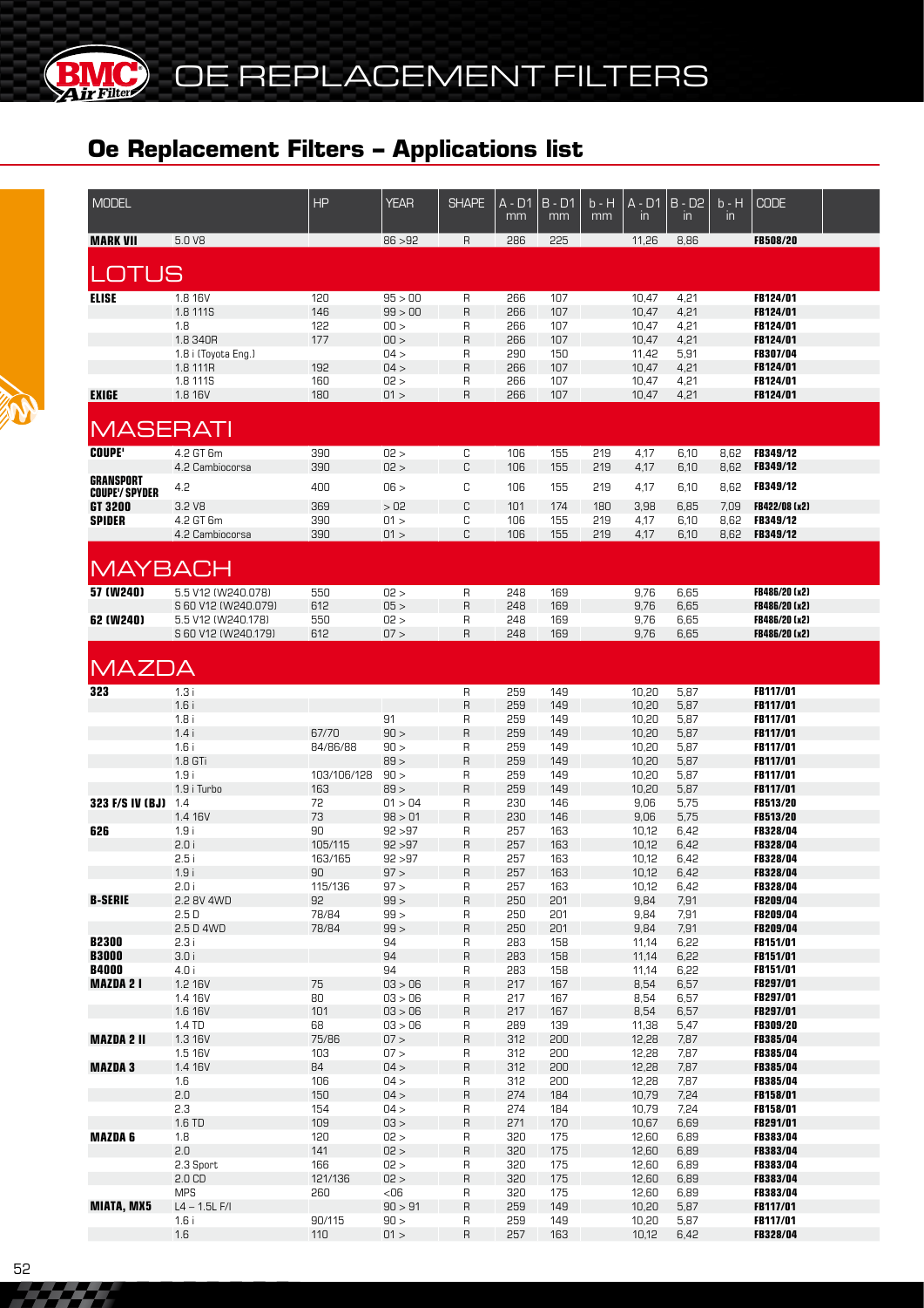# OE REPLACEMENT FILTERS

## Oe Replacement Filters – Applications list

| MODEL | | HP | YEAR | SHAPE | A - D1 mm | B - D1 mm | b - H mm | A - D1 in | B - D2 in | b - H in | CODE |
|---|---|---|---|---|---|---|---|---|---|---|---|
| **MARK VII** | 5.0 V8 | | 86 >92 | R | 286 | 225 | | 11,26 | 8,86 | | **FB508/20** |
| **LOTUS** | | | | | | | | | | | |
| **ELISE** | 1.8 16V | 120 | 95 > 00 | R | 266 | 107 | | 10,47 | 4,21 | | **FB124/01** |
| | 1.8 111S | 146 | 99 > 00 | R | 266 | 107 | | 10,47 | 4,21 | | **FB124/01** |
| | 1.8 | 122 | 00 > | R | 266 | 107 | | 10,47 | 4,21 | | **FB124/01** |
| | 1.8 340R | 177 | 00 > | R | 266 | 107 | | 10,47 | 4,21 | | **FB124/01** |
| | 1.8 i (Toyota Eng.) | | 04 > | R | 290 | 150 | | 11,42 | 5,91 | | **FB307/04** |
| | 1.8 111R | 192 | 04 > | R | 266 | 107 | | 10,47 | 4,21 | | **FB124/01** |
| | 1.8 111S | 160 | 02 > | R | 266 | 107 | | 10,47 | 4,21 | | **FB124/01** |
| **EXIGE** | 1.8 16V | 180 | 01 > | R | 266 | 107 | | 10,47 | 4,21 | | **FB124/01** |
| **MASERATI** | | | | | | | | | | | |
| **COUPE'** | 4.2 GT 6m | 390 | 02 > | C | 106 | 155 | 219 | 4,17 | 6,10 | 8,62 | **FB349/12** |
| | 4.2 Cambiocorsa | 390 | 02 > | C | 106 | 155 | 219 | 4,17 | 6,10 | 8,62 | **FB349/12** |
| **GRANSPORT COUPE'/ SPYDER** | 4.2 | 400 | 06 > | C | 106 | 155 | 219 | 4,17 | 6,10 | 8,62 | **FB349/12** |
| **GT 3200** | 3.2 V8 | 369 | > 02 | C | 101 | 174 | 180 | 3,98 | 6,85 | 7,09 | **FB422/08 (x2)** |
| **SPIDER** | 4.2 GT 6m | 390 | 01 > | C | 106 | 155 | 219 | 4,17 | 6,10 | 8,62 | **FB349/12** |
| | 4.2 Cambiocorsa | 390 | 01 > | C | 106 | 155 | 219 | 4,17 | 6,10 | 8,62 | **FB349/12** |
| **MAYBACH** | | | | | | | | | | | |
| **57 (W240)** | 5.5 V12 (W240.078) | 550 | 02 > | R | 248 | 169 | | 9,76 | 6,65 | | **FB486/20 (x2)** |
| | S 60 V12 (W240.079) | 612 | 05 > | R | 248 | 169 | | 9,76 | 6,65 | | **FB486/20 (x2)** |
| **62 (W240)** | 5.5 V12 (W240.178) | 550 | 02 > | R | 248 | 169 | | 9,76 | 6,65 | | **FB486/20 (x2)** |
| | S 60 V12 (W240.179) | 612 | 07 > | R | 248 | 169 | | 9,76 | 6,65 | | **FB486/20 (x2)** |
| **MAZDA** | | | | | | | | | | | |
| **323** | 1.3 i | | | R | 259 | 149 | | 10,20 | 5,87 | | **FB117/01** |
| | 1.6 i | | | R | 259 | 149 | | 10,20 | 5,87 | | **FB117/01** |
| | 1.8 i | | 91 | R | 259 | 149 | | 10,20 | 5,87 | | **FB117/01** |
| | 1.4 i | 67/70 | 90 > | R | 259 | 149 | | 10,20 | 5,87 | | **FB117/01** |
| | 1.6 i | 84/86/88 | 90 > | R | 259 | 149 | | 10,20 | 5,87 | | **FB117/01** |
| | 1.8 GTi | | 89 > | R | 259 | 149 | | 10,20 | 5,87 | | **FB117/01** |
| | 1.9 i | 103/106/128 | 90 > | R | 259 | 149 | | 10,20 | 5,87 | | **FB117/01** |
| | 1.9 i Turbo | 163 | 89 > | R | 259 | 149 | | 10,20 | 5,87 | | **FB117/01** |
| **323 F/S IV (BJ)** | 1.4 | 72 | 01 > 04 | R | 230 | 146 | | 9,06 | 5,75 | | **FB513/20** |
| | 1.4 16V | 73 | 98 > 01 | R | 230 | 146 | | 9,06 | 5,75 | | **FB513/20** |
| **626** | 1.9 i | 90 | 92 >97 | R | 257 | 163 | | 10,12 | 6,42 | | **FB328/04** |
| | 2.0 i | 105/115 | 92 >97 | R | 257 | 163 | | 10,12 | 6,42 | | **FB328/04** |
| | 2.5 i | 163/165 | 92 >97 | R | 257 | 163 | | 10,12 | 6,42 | | **FB328/04** |
| | 1.9 i | 90 | 97 > | R | 257 | 163 | | 10,12 | 6,42 | | **FB328/04** |
| | 2.0 i | 115/136 | 97 > | R | 257 | 163 | | 10,12 | 6,42 | | **FB328/04** |
| **B-SERIE** | 2.2 8V 4WD | 92 | 99 > | R | 250 | 201 | | 9,84 | 7,91 | | **FB209/04** |
| | 2.5 D | 78/84 | 99 > | R | 250 | 201 | | 9,84 | 7,91 | | **FB209/04** |
| | 2.5 D 4WD | 78/84 | 99 > | R | 250 | 201 | | 9,84 | 7,91 | | **FB209/04** |
| **B2300** | 2.3 i | | 94 | R | 283 | 158 | | 11,14 | 6,22 | | **FB151/01** |
| **B3000** | 3.0 i | | 94 | R | 283 | 158 | | 11,14 | 6,22 | | **FB151/01** |
| **B4000** | 4.0 i | | 94 | R | 283 | 158 | | 11,14 | 6,22 | | **FB151/01** |
| **MAZDA 2 I** | 1.2 16V | 75 | 03 > 06 | R | 217 | 167 | | 8,54 | 6,57 | | **FB297/01** |
| | 1.4 16V | 80 | 03 > 06 | R | 217 | 167 | | 8,54 | 6,57 | | **FB297/01** |
| | 1.6 16V | 101 | 03 > 06 | R | 217 | 167 | | 8,54 | 6,57 | | **FB297/01** |
| | 1.4 TD | 68 | 03 > 06 | R | 289 | 139 | | 11,38 | 5,47 | | **FB309/20** |
| **MAZDA 2 II** | 1.3 16V | 75/86 | 07 > | R | 312 | 200 | | 12,28 | 7,87 | | **FB385/04** |
| | 1.5 16V | 103 | 07 > | R | 312 | 200 | | 12,28 | 7,87 | | **FB385/04** |
| **MAZDA 3** | 1.4 16V | 84 | 04 > | R | 312 | 200 | | 12,28 | 7,87 | | **FB385/04** |
| | 1.6 | 106 | 04 > | R | 312 | 200 | | 12,28 | 7,87 | | **FB385/04** |
| | 2.0 | 150 | 04 > | R | 274 | 184 | | 10,79 | 7,24 | | **FB158/01** |
| | 2.3 | 154 | 04 > | R | 274 | 184 | | 10,79 | 7,24 | | **FB158/01** |
| | 1.6 TD | 109 | 03 > | R | 271 | 170 | | 10,67 | 6,69 | | **FB291/01** |
| **MAZDA 6** | 1.8 | 120 | 02 > | R | 320 | 175 | | 12,60 | 6,89 | | **FB383/04** |
| | 2.0 | 141 | 02 > | R | 320 | 175 | | 12,60 | 6,89 | | **FB383/04** |
| | 2.3 Sport | 166 | 02 > | R | 320 | 175 | | 12,60 | 6,89 | | **FB383/04** |
| | 2.0 CD | 121/136 | 02 > | R | 320 | 175 | | 12,60 | 6,89 | | **FB383/04** |
| | MPS | 260 | <06 | R | 320 | 175 | | 12,60 | 6,89 | | **FB383/04** |
| **MIATA, MX5** | L4 – 1.5L F/I | | 90 > 91 | R | 259 | 149 | | 10,20 | 5,87 | | **FB117/01** |
| | 1.6 i | 90/115 | 90 > | R | 259 | 149 | | 10,20 | 5,87 | | **FB117/01** |
| | 1.6 | 110 | 01 > | R | 257 | 163 | | 10,12 | 6,42 | | **FB328/04** |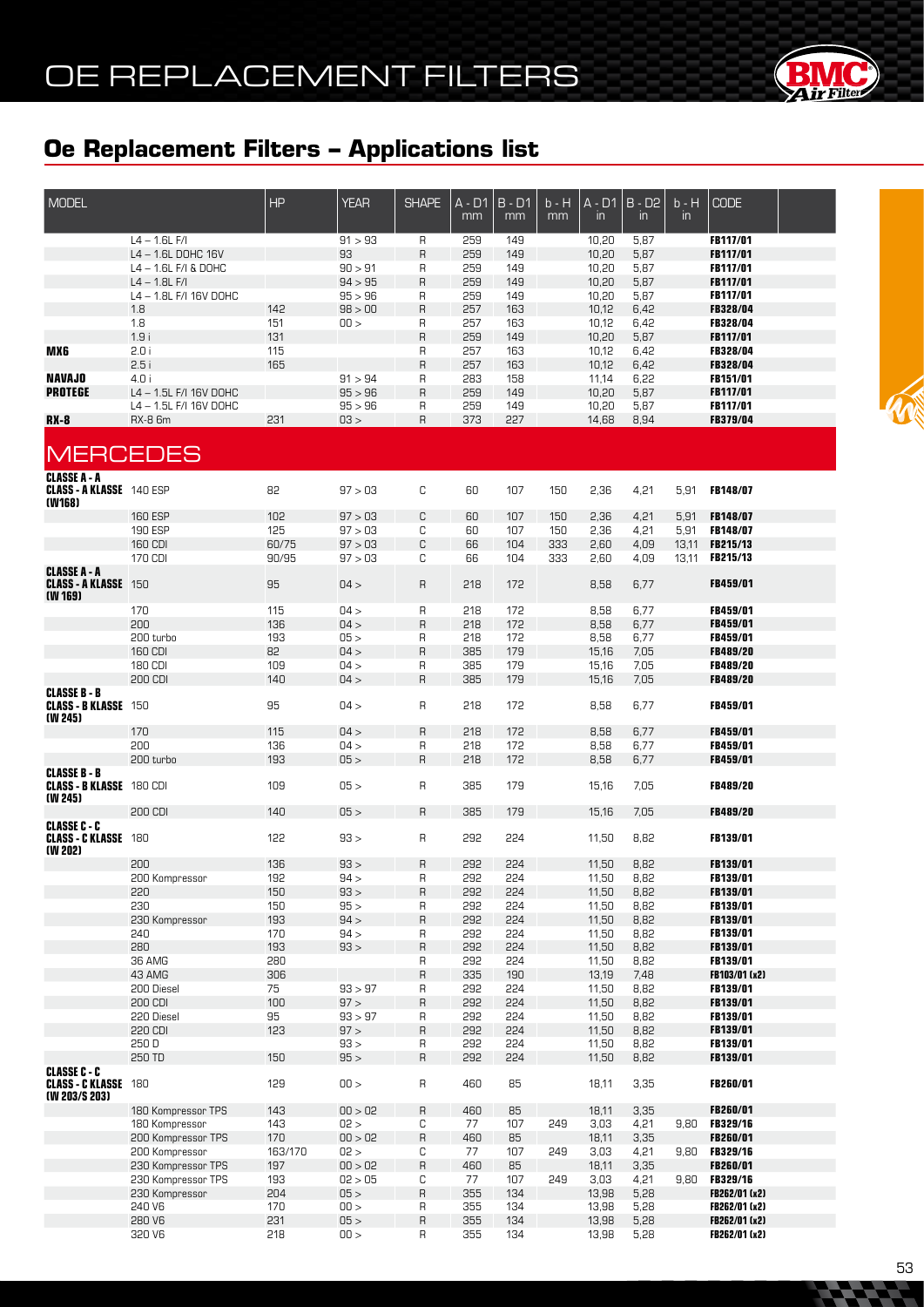# OE REPLACEMENT FILTERS

## Oe Replacement Filters – Applications list

| MODEL | | HP | YEAR | SHAPE | A - D1 mm | B - D1 mm | b - H mm | A - D1 in | B - D2 in | b - H in | CODE |
|---|---|---|---|---|---|---|---|---|---|---|---|
| | L4 – 1.6L F/I | | 91 > 93 | R | 259 | 149 | | 10,20 | 5,87 | | FB117/01 |
| | L4 – 1.6L DOHC 16V | | 93 | R | 259 | 149 | | 10,20 | 5,87 | | FB117/01 |
| | L4 – 1.6L F/I & DOHC | | 90 > 91 | R | 259 | 149 | | 10,20 | 5,87 | | FB117/01 |
| | L4 – 1.8L F/I | | 94 > 95 | R | 259 | 149 | | 10,20 | 5,87 | | FB117/01 |
| | L4 – 1.8L F/I 16V DOHC | | 95 > 96 | R | 259 | 149 | | 10,20 | 5,87 | | FB117/01 |
| | 1.8 | 142 | 98 > 00 | R | 257 | 163 | | 10,12 | 6,42 | | FB328/04 |
| | 1.8 | 151 | 00 > | R | 257 | 163 | | 10,12 | 6,42 | | FB328/04 |
| | 1.9 i | 131 | | R | 259 | 149 | | 10,20 | 5,87 | | FB117/01 |
| **MX6** | 2.0 i | 115 | | R | 257 | 163 | | 10,12 | 6,42 | | FB328/04 |
| | 2.5 i | 165 | | R | 257 | 163 | | 10,12 | 6,42 | | FB328/04 |
| **NAVAJO** | 4.0 i | | 91 > 94 | R | 283 | 158 | | 11,14 | 6,22 | | FB151/01 |
| **PROTEGE** | L4 – 1.5L F/I 16V DOHC | | 95 > 96 | R | 259 | 149 | | 10,20 | 5,87 | | FB117/01 |
| | L4 – 1.5L F/I 16V DOHC | | 95 > 96 | R | 259 | 149 | | 10,20 | 5,87 | | FB117/01 |
| **RX-8** | RX-8 6m | 231 | 03 > | R | 373 | 227 | | 14,68 | 8,94 | | FB379/04 |

## MERCEDES

| MODEL | | HP | YEAR | SHAPE | A - D1 mm | B - D1 mm | b - H mm | A - D1 in | B - D2 in | b - H in | CODE |
|---|---|---|---|---|---|---|---|---|---|---|---|
| **CLASSE A - A CLASS - A KLASSE (W168)** | 140 ESP | 82 | 97 > 03 | C | 60 | 107 | 150 | 2,36 | 4,21 | 5,91 | FB148/07 |
| | 160 ESP | 102 | 97 > 03 | C | 60 | 107 | 150 | 2,36 | 4,21 | 5,91 | FB148/07 |
| | 190 ESP | 125 | 97 > 03 | C | 60 | 107 | 150 | 2,36 | 4,21 | 5,91 | FB148/07 |
| | 160 CDI | 60/75 | 97 > 03 | C | 66 | 104 | 333 | 2,60 | 4,09 | 13,11 | FB215/13 |
| | 170 CDI | 90/95 | 97 > 03 | C | 66 | 104 | 333 | 2,60 | 4,09 | 13,11 | FB215/13 |
| **CLASSE A - A CLASS - A KLASSE (W 169)** | 150 | 95 | 04 > | R | 218 | 172 | | 8,58 | 6,77 | | FB459/01 |
| | 170 | 115 | 04 > | R | 218 | 172 | | 8,58 | 6,77 | | FB459/01 |
| | 200 | 136 | 04 > | R | 218 | 172 | | 8,58 | 6,77 | | FB459/01 |
| | 200 turbo | 193 | 05 > | R | 218 | 172 | | 8,58 | 6,77 | | FB459/01 |
| | 160 CDI | 82 | 04 > | R | 385 | 179 | | 15,16 | 7,05 | | FB489/20 |
| | 180 CDI | 109 | 04 > | R | 385 | 179 | | 15,16 | 7,05 | | FB489/20 |
| | 200 CDI | 140 | 04 > | R | 385 | 179 | | 15,16 | 7,05 | | FB489/20 |
| **CLASSE B - B CLASS - B KLASSE (W 245)** | 150 | 95 | 04 > | R | 218 | 172 | | 8,58 | 6,77 | | FB459/01 |
| | 170 | 115 | 04 > | R | 218 | 172 | | 8,58 | 6,77 | | FB459/01 |
| | 200 | 136 | 04 > | R | 218 | 172 | | 8,58 | 6,77 | | FB459/01 |
| | 200 turbo | 193 | 05 > | R | 218 | 172 | | 8,58 | 6,77 | | FB459/01 |
| **CLASSE B - B CLASS - B KLASSE (W 245)** | 180 CDI | 109 | 05 > | R | 385 | 179 | | 15,16 | 7,05 | | FB489/20 |
| | 200 CDI | 140 | 05 > | R | 385 | 179 | | 15,16 | 7,05 | | FB489/20 |
| **CLASSE C - C CLASS - C KLASSE (W 202)** | 180 | 122 | 93 > | R | 292 | 224 | | 11,50 | 8,82 | | FB139/01 |
| | 200 | 136 | 93 > | R | 292 | 224 | | 11,50 | 8,82 | | FB139/01 |
| | 200 Kompressor | 192 | 94 > | R | 292 | 224 | | 11,50 | 8,82 | | FB139/01 |
| | 220 | 150 | 93 > | R | 292 | 224 | | 11,50 | 8,82 | | FB139/01 |
| | 230 | 150 | 95 > | R | 292 | 224 | | 11,50 | 8,82 | | FB139/01 |
| | 230 Kompressor | 193 | 94 > | R | 292 | 224 | | 11,50 | 8,82 | | FB139/01 |
| | 240 | 170 | 94 > | R | 292 | 224 | | 11,50 | 8,82 | | FB139/01 |
| | 280 | 193 | 93 > | R | 292 | 224 | | 11,50 | 8,82 | | FB139/01 |
| | 36 AMG | 280 | | R | 292 | 224 | | 11,50 | 8,82 | | FB139/01 |
| | 43 AMG | 306 | | R | 335 | 190 | | 13,19 | 7,48 | | FB103/01 (x2) |
| | 200 Diesel | 75 | 93 > 97 | R | 292 | 224 | | 11,50 | 8,82 | | FB139/01 |
| | 200 CDI | 100 | 97 > | R | 292 | 224 | | 11,50 | 8,82 | | FB139/01 |
| | 220 Diesel | 95 | 93 > 97 | R | 292 | 224 | | 11,50 | 8,82 | | FB139/01 |
| | 220 CDI | 123 | 97 > | R | 292 | 224 | | 11,50 | 8,82 | | FB139/01 |
| | 250 D | | 93 > | R | 292 | 224 | | 11,50 | 8,82 | | FB139/01 |
| | 250 TD | 150 | 95 > | R | 292 | 224 | | 11,50 | 8,82 | | FB139/01 |
| **CLASSE C - C CLASS - C KLASSE (W 203/S 203)** | 180 | 129 | 00 > | R | 460 | 85 | | 18,11 | 3,35 | | FB260/01 |
| | 180 Kompressor TPS | 143 | 00 > 02 | R | 460 | 85 | | 18,11 | 3,35 | | FB260/01 |
| | 180 Kompressor | 143 | 02 > | C | 77 | 107 | 249 | 3,03 | 4,21 | 9,80 | FB329/16 |
| | 200 Kompressor TPS | 170 | 00 > 02 | R | 460 | 85 | | 18,11 | 3,35 | | FB260/01 |
| | 200 Kompressor | 163/170 | 02 > | C | 77 | 107 | 249 | 3,03 | 4,21 | 9,80 | FB329/16 |
| | 230 Kompressor TPS | 197 | 00 > 02 | R | 460 | 85 | | 18,11 | 3,35 | | FB260/01 |
| | 230 Kompressor TPS | 193 | 02 > 05 | C | 77 | 107 | 249 | 3,03 | 4,21 | 9,80 | FB329/16 |
| | 230 Kompressor | 204 | 05 > | R | 355 | 134 | | 13,98 | 5,28 | | FB262/01 (x2) |
| | 240 V6 | 170 | 00 > | R | 355 | 134 | | 13,98 | 5,28 | | FB262/01 (x2) |
| | 280 V6 | 231 | 05 > | R | 355 | 134 | | 13,98 | 5,28 | | FB262/01 (x2) |
| | 320 V6 | 218 | 00 > | R | 355 | 134 | | 13,98 | 5,28 | | FB262/01 (x2) |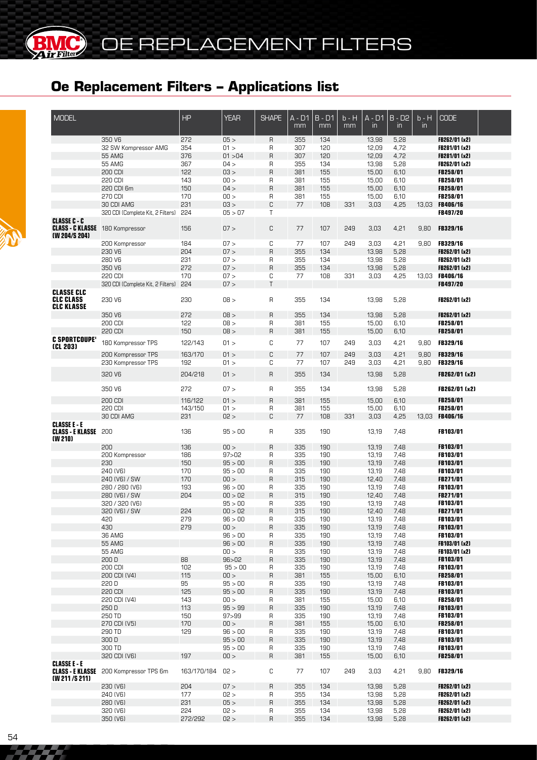## Oe Replacement Filters – Applications list

| MODEL | | HP | YEAR | SHAPE | A - D1 mm | B - D1 mm | b - H mm | A - D1 in | B - D2 in | b - H in | CODE |
|---|---|---|---|---|---|---|---|---|---|---|---|
| | 350 V6 | 272 | 05 > | R | 355 | 134 | | 13,98 | 5,28 | | FB262/01 (x2) |
| | 32 SW Kompressor AMG | 354 | 01 > | R | 307 | 120 | | 12,09 | 4,72 | | FB281/01 (x2) |
| | 55 AMG | 376 | 01 >04 | R | 307 | 120 | | 12,09 | 4,72 | | FB281/01 (x2) |
| | 55 AMG | 367 | 04 > | R | 355 | 134 | | 13,98 | 5,28 | | FB262/01 (x2) |
| | 200 CDI | 122 | 03 > | R | 381 | 155 | | 15,00 | 6,10 | | FB258/01 |
| | 220 CDI | 143 | 00 > | R | 381 | 155 | | 15,00 | 6,10 | | FB258/01 |
| | 220 CDI 6m | 150 | 04 > | R | 381 | 155 | | 15,00 | 6,10 | | FB258/01 |
| | 270 CDI | 170 | 00 > | R | 381 | 155 | | 15,00 | 6,10 | | FB258/01 |
| | 30 CDI AMG | 231 | 03 > | C | 77 | 108 | 331 | 3,03 | 4,25 | 13,03 | FB406/16 |
| | 320 CDI (Complete Kit, 2 Filters) | 224 | 05 > 07 | T | | | | | | | FB497/20 |
| **CLASSE C - C CLASS - C KLASSE (W 204/S 204)** | 180 Kompressor | 156 | 07 > | C | 77 | 107 | 249 | 3,03 | 4,21 | 9,80 | FB329/16 |
| | 200 Kompressor | 184 | 07 > | C | 77 | 107 | 249 | 3,03 | 4,21 | 9,80 | FB329/16 |
| | 230 V6 | 204 | 07 > | R | 355 | 134 | | 13,98 | 5,28 | | FB262/01 (x2) |
| | 280 V6 | 231 | 07 > | R | 355 | 134 | | 13,98 | 5,28 | | FB262/01 (x2) |
| | 350 V6 | 272 | 07 > | R | 355 | 134 | | 13,98 | 5,28 | | FB262/01 (x2) |
| | 220 CDI | 170 | 07 > | C | 77 | 108 | 331 | 3,03 | 4,25 | 13,03 | FB406/16 |
| | 320 CDI (Complete Kit, 2 Filters) | 224 | 07 > | T | | | | | | | FB497/20 |
| **CLASSE CLC CLC CLASS CLC KLASSE** | 230 V6 | 230 | 08 > | R | 355 | 134 | | 13,98 | 5,28 | | FB262/01 (x2) |
| | 350 V6 | 272 | 08 > | R | 355 | 134 | | 13,98 | 5,28 | | FB262/01 (x2) |
| | 200 CDI | 122 | 08 > | R | 381 | 155 | | 15,00 | 6,10 | | FB258/01 |
| | 220 CDI | 150 | 08 > | R | 381 | 155 | | 15,00 | 6,10 | | FB258/01 |
| **C SPORTCOUPE' (CL 203)** | 180 Kompressor TPS | 122/143 | 01 > | C | 77 | 107 | 249 | 3,03 | 4,21 | 9,80 | FB329/16 |
| | 200 Kompressor TPS | 163/170 | 01 > | C | 77 | 107 | 249 | 3,03 | 4,21 | 9,80 | FB329/16 |
| | 230 Kompressor TPS | 192 | 01 > | C | 77 | 107 | 249 | 3,03 | 4,21 | 9,80 | FB329/16 |
| | 320 V6 | 204/218 | 01 > | R | 355 | 134 | | 13,98 | 5,28 | | FB262/01 (x2) |
| | 350 V6 | 272 | 07 > | R | 355 | 134 | | 13,98 | 5,28 | | FB262/01 (x2) |
| | 200 CDI | 116/122 | 01 > | R | 381 | 155 | | 15,00 | 6,10 | | FB258/01 |
| | 220 CDI | 143/150 | 01 > | R | 381 | 155 | | 15,00 | 6,10 | | FB258/01 |
| | 30 CDI AMG | 231 | 02 > | C | 77 | 108 | 331 | 3,03 | 4,25 | 13,03 | FB406/16 |
| **CLASSE E - E CLASS - E KLASSE (W 210)** | 200 | 136 | 95 > 00 | R | 335 | 190 | | 13,19 | 7,48 | | FB103/01 |
| | 200 | 136 | 00 > | R | 335 | 190 | | 13,19 | 7,48 | | FB103/01 |
| | 200 Kompressor | 186 | 97>02 | R | 335 | 190 | | 13,19 | 7,48 | | FB103/01 |
| | 230 | 150 | 95 > 00 | R | 335 | 190 | | 13,19 | 7,48 | | FB103/01 |
| | 240 (V6) | 170 | 95 > 00 | R | 335 | 190 | | 13,19 | 7,48 | | FB103/01 |
| | 240 (V6) / SW | 170 | 00 > | R | 315 | 190 | | 12,40 | 7,48 | | FB271/01 |
| | 280 / 280 (V6) | 193 | 96 > 00 | R | 335 | 190 | | 13,19 | 7,48 | | FB103/01 |
| | 280 (V6) / SW | 204 | 00 > 02 | R | 315 | 190 | | 12,40 | 7,48 | | FB271/01 |
| | 320 / 320 (V6) | | 95 > 00 | R | 335 | 190 | | 13,19 | 7,48 | | FB103/01 |
| | 320 (V6) / SW | 224 | 00 > 02 | R | 315 | 190 | | 12,40 | 7,48 | | FB271/01 |
| | 420 | 279 | 96 > 00 | R | 335 | 190 | | 13,19 | 7,48 | | FB103/01 |
| | 430 | 279 | 00 > | R | 335 | 190 | | 13,19 | 7,48 | | FB103/01 |
| | 36 AMG | | 96 > 00 | R | 335 | 190 | | 13,19 | 7,48 | | FB103/01 |
| | 55 AMG | | 96 > 00 | R | 335 | 190 | | 13,19 | 7,48 | | FB103/01 (x2) |
| | 55 AMG | | 00 > | R | 335 | 190 | | 13,19 | 7,48 | | FB103/01 (x2) |
| | 200 D | 88 | 96>02 | R | 335 | 190 | | 13,19 | 7,48 | | FB103/01 |
| | 200 CDI | 102 | 95 > 00 | R | 335 | 190 | | 13,19 | 7,48 | | FB103/01 |
| | 200 CDI (V4) | 115 | 00 > | R | 381 | 155 | | 15,00 | 6,10 | | FB258/01 |
| | 220 D | 95 | 95 > 00 | R | 335 | 190 | | 13,19 | 7,48 | | FB103/01 |
| | 220 CDI | 125 | 95 > 00 | R | 335 | 190 | | 13,19 | 7,48 | | FB103/01 |
| | 220 CDI (V4) | 143 | 00 > | R | 381 | 155 | | 15,00 | 6,10 | | FB258/01 |
| | 250 D | 113 | 95 > 99 | R | 335 | 190 | | 13,19 | 7,48 | | FB103/01 |
| | 250 TD | 150 | 97>99 | R | 335 | 190 | | 13,19 | 7,48 | | FB103/01 |
| | 270 CDI (V5) | 170 | 00 > | R | 381 | 155 | | 15,00 | 6,10 | | FB258/01 |
| | 290 TD | 129 | 96 > 00 | R | 335 | 190 | | 13,19 | 7,48 | | FB103/01 |
| | 300 D | | 95 > 00 | R | 335 | 190 | | 13,19 | 7,48 | | FB103/01 |
| | 300 TD | | 95 > 00 | R | 335 | 190 | | 13,19 | 7,48 | | FB103/01 |
| | 320 CDI (V6) | 197 | 00 > | R | 381 | 155 | | 15,00 | 6,10 | | FB258/01 |
| **CLASSE E - E CLASS - E KLASSE (W 211 /S 211)** | 200 Kompressor TPS 6m | 163/170/184 | 02 > | C | 77 | 107 | 249 | 3,03 | 4,21 | 9,80 | FB329/16 |
| | 230 (V6) | 204 | 07 > | R | 355 | 134 | | 13,98 | 5,28 | | FB262/01 (x2) |
| | 240 (V6) | 177 | 02 > | R | 355 | 134 | | 13,98 | 5,28 | | FB262/01 (x2) |
| | 280 (V6) | 231 | 05 > | R | 355 | 134 | | 13,98 | 5,28 | | FB262/01 (x2) |
| | 320 (V6) | 224 | 02 > | R | 355 | 134 | | 13,98 | 5,28 | | FB262/01 (x2) |
| | 350 (V6) | 272/292 | 02 > | R | 355 | 134 | | 13,98 | 5,28 | | FB262/01 (x2) |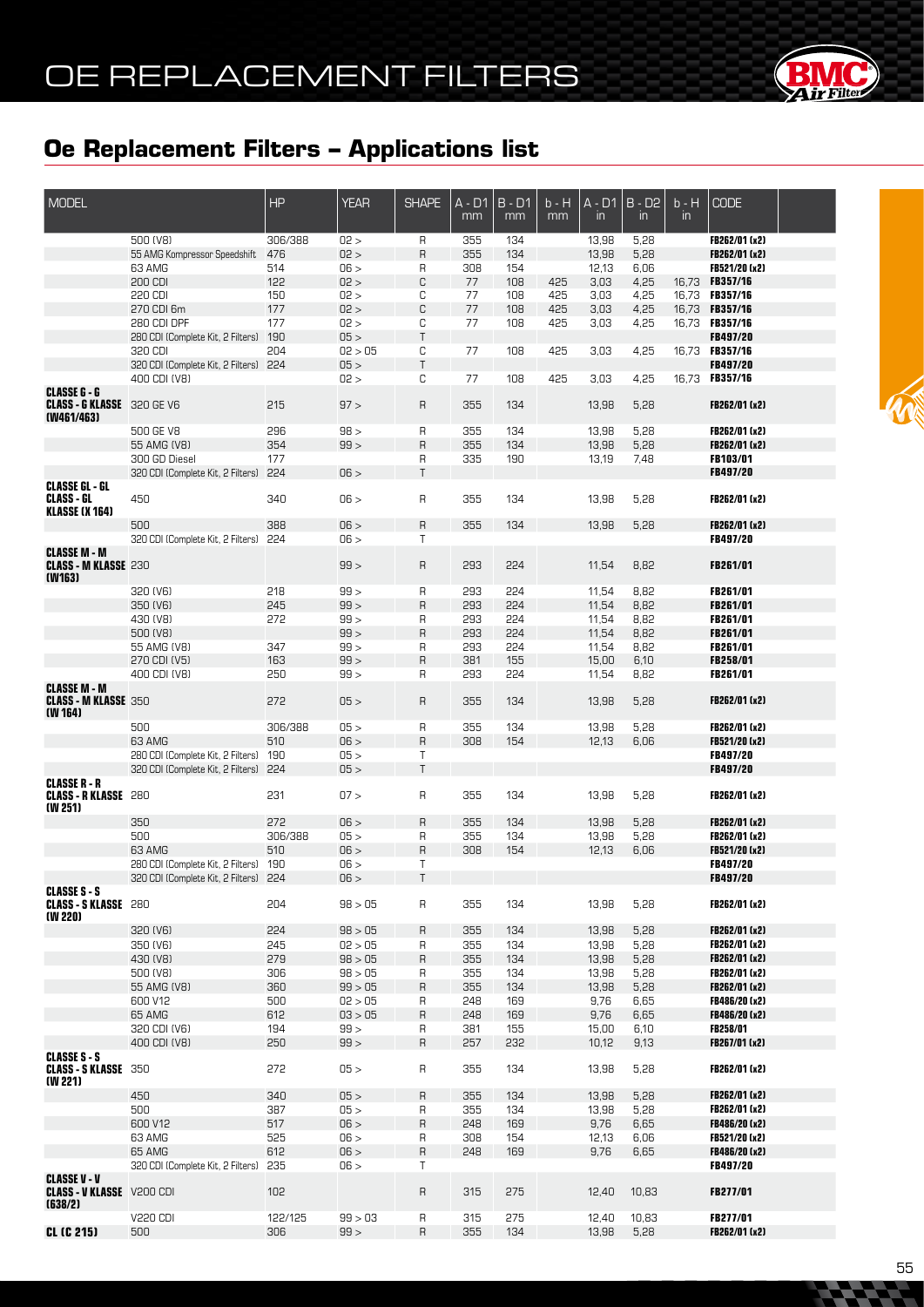# OE REPLACEMENT FILTERS

## Oe Replacement Filters – Applications list

| MODEL | | HP | YEAR | SHAPE | A - D1 mm | B - D1 mm | b - H mm | A - D1 in | B - D2 in | b - H in | CODE |
|---|---|---|---|---|---|---|---|---|---|---|---|
| | 500 (V8) | 306/388 | 02 > | R | 355 | 134 | | 13,98 | 5,28 | | FB262/01 (x2) |
| | 55 AMG Kompressor Speedshift | 476 | 02 > | R | 355 | 134 | | 13,98 | 5,28 | | FB262/01 (x2) |
| | 63 AMG | 514 | 06 > | R | 308 | 154 | | 12,13 | 6,06 | | FB521/20 (x2) |
| | 200 CDI | 122 | 02 > | C | 77 | 108 | 425 | 3,03 | 4,25 | 16,73 | FB357/16 |
| | 220 CDI | 150 | 02 > | C | 77 | 108 | 425 | 3,03 | 4,25 | 16,73 | FB357/16 |
| | 270 CDI 6m | 177 | 02 > | C | 77 | 108 | 425 | 3,03 | 4,25 | 16,73 | FB357/16 |
| | 280 CDI DPF | 177 | 02 > | C | 77 | 108 | 425 | 3,03 | 4,25 | 16,73 | FB357/16 |
| | 280 CDI (Complete Kit, 2 Filters) | 190 | 05 > | T | | | | | | | FB497/20 |
| | 320 CDI | 204 | 02 > 05 | C | 77 | 108 | 425 | 3,03 | 4,25 | 16,73 | FB357/16 |
| | 320 CDI (Complete Kit, 2 Filters) | 224 | 05 > | T | | | | | | | FB497/20 |
| | 400 CDI (V8) | | 02 > | C | 77 | 108 | 425 | 3,03 | 4,25 | 16,73 | FB357/16 |
| **CLASSE G - G CLASS - G KLASSE (W461/463)** | 320 GE V6 | 215 | 97 > | R | 355 | 134 | | 13,98 | 5,28 | | FB262/01 (x2) |
| | 500 GE V8 | 296 | 98 > | R | 355 | 134 | | 13,98 | 5,28 | | FB262/01 (x2) |
| | 55 AMG (V8) | 354 | 99 > | R | 355 | 134 | | 13,98 | 5,28 | | FB262/01 (x2) |
| | 300 GD Diesel | 177 | | R | 335 | 190 | | 13,19 | 7,48 | | FB103/01 |
| | 320 CDI (Complete Kit, 2 Filters) | 224 | 06 > | T | | | | | | | FB497/20 |
| **CLASSE GL - GL CLASS - GL KLASSE (X 164)** | 450 | 340 | 06 > | R | 355 | 134 | | 13,98 | 5,28 | | FB262/01 (x2) |
| | 500 | 388 | 06 > | R | 355 | 134 | | 13,98 | 5,28 | | FB262/01 (x2) |
| | 320 CDI (Complete Kit, 2 Filters) | 224 | 06 > | T | | | | | | | FB497/20 |
| **CLASSE M - M CLASS - M KLASSE (W163)** | 230 | | 99 > | R | 293 | 224 | | 11,54 | 8,82 | | FB261/01 |
| | 320 (V6) | 218 | 99 > | R | 293 | 224 | | 11,54 | 8,82 | | FB261/01 |
| | 350 (V6) | 245 | 99 > | R | 293 | 224 | | 11,54 | 8,82 | | FB261/01 |
| | 430 (V8) | 272 | 99 > | R | 293 | 224 | | 11,54 | 8,82 | | FB261/01 |
| | 500 (V8) | | 99 > | R | 293 | 224 | | 11,54 | 8,82 | | FB261/01 |
| | 55 AMG (V8) | 347 | 99 > | R | 293 | 224 | | 11,54 | 8,82 | | FB261/01 |
| | 270 CDI (V5) | 163 | 99 > | R | 381 | 155 | | 15,00 | 6,10 | | FB258/01 |
| | 400 CDI (V8) | 250 | 99 > | R | 293 | 224 | | 11,54 | 8,82 | | FB261/01 |
| **CLASSE M - M CLASS - M KLASSE (W 164)** | 350 | 272 | 05 > | R | 355 | 134 | | 13,98 | 5,28 | | FB262/01 (x2) |
| | 500 | 306/388 | 05 > | R | 355 | 134 | | 13,98 | 5,28 | | FB262/01 (x2) |
| | 63 AMG | 510 | 06 > | R | 308 | 154 | | 12,13 | 6,06 | | FB521/20 (x2) |
| | 280 CDI (Complete Kit, 2 Filters) | 190 | 05 > | T | | | | | | | FB497/20 |
| | 320 CDI (Complete Kit, 2 Filters) | 224 | 05 > | T | | | | | | | FB497/20 |
| **CLASSE R - R CLASS - R KLASSE (W 251)** | 280 | 231 | 07 > | R | 355 | 134 | | 13,98 | 5,28 | | FB262/01 (x2) |
| | 350 | 272 | 06 > | R | 355 | 134 | | 13,98 | 5,28 | | FB262/01 (x2) |
| | 500 | 306/388 | 05 > | R | 355 | 134 | | 13,98 | 5,28 | | FB262/01 (x2) |
| | 63 AMG | 510 | 06 > | R | 308 | 154 | | 12,13 | 6,06 | | FB521/20 (x2) |
| | 280 CDI (Complete Kit, 2 Filters) | 190 | 06 > | T | | | | | | | FB497/20 |
| | 320 CDI (Complete Kit, 2 Filters) | 224 | 06 > | T | | | | | | | FB497/20 |
| **CLASSE S - S CLASS - S KLASSE (W 220)** | 280 | 204 | 98 > 05 | R | 355 | 134 | | 13,98 | 5,28 | | FB262/01 (x2) |
| | 320 (V6) | 224 | 98 > 05 | R | 355 | 134 | | 13,98 | 5,28 | | FB262/01 (x2) |
| | 350 (V6) | 245 | 02 > 05 | R | 355 | 134 | | 13,98 | 5,28 | | FB262/01 (x2) |
| | 430 (V8) | 279 | 98 > 05 | R | 355 | 134 | | 13,98 | 5,28 | | FB262/01 (x2) |
| | 500 (V8) | 306 | 98 > 05 | R | 355 | 134 | | 13,98 | 5,28 | | FB262/01 (x2) |
| | 55 AMG (V8) | 360 | 99 > 05 | R | 355 | 134 | | 13,98 | 5,28 | | FB262/01 (x2) |
| | 600 V12 | 500 | 02 > 05 | R | 248 | 169 | | 9,76 | 6,65 | | FB486/20 (x2) |
| | 65 AMG | 612 | 03 > 05 | R | 248 | 169 | | 9,76 | 6,65 | | FB486/20 (x2) |
| | 320 CDI (V6) | 194 | 99 > | R | 381 | 155 | | 15,00 | 6,10 | | FB258/01 |
| | 400 CDI (V8) | 250 | 99 > | R | 257 | 232 | | 10,12 | 9,13 | | FB267/01 (x2) |
| **CLASSE S - S CLASS - S KLASSE (W 221)** | 350 | 272 | 05 > | R | 355 | 134 | | 13,98 | 5,28 | | FB262/01 (x2) |
| | 450 | 340 | 05 > | R | 355 | 134 | | 13,98 | 5,28 | | FB262/01 (x2) |
| | 500 | 387 | 05 > | R | 355 | 134 | | 13,98 | 5,28 | | FB262/01 (x2) |
| | 600 V12 | 517 | 06 > | R | 248 | 169 | | 9,76 | 6,65 | | FB486/20 (x2) |
| | 63 AMG | 525 | 06 > | R | 308 | 154 | | 12,13 | 6,06 | | FB521/20 (x2) |
| | 65 AMG | 612 | 06 > | R | 248 | 169 | | 9,76 | 6,65 | | FB486/20 (x2) |
| | 320 CDI (Complete Kit, 2 Filters) | 235 | 06 > | T | | | | | | | FB497/20 |
| **CLASSE V - V CLASS - V KLASSE (638/2)** | V200 CDI | 102 | | R | 315 | 275 | | 12,40 | 10,83 | | FB277/01 |
| | V220 CDI | 122/125 | 99 > 03 | R | 315 | 275 | | 12,40 | 10,83 | | FB277/01 |
| **CL (C 215)** | 500 | 306 | 99 > | R | 355 | 134 | | 13,98 | 5,28 | | FB262/01 (x2) |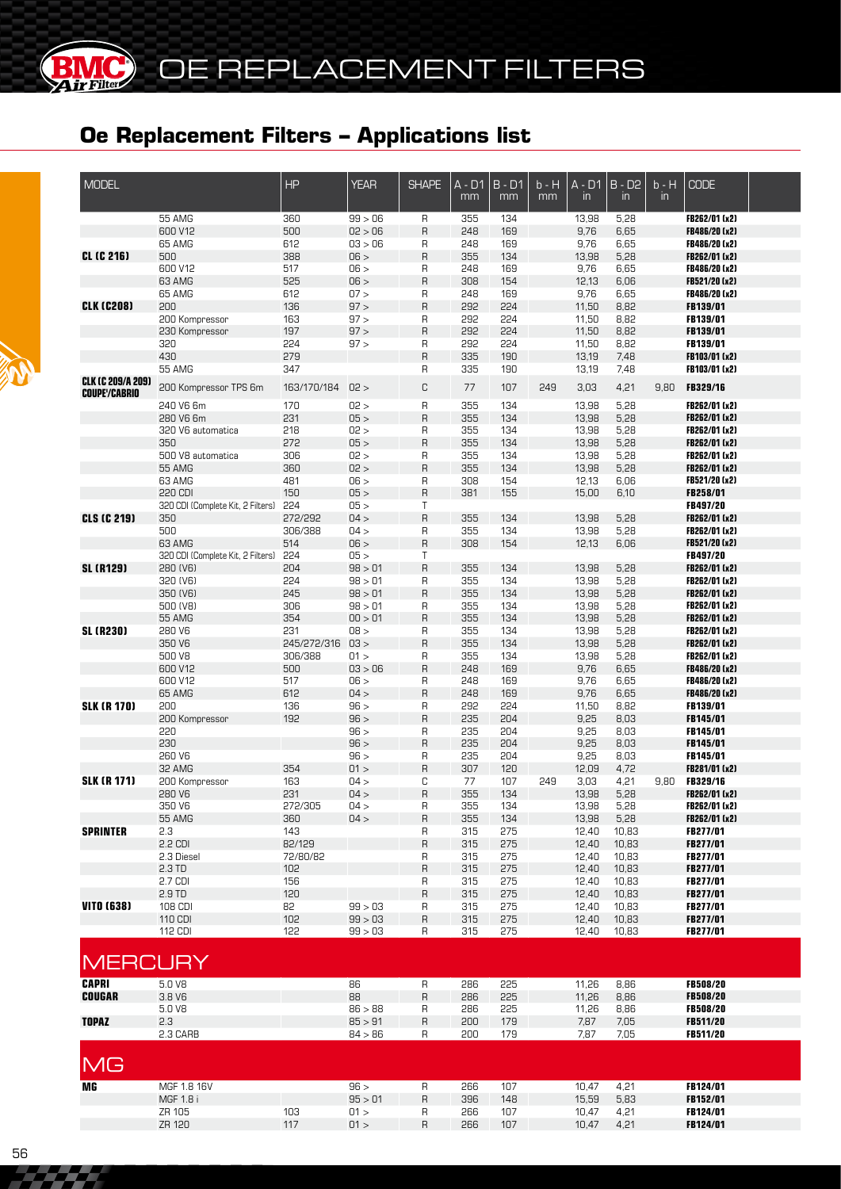# OE REPLACEMENT FILTERS

## Oe Replacement Filters – Applications list

| MODEL | | HP | YEAR | SHAPE | A - D1 mm | B - D1 mm | b - H mm | A - D1 in | B - D2 in | b - H in | CODE |
|---|---|---|---|---|---|---|---|---|---|---|---|
| | 55 AMG | 360 | 99 > 06 | R | 355 | 134 | | 13,98 | 5,28 | | FB262/01 (x2) |
| | 600 V12 | 500 | 02 > 06 | R | 248 | 169 | | 9,76 | 6,65 | | FB486/20 (x2) |
| | 65 AMG | 612 | 03 > 06 | R | 248 | 169 | | 9,76 | 6,65 | | FB486/20 (x2) |
| **CL (C 216)** | 500 | 388 | 06 > | R | 355 | 134 | | 13,98 | 5,28 | | FB262/01 (x2) |
| | 600 V12 | 517 | 06 > | R | 248 | 169 | | 9,76 | 6,65 | | FB486/20 (x2) |
| | 63 AMG | 525 | 06 > | R | 308 | 154 | | 12,13 | 6,06 | | FB521/20 (x2) |
| | 65 AMG | 612 | 07 > | R | 248 | 169 | | 9,76 | 6,65 | | FB486/20 (x2) |
| **CLK (C208)** | 200 | 136 | 97 > | R | 292 | 224 | | 11,50 | 8,82 | | FB139/01 |
| | 200 Kompressor | 163 | 97 > | R | 292 | 224 | | 11,50 | 8,82 | | FB139/01 |
| | 230 Kompressor | 197 | 97 > | R | 292 | 224 | | 11,50 | 8,82 | | FB139/01 |
| | 320 | 224 | 97 > | R | 292 | 224 | | 11,50 | 8,82 | | FB139/01 |
| | 430 | 279 | | R | 335 | 190 | | 13,19 | 7,48 | | FB103/01 (x2) |
| | 55 AMG | 347 | | R | 335 | 190 | | 13,19 | 7,48 | | FB103/01 (x2) |
| **CLK (C 209/A 209) COUPE'/CABRIO** | 200 Kompressor TPS 6m | 163/170/184 | 02 > | C | 77 | 107 | 249 | 3,03 | 4,21 | 9,80 | FB329/16 |
| | 240 V6 6m | 170 | 02 > | R | 355 | 134 | | 13,98 | 5,28 | | FB262/01 (x2) |
| | 280 V6 6m | 231 | 05 > | R | 355 | 134 | | 13,98 | 5,28 | | FB262/01 (x2) |
| | 320 V6 automatica | 218 | 02 > | R | 355 | 134 | | 13,98 | 5,28 | | FB262/01 (x2) |
| | 350 | 272 | 05 > | R | 355 | 134 | | 13,98 | 5,28 | | FB262/01 (x2) |
| | 500 V8 automatica | 306 | 02 > | R | 355 | 134 | | 13,98 | 5,28 | | FB262/01 (x2) |
| | 55 AMG | 360 | 02 > | R | 355 | 134 | | 13,98 | 5,28 | | FB262/01 (x2) |
| | 63 AMG | 481 | 06 > | R | 308 | 154 | | 12,13 | 6,06 | | FB521/20 (x2) |
| | 220 CDI | 150 | 05 > | R | 381 | 155 | | 15,00 | 6,10 | | FB258/01 |
| | 320 CDI (Complete Kit, 2 Filters) | 224 | 05 > | T | | | | | | | FB497/20 |
| **CLS (C 219)** | 350 | 272/292 | 04 > | R | 355 | 134 | | 13,98 | 5,28 | | FB262/01 (x2) |
| | 500 | 306/388 | 04 > | R | 355 | 134 | | 13,98 | 5,28 | | FB262/01 (x2) |
| | 63 AMG | 514 | 06 > | R | 308 | 154 | | 12,13 | 6,06 | | FB521/20 (x2) |
| | 320 CDI (Complete Kit, 2 Filters) | 224 | 05 > | T | | | | | | | FB497/20 |
| **SL (R129)** | 280 (V6) | 204 | 98 > 01 | R | 355 | 134 | | 13,98 | 5,28 | | FB262/01 (x2) |
| | 320 (V6) | 224 | 98 > 01 | R | 355 | 134 | | 13,98 | 5,28 | | FB262/01 (x2) |
| | 350 (V6) | 245 | 98 > 01 | R | 355 | 134 | | 13,98 | 5,28 | | FB262/01 (x2) |
| | 500 (V8) | 306 | 98 > 01 | R | 355 | 134 | | 13,98 | 5,28 | | FB262/01 (x2) |
| | 55 AMG | 354 | 00 > 01 | R | 355 | 134 | | 13,98 | 5,28 | | FB262/01 (x2) |
| **SL (R230)** | 280 V6 | 231 | 08 > | R | 355 | 134 | | 13,98 | 5,28 | | FB262/01 (x2) |
| | 350 V6 | 245/272/316 | 03 > | R | 355 | 134 | | 13,98 | 5,28 | | FB262/01 (x2) |
| | 500 V8 | 306/388 | 01 > | R | 355 | 134 | | 13,98 | 5,28 | | FB262/01 (x2) |
| | 600 V12 | 500 | 03 > 06 | R | 248 | 169 | | 9,76 | 6,65 | | FB486/20 (x2) |
| | 600 V12 | 517 | 06 > | R | 248 | 169 | | 9,76 | 6,65 | | FB486/20 (x2) |
| | 65 AMG | 612 | 04 > | R | 248 | 169 | | 9,76 | 6,65 | | FB486/20 (x2) |
| **SLK (R 170)** | 200 | 136 | 96 > | R | 292 | 224 | | 11,50 | 8,82 | | FB139/01 |
| | 200 Kompressor | 192 | 96 > | R | 235 | 204 | | 9,25 | 8,03 | | FB145/01 |
| | 220 | | 96 > | R | 235 | 204 | | 9,25 | 8,03 | | FB145/01 |
| | 230 | | 96 > | R | 235 | 204 | | 9,25 | 8,03 | | FB145/01 |
| | 260 V6 | | 96 > | R | 235 | 204 | | 9,25 | 8,03 | | FB145/01 |
| | 32 AMG | 354 | 01 > | R | 307 | 120 | | 12,09 | 4,72 | | FB281/01 (x2) |
| **SLK (R 171)** | 200 Kompressor | 163 | 04 > | C | 77 | 107 | 249 | 3,03 | 4,21 | 9,80 | FB329/16 |
| | 280 V6 | 231 | 04 > | R | 355 | 134 | | 13,98 | 5,28 | | FB262/01 (x2) |
| | 350 V6 | 272/305 | 04 > | R | 355 | 134 | | 13,98 | 5,28 | | FB262/01 (x2) |
| | 55 AMG | 360 | 04 > | R | 355 | 134 | | 13,98 | 5,28 | | FB262/01 (x2) |
| **SPRINTER** | 2.3 | 143 | | R | 315 | 275 | | 12,40 | 10,83 | | FB277/01 |
| | 2.2 CDI | 82/129 | | R | 315 | 275 | | 12,40 | 10,83 | | FB277/01 |
| | 2.3 Diesel | 72/80/82 | | R | 315 | 275 | | 12,40 | 10,83 | | FB277/01 |
| | 2.3 TD | 102 | | R | 315 | 275 | | 12,40 | 10,83 | | FB277/01 |
| | 2.7 CDI | 156 | | R | 315 | 275 | | 12,40 | 10,83 | | FB277/01 |
| | 2.9 TD | 120 | | R | 315 | 275 | | 12,40 | 10,83 | | FB277/01 |
| **VITO (638)** | 108 CDI | 82 | 99 > 03 | R | 315 | 275 | | 12,40 | 10,83 | | FB277/01 |
| | 110 CDI | 102 | 99 > 03 | R | 315 | 275 | | 12,40 | 10,83 | | FB277/01 |
| | 112 CDI | 122 | 99 > 03 | R | 315 | 275 | | 12,40 | 10,83 | | FB277/01 |

## MERCURY

| MODEL | | HP | YEAR | SHAPE | A - D1 mm | B - D1 mm | b - H mm | A - D1 in | B - D2 in | b - H in | CODE |
|---|---|---|---|---|---|---|---|---|---|---|---|
| **CAPRI** | 5.0 V8 | | 86 | R | 286 | 225 | | 11,26 | 8,86 | | FB508/20 |
| **COUGAR** | 3.8 V6 | | 88 | R | 286 | 225 | | 11,26 | 8,86 | | FB508/20 |
| | 5.0 V8 | | 86 > 88 | R | 286 | 225 | | 11,26 | 8,86 | | FB508/20 |
| **TOPAZ** | 2.3 | | 85 > 91 | R | 200 | 179 | | 7,87 | 7,05 | | FB511/20 |
| | 2.3 CARB | | 84 > 86 | R | 200 | 179 | | 7,87 | 7,05 | | FB511/20 |

## MG

| MODEL | | HP | YEAR | SHAPE | A - D1 mm | B - D1 mm | b - H mm | A - D1 in | B - D2 in | b - H in | CODE |
|---|---|---|---|---|---|---|---|---|---|---|---|
| **MG** | MGF 1.8 16V | | 96 > | R | 266 | 107 | | 10,47 | 4,21 | | FB124/01 |
| | MGF 1.8 i | | 95 > 01 | R | 396 | 148 | | 15,59 | 5,83 | | FB152/01 |
| | ZR 105 | 103 | 01 > | R | 266 | 107 | | 10,47 | 4,21 | | FB124/01 |
| | ZR 120 | 117 | 01 > | R | 266 | 107 | | 10,47 | 4,21 | | FB124/01 |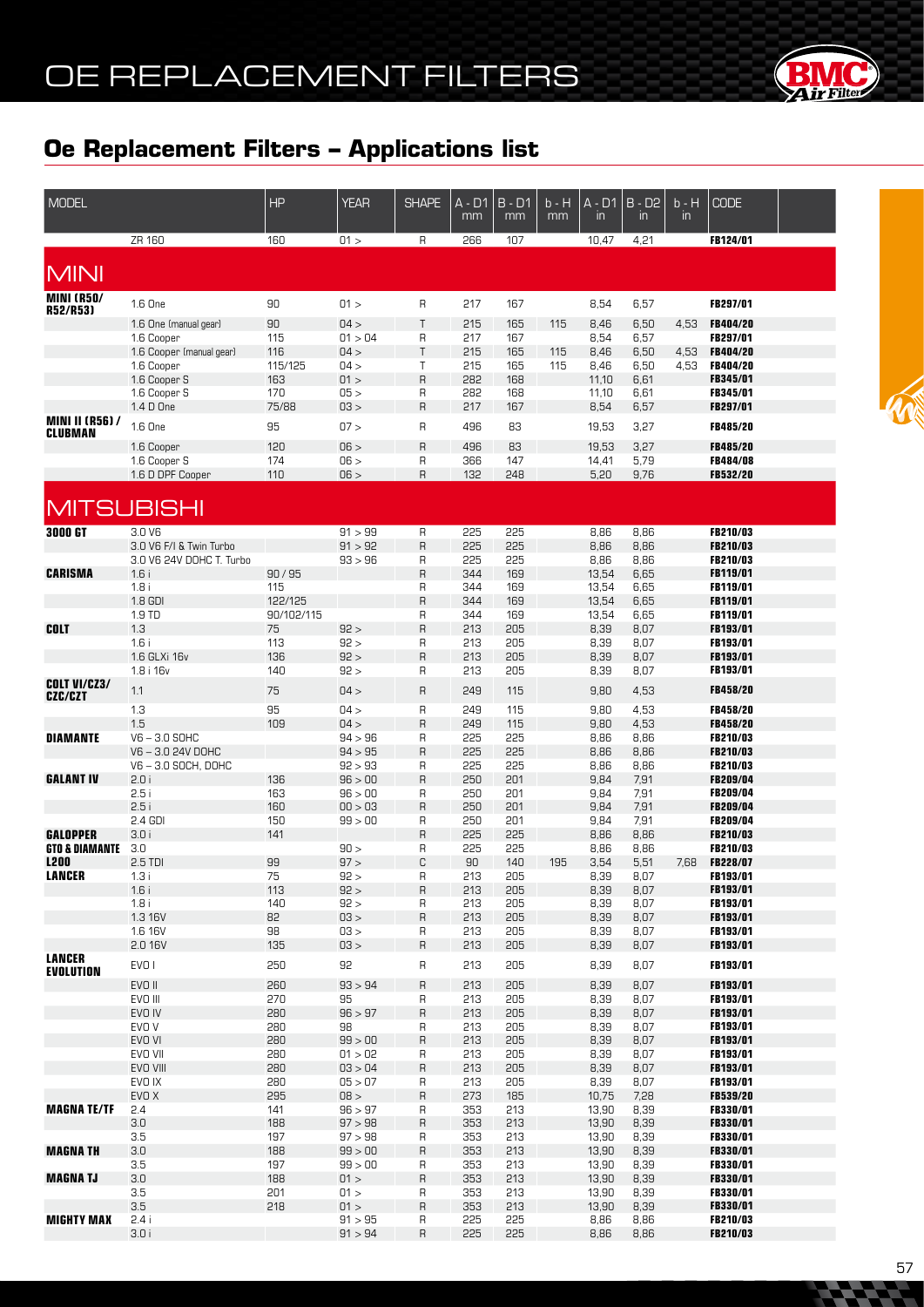# OE REPLACEMENT FILTERS

## Oe Replacement Filters – Applications list

| MODEL | | HP | YEAR | SHAPE | A - D1 mm | B - D1 mm | b - H mm | A - D1 in | B - D2 in | b - H in | CODE |
|---|---|---|---|---|---|---|---|---|---|---|---|
| | ZR 160 | 160 | 01 > | R | 266 | 107 | | 10,47 | 4,21 | | **FB124/01** |
| **MINI** | | | | | | | | | | | |
| **MINI (R50/ R52/R53)** | 1.6 One | 90 | 01 > | R | 217 | 167 | | 8,54 | 6,57 | | **FB297/01** |
| | 1.6 One (manual gear) | 90 | 04 > | T | 215 | 165 | 115 | 8,46 | 6,50 | 4,53 | **FB404/20** |
| | 1.6 Cooper | 115 | 01 > 04 | R | 217 | 167 | | 8,54 | 6,57 | | **FB297/01** |
| | 1.6 Cooper (manual gear) | 116 | 04 > | T | 215 | 165 | 115 | 8,46 | 6,50 | 4,53 | **FB404/20** |
| | 1.6 Cooper | 115/125 | 04 > | T | 215 | 165 | 115 | 8,46 | 6,50 | 4,53 | **FB404/20** |
| | 1.6 Cooper S | 163 | 01 > | R | 282 | 168 | | 11,10 | 6,61 | | **FB345/01** |
| | 1.6 Cooper S | 170 | 05 > | R | 282 | 168 | | 11,10 | 6,61 | | **FB345/01** |
| | 1.4 D One | 75/88 | 03 > | R | 217 | 167 | | 8,54 | 6,57 | | **FB297/01** |
| **MINI II (R56) / CLUBMAN** | 1.6 One | 95 | 07 > | R | 496 | 83 | | 19,53 | 3,27 | | **FB485/20** |
| | 1.6 Cooper | 120 | 06 > | R | 496 | 83 | | 19,53 | 3,27 | | **FB485/20** |
| | 1.6 Cooper S | 174 | 06 > | R | 366 | 147 | | 14,41 | 5,79 | | **FB484/08** |
| | 1.6 D DPF Cooper | 110 | 06 > | R | 132 | 248 | | 5,20 | 9,76 | | **FB532/20** |
| **MITSUBISHI** | | | | | | | | | | | |
| **3000 GT** | 3.0 V6 | | 91 > 99 | R | 225 | 225 | | 8,86 | 8,86 | | **FB210/03** |
| | 3.0 V6 F/I & Twin Turbo | | 91 > 92 | R | 225 | 225 | | 8,86 | 8,86 | | **FB210/03** |
| | 3.0 V6 24V DOHC T. Turbo | | 93 > 96 | R | 225 | 225 | | 8,86 | 8,86 | | **FB210/03** |
| **CARISMA** | 1.6 i | 90 / 95 | | R | 344 | 169 | | 13,54 | 6,65 | | **FB119/01** |
| | 1.8 i | 115 | | R | 344 | 169 | | 13,54 | 6,65 | | **FB119/01** |
| | 1.8 GDI | 122/125 | | R | 344 | 169 | | 13,54 | 6,65 | | **FB119/01** |
| | 1.9 TD | 90/102/115 | | R | 344 | 169 | | 13,54 | 6,65 | | **FB119/01** |
| **COLT** | 1.3 | 75 | 92 > | R | 213 | 205 | | 8,39 | 8,07 | | **FB193/01** |
| | 1.6 i | 113 | 92 > | R | 213 | 205 | | 8,39 | 8,07 | | **FB193/01** |
| | 1.6 GLXi 16v | 136 | 92 > | R | 213 | 205 | | 8,39 | 8,07 | | **FB193/01** |
| | 1.8 i 16v | 140 | 92 > | R | 213 | 205 | | 8,39 | 8,07 | | **FB193/01** |
| **COLT VI/CZ3/ CZC/CZT** | 1.1 | 75 | 04 > | R | 249 | 115 | | 9,80 | 4,53 | | **FB458/20** |
| | 1.3 | 95 | 04 > | R | 249 | 115 | | 9,80 | 4,53 | | **FB458/20** |
| | 1.5 | 109 | 04 > | R | 249 | 115 | | 9,80 | 4,53 | | **FB458/20** |
| **DIAMANTE** | V6 – 3.0 SOHC | | 94 > 96 | R | 225 | 225 | | 8,86 | 8,86 | | **FB210/03** |
| | V6 – 3.0 24V DOHC | | 94 > 95 | R | 225 | 225 | | 8,86 | 8,86 | | **FB210/03** |
| | V6 – 3.0 SOCH, DOHC | | 92 > 93 | R | 225 | 225 | | 8,86 | 8,86 | | **FB210/03** |
| **GALANT IV** | 2.0 i | 136 | 96 > 00 | R | 250 | 201 | | 9,84 | 7,91 | | **FB209/04** |
| | 2.5 i | 163 | 96 > 00 | R | 250 | 201 | | 9,84 | 7,91 | | **FB209/04** |
| | 2.5 i | 160 | 00 > 03 | R | 250 | 201 | | 9,84 | 7,91 | | **FB209/04** |
| | 2.4 GDI | 150 | 99 > 00 | R | 250 | 201 | | 9,84 | 7,91 | | **FB209/04** |
| **GALOPPER** | 3.0 i | 141 | | R | 225 | 225 | | 8,86 | 8,86 | | **FB210/03** |
| **GTO & DIAMANTE** | 3.0 | | 90 > | R | 225 | 225 | | 8,86 | 8,86 | | **FB210/03** |
| **L200** | 2.5 TDI | 99 | 97 > | C | 90 | 140 | 195 | 3,54 | 5,51 | 7,68 | **FB228/07** |
| **LANCER** | 1.3 i | 75 | 92 > | R | 213 | 205 | | 8,39 | 8,07 | | **FB193/01** |
| | 1.6 i | 113 | 92 > | R | 213 | 205 | | 8,39 | 8,07 | | **FB193/01** |
| | 1.8 i | 140 | 92 > | R | 213 | 205 | | 8,39 | 8,07 | | **FB193/01** |
| | 1.3 16V | 82 | 03 > | R | 213 | 205 | | 8,39 | 8,07 | | **FB193/01** |
| | 1.6 16V | 98 | 03 > | R | 213 | 205 | | 8,39 | 8,07 | | **FB193/01** |
| | 2.0 16V | 135 | 03 > | R | 213 | 205 | | 8,39 | 8,07 | | **FB193/01** |
| **LANCER EVOLUTION** | EVO I | 250 | 92 | R | 213 | 205 | | 8,39 | 8,07 | | **FB193/01** |
| | EVO II | 260 | 93 > 94 | R | 213 | 205 | | 8,39 | 8,07 | | **FB193/01** |
| | EVO III | 270 | 95 | R | 213 | 205 | | 8,39 | 8,07 | | **FB193/01** |
| | EVO IV | 280 | 96 > 97 | R | 213 | 205 | | 8,39 | 8,07 | | **FB193/01** |
| | EVO V | 280 | 98 | R | 213 | 205 | | 8,39 | 8,07 | | **FB193/01** |
| | EVO VI | 280 | 99 > 00 | R | 213 | 205 | | 8,39 | 8,07 | | **FB193/01** |
| | EVO VII | 280 | 01 > 02 | R | 213 | 205 | | 8,39 | 8,07 | | **FB193/01** |
| | EVO VIII | 280 | 03 > 04 | R | 213 | 205 | | 8,39 | 8,07 | | **FB193/01** |
| | EVO IX | 280 | 05 > 07 | R | 213 | 205 | | 8,39 | 8,07 | | **FB193/01** |
| | EVO X | 295 | 08 > | R | 273 | 185 | | 10,75 | 7,28 | | **FB539/20** |
| **MAGNA TE/TF** | 2.4 | 141 | 96 > 97 | R | 353 | 213 | | 13,90 | 8,39 | | **FB330/01** |
| | 3.0 | 188 | 97 > 98 | R | 353 | 213 | | 13,90 | 8,39 | | **FB330/01** |
| | 3.5 | 197 | 97 > 98 | R | 353 | 213 | | 13,90 | 8,39 | | **FB330/01** |
| **MAGNA TH** | 3.0 | 188 | 99 > 00 | R | 353 | 213 | | 13,90 | 8,39 | | **FB330/01** |
| | 3.5 | 197 | 99 > 00 | R | 353 | 213 | | 13,90 | 8,39 | | **FB330/01** |
| **MAGNA TJ** | 3.0 | 188 | 01 > | R | 353 | 213 | | 13,90 | 8,39 | | **FB330/01** |
| | 3.5 | 201 | 01 > | R | 353 | 213 | | 13,90 | 8,39 | | **FB330/01** |
| | 3.5 | 218 | 01 > | R | 353 | 213 | | 13,90 | 8,39 | | **FB330/01** |
| **MIGHTY MAX** | 2.4 i | | 91 > 95 | R | 225 | 225 | | 8,86 | 8,86 | | **FB210/03** |
| | 3.0 i | | 91 > 94 | R | 225 | 225 | | 8,86 | 8,86 | | **FB210/03** |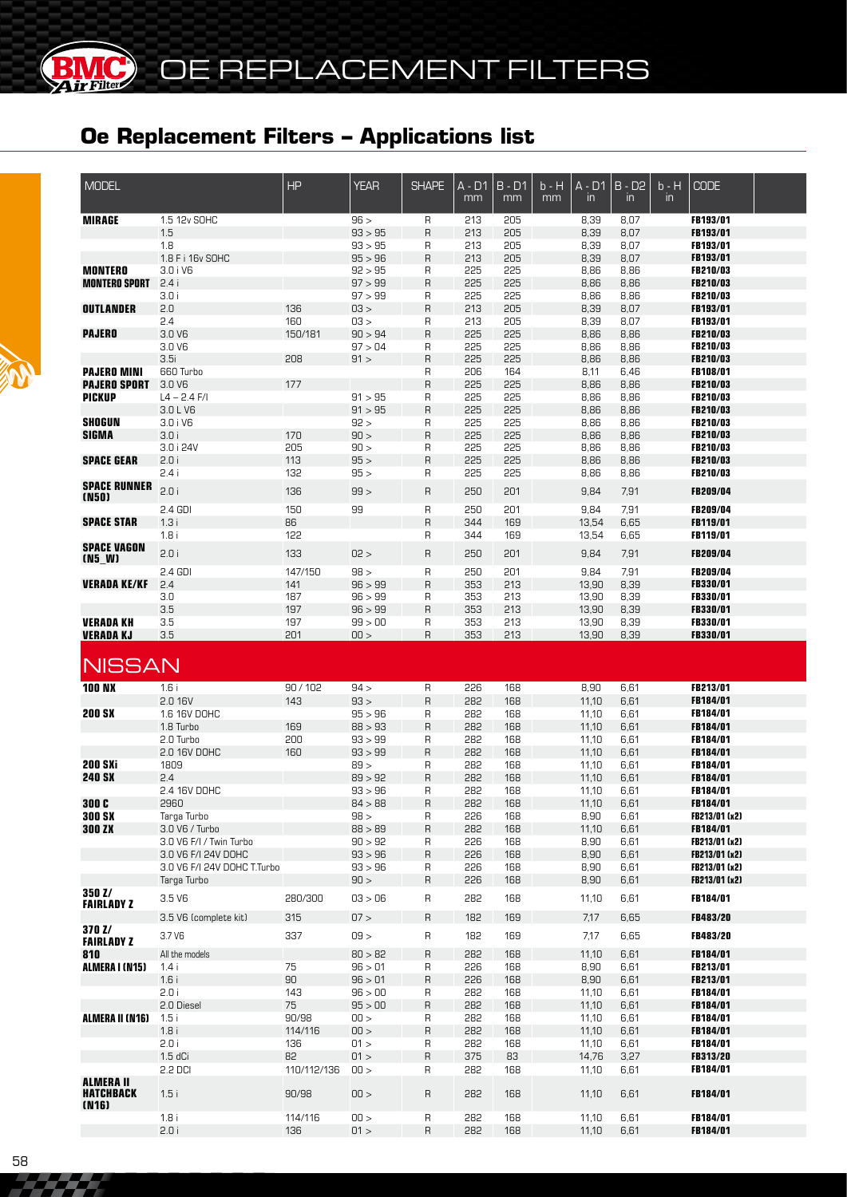# Oe Replacement Filters – Applications list

| MODEL | | HP | YEAR | SHAPE | A - D1 mm | B - D1 mm | b - H mm | A - D1 in | B - D2 in | b - H in | CODE |
|---|---|---|---|---|---|---|---|---|---|---|---|
| **MIRAGE** | 1.5 12v SOHC | | 96 > | R | 213 | 205 | | 8,39 | 8,07 | | **FB193/01** |
| | 1.5 | | 93 > 95 | R | 213 | 205 | | 8,39 | 8,07 | | **FB193/01** |
| | 1.8 | | 93 > 95 | R | 213 | 205 | | 8,39 | 8,07 | | **FB193/01** |
| | 1.8 F i 16v SOHC | | 95 > 96 | R | 213 | 205 | | 8,39 | 8,07 | | **FB193/01** |
| **MONTERO** | 3.0 i V6 | | 92 > 95 | R | 225 | 225 | | 8,86 | 8,86 | | **FB210/03** |
| **MONTERO SPORT** | 2.4 i | | 97 > 99 | R | 225 | 225 | | 8,86 | 8,86 | | **FB210/03** |
| | 3.0 i | | 97 > 99 | R | 225 | 225 | | 8,86 | 8,86 | | **FB210/03** |
| **OUTLANDER** | 2.0 | 136 | 03 > | R | 213 | 205 | | 8,39 | 8,07 | | **FB193/01** |
| | 2.4 | 160 | 03 > | R | 213 | 205 | | 8,39 | 8,07 | | **FB193/01** |
| **PAJERO** | 3.0 V6 | 150/181 | 90 > 94 | R | 225 | 225 | | 8,86 | 8,86 | | **FB210/03** |
| | 3.0 V6 | | 97 > 04 | R | 225 | 225 | | 8,86 | 8,86 | | **FB210/03** |
| | 3.5i | 208 | 91 > | R | 225 | 225 | | 8,86 | 8,86 | | **FB210/03** |
| **PAJERO MINI** | 660 Turbo | | | R | 206 | 164 | | 8,11 | 6,46 | | **FB108/01** |
| **PAJERO SPORT** | 3.0 V6 | 177 | | R | 225 | 225 | | 8,86 | 8,86 | | **FB210/03** |
| **PICKUP** | L4 – 2.4 F/I | | 91 > 95 | R | 225 | 225 | | 8,86 | 8,86 | | **FB210/03** |
| | 3.0 L V6 | | 91 > 95 | R | 225 | 225 | | 8,86 | 8,86 | | **FB210/03** |
| **SHOGUN** | 3.0 i V6 | | 92 > | R | 225 | 225 | | 8,86 | 8,86 | | **FB210/03** |
| **SIGMA** | 3.0 i | 170 | 90 > | R | 225 | 225 | | 8,86 | 8,86 | | **FB210/03** |
| | 3.0 i 24V | 205 | 90 > | R | 225 | 225 | | 8,86 | 8,86 | | **FB210/03** |
| **SPACE GEAR** | 2.0 i | 113 | 95 > | R | 225 | 225 | | 8,86 | 8,86 | | **FB210/03** |
| | 2.4 i | 132 | 95 > | R | 225 | 225 | | 8,86 | 8,86 | | **FB210/03** |
| **SPACE RUNNER (N50)** | 2.0 i | 136 | 99 > | R | 250 | 201 | | 9,84 | 7,91 | | **FB209/04** |
| | 2.4 GDI | 150 | 99 | R | 250 | 201 | | 9,84 | 7,91 | | **FB209/04** |
| **SPACE STAR** | 1.3 i | 86 | | R | 344 | 169 | | 13,54 | 6,65 | | **FB119/01** |
| | 1.8 i | 122 | | R | 344 | 169 | | 13,54 | 6,65 | | **FB119/01** |
| **SPACE VAGON (N5_W)** | 2.0 i | 133 | 02 > | R | 250 | 201 | | 9,84 | 7,91 | | **FB209/04** |
| | 2.4 GDI | 147/150 | 98 > | R | 250 | 201 | | 9,84 | 7,91 | | **FB209/04** |
| **VERADA KE/KF** | 2.4 | 141 | 96 > 99 | R | 353 | 213 | | 13,90 | 8,39 | | **FB330/01** |
| | 3.0 | 187 | 96 > 99 | R | 353 | 213 | | 13,90 | 8,39 | | **FB330/01** |
| | 3.5 | 197 | 96 > 99 | R | 353 | 213 | | 13,90 | 8,39 | | **FB330/01** |
| **VERADA KH** | 3.5 | 197 | 99 > 00 | R | 353 | 213 | | 13,90 | 8,39 | | **FB330/01** |
| **VERADA KJ** | 3.5 | 201 | 00 > | R | 353 | 213 | | 13,90 | 8,39 | | **FB330/01** |

## NISSAN

| MODEL | | HP | YEAR | SHAPE | A - D1 mm | B - D1 mm | b - H mm | A - D1 in | B - D2 in | b - H in | CODE |
|---|---|---|---|---|---|---|---|---|---|---|---|
| **100 NX** | 1.6 i | 90 / 102 | 94 > | R | 226 | 168 | | 8,90 | 6,61 | | **FB213/01** |
| | 2.0 16V | 143 | 93 > | R | 282 | 168 | | 11,10 | 6,61 | | **FB184/01** |
| **200 SX** | 1.6 16V DOHC | | 95 > 96 | R | 282 | 168 | | 11,10 | 6,61 | | **FB184/01** |
| | 1.8 Turbo | 169 | 88 > 93 | R | 282 | 168 | | 11,10 | 6,61 | | **FB184/01** |
| | 2.0 Turbo | 200 | 93 > 99 | R | 282 | 168 | | 11,10 | 6,61 | | **FB184/01** |
| | 2.0 16V DOHC | 160 | 93 > 99 | R | 282 | 168 | | 11,10 | 6,61 | | **FB184/01** |
| **200 SXi** | 1809 | | 89 > | R | 282 | 168 | | 11,10 | 6,61 | | **FB184/01** |
| **240 SX** | 2.4 | | 89 > 92 | R | 282 | 168 | | 11,10 | 6,61 | | **FB184/01** |
| | 2.4 16V DOHC | | 93 > 96 | R | 282 | 168 | | 11,10 | 6,61 | | **FB184/01** |
| **300 C** | 2960 | | 84 > 88 | R | 282 | 168 | | 11,10 | 6,61 | | **FB184/01** |
| **300 SX** | Targa Turbo | | 98 > | R | 226 | 168 | | 8,90 | 6,61 | | **FB213/01 (x2)** |
| **300 ZX** | 3.0 V6 / Turbo | | 88 > 89 | R | 282 | 168 | | 11,10 | 6,61 | | **FB184/01** |
| | 3.0 V6 F/I / Twin Turbo | | 90 > 92 | R | 226 | 168 | | 8,90 | 6,61 | | **FB213/01 (x2)** |
| | 3.0 V6 F/I 24V DOHC | | 93 > 96 | R | 226 | 168 | | 8,90 | 6,61 | | **FB213/01 (x2)** |
| | 3.0 V6 F/I 24V DOHC T.Turbo | | 93 > 96 | R | 226 | 168 | | 8,90 | 6,61 | | **FB213/01 (x2)** |
| | Targa Turbo | | 90 > | R | 226 | 168 | | 8,90 | 6,61 | | **FB213/01 (x2)** |
| **350 Z/ FAIRLADY Z** | 3.5 V6 | 280/300 | 03 > 06 | R | 282 | 168 | | 11,10 | 6,61 | | **FB184/01** |
| | 3.5 V6 (complete kit) | 315 | 07 > | R | 182 | 169 | | 7,17 | 6,65 | | **FB483/20** |
| **370 Z/ FAIRLADY Z** | 3.7 V6 | 337 | 09 > | R | 182 | 169 | | 7,17 | 6,65 | | **FB483/20** |
| **810** | All the models | | 80 > 82 | R | 282 | 168 | | 11,10 | 6,61 | | **FB184/01** |
| **ALMERA I (N15)** | 1.4 i | 75 | 96 > 01 | R | 226 | 168 | | 8,90 | 6,61 | | **FB213/01** |
| | 1.6 i | 90 | 96 > 01 | R | 226 | 168 | | 8,90 | 6,61 | | **FB213/01** |
| | 2.0 i | 143 | 96 > 00 | R | 282 | 168 | | 11,10 | 6,61 | | **FB184/01** |
| | 2.0 Diesel | 75 | 95 > 00 | R | 282 | 168 | | 11,10 | 6,61 | | **FB184/01** |
| **ALMERA II (N16)** | 1.5 i | 90/98 | 00 > | R | 282 | 168 | | 11,10 | 6,61 | | **FB184/01** |
| | 1.8 i | 114/116 | 00 > | R | 282 | 168 | | 11,10 | 6,61 | | **FB184/01** |
| | 2.0 i | 136 | 01 > | R | 282 | 168 | | 11,10 | 6,61 | | **FB184/01** |
| | 1.5 dCi | 82 | 01 > | R | 375 | 83 | | 14,76 | 3,27 | | **FB313/20** |
| | 2.2 DCI | 110/112/136 | 00 > | R | 282 | 168 | | 11,10 | 6,61 | | **FB184/01** |
| **ALMERA II HATCHBACK (N16)** | 1.5 i | 90/98 | 00 > | R | 282 | 168 | | 11,10 | 6,61 | | **FB184/01** |
| | 1.8 i | 114/116 | 00 > | R | 282 | 168 | | 11,10 | 6,61 | | **FB184/01** |
| | 2.0 i | 136 | 01 > | R | 282 | 168 | | 11,10 | 6,61 | | **FB184/01** |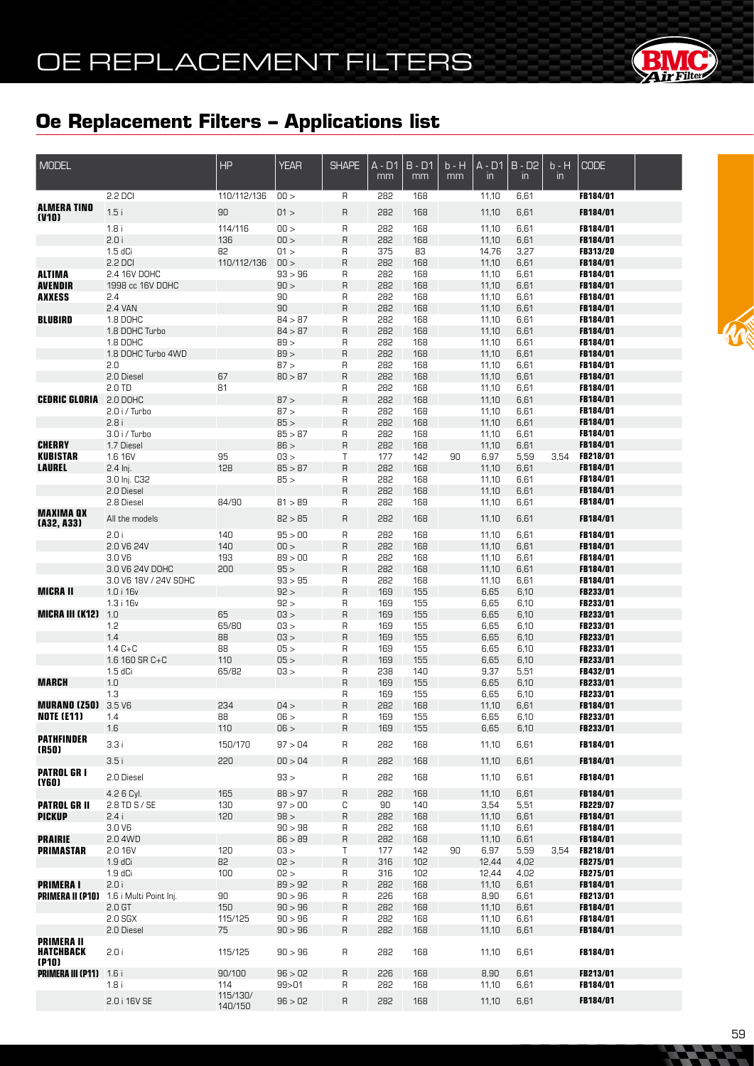# Oe Replacement Filters – Applications list

| MODEL | | HP | YEAR | SHAPE | A - D1 mm | B - D1 mm | b - H mm | A - D1 in | B - D2 in | b - H in | CODE |
|---|---|---|---|---|---|---|---|---|---|---|---|
| | 2.2 DCI | 110/112/136 | 00 > | R | 282 | 168 | | 11,10 | 6,61 | | **FB184/01** |
| **ALMERA TINO (V10)** | 1.5 i | 90 | 01 > | R | 282 | 168 | | 11,10 | 6,61 | | **FB184/01** |
| | 1.8 i | 114/116 | 00 > | R | 282 | 168 | | 11,10 | 6,61 | | **FB184/01** |
| | 2.0 i | 136 | 00 > | R | 282 | 168 | | 11,10 | 6,61 | | **FB184/01** |
| | 1.5 dCi | 82 | 01 > | R | 375 | 83 | | 14,76 | 3,27 | | **FB313/20** |
| | 2.2 DCI | 110/112/136 | 00 > | R | 282 | 168 | | 11,10 | 6,61 | | **FB184/01** |
| **ALTIMA** | 2.4 16V DOHC | | 93 > 96 | R | 282 | 168 | | 11,10 | 6,61 | | **FB184/01** |
| **AVENDIR** | 1998 cc 16V DOHC | | 90 > | R | 282 | 168 | | 11,10 | 6,61 | | **FB184/01** |
| **AXXESS** | 2.4 | | 90 | R | 282 | 168 | | 11,10 | 6,61 | | **FB184/01** |
| | 2.4 VAN | | 90 | R | 282 | 168 | | 11,10 | 6,61 | | **FB184/01** |
| **BLUBIRD** | 1.8 DOHC | | 84 > 87 | R | 282 | 168 | | 11,10 | 6,61 | | **FB184/01** |
| | 1.8 DOHC Turbo | | 84 > 87 | R | 282 | 168 | | 11,10 | 6,61 | | **FB184/01** |
| | 1.8 DOHC | | 89 > | R | 282 | 168 | | 11,10 | 6,61 | | **FB184/01** |
| | 1.8 DOHC Turbo 4WD | | 89 > | R | 282 | 168 | | 11,10 | 6,61 | | **FB184/01** |
| | 2.0 | | 87 > | R | 282 | 168 | | 11,10 | 6,61 | | **FB184/01** |
| | 2.0 Diesel | 67 | 80 > 87 | R | 282 | 168 | | 11,10 | 6,61 | | **FB184/01** |
| | 2.0 TD | 81 | | R | 282 | 168 | | 11,10 | 6,61 | | **FB184/01** |
| **CEDRIC GLORIA** | 2.0 DOHC | | 87 > | R | 282 | 168 | | 11,10 | 6,61 | | **FB184/01** |
| | 2.0 i / Turbo | | 87 > | R | 282 | 168 | | 11,10 | 6,61 | | **FB184/01** |
| | 2.8 i | | 85 > | R | 282 | 168 | | 11,10 | 6,61 | | **FB184/01** |
| | 3.0 i / Turbo | | 85 > 87 | R | 282 | 168 | | 11,10 | 6,61 | | **FB184/01** |
| **CHERRY** | 1.7 Diesel | | 86 > | R | 282 | 168 | | 11,10 | 6,61 | | **FB184/01** |
| **KUBISTAR** | 1.6 16V | 95 | 03 > | T | 177 | 142 | 90 | 6,97 | 5,59 | 3,54 | **FB218/01** |
| **LAUREL** | 2.4 Inj. | 128 | 85 > 87 | R | 282 | 168 | | 11,10 | 6,61 | | **FB184/01** |
| | 3.0 Inj. C32 | | 85 > | R | 282 | 168 | | 11,10 | 6,61 | | **FB184/01** |
| | 2.0 Diesel | | | R | 282 | 168 | | 11,10 | 6,61 | | **FB184/01** |
| | 2.8 Diesel | 84/90 | 81 > 89 | R | 282 | 168 | | 11,10 | 6,61 | | **FB184/01** |
| **MAXIMA QX (A32, A33)** | All the models | | 82 > 85 | R | 282 | 168 | | 11,10 | 6,61 | | **FB184/01** |
| | 2.0 i | 140 | 95 > 00 | R | 282 | 168 | | 11,10 | 6,61 | | **FB184/01** |
| | 2.0 V6 24V | 140 | 00 > | R | 282 | 168 | | 11,10 | 6,61 | | **FB184/01** |
| | 3.0 V6 | 193 | 89 > 00 | R | 282 | 168 | | 11,10 | 6,61 | | **FB184/01** |
| | 3.0 V6 24V DOHC | 200 | 95 > | R | 282 | 168 | | 11,10 | 6,61 | | **FB184/01** |
| | 3.0 V6 18V / 24V SOHC | | 93 > 95 | R | 282 | 168 | | 11,10 | 6,61 | | **FB184/01** |
| **MICRA II** | 1.0 i 16v | | 92 > | R | 169 | 155 | | 6,65 | 6,10 | | **FB233/01** |
| | 1.3 i 16v | | 92 > | R | 169 | 155 | | 6,65 | 6,10 | | **FB233/01** |
| **MICRA III (K12)** | 1.0 | 65 | 03 > | R | 169 | 155 | | 6,65 | 6,10 | | **FB233/01** |
| | 1.2 | 65/80 | 03 > | R | 169 | 155 | | 6,65 | 6,10 | | **FB233/01** |
| | 1.4 | 88 | 03 > | R | 169 | 155 | | 6,65 | 6,10 | | **FB233/01** |
| | 1.4 C+C | 88 | 05 > | R | 169 | 155 | | 6,65 | 6,10 | | **FB233/01** |
| | 1.6 160 SR C+C | 110 | 05 > | R | 169 | 155 | | 6,65 | 6,10 | | **FB233/01** |
| | 1.5 dCi | 65/82 | 03 > | R | 238 | 140 | | 9,37 | 5,51 | | **FB432/01** |
| **MARCH** | 1.0 | | | R | 169 | 155 | | 6,65 | 6,10 | | **FB233/01** |
| | 1.3 | | | R | 169 | 155 | | 6,65 | 6,10 | | **FB233/01** |
| **MURANO (Z50)** | 3.5 V6 | 234 | 04 > | R | 282 | 168 | | 11,10 | 6,61 | | **FB184/01** |
| **NOTE (E11)** | 1.4 | 88 | 06 > | R | 169 | 155 | | 6,65 | 6,10 | | **FB233/01** |
| | 1.6 | 110 | 06 > | R | 169 | 155 | | 6,65 | 6,10 | | **FB233/01** |
| **PATHFINDER (R50)** | 3.3 i | 150/170 | 97 > 04 | R | 282 | 168 | | 11,10 | 6,61 | | **FB184/01** |
| | 3.5 i | 220 | 00 > 04 | R | 282 | 168 | | 11,10 | 6,61 | | **FB184/01** |
| **PATROL GR I (Y60)** | 2.0 Diesel | | 93 > | R | 282 | 168 | | 11,10 | 6,61 | | **FB184/01** |
| | 4.2 6 Cyl. | 165 | 88 > 97 | R | 282 | 168 | | 11,10 | 6,61 | | **FB184/01** |
| **PATROL GR II** | 2.8 TD S / SE | 130 | 97 > 00 | C | 90 | 140 | | 3,54 | 5,51 | | **FB229/07** |
| **PICKUP** | 2.4 i | 120 | 98 > | R | 282 | 168 | | 11,10 | 6,61 | | **FB184/01** |
| | 3.0 V6 | | 90 > 98 | R | 282 | 168 | | 11,10 | 6,61 | | **FB184/01** |
| **PRAIRIE** | 2.0 4WD | | 86 > 89 | R | 282 | 168 | | 11,10 | 6,61 | | **FB184/01** |
| **PRIMASTAR** | 2.0 16V | 120 | 03 > | T | 177 | 142 | 90 | 6,97 | 5,59 | 3,54 | **FB218/01** |
| | 1.9 dCi | 82 | 02 > | R | 316 | 102 | | 12,44 | 4,02 | | **FB275/01** |
| | 1.9 dCi | 100 | 02 > | R | 316 | 102 | | 12,44 | 4,02 | | **FB275/01** |
| **PRIMERA I** | 2.0 i | | 89 > 92 | R | 282 | 168 | | 11,10 | 6,61 | | **FB184/01** |
| **PRIMERA II (P10)** | 1.6 i Multi Point Inj. | 90 | 90 > 96 | R | 226 | 168 | | 8,90 | 6,61 | | **FB213/01** |
| | 2.0 GT | 150 | 90 > 96 | R | 282 | 168 | | 11,10 | 6,61 | | **FB184/01** |
| | 2.0 SGX | 115/125 | 90 > 96 | R | 282 | 168 | | 11,10 | 6,61 | | **FB184/01** |
| | 2.0 Diesel | 75 | 90 > 96 | R | 282 | 168 | | 11,10 | 6,61 | | **FB184/01** |
| **PRIMERA II HATCHBACK (P10)** | 2.0 i | 115/125 | 90 > 96 | R | 282 | 168 | | 11,10 | 6,61 | | **FB184/01** |
| **PRIMERA III (P11)** | 1.6 i | 90/100 | 96 > 02 | R | 226 | 168 | | 8,90 | 6,61 | | **FB213/01** |
| | 1.8 i | 114 | 99>01 | R | 282 | 168 | | 11,10 | 6,61 | | **FB184/01** |
| | 2.0 i 16V SE | 115/130/ 140/150 | 96 > 02 | R | 282 | 168 | | 11,10 | 6,61 | | **FB184/01** |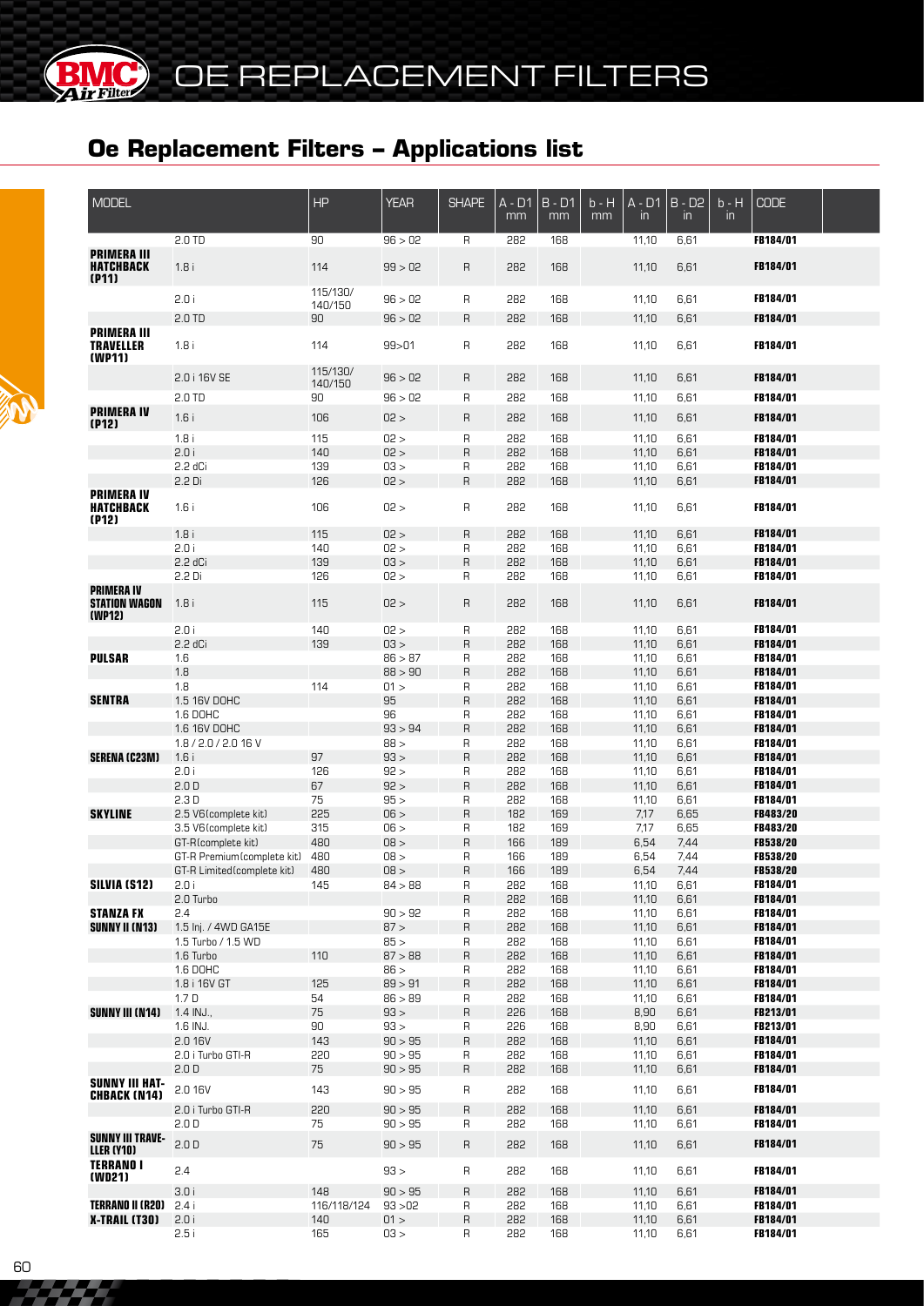# Oe Replacement Filters – Applications list

| MODEL | | HP | YEAR | SHAPE | A - D1 mm | B - D1 mm | b - H mm | A - D1 in | B - D2 in | b - H in | CODE |
|---|---|---|---|---|---|---|---|---|---|---|---|
| | 2.0 TD | 90 | 96 > 02 | R | 282 | 168 | | 11,10 | 6,61 | | **FB184/01** |
| **PRIMERA III HATCHBACK (P11)** | 1.8 i | 114 | 99 > 02 | R | 282 | 168 | | 11,10 | 6,61 | | **FB184/01** |
| | 2.0 i | 115/130/ 140/150 | 96 > 02 | R | 282 | 168 | | 11,10 | 6,61 | | **FB184/01** |
| | 2.0 TD | 90 | 96 > 02 | R | 282 | 168 | | 11,10 | 6,61 | | **FB184/01** |
| **PRIMERA III TRAVELLER (WP11)** | 1.8 i | 114 | 99>01 | R | 282 | 168 | | 11,10 | 6,61 | | **FB184/01** |
| | 2.0 i 16V SE | 115/130/ 140/150 | 96 > 02 | R | 282 | 168 | | 11,10 | 6,61 | | **FB184/01** |
| | 2.0 TD | 90 | 96 > 02 | R | 282 | 168 | | 11,10 | 6,61 | | **FB184/01** |
| **PRIMERA IV (P12)** | 1.6 i | 106 | 02 > | R | 282 | 168 | | 11,10 | 6,61 | | **FB184/01** |
| | 1.8 i | 115 | 02 > | R | 282 | 168 | | 11,10 | 6,61 | | **FB184/01** |
| | 2.0 i | 140 | 02 > | R | 282 | 168 | | 11,10 | 6,61 | | **FB184/01** |
| | 2.2 dCi | 139 | 03 > | R | 282 | 168 | | 11,10 | 6,61 | | **FB184/01** |
| | 2.2 Di | 126 | 02 > | R | 282 | 168 | | 11,10 | 6,61 | | **FB184/01** |
| **PRIMERA IV HATCHBACK (P12)** | 1.6 i | 106 | 02 > | R | 282 | 168 | | 11,10 | 6,61 | | **FB184/01** |
| | 1.8 i | 115 | 02 > | R | 282 | 168 | | 11,10 | 6,61 | | **FB184/01** |
| | 2.0 i | 140 | 02 > | R | 282 | 168 | | 11,10 | 6,61 | | **FB184/01** |
| | 2.2 dCi | 139 | 03 > | R | 282 | 168 | | 11,10 | 6,61 | | **FB184/01** |
| | 2.2 Di | 126 | 02 > | R | 282 | 168 | | 11,10 | 6,61 | | **FB184/01** |
| **PRIMERA IV STATION WAGON (WP12)** | 1.8 i | 115 | 02 > | R | 282 | 168 | | 11,10 | 6,61 | | **FB184/01** |
| | 2.0 i | 140 | 02 > | R | 282 | 168 | | 11,10 | 6,61 | | **FB184/01** |
| | 2.2 dCi | 139 | 03 > | R | 282 | 168 | | 11,10 | 6,61 | | **FB184/01** |
| **PULSAR** | 1.6 | | 86 > 87 | R | 282 | 168 | | 11,10 | 6,61 | | **FB184/01** |
| | 1.8 | | 88 > 90 | R | 282 | 168 | | 11,10 | 6,61 | | **FB184/01** |
| | 1.8 | 114 | 01 > | R | 282 | 168 | | 11,10 | 6,61 | | **FB184/01** |
| **SENTRA** | 1.5 16V DOHC | | 95 | R | 282 | 168 | | 11,10 | 6,61 | | **FB184/01** |
| | 1.6 DOHC | | 96 | R | 282 | 168 | | 11,10 | 6,61 | | **FB184/01** |
| | 1.6 16V DOHC | | 93 > 94 | R | 282 | 168 | | 11,10 | 6,61 | | **FB184/01** |
| | 1.8 / 2.0 / 2.0 16 V | | 88 > | R | 282 | 168 | | 11,10 | 6,61 | | **FB184/01** |
| **SERENA (C23M)** | 1.6 i | 97 | 93 > | R | 282 | 168 | | 11,10 | 6,61 | | **FB184/01** |
| | 2.0 i | 126 | 92 > | R | 282 | 168 | | 11,10 | 6,61 | | **FB184/01** |
| | 2.0 D | 67 | 92 > | R | 282 | 168 | | 11,10 | 6,61 | | **FB184/01** |
| | 2.3 D | 75 | 95 > | R | 282 | 168 | | 11,10 | 6,61 | | **FB184/01** |
| **SKYLINE** | 2.5 V6(complete kit) | 225 | 06 > | R | 182 | 169 | | 7,17 | 6,65 | | **FB483/20** |
| | 3.5 V6(complete kit) | 315 | 06 > | R | 182 | 169 | | 7,17 | 6,65 | | **FB483/20** |
| | GT-R(complete kit) | 480 | 08 > | R | 166 | 189 | | 6,54 | 7,44 | | **FB538/20** |
| | GT-R Premium(complete kit) | 480 | 08 > | R | 166 | 189 | | 6,54 | 7,44 | | **FB538/20** |
| | GT-R Limited(complete kit) | 480 | 08 > | R | 166 | 189 | | 6,54 | 7,44 | | **FB538/20** |
| **SILVIA (S12)** | 2.0 i | 145 | 84 > 88 | R | 282 | 168 | | 11,10 | 6,61 | | **FB184/01** |
| | 2.0 Turbo | | | R | 282 | 168 | | 11,10 | 6,61 | | **FB184/01** |
| **STANZA FX** | 2.4 | | 90 > 92 | R | 282 | 168 | | 11,10 | 6,61 | | **FB184/01** |
| **SUNNY II (N13)** | 1.5 Inj. / 4WD GA15E | | 87 > | R | 282 | 168 | | 11,10 | 6,61 | | **FB184/01** |
| | 1.5 Turbo / 1.5 WD | | 85 > | R | 282 | 168 | | 11,10 | 6,61 | | **FB184/01** |
| | 1.6 Turbo | 110 | 87 > 88 | R | 282 | 168 | | 11,10 | 6,61 | | **FB184/01** |
| | 1.6 DOHC | | 86 > | R | 282 | 168 | | 11,10 | 6,61 | | **FB184/01** |
| | 1.8 i 16V GT | 125 | 89 > 91 | R | 282 | 168 | | 11,10 | 6,61 | | **FB184/01** |
| | 1.7 D | 54 | 86 > 89 | R | 282 | 168 | | 11,10 | 6,61 | | **FB184/01** |
| **SUNNY III (N14)** | 1.4 INJ., | 75 | 93 > | R | 226 | 168 | | 8,90 | 6,61 | | **FB213/01** |
| | 1.6 INJ. | 90 | 93 > | R | 226 | 168 | | 8,90 | 6,61 | | **FB213/01** |
| | 2.0 16V | 143 | 90 > 95 | R | 282 | 168 | | 11,10 | 6,61 | | **FB184/01** |
| | 2.0 i Turbo GTI-R | 220 | 90 > 95 | R | 282 | 168 | | 11,10 | 6,61 | | **FB184/01** |
| | 2.0 D | 75 | 90 > 95 | R | 282 | 168 | | 11,10 | 6,61 | | **FB184/01** |
| **SUNNY III HATCHBACK (N14)** | 2.0 16V | 143 | 90 > 95 | R | 282 | 168 | | 11,10 | 6,61 | | **FB184/01** |
| | 2.0 i Turbo GTI-R | 220 | 90 > 95 | R | 282 | 168 | | 11,10 | 6,61 | | **FB184/01** |
| | 2.0 D | 75 | 90 > 95 | R | 282 | 168 | | 11,10 | 6,61 | | **FB184/01** |
| **SUNNY III TRAVELLER (Y10)** | 2.0 D | 75 | 90 > 95 | R | 282 | 168 | | 11,10 | 6,61 | | **FB184/01** |
| **TERRANO I (WD21)** | 2.4 | | 93 > | R | 282 | 168 | | 11,10 | 6,61 | | **FB184/01** |
| | 3.0 i | 148 | 90 > 95 | R | 282 | 168 | | 11,10 | 6,61 | | **FB184/01** |
| **TERRANO II (R20)** | 2.4 i | 116/118/124 | 93 >02 | R | 282 | 168 | | 11,10 | 6,61 | | **FB184/01** |
| **X-TRAIL (T30)** | 2.0 i | 140 | 01 > | R | 282 | 168 | | 11,10 | 6,61 | | **FB184/01** |
| | 2.5 i | 165 | 03 > | R | 282 | 168 | | 11,10 | 6,61 | | **FB184/01** |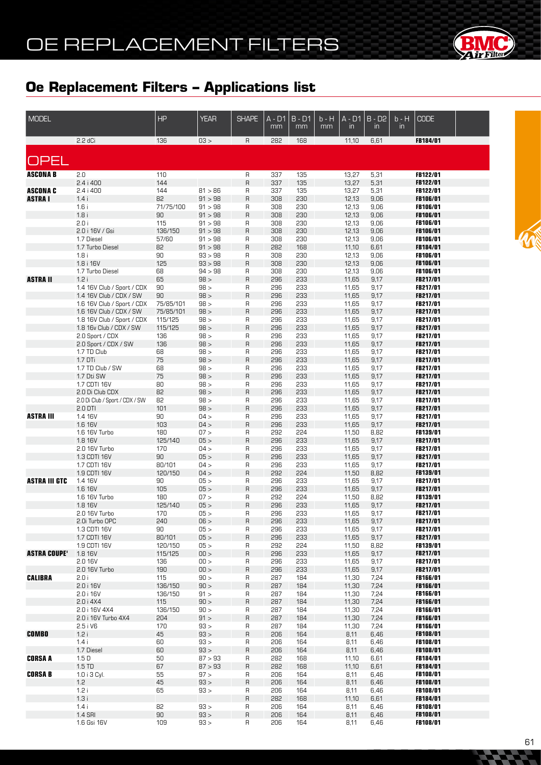# OE REPLACEMENT FILTERS

## Oe Replacement Filters – Applications list

| MODEL | | HP | YEAR | SHAPE | A - D1 mm | B - D1 mm | b - H mm | A - D1 in | B - D2 in | b - H in | CODE |
|---|---|---|---|---|---|---|---|---|---|---|---|
| | 2.2 dCi | 136 | 03 > | R | 282 | 168 | | 11,10 | 6,61 | | FB184/01 |
| **OPEL** | | | | | | | | | | | |
| **ASCONA B** | 2.0 | 110 | | R | 337 | 135 | | 13,27 | 5,31 | | FB122/01 |
| | 2.4 i 400 | 144 | | R | 337 | 135 | | 13,27 | 5,31 | | FB122/01 |
| **ASCONA C** | 2.4 i 400 | 144 | 81 > 86 | R | 337 | 135 | | 13,27 | 5,31 | | FB122/01 |
| **ASTRA I** | 1.4 i | 82 | 91 > 98 | R | 308 | 230 | | 12,13 | 9,06 | | FB106/01 |
| | 1.6 i | 71/75/100 | 91 > 98 | R | 308 | 230 | | 12,13 | 9,06 | | FB106/01 |
| | 1.8 i | 90 | 91 > 98 | R | 308 | 230 | | 12,13 | 9,06 | | FB106/01 |
| | 2.0 i | 115 | 91 > 98 | R | 308 | 230 | | 12,13 | 9,06 | | FB106/01 |
| | 2.0 i 16V / Gsi | 136/150 | 91 > 98 | R | 308 | 230 | | 12,13 | 9,06 | | FB106/01 |
| | 1.7 Diesel | 57/60 | 91 > 98 | R | 308 | 230 | | 12,13 | 9,06 | | FB106/01 |
| | 1.7 Turbo Diesel | 82 | 91 > 98 | R | 282 | 168 | | 11,10 | 6,61 | | FB184/01 |
| | 1.8 i | 90 | 93 > 98 | R | 308 | 230 | | 12,13 | 9,06 | | FB106/01 |
| | 1.8 i 16V | 125 | 93 > 98 | R | 308 | 230 | | 12,13 | 9,06 | | FB106/01 |
| | 1.7 Turbo Diesel | 68 | 94 > 98 | R | 308 | 230 | | 12,13 | 9,06 | | FB106/01 |
| **ASTRA II** | 1.2 i | 65 | 98 > | R | 296 | 233 | | 11,65 | 9,17 | | FB217/01 |
| | 1.4 16V Club / Sport / CDX | 90 | 98 > | R | 296 | 233 | | 11,65 | 9,17 | | FB217/01 |
| | 1.4 16V Club / CDX / SW | 90 | 98 > | R | 296 | 233 | | 11,65 | 9,17 | | FB217/01 |
| | 1.6 16V Club / Sport / CDX | 75/85/101 | 98 > | R | 296 | 233 | | 11,65 | 9,17 | | FB217/01 |
| | 1.6 16V Club / CDX / SW | 75/85/101 | 98 > | R | 296 | 233 | | 11,65 | 9,17 | | FB217/01 |
| | 1.8 16V Club / Sport / CDX | 115/125 | 98 > | R | 296 | 233 | | 11,65 | 9,17 | | FB217/01 |
| | 1.8 16v Club / CDX / SW | 115/125 | 98 > | R | 296 | 233 | | 11,65 | 9,17 | | FB217/01 |
| | 2.0 Sport / CDX | 136 | 98 > | R | 296 | 233 | | 11,65 | 9,17 | | FB217/01 |
| | 2.0 Sport / CDX / SW | 136 | 98 > | R | 296 | 233 | | 11,65 | 9,17 | | FB217/01 |
| | 1.7 TD Club | 68 | 98 > | R | 296 | 233 | | 11,65 | 9,17 | | FB217/01 |
| | 1.7 DTi | 75 | 98 > | R | 296 | 233 | | 11,65 | 9,17 | | FB217/01 |
| | 1.7 TD Club / SW | 68 | 98 > | R | 296 | 233 | | 11,65 | 9,17 | | FB217/01 |
| | 1.7 Dti SW | 75 | 98 > | R | 296 | 233 | | 11,65 | 9,17 | | FB217/01 |
| | 1.7 CDTI 16V | 80 | 98 > | R | 296 | 233 | | 11,65 | 9,17 | | FB217/01 |
| | 2.0 Di Club CDX | 82 | 98 > | R | 296 | 233 | | 11,65 | 9,17 | | FB217/01 |
| | 2.0 Di Club / Sport / CDX / SW | 82 | 98 > | R | 296 | 233 | | 11,65 | 9,17 | | FB217/01 |
| | 2.0 DTI | 101 | 98 > | R | 296 | 233 | | 11,65 | 9,17 | | FB217/01 |
| **ASTRA III** | 1.4 16V | 90 | 04 > | R | 296 | 233 | | 11,65 | 9,17 | | FB217/01 |
| | 1.6 16V | 103 | 04 > | R | 296 | 233 | | 11,65 | 9,17 | | FB217/01 |
| | 1.6 16V Turbo | 180 | 07 > | R | 292 | 224 | | 11,50 | 8,82 | | FB139/01 |
| | 1.8 16V | 125/140 | 05 > | R | 296 | 233 | | 11,65 | 9,17 | | FB217/01 |
| | 2.0 16V Turbo | 170 | 04 > | R | 296 | 233 | | 11,65 | 9,17 | | FB217/01 |
| | 1.3 CDTI 16V | 90 | 05 > | R | 296 | 233 | | 11,65 | 9,17 | | FB217/01 |
| | 1.7 CDTI 16V | 80/101 | 04 > | R | 296 | 233 | | 11,65 | 9,17 | | FB217/01 |
| | 1.9 CDTI 16V | 120/150 | 04 > | R | 292 | 224 | | 11,50 | 8,82 | | FB139/01 |
| **ASTRA III GTC** | 1.4 16V | 90 | 05 > | R | 296 | 233 | | 11,65 | 9,17 | | FB217/01 |
| | 1.6 16V | 105 | 05 > | R | 296 | 233 | | 11,65 | 9,17 | | FB217/01 |
| | 1.6 16V Turbo | 180 | 07 > | R | 292 | 224 | | 11,50 | 8,82 | | FB139/01 |
| | 1.8 16V | 125/140 | 05 > | R | 296 | 233 | | 11,65 | 9,17 | | FB217/01 |
| | 2.0 16V Turbo | 170 | 05 > | R | 296 | 233 | | 11,65 | 9,17 | | FB217/01 |
| | 2.0i Turbo OPC | 240 | 06 > | R | 296 | 233 | | 11,65 | 9,17 | | FB217/01 |
| | 1.3 CDTI 16V | 90 | 05 > | R | 296 | 233 | | 11,65 | 9,17 | | FB217/01 |
| | 1.7 CDTI 16V | 80/101 | 05 > | R | 296 | 233 | | 11,65 | 9,17 | | FB217/01 |
| | 1.9 CDTI 16V | 120/150 | 05 > | R | 292 | 224 | | 11,50 | 8,82 | | FB139/01 |
| **ASTRA COUPE'** | 1.8 16V | 115/125 | 00 > | R | 296 | 233 | | 11,65 | 9,17 | | FB217/01 |
| | 2.0 16V | 136 | 00 > | R | 296 | 233 | | 11,65 | 9,17 | | FB217/01 |
| | 2.0 16V Turbo | 190 | 00 > | R | 296 | 233 | | 11,65 | 9,17 | | FB217/01 |
| **CALIBRA** | 2.0 i | 115 | 90 > | R | 287 | 184 | | 11,30 | 7,24 | | FB166/01 |
| | 2.0 i 16V | 136/150 | 90 > | R | 287 | 184 | | 11,30 | 7,24 | | FB166/01 |
| | 2.0 i 16V | 136/150 | 91 > | R | 287 | 184 | | 11,30 | 7,24 | | FB166/01 |
| | 2.0 i 4X4 | 115 | 90 > | R | 287 | 184 | | 11,30 | 7,24 | | FB166/01 |
| | 2.0 i 16V 4X4 | 136/150 | 90 > | R | 287 | 184 | | 11,30 | 7,24 | | FB166/01 |
| | 2.0 i 16V Turbo 4X4 | 204 | 91 > | R | 287 | 184 | | 11,30 | 7,24 | | FB166/01 |
| | 2.5 i V6 | 170 | 93 > | R | 287 | 184 | | 11,30 | 7,24 | | FB166/01 |
| **COMBO** | 1.2 i | 45 | 93 > | R | 206 | 164 | | 8,11 | 6,46 | | FB108/01 |
| | 1.4 i | 60 | 93 > | R | 206 | 164 | | 8,11 | 6,46 | | FB108/01 |
| | 1.7 Diesel | 60 | 93 > | R | 206 | 164 | | 8,11 | 6,46 | | FB108/01 |
| **CORSA A** | 1.5 D | 50 | 87 > 93 | R | 282 | 168 | | 11,10 | 6,61 | | FB184/01 |
| | 1.5 TD | 67 | 87 > 93 | R | 282 | 168 | | 11,10 | 6,61 | | FB184/01 |
| **CORSA B** | 1.0 i 3 Cyl. | 55 | 97 > | R | 206 | 164 | | 8,11 | 6,46 | | FB108/01 |
| | 1.2 | 45 | 93 > | R | 206 | 164 | | 8,11 | 6,46 | | FB108/01 |
| | 1.2 i | 65 | 93 > | R | 206 | 164 | | 8,11 | 6,46 | | FB108/01 |
| | 1.3 i | | | R | 282 | 168 | | 11,10 | 6,61 | | FB184/01 |
| | 1.4 i | 82 | 93 > | R | 206 | 164 | | 8,11 | 6,46 | | FB108/01 |
| | 1.4 SRI | 90 | 93 > | R | 206 | 164 | | 8,11 | 6,46 | | FB108/01 |
| | 1.6 Gsi 16V | 109 | 93 > | R | 206 | 164 | | 8,11 | 6,46 | | FB108/01 |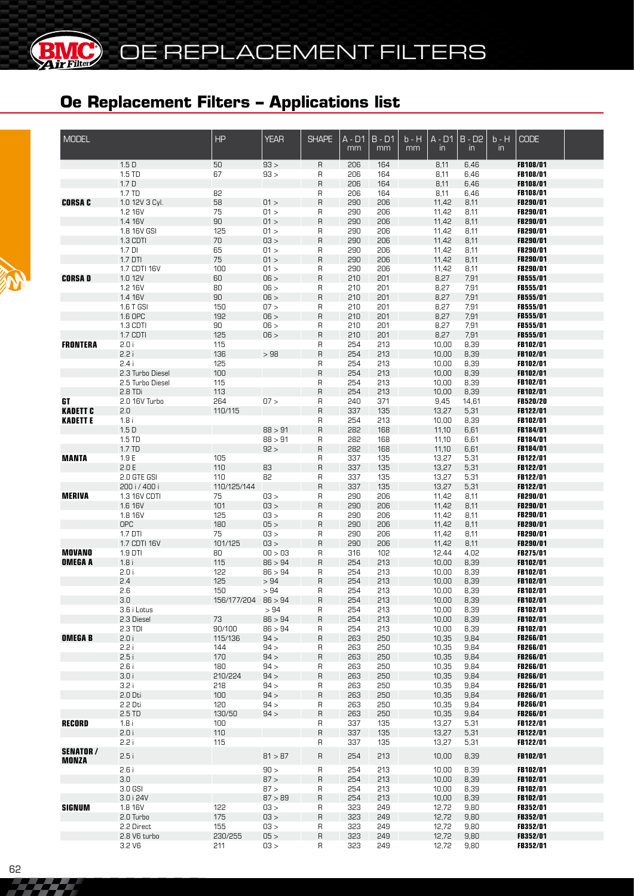# OE REPLACEMENT FILTERS

## Oe Replacement Filters – Applications list

| MODEL | | HP | YEAR | SHAPE | A - D1 mm | B - D1 mm | b - H mm | A - D1 in | B - D2 in | b - H in | CODE |
|---|---|---|---|---|---|---|---|---|---|---|---|
| | 1.5 D | 50 | 93 > | R | 206 | 164 | | 8,11 | 6,46 | | **FB108/01** |
| | 1.5 TD | 67 | 93 > | R | 206 | 164 | | 8,11 | 6,46 | | **FB108/01** |
| | 1.7 D | | | R | 206 | 164 | | 8,11 | 6,46 | | **FB108/01** |
| | 1.7 TD | 82 | | R | 206 | 164 | | 8,11 | 6,46 | | **FB108/01** |
| **CORSA C** | 1.0 12V 3 Cyl. | 58 | 01 > | R | 290 | 206 | | 11,42 | 8,11 | | **FB290/01** |
| | 1.2 16V | 75 | 01 > | R | 290 | 206 | | 11,42 | 8,11 | | **FB290/01** |
| | 1.4 16V | 90 | 01 > | R | 290 | 206 | | 11,42 | 8,11 | | **FB290/01** |
| | 1.8 16V GSI | 125 | 01 > | R | 290 | 206 | | 11,42 | 8,11 | | **FB290/01** |
| | 1.3 CDTI | 70 | 03 > | R | 290 | 206 | | 11,42 | 8,11 | | **FB290/01** |
| | 1.7 DI | 65 | 01 > | R | 290 | 206 | | 11,42 | 8,11 | | **FB290/01** |
| | 1.7 DTI | 75 | 01 > | R | 290 | 206 | | 11,42 | 8,11 | | **FB290/01** |
| | 1.7 CDTI 16V | 100 | 01 > | R | 290 | 206 | | 11,42 | 8,11 | | **FB290/01** |
| **CORSA D** | 1.0 12V | 60 | 06 > | R | 210 | 201 | | 8,27 | 7,91 | | **FB555/01** |
| | 1.2 16V | 80 | 06 > | R | 210 | 201 | | 8,27 | 7,91 | | **FB555/01** |
| | 1.4 16V | 90 | 06 > | R | 210 | 201 | | 8,27 | 7,91 | | **FB555/01** |
| | 1.6 T GSI | 150 | 07 > | R | 210 | 201 | | 8,27 | 7,91 | | **FB555/01** |
| | 1.6 OPC | 192 | 06 > | R | 210 | 201 | | 8,27 | 7,91 | | **FB555/01** |
| | 1.3 CDTI | 90 | 06 > | R | 210 | 201 | | 8,27 | 7,91 | | **FB555/01** |
| | 1.7 CDTI | 125 | 06 > | R | 210 | 201 | | 8,27 | 7,91 | | **FB555/01** |
| **FRONTERA** | 2.0 i | 115 | | R | 254 | 213 | | 10,00 | 8,39 | | **FB102/01** |
| | 2.2 i | 136 | > 98 | R | 254 | 213 | | 10,00 | 8,39 | | **FB102/01** |
| | 2.4 i | 125 | | R | 254 | 213 | | 10,00 | 8,39 | | **FB102/01** |
| | 2.3 Turbo Diesel | 100 | | R | 254 | 213 | | 10,00 | 8,39 | | **FB102/01** |
| | 2.5 Turbo Diesel | 115 | | R | 254 | 213 | | 10,00 | 8,39 | | **FB102/01** |
| | 2.8 TDi | 113 | | R | 254 | 213 | | 10,00 | 8,39 | | **FB102/01** |
| **GT** | 2.0 16V Turbo | 264 | 07 > | R | 240 | 371 | | 9,45 | 14,61 | | **FB520/20** |
| **KADETT C** | 2.0 | 110/115 | | R | 337 | 135 | | 13,27 | 5,31 | | **FB122/01** |
| **KADETT E** | 1.8 i | | | R | 254 | 213 | | 10,00 | 8,39 | | **FB102/01** |
| | 1.5 D | | 88 > 91 | R | 282 | 168 | | 11,10 | 6,61 | | **FB184/01** |
| | 1.5 TD | | 88 > 91 | R | 282 | 168 | | 11,10 | 6,61 | | **FB184/01** |
| | 1.7 TD | | 92 > | R | 282 | 168 | | 11,10 | 6,61 | | **FB184/01** |
| **MANTA** | 1.9 E | 105 | | R | 337 | 135 | | 13,27 | 5,31 | | **FB122/01** |
| | 2.0 E | 110 | 83 | R | 337 | 135 | | 13,27 | 5,31 | | **FB122/01** |
| | 2.0 GTE GSI | 110 | 82 | R | 337 | 135 | | 13,27 | 5,31 | | **FB122/01** |
| | 200 i / 400 i | 110/125/144 | | R | 337 | 135 | | 13,27 | 5,31 | | **FB122/01** |
| **MERIVA** | 1.3 16V CDTI | 75 | 03 > | R | 290 | 206 | | 11,42 | 8,11 | | **FB290/01** |
| | 1.6 16V | 101 | 03 > | R | 290 | 206 | | 11,42 | 8,11 | | **FB290/01** |
| | 1.8 16V | 125 | 03 > | R | 290 | 206 | | 11,42 | 8,11 | | **FB290/01** |
| | OPC | 180 | 05 > | R | 290 | 206 | | 11,42 | 8,11 | | **FB290/01** |
| | 1.7 DTI | 75 | 03 > | R | 290 | 206 | | 11,42 | 8,11 | | **FB290/01** |
| | 1.7 CDTI 16V | 101/125 | 03 > | R | 290 | 206 | | 11,42 | 8,11 | | **FB290/01** |
| **MOVANO** | 1.9 DTI | 80 | 00 > 03 | R | 316 | 102 | | 12,44 | 4,02 | | **FB275/01** |
| **OMEGA A** | 1.8 i | 115 | 86 > 94 | R | 254 | 213 | | 10,00 | 8,39 | | **FB102/01** |
| | 2.0 i | 122 | 86 > 94 | R | 254 | 213 | | 10,00 | 8,39 | | **FB102/01** |
| | 2.4 | 125 | > 94 | R | 254 | 213 | | 10,00 | 8,39 | | **FB102/01** |
| | 2.6 | 150 | > 94 | R | 254 | 213 | | 10,00 | 8,39 | | **FB102/01** |
| | 3.0 | 156/177/204 | 86 > 94 | R | 254 | 213 | | 10,00 | 8,39 | | **FB102/01** |
| | 3.6 i Lotus | | > 94 | R | 254 | 213 | | 10,00 | 8,39 | | **FB102/01** |
| | 2.3 Diesel | 73 | 86 > 94 | R | 254 | 213 | | 10,00 | 8,39 | | **FB102/01** |
| | 2.3 TDI | 90/100 | 86 > 94 | R | 254 | 213 | | 10,00 | 8,39 | | **FB102/01** |
| **OMEGA B** | 2.0 i | 115/136 | 94 > | R | 263 | 250 | | 10,35 | 9,84 | | **FB266/01** |
| | 2.2 i | 144 | 94 > | R | 263 | 250 | | 10,35 | 9,84 | | **FB266/01** |
| | 2.5 i | 170 | 94 > | R | 263 | 250 | | 10,35 | 9,84 | | **FB266/01** |
| | 2.6 i | 180 | 94 > | R | 263 | 250 | | 10,35 | 9,84 | | **FB266/01** |
| | 3.0 i | 210/224 | 94 > | R | 263 | 250 | | 10,35 | 9,84 | | **FB266/01** |
| | 3.2 i | 218 | 94 > | R | 263 | 250 | | 10,35 | 9,84 | | **FB266/01** |
| | 2.0 Dti | 100 | 94 > | R | 263 | 250 | | 10,35 | 9,84 | | **FB266/01** |
| | 2.2 Dti | 120 | 94 > | R | 263 | 250 | | 10,35 | 9,84 | | **FB266/01** |
| | 2.5 TD | 130/50 | 94 > | R | 263 | 250 | | 10,35 | 9,84 | | **FB266/01** |
| **RECORD** | 1.8 i | 100 | | R | 337 | 135 | | 13,27 | 5,31 | | **FB122/01** |
| | 2.0 i | 110 | | R | 337 | 135 | | 13,27 | 5,31 | | **FB122/01** |
| | 2.2 i | 115 | | R | 337 | 135 | | 13,27 | 5,31 | | **FB122/01** |
| **SENATOR / MONZA** | 2.5 i | | 81 > 87 | R | 254 | 213 | | 10,00 | 8,39 | | **FB102/01** |
| | 2.6 i | | 90 > | R | 254 | 213 | | 10,00 | 8,39 | | **FB102/01** |
| | 3.0 | | 87 > | R | 254 | 213 | | 10,00 | 8,39 | | **FB102/01** |
| | 3.0 GSI | | 87 > | R | 254 | 213 | | 10,00 | 8,39 | | **FB102/01** |
| | 3.0 i 24V | | 87 > 89 | R | 254 | 213 | | 10,00 | 8,39 | | **FB102/01** |
| **SIGNUM** | 1.8 16V | 122 | 03 > | R | 323 | 249 | | 12,72 | 9,80 | | **FB352/01** |
| | 2.0 Turbo | 175 | 03 > | R | 323 | 249 | | 12,72 | 9,80 | | **FB352/01** |
| | 2.2 Direct | 155 | 03 > | R | 323 | 249 | | 12,72 | 9,80 | | **FB352/01** |
| | 2.8 V6 turbo | 230/255 | 05 > | R | 323 | 249 | | 12,72 | 9,80 | | **FB352/01** |
| | 3.2 V6 | 211 | 03 > | R | 323 | 249 | | 12,72 | 9,80 | | **FB352/01** |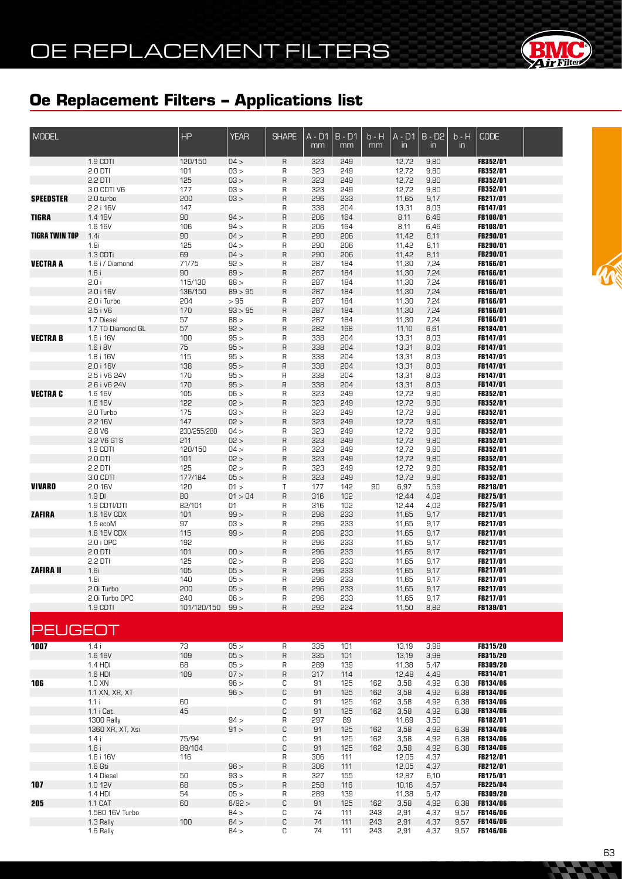# OE REPLACEMENT FILTERS

## Oe Replacement Filters – Applications list

| MODEL | | HP | YEAR | SHAPE | A - D1 mm | B - D1 mm | b - H mm | A - D1 in | B - D2 in | b - H in | CODE |
|---|---|---|---|---|---|---|---|---|---|---|---|
| | 1.9 CDTI | 120/150 | 04 > | R | 323 | 249 | | 12,72 | 9,80 | | FB352/01 |
| | 2.0 DTI | 101 | 03 > | R | 323 | 249 | | 12,72 | 9,80 | | FB352/01 |
| | 2.2 DTI | 125 | 03 > | R | 323 | 249 | | 12,72 | 9,80 | | FB352/01 |
| | 3.0 CDTI V6 | 177 | 03 > | R | 323 | 249 | | 12,72 | 9,80 | | FB352/01 |
| **SPEEDSTER** | 2.0 turbo | 200 | 03 > | R | 296 | 233 | | 11,65 | 9,17 | | FB217/01 |
| | 2.2 i 16V | 147 | | R | 338 | 204 | | 13,31 | 8,03 | | FB147/01 |
| **TIGRA** | 1.4 16V | 90 | 94 > | R | 206 | 164 | | 8,11 | 6,46 | | FB108/01 |
| | 1.6 16V | 106 | 94 > | R | 206 | 164 | | 8,11 | 6,46 | | FB108/01 |
| **TIGRA TWIN TOP** | 1.4i | 90 | 04 > | R | 290 | 206 | | 11,42 | 8,11 | | FB290/01 |
| | 1.8i | 125 | 04 > | R | 290 | 206 | | 11,42 | 8,11 | | FB290/01 |
| | 1.3 CDTi | 69 | 04 > | R | 290 | 206 | | 11,42 | 8,11 | | FB290/01 |
| **VECTRA A** | 1.6 i / Diamond | 71/75 | 92 > | R | 287 | 184 | | 11,30 | 7,24 | | FB166/01 |
| | 1.8 i | 90 | 89 > | R | 287 | 184 | | 11,30 | 7,24 | | FB166/01 |
| | 2.0 i | 115/130 | 88 > | R | 287 | 184 | | 11,30 | 7,24 | | FB166/01 |
| | 2.0 i 16V | 136/150 | 89 > 95 | R | 287 | 184 | | 11,30 | 7,24 | | FB166/01 |
| | 2.0 i Turbo | 204 | > 95 | R | 287 | 184 | | 11,30 | 7,24 | | FB166/01 |
| | 2.5 i V6 | 170 | 93 > 95 | R | 287 | 184 | | 11,30 | 7,24 | | FB166/01 |
| | 1.7 Diesel | 57 | 88 > | R | 287 | 184 | | 11,30 | 7,24 | | FB166/01 |
| | 1.7 TD Diamond GL | 57 | 92 > | R | 282 | 168 | | 11,10 | 6,61 | | FB184/01 |
| **VECTRA B** | 1.6 i 16V | 100 | 95 > | R | 338 | 204 | | 13,31 | 8,03 | | FB147/01 |
| | 1.6 i 8V | 75 | 95 > | R | 338 | 204 | | 13,31 | 8,03 | | FB147/01 |
| | 1.8 i 16V | 115 | 95 > | R | 338 | 204 | | 13,31 | 8,03 | | FB147/01 |
| | 2.0 i 16V | 138 | 95 > | R | 338 | 204 | | 13,31 | 8,03 | | FB147/01 |
| | 2.5 i V6 24V | 170 | 95 > | R | 338 | 204 | | 13,31 | 8,03 | | FB147/01 |
| | 2.6 i V6 24V | 170 | 95 > | R | 338 | 204 | | 13,31 | 8,03 | | FB147/01 |
| **VECTRA C** | 1.6 16V | 105 | 06 > | R | 323 | 249 | | 12,72 | 9,80 | | FB352/01 |
| | 1.8 16V | 122 | 02 > | R | 323 | 249 | | 12,72 | 9,80 | | FB352/01 |
| | 2.0 Turbo | 175 | 03 > | R | 323 | 249 | | 12,72 | 9,80 | | FB352/01 |
| | 2.2 16V | 147 | 02 > | R | 323 | 249 | | 12,72 | 9,80 | | FB352/01 |
| | 2.8 V6 | 230/255/280 | 04 > | R | 323 | 249 | | 12,72 | 9,80 | | FB352/01 |
| | 3.2 V6 GTS | 211 | 02 > | R | 323 | 249 | | 12,72 | 9,80 | | FB352/01 |
| | 1.9 CDTI | 120/150 | 04 > | R | 323 | 249 | | 12,72 | 9,80 | | FB352/01 |
| | 2.0 DTI | 101 | 02 > | R | 323 | 249 | | 12,72 | 9,80 | | FB352/01 |
| | 2.2 DTI | 125 | 02 > | R | 323 | 249 | | 12,72 | 9,80 | | FB352/01 |
| | 3.0 CDTI | 177/184 | 05 > | R | 323 | 249 | | 12,72 | 9,80 | | FB352/01 |
| **VIVARO** | 2.0 16V | 120 | 01 > | T | 177 | 142 | 90 | 6,97 | 5,59 | | FB218/01 |
| | 1.9 DI | 80 | 01 > 04 | R | 316 | 102 | | 12,44 | 4,02 | | FB275/01 |
| | 1.9 CDTI/DTI | 82/101 | 01 | R | 316 | 102 | | 12,44 | 4,02 | | FB275/01 |
| **ZAFIRA** | 1.6 16V CDX | 101 | 99 > | R | 296 | 233 | | 11,65 | 9,17 | | FB217/01 |
| | 1.6 ecoM | 97 | 03 > | R | 296 | 233 | | 11,65 | 9,17 | | FB217/01 |
| | 1.8 16V CDX | 115 | 99 > | R | 296 | 233 | | 11,65 | 9,17 | | FB217/01 |
| | 2.0 i OPC | 192 | | R | 296 | 233 | | 11,65 | 9,17 | | FB217/01 |
| | 2.0 DTI | 101 | 00 > | R | 296 | 233 | | 11,65 | 9,17 | | FB217/01 |
| | 2.2 DTI | 125 | 02 > | R | 296 | 233 | | 11,65 | 9,17 | | FB217/01 |
| **ZAFIRA II** | 1.6i | 105 | 05 > | R | 296 | 233 | | 11,65 | 9,17 | | FB217/01 |
| | 1.8i | 140 | 05 > | R | 296 | 233 | | 11,65 | 9,17 | | FB217/01 |
| | 2.0i Turbo | 200 | 05 > | R | 296 | 233 | | 11,65 | 9,17 | | FB217/01 |
| | 2.0i Turbo OPC | 240 | 06 > | R | 296 | 233 | | 11,65 | 9,17 | | FB217/01 |
| | 1.9 CDTI | 101/120/150 | 99 > | R | 292 | 224 | | 11,50 | 8,82 | | FB139/01 |

## PEUGEOT

| MODEL | | HP | YEAR | SHAPE | A - D1 mm | B - D1 mm | b - H mm | A - D1 in | B - D2 in | b - H in | CODE |
|---|---|---|---|---|---|---|---|---|---|---|---|
| **1007** | 1.4 i | 73 | 05 > | R | 335 | 101 | | 13,19 | 3,98 | | FB315/20 |
| | 1.6 16V | 109 | 05 > | R | 335 | 101 | | 13,19 | 3,98 | | FB315/20 |
| | 1.4 HDI | 68 | 05 > | R | 289 | 139 | | 11,38 | 5,47 | | FB309/20 |
| | 1.6 HDI | 109 | 07 > | R | 317 | 114 | | 12,48 | 4,49 | | FB314/01 |
| **106** | 1.0 XN | | 96 > | C | 91 | 125 | 162 | 3,58 | 4,92 | 6,38 | FB134/06 |
| | 1.1 XN, XR, XT | | 96 > | C | 91 | 125 | 162 | 3,58 | 4,92 | 6,38 | FB134/06 |
| | 1.1 i | 60 | | C | 91 | 125 | 162 | 3,58 | 4,92 | 6,38 | FB134/06 |
| | 1.1 i Cat. | 45 | | C | 91 | 125 | 162 | 3,58 | 4,92 | 6,38 | FB134/06 |
| | 1300 Rally | | 94 > | R | 297 | 89 | | 11,69 | 3,50 | | FB182/01 |
| | 1360 XR, XT, Xsi | | 91 > | C | 91 | 125 | 162 | 3,58 | 4,92 | 6,38 | FB134/06 |
| | 1.4 i | 75/94 | | C | 91 | 125 | 162 | 3,58 | 4,92 | 6,38 | FB134/06 |
| | 1.6 i | 89/104 | | C | 91 | 125 | 162 | 3,58 | 4,92 | 6,38 | FB134/06 |
| | 1.6 i 16V | 116 | | R | 306 | 111 | | 12,05 | 4,37 | | FB212/01 |
| | 1.6 Gti | | 96 > | R | 306 | 111 | | 12,05 | 4,37 | | FB212/01 |
| | 1.4 Diesel | 50 | 93 > | R | 327 | 155 | | 12,87 | 6,10 | | FB175/01 |
| **107** | 1.0 12V | 68 | 05 > | R | 258 | 116 | | 10,16 | 4,57 | | FB225/04 |
| | 1.4 HDI | 54 | 05 > | R | 289 | 139 | | 11,38 | 5,47 | | FB309/20 |
| **205** | 1.1 CAT | 60 | 6/92 > | C | 91 | 125 | 162 | 3,58 | 4,92 | 6,38 | FB134/06 |
| | 1.580 16V Turbo | | 84 > | C | 74 | 111 | 243 | 2,91 | 4,37 | 9,57 | FB146/06 |
| | 1.3 Rally | 100 | 84 > | C | 74 | 111 | 243 | 2,91 | 4,37 | 9,57 | FB146/06 |
| | 1.6 Rally | | 84 > | C | 74 | 111 | 243 | 2,91 | 4,37 | 9,57 | FB146/06 |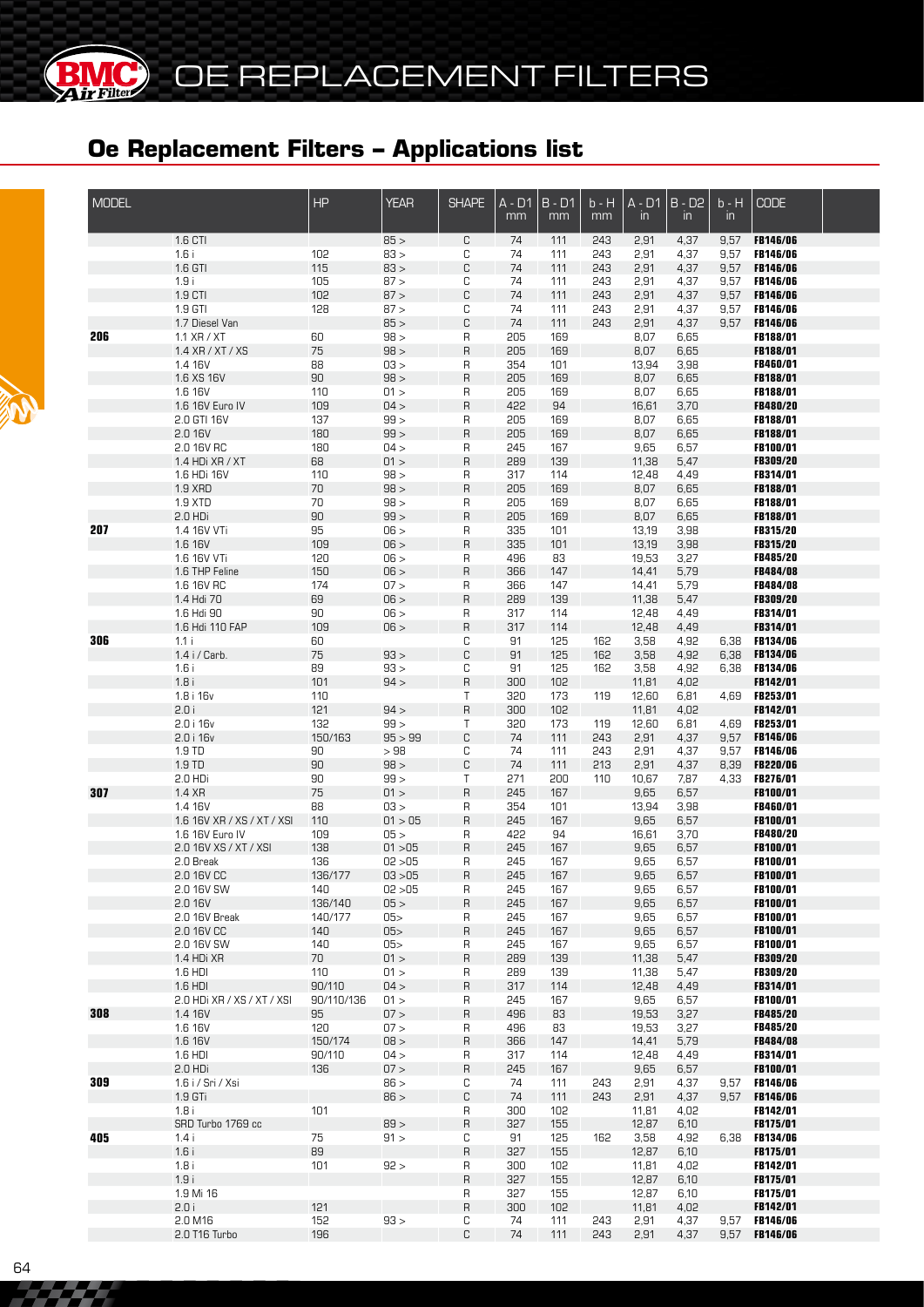# OE REPLACEMENT FILTERS

## Oe Replacement Filters – Applications list

| MODEL | | HP | YEAR | SHAPE | A - D1 mm | B - D1 mm | b - H mm | A - D1 in | B - D2 in | b - H in | CODE |
|---|---|---|---|---|---|---|---|---|---|---|---|
| | 1.6 CTI | | 85 > | C | 74 | 111 | 243 | 2,91 | 4,37 | 9,57 | **FB146/06** |
| | 1.6 i | 102 | 83 > | C | 74 | 111 | 243 | 2,91 | 4,37 | 9,57 | **FB146/06** |
| | 1.6 GTI | 115 | 83 > | C | 74 | 111 | 243 | 2,91 | 4,37 | 9,57 | **FB146/06** |
| | 1.9 i | 105 | 87 > | C | 74 | 111 | 243 | 2,91 | 4,37 | 9,57 | **FB146/06** |
| | 1.9 CTI | 102 | 87 > | C | 74 | 111 | 243 | 2,91 | 4,37 | 9,57 | **FB146/06** |
| | 1.9 GTI | 128 | 87 > | C | 74 | 111 | 243 | 2,91 | 4,37 | 9,57 | **FB146/06** |
| | 1.7 Diesel Van | | 85 > | C | 74 | 111 | 243 | 2,91 | 4,37 | 9,57 | **FB146/06** |
| **206** | 1.1 XR / XT | 60 | 98 > | R | 205 | 169 | | 8,07 | 6,65 | | **FB188/01** |
| | 1.4 XR / XT / XS | 75 | 98 > | R | 205 | 169 | | 8,07 | 6,65 | | **FB188/01** |
| | 1.4 16V | 88 | 03 > | R | 354 | 101 | | 13,94 | 3,98 | | **FB460/01** |
| | 1.6 XS 16V | 90 | 98 > | R | 205 | 169 | | 8,07 | 6,65 | | **FB188/01** |
| | 1.6 16V | 110 | 01 > | R | 205 | 169 | | 8,07 | 6,65 | | **FB188/01** |
| | 1.6 16V Euro IV | 109 | 04 > | R | 422 | 94 | | 16,61 | 3,70 | | **FB480/20** |
| | 2.0 GTI 16V | 137 | 99 > | R | 205 | 169 | | 8,07 | 6,65 | | **FB188/01** |
| | 2.0 16V | 180 | 99 > | R | 205 | 169 | | 8,07 | 6,65 | | **FB188/01** |
| | 2.0 16V RC | 180 | 04 > | R | 245 | 167 | | 9,65 | 6,57 | | **FB100/01** |
| | 1.4 HDi XR / XT | 68 | 01 > | R | 289 | 139 | | 11,38 | 5,47 | | **FB309/20** |
| | 1.6 HDi 16V | 110 | 98 > | R | 317 | 114 | | 12,48 | 4,49 | | **FB314/01** |
| | 1.9 XRD | 70 | 98 > | R | 205 | 169 | | 8,07 | 6,65 | | **FB188/01** |
| | 1.9 XTD | 70 | 98 > | R | 205 | 169 | | 8,07 | 6,65 | | **FB188/01** |
| | 2.0 HDi | 90 | 99 > | R | 205 | 169 | | 8,07 | 6,65 | | **FB188/01** |
| **207** | 1.4 16V VTi | 95 | 06 > | R | 335 | 101 | | 13,19 | 3,98 | | **FB315/20** |
| | 1.6 16V | 109 | 06 > | R | 335 | 101 | | 13,19 | 3,98 | | **FB315/20** |
| | 1.6 16V VTi | 120 | 06 > | R | 496 | 83 | | 19,53 | 3,27 | | **FB485/20** |
| | 1.6 THP Feline | 150 | 06 > | R | 366 | 147 | | 14,41 | 5,79 | | **FB484/08** |
| | 1.6 16V RC | 174 | 07 > | R | 366 | 147 | | 14,41 | 5,79 | | **FB484/08** |
| | 1.4 Hdi 70 | 69 | 06 > | R | 289 | 139 | | 11,38 | 5,47 | | **FB309/20** |
| | 1.6 Hdi 90 | 90 | 06 > | R | 317 | 114 | | 12,48 | 4,49 | | **FB314/01** |
| | 1.6 Hdi 110 FAP | 109 | 06 > | R | 317 | 114 | | 12,48 | 4,49 | | **FB314/01** |
| **306** | 1.1 i | 60 | | C | 91 | 125 | 162 | 3,58 | 4,92 | 6,38 | **FB134/06** |
| | 1.4 i / Carb. | 75 | 93 > | C | 91 | 125 | 162 | 3,58 | 4,92 | 6,38 | **FB134/06** |
| | 1.6 i | 89 | 93 > | C | 91 | 125 | 162 | 3,58 | 4,92 | 6,38 | **FB134/06** |
| | 1.8 i | 101 | 94 > | R | 300 | 102 | | 11,81 | 4,02 | | **FB142/01** |
| | 1.8 i 16v | 110 | | T | 320 | 173 | 119 | 12,60 | 6,81 | 4,69 | **FB253/01** |
| | 2.0 i | 121 | 94 > | R | 300 | 102 | | 11,81 | 4,02 | | **FB142/01** |
| | 2.0 i 16v | 132 | 99 > | T | 320 | 173 | 119 | 12,60 | 6,81 | 4,69 | **FB253/01** |
| | 2.0 i 16v | 150/163 | 95 > 99 | C | 74 | 111 | 243 | 2,91 | 4,37 | 9,57 | **FB146/06** |
| | 1.9 TD | 90 | > 98 | C | 74 | 111 | 243 | 2,91 | 4,37 | 9,57 | **FB146/06** |
| | 1.9 TD | 90 | 98 > | C | 74 | 111 | 213 | 2,91 | 4,37 | 8,39 | **FB220/06** |
| | 2.0 HDi | 90 | 99 > | T | 271 | 200 | 110 | 10,67 | 7,87 | 4,33 | **FB276/01** |
| **307** | 1.4 XR | 75 | 01 > | R | 245 | 167 | | 9,65 | 6,57 | | **FB100/01** |
| | 1.4 16V | 88 | 03 > | R | 354 | 101 | | 13,94 | 3,98 | | **FB460/01** |
| | 1.6 16V XR / XS / XT / XSI | 110 | 01 > 05 | R | 245 | 167 | | 9,65 | 6,57 | | **FB100/01** |
| | 1.6 16V Euro IV | 109 | 05 > | R | 422 | 94 | | 16,61 | 3,70 | | **FB480/20** |
| | 2.0 16V XS / XT / XSI | 138 | 01 >05 | R | 245 | 167 | | 9,65 | 6,57 | | **FB100/01** |
| | 2.0 Break | 136 | 02 >05 | R | 245 | 167 | | 9,65 | 6,57 | | **FB100/01** |
| | 2.0 16V CC | 136/177 | 03 >05 | R | 245 | 167 | | 9,65 | 6,57 | | **FB100/01** |
| | 2.0 16V SW | 140 | 02 >05 | R | 245 | 167 | | 9,65 | 6,57 | | **FB100/01** |
| | 2.0 16V | 136/140 | 05 > | R | 245 | 167 | | 9,65 | 6,57 | | **FB100/01** |
| | 2.0 16V Break | 140/177 | 05> | R | 245 | 167 | | 9,65 | 6,57 | | **FB100/01** |
| | 2.0 16V CC | 140 | 05> | R | 245 | 167 | | 9,65 | 6,57 | | **FB100/01** |
| | 2.0 16V SW | 140 | 05> | R | 245 | 167 | | 9,65 | 6,57 | | **FB100/01** |
| | 1.4 HDi XR | 70 | 01 > | R | 289 | 139 | | 11,38 | 5,47 | | **FB309/20** |
| | 1.6 HDI | 110 | 01 > | R | 289 | 139 | | 11,38 | 5,47 | | **FB309/20** |
| | 1.6 HDI | 90/110 | 04 > | R | 317 | 114 | | 12,48 | 4,49 | | **FB314/01** |
| | 2.0 HDi XR / XS / XT / XSI | 90/110/136 | 01 > | R | 245 | 167 | | 9,65 | 6,57 | | **FB100/01** |
| **308** | 1.4 16V | 95 | 07 > | R | 496 | 83 | | 19,53 | 3,27 | | **FB485/20** |
| | 1.6 16V | 120 | 07 > | R | 496 | 83 | | 19,53 | 3,27 | | **FB485/20** |
| | 1.6 16V | 150/174 | 08 > | R | 366 | 147 | | 14,41 | 5,79 | | **FB484/08** |
| | 1.6 HDI | 90/110 | 04 > | R | 317 | 114 | | 12,48 | 4,49 | | **FB314/01** |
| | 2.0 HDi | 136 | 07 > | R | 245 | 167 | | 9,65 | 6,57 | | **FB100/01** |
| **309** | 1.6 i / Sri / Xsi | | 86 > | C | 74 | 111 | 243 | 2,91 | 4,37 | 9,57 | **FB146/06** |
| | 1.9 GTi | | 86 > | C | 74 | 111 | 243 | 2,91 | 4,37 | 9,57 | **FB146/06** |
| | 1.8 i | 101 | | R | 300 | 102 | | 11,81 | 4,02 | | **FB142/01** |
| | SRD Turbo 1769 cc | | 89 > | R | 327 | 155 | | 12,87 | 6,10 | | **FB175/01** |
| **405** | 1.4 i | 75 | 91 > | C | 91 | 125 | 162 | 3,58 | 4,92 | 6,38 | **FB134/06** |
| | 1.6 i | 89 | | R | 327 | 155 | | 12,87 | 6,10 | | **FB175/01** |
| | 1.8 i | 101 | 92 > | R | 300 | 102 | | 11,81 | 4,02 | | **FB142/01** |
| | 1.9 i | | | R | 327 | 155 | | 12,87 | 6,10 | | **FB175/01** |
| | 1.9 Mi 16 | | | R | 327 | 155 | | 12,87 | 6,10 | | **FB175/01** |
| | 2.0 i | 121 | | R | 300 | 102 | | 11,81 | 4,02 | | **FB142/01** |
| | 2.0 M16 | 152 | 93 > | C | 74 | 111 | 243 | 2,91 | 4,37 | 9,57 | **FB146/06** |
| | 2.0 T16 Turbo | 196 | | C | 74 | 111 | 243 | 2,91 | 4,37 | 9,57 | **FB146/06** |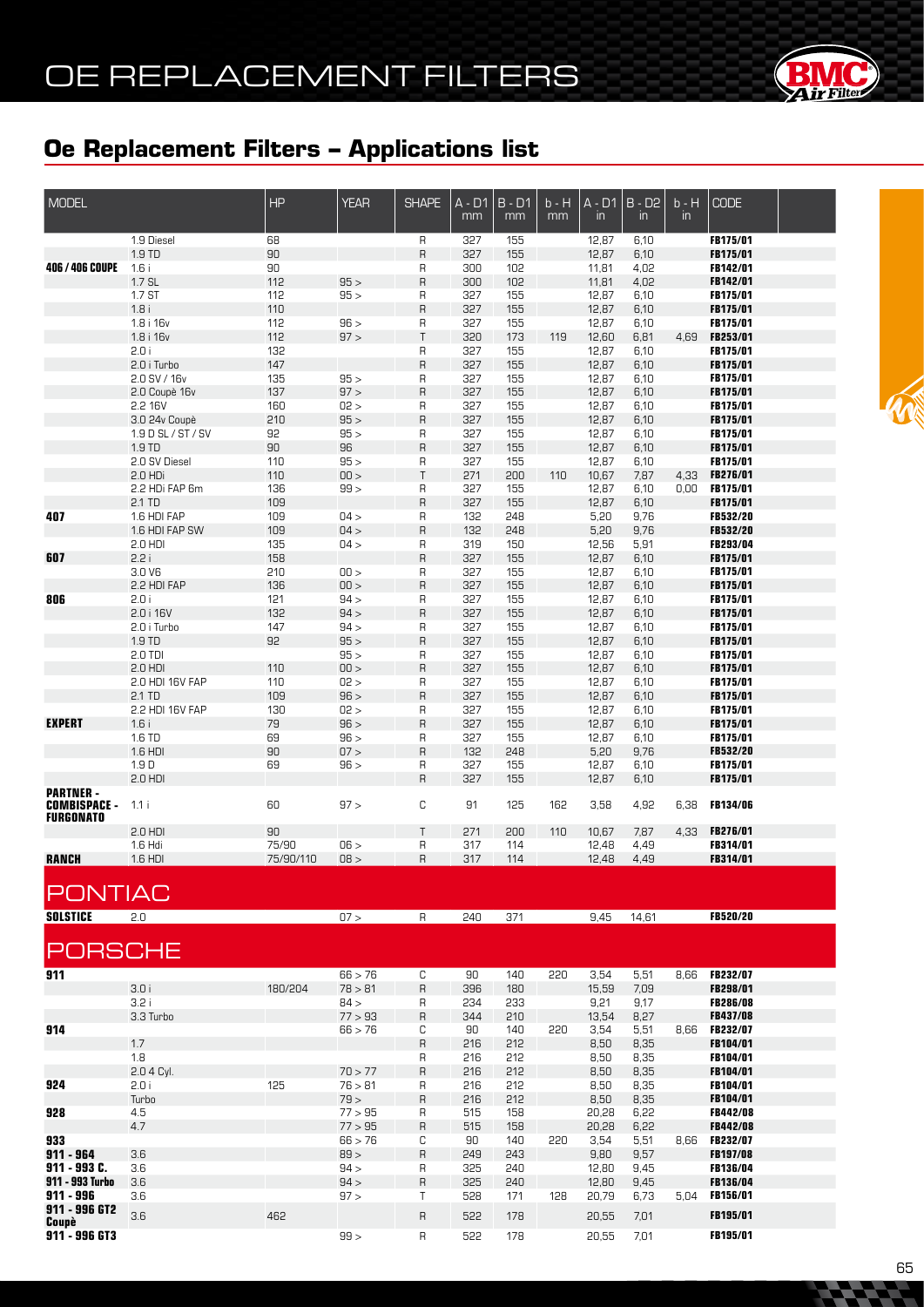# OE REPLACEMENT FILTERS

## Oe Replacement Filters – Applications list

| MODEL | | HP | YEAR | SHAPE | A - D1 mm | B - D1 mm | b - H mm | A - D1 in | B - D2 in | b - H in | CODE |
|---|---|---|---|---|---|---|---|---|---|---|---|
| | 1.9 Diesel | 68 | | R | 327 | 155 | | 12,87 | 6,10 | | FB175/01 |
| | 1.9 TD | 90 | | R | 327 | 155 | | 12,87 | 6,10 | | FB175/01 |
| **406 / 406 COUPE** | 1.6 i | 90 | | R | 300 | 102 | | 11,81 | 4,02 | | FB142/01 |
| | 1.7 SL | 112 | 95 > | R | 300 | 102 | | 11,81 | 4,02 | | FB142/01 |
| | 1.7 ST | 112 | 95 > | R | 327 | 155 | | 12,87 | 6,10 | | FB175/01 |
| | 1.8 i | 110 | | R | 327 | 155 | | 12,87 | 6,10 | | FB175/01 |
| | 1.8 i 16v | 112 | 96 > | R | 327 | 155 | | 12,87 | 6,10 | | FB175/01 |
| | 1.8 i 16v | 112 | 97 > | T | 320 | 173 | 119 | 12,60 | 6,81 | 4,69 | FB253/01 |
| | 2.0 i | 132 | | R | 327 | 155 | | 12,87 | 6,10 | | FB175/01 |
| | 2.0 i Turbo | 147 | | R | 327 | 155 | | 12,87 | 6,10 | | FB175/01 |
| | 2.0 SV / 16v | 135 | 95 > | R | 327 | 155 | | 12,87 | 6,10 | | FB175/01 |
| | 2.0 Coupè 16v | 137 | 97 > | R | 327 | 155 | | 12,87 | 6,10 | | FB175/01 |
| | 2.2 16V | 160 | 02 > | R | 327 | 155 | | 12,87 | 6,10 | | FB175/01 |
| | 3.0 24v Coupè | 210 | 95 > | R | 327 | 155 | | 12,87 | 6,10 | | FB175/01 |
| | 1.9 D SL / ST / SV | 92 | 95 > | R | 327 | 155 | | 12,87 | 6,10 | | FB175/01 |
| | 1.9 TD | 90 | 96 | R | 327 | 155 | | 12,87 | 6,10 | | FB175/01 |
| | 2.0 SV Diesel | 110 | 95 > | R | 327 | 155 | | 12,87 | 6,10 | | FB175/01 |
| | 2.0 HDi | 110 | 00 > | T | 271 | 200 | 110 | 10,67 | 7,87 | 4,33 | FB276/01 |
| | 2.2 HDi FAP 6m | 136 | 99 > | R | 327 | 155 | | 12,87 | 6,10 | 0,00 | FB175/01 |
| | 2.1 TD | 109 | | R | 327 | 155 | | 12,87 | 6,10 | | FB175/01 |
| **407** | 1.6 HDI FAP | 109 | 04 > | R | 132 | 248 | | 5,20 | 9,76 | | FB532/20 |
| | 1.6 HDI FAP SW | 109 | 04 > | R | 132 | 248 | | 5,20 | 9,76 | | FB532/20 |
| | 2.0 HDI | 135 | 04 > | R | 319 | 150 | | 12,56 | 5,91 | | FB293/04 |
| **607** | 2.2 i | 158 | | R | 327 | 155 | | 12,87 | 6,10 | | FB175/01 |
| | 3.0 V6 | 210 | 00 > | R | 327 | 155 | | 12,87 | 6,10 | | FB175/01 |
| | 2.2 HDI FAP | 136 | 00 > | R | 327 | 155 | | 12,87 | 6,10 | | FB175/01 |
| **806** | 2.0 i | 121 | 94 > | R | 327 | 155 | | 12,87 | 6,10 | | FB175/01 |
| | 2.0 i 16V | 132 | 94 > | R | 327 | 155 | | 12,87 | 6,10 | | FB175/01 |
| | 2.0 i Turbo | 147 | 94 > | R | 327 | 155 | | 12,87 | 6,10 | | FB175/01 |
| | 1.9 TD | 92 | 95 > | R | 327 | 155 | | 12,87 | 6,10 | | FB175/01 |
| | 2.0 TDI | | 95 > | R | 327 | 155 | | 12,87 | 6,10 | | FB175/01 |
| | 2.0 HDI | 110 | 00 > | R | 327 | 155 | | 12,87 | 6,10 | | FB175/01 |
| | 2.0 HDI 16V FAP | 110 | 02 > | R | 327 | 155 | | 12,87 | 6,10 | | FB175/01 |
| | 2.1 TD | 109 | 96 > | R | 327 | 155 | | 12,87 | 6,10 | | FB175/01 |
| | 2.2 HDI 16V FAP | 130 | 02 > | R | 327 | 155 | | 12,87 | 6,10 | | FB175/01 |
| **EXPERT** | 1.6 i | 79 | 96 > | R | 327 | 155 | | 12,87 | 6,10 | | FB175/01 |
| | 1.6 TD | 69 | 96 > | R | 327 | 155 | | 12,87 | 6,10 | | FB175/01 |
| | 1.6 HDI | 90 | 07 > | R | 132 | 248 | | 5,20 | 9,76 | | FB532/20 |
| | 1.9 D | 69 | 96 > | R | 327 | 155 | | 12,87 | 6,10 | | FB175/01 |
| | 2.0 HDI | | | R | 327 | 155 | | 12,87 | 6,10 | | FB175/01 |
| **PARTNER - COMBISPACE - FURGONATO** | 1.1 i | 60 | 97 > | C | 91 | 125 | 162 | 3,58 | 4,92 | 6,38 | FB134/06 |
| | 2.0 HDI | 90 | | T | 271 | 200 | 110 | 10,67 | 7,87 | 4,33 | FB276/01 |
| | 1.6 Hdi | 75/90 | 06 > | R | 317 | 114 | | 12,48 | 4,49 | | FB314/01 |
| **RANCH** | 1.6 HDI | 75/90/110 | 08 > | R | 317 | 114 | | 12,48 | 4,49 | | FB314/01 |

## PONTIAC

| MODEL | | HP | YEAR | SHAPE | A - D1 mm | B - D1 mm | b - H mm | A - D1 in | B - D2 in | b - H in | CODE |
|---|---|---|---|---|---|---|---|---|---|---|---|
| **SOLSTICE** | 2.0 | | 07 > | R | 240 | 371 | | 9,45 | 14,61 | | FB520/20 |

## PORSCHE

| MODEL | | HP | YEAR | SHAPE | A - D1 mm | B - D1 mm | b - H mm | A - D1 in | B - D2 in | b - H in | CODE |
|---|---|---|---|---|---|---|---|---|---|---|---|
| **911** | | | 66 > 76 | C | 90 | 140 | 220 | 3,54 | 5,51 | 8,66 | FB232/07 |
| | 3.0 i | 180/204 | 78 > 81 | R | 396 | 180 | | 15,59 | 7,09 | | FB298/01 |
| | 3.2 i | | 84 > | R | 234 | 233 | | 9,21 | 9,17 | | FB286/08 |
| | 3.3 Turbo | | 77 > 93 | R | 344 | 210 | | 13,54 | 8,27 | | FB437/08 |
| **914** | | | 66 > 76 | C | 90 | 140 | 220 | 3,54 | 5,51 | 8,66 | FB232/07 |
| | 1.7 | | | R | 216 | 212 | | 8,50 | 8,35 | | FB104/01 |
| | 1.8 | | | R | 216 | 212 | | 8,50 | 8,35 | | FB104/01 |
| | 2.0 4 Cyl. | | 70 > 77 | R | 216 | 212 | | 8,50 | 8,35 | | FB104/01 |
| **924** | 2.0 i | 125 | 76 > 81 | R | 216 | 212 | | 8,50 | 8,35 | | FB104/01 |
| | Turbo | | 79 > | R | 216 | 212 | | 8,50 | 8,35 | | FB104/01 |
| **928** | 4.5 | | 77 > 95 | R | 515 | 158 | | 20,28 | 6,22 | | FB442/08 |
| | 4.7 | | 77 > 95 | R | 515 | 158 | | 20,28 | 6,22 | | FB442/08 |
| **933** | | | 66 > 76 | C | 90 | 140 | 220 | 3,54 | 5,51 | 8,66 | FB232/07 |
| **911 - 964** | 3.6 | | 89 > | R | 249 | 243 | | 9,80 | 9,57 | | FB197/08 |
| **911 - 993 C.** | 3.6 | | 94 > | R | 325 | 240 | | 12,80 | 9,45 | | FB136/04 |
| **911 - 993 Turbo** | 3.6 | | 94 > | R | 325 | 240 | | 12,80 | 9,45 | | FB136/04 |
| **911 - 996** | 3.6 | | 97 > | T | 528 | 171 | 128 | 20,79 | 6,73 | 5,04 | FB156/01 |
| **911 - 996 GT2 Coupè** | 3.6 | 462 | | R | 522 | 178 | | 20,55 | 7,01 | | FB195/01 |
| **911 - 996 GT3** | | | 99 > | R | 522 | 178 | | 20,55 | 7,01 | | FB195/01 |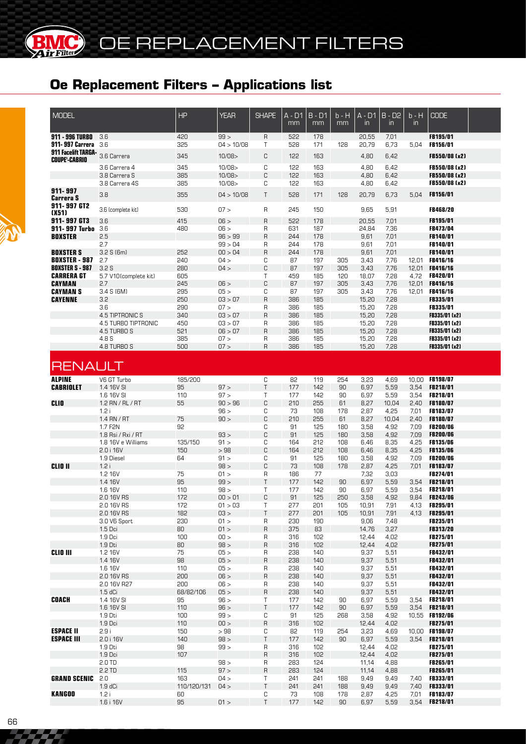# OE REPLACEMENT FILTERS

## Oe Replacement Filters – Applications list

| MODEL | | HP | YEAR | SHAPE | A - D1 mm | B - D1 mm | b - H mm | A - D1 in | B - D2 in | b - H in | CODE |
|---|---|---|---|---|---|---|---|---|---|---|---|
| **911 - 996 TURBO** | 3.6 | 420 | 99 > | R | 522 | 178 | | 20,55 | 7,01 | | FB195/01 |
| **911- 997 Carrera** | 3.6 | 325 | 04 > 10/08 | T | 528 | 171 | 128 | 20,79 | 6,73 | 5,04 | FB156/01 |
| **911 Facelift TARGA-COUPE'-CABRIO** | 3.6 Carrera | 345 | 10/08> | C | 122 | 163 | | 4,80 | 6,42 | | FB550/08 (x2) |
| | 3.6 Carrera 4 | 345 | 10/08> | C | 122 | 163 | | 4,80 | 6,42 | | FB550/08 (x2) |
| | 3.8 Carrera S | 385 | 10/08> | C | 122 | 163 | | 4,80 | 6,42 | | FB550/08 (x2) |
| | 3.8 Carrera 4S | 385 | 10/08> | C | 122 | 163 | | 4,80 | 6,42 | | FB550/08 (x2) |
| **911- 997 Carrera S** | 3.8 | 355 | 04 > 10/08 | T | 528 | 171 | 128 | 20,79 | 6,73 | 5,04 | FB156/01 |
| **911- 997 GT2 (X51)** | 3.6 (complete kit) | 530 | 07 > | R | 245 | 150 | | 9,65 | 5,91 | | FB468/20 |
| **911- 997 GT3** | 3.6 | 415 | 06 > | R | 522 | 178 | | 20,55 | 7,01 | | FB195/01 |
| **911- 997 Turbo** | 3.6 | 480 | 06 > | R | 631 | 187 | | 24,84 | 7,36 | | FB473/04 |
| **BOXSTER** | 2.5 | | 96 > 99 | R | 244 | 178 | | 9,61 | 7,01 | | FB140/01 |
| | 2.7 | | 99 > 04 | R | 244 | 178 | | 9,61 | 7,01 | | FB140/01 |
| **BOXSTER S** | 3.2 S (6m) | 252 | 00 > 04 | R | 244 | 178 | | 9,61 | 7,01 | | FB140/01 |
| **BOXSTER - 987** | 2.7 | 240 | 04 > | C | 87 | 197 | 305 | 3,43 | 7,76 | 12,01 | FB416/16 |
| **BOXSTER S - 987** | 3.2 S | 280 | 04 > | C | 87 | 197 | 305 | 3,43 | 7,76 | 12,01 | FB416/16 |
| **CARRERA GT** | 5.7 V10(complete kit) | 605 | | T | 459 | 185 | 120 | 18,07 | 7,28 | 4,72 | FB420/01 |
| **CAYMAN** | 2.7 | 245 | 06 > | C | 87 | 197 | 305 | 3,43 | 7,76 | 12,01 | FB416/16 |
| **CAYMAN S** | 3.4 S (6M) | 295 | 05 > | C | 87 | 197 | 305 | 3,43 | 7,76 | 12,01 | FB416/16 |
| **CAYENNE** | 3.2 | 250 | 03 > 07 | R | 386 | 185 | | 15,20 | 7,28 | | FB335/01 |
| | 3.6 | 290 | 07 > | R | 386 | 185 | | 15,20 | 7,28 | | FB335/01 |
| | 4.5 TIPTRONIC S | 340 | 03 > 07 | R | 386 | 185 | | 15,20 | 7,28 | | FB335/01 (x2) |
| | 4.5 TURBO TIPTRONIC | 450 | 03 > 07 | R | 386 | 185 | | 15,20 | 7,28 | | FB335/01 (x2) |
| | 4.5 TURBO S | 521 | 06 > 07 | R | 386 | 185 | | 15,20 | 7,28 | | FB335/01 (x2) |
| | 4.8 S | 385 | 07 > | R | 386 | 185 | | 15,20 | 7,28 | | FB335/01 (x2) |
| | 4.8 TURBO S | 500 | 07 > | R | 386 | 185 | | 15,20 | 7,28 | | FB335/01 (x2) |

## RENAULT

| MODEL | | HP | YEAR | SHAPE | A - D1 mm | B - D1 mm | b - H mm | A - D1 in | B - D2 in | b - H in | CODE |
|---|---|---|---|---|---|---|---|---|---|---|---|
| **ALPINE** | V6 GT Turbo | 185/200 | | C | 82 | 119 | 254 | 3,23 | 4,69 | 10,00 | FB198/07 |
| **CABRIOLET** | 1.4 16V SI | 95 | 97 > | T | 177 | 142 | 90 | 6,97 | 5,59 | 3,54 | FB218/01 |
| | 1.6 16V SI | 110 | 97 > | T | 177 | 142 | 90 | 6,97 | 5,59 | 3,54 | FB218/01 |
| **CLIO** | 1.2 RN / RL / RT | 55 | 90 > 96 | C | 210 | 255 | 61 | 8,27 | 10,04 | 2,40 | FB180/07 |
| | 1.2 i | | 96 > | C | 73 | 108 | 178 | 2,87 | 4,25 | 7,01 | FB183/07 |
| | 1.4 RN / RT | 75 | 90 > | C | 210 | 255 | 61 | 8,27 | 10,04 | 2,40 | FB180/07 |
| | 1.7 F2N | 92 | | C | 91 | 125 | 180 | 3,58 | 4,92 | 7,09 | FB200/06 |
| | 1.8 Rsi / Rxi / RT | | 93 > | C | 91 | 125 | 180 | 3,58 | 4,92 | 7,09 | FB200/06 |
| | 1.8 16V e Williams | 135/150 | 91 > | C | 164 | 212 | 108 | 6,46 | 8,35 | 4,25 | FB135/06 |
| | 2.0 i 16V | 150 | > 98 | C | 164 | 212 | 108 | 6,46 | 8,35 | 4,25 | FB135/06 |
| | 1.9 Diesel | 64 | 91 > | C | 91 | 125 | 180 | 3,58 | 4,92 | 7,09 | FB200/06 |
| **CLIO II** | 1.2 i | | 98 > | C | 73 | 108 | 178 | 2,87 | 4,25 | 7,01 | FB183/07 |
| | 1.2 16V | 75 | 01 > | R | 186 | 77 | | 7,32 | 3,03 | | FB274/01 |
| | 1.4 16V | 95 | 99 > | T | 177 | 142 | 90 | 6,97 | 5,59 | 3,54 | FB218/01 |
| | 1.6 16V | 110 | 98 > | T | 177 | 142 | 90 | 6,97 | 5,59 | 3,54 | FB218/01 |
| | 2.0 16V RS | 172 | 00 > 01 | C | 91 | 125 | 250 | 3,58 | 4,92 | 9,84 | FB243/06 |
| | 2.0 16V RS | 172 | 01 > 03 | T | 277 | 201 | 105 | 10,91 | 7,91 | 4,13 | FB295/01 |
| | 2.0 16V RS | 182 | 03 > | T | 277 | 201 | 105 | 10,91 | 7,91 | 4,13 | FB295/01 |
| | 3.0 V6 Sport | 230 | 01 > | R | 230 | 190 | | 9,06 | 7,48 | | FB235/01 |
| | 1.5 Dci | 80 | 01 > | R | 375 | 83 | | 14,76 | 3,27 | | FB313/20 |
| | 1.9 Dci | 100 | 00 > | R | 316 | 102 | | 12,44 | 4,02 | | FB275/01 |
| | 1.9 Dti | 80 | 98 > | R | 316 | 102 | | 12,44 | 4,02 | | FB275/01 |
| **CLIO III** | 1.2 16V | 75 | 05 > | R | 238 | 140 | | 9,37 | 5,51 | | FB432/01 |
| | 1.4 16V | 98 | 05 > | R | 238 | 140 | | 9,37 | 5,51 | | FB432/01 |
| | 1.6 16V | 110 | 05 > | R | 238 | 140 | | 9,37 | 5,51 | | FB432/01 |
| | 2.0 16V RS | 200 | 06 > | R | 238 | 140 | | 9,37 | 5,51 | | FB432/01 |
| | 2.0 16V R27 | 200 | 06 > | R | 238 | 140 | | 9,37 | 5,51 | | FB432/01 |
| | 1.5 dCi | 68/82/106 | 05 > | R | 238 | 140 | | 9,37 | 5,51 | | FB432/01 |
| **COACH** | 1.4 16V SI | 95 | 96 > | T | 177 | 142 | 90 | 6,97 | 5,59 | 3,54 | FB218/01 |
| | 1.6 16V SI | 110 | 96 > | T | 177 | 142 | 90 | 6,97 | 5,59 | 3,54 | FB218/01 |
| | 1.9 Dti | 100 | 99 > | C | 91 | 125 | 268 | 3,58 | 4,92 | 10,55 | FB192/06 |
| | 1.9 Dci | 110 | 00 > | R | 316 | 102 | | 12,44 | 4,02 | | FB275/01 |
| **ESPACE II** | 2.9 i | 150 | > 98 | C | 82 | 119 | 254 | 3,23 | 4,69 | 10,00 | FB198/07 |
| **ESPACE III** | 2.0 i 16V | 140 | 98 > | T | 177 | 142 | 90 | 6,97 | 5,59 | 3,54 | FB218/01 |
| | 1.9 Dti | 98 | 99 > | R | 316 | 102 | | 12,44 | 4,02 | | FB275/01 |
| | 1.9 Dci | 107 | | R | 316 | 102 | | 12,44 | 4,02 | | FB275/01 |
| | 2.0 TD | | 98 > | R | 283 | 124 | | 11,14 | 4,88 | | FB265/01 |
| | 2.2 TD | 115 | 97 > | R | 283 | 124 | | 11,14 | 4,88 | | FB265/01 |
| **GRAND SCENIC** | 2.0 | 163 | 04 > | T | 241 | 241 | 188 | 9,49 | 9,49 | 7,40 | FB333/01 |
| | 1.9 dCi | 110/120/131 | 04 > | T | 241 | 241 | 188 | 9,49 | 9,49 | 7,40 | FB333/01 |
| **KANGOO** | 1.2 i | 60 | | C | 73 | 108 | 178 | 2,87 | 4,25 | 7,01 | FB183/07 |
| | 1.6 i 16V | 95 | 01 > | T | 177 | 142 | 90 | 6,97 | 5,59 | 3,54 | FB218/01 |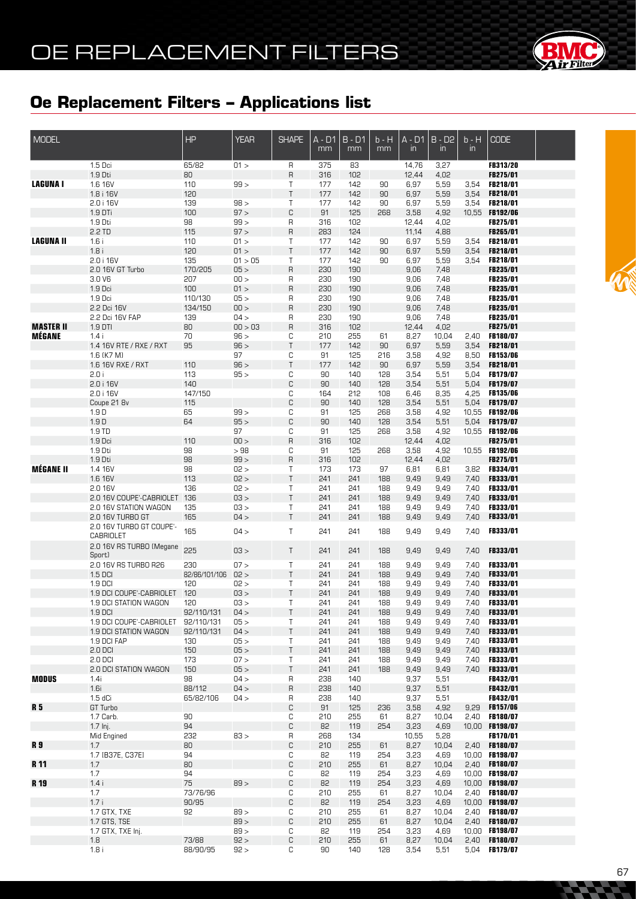# OE REPLACEMENT FILTERS

## Oe Replacement Filters – Applications list

| MODEL | | HP | YEAR | SHAPE | A - D1 mm | B - D1 mm | b - H mm | A - D1 in | B - D2 in | b - H in | CODE |
|---|---|---|---|---|---|---|---|---|---|---|---|
| | 1.5 Dci | 65/82 | 01 > | R | 375 | 83 | | 14,76 | 3,27 | | FB313/20 |
| | 1.9 Dti | 80 | | R | 316 | 102 | | 12,44 | 4,02 | | FB275/01 |
| **LAGUNA I** | 1.6 16V | 110 | 99 > | T | 177 | 142 | 90 | 6,97 | 5,59 | 3,54 | FB218/01 |
| | 1.8 i 16V | 120 | | T | 177 | 142 | 90 | 6,97 | 5,59 | 3,54 | FB218/01 |
| | 2.0 i 16V | 139 | 98 > | T | 177 | 142 | 90 | 6,97 | 5,59 | 3,54 | FB218/01 |
| | 1.9 DTi | 100 | 97 > | C | 91 | 125 | 268 | 3,58 | 4,92 | 10,55 | FB192/06 |
| | 1.9 Dti | 98 | 99 > | R | 316 | 102 | | 12,44 | 4,02 | | FB275/01 |
| | 2.2 TD | 115 | 97 > | R | 283 | 124 | | 11,14 | 4,88 | | FB265/01 |
| **LAGUNA II** | 1.6 i | 110 | 01 > | T | 177 | 142 | 90 | 6,97 | 5,59 | 3,54 | FB218/01 |
| | 1.8 i | 120 | 01 > | T | 177 | 142 | 90 | 6,97 | 5,59 | 3,54 | FB218/01 |
| | 2.0 i 16V | 135 | 01 > 05 | T | 177 | 142 | 90 | 6,97 | 5,59 | 3,54 | FB218/01 |
| | 2.0 16V GT Turbo | 170/205 | 05 > | R | 230 | 190 | | 9,06 | 7,48 | | FB235/01 |
| | 3.0 V6 | 207 | 00 > | R | 230 | 190 | | 9,06 | 7,48 | | FB235/01 |
| | 1.9 Dci | 100 | 01 > | R | 230 | 190 | | 9,06 | 7,48 | | FB235/01 |
| | 1.9 Dci | 110/130 | 05 > | R | 230 | 190 | | 9,06 | 7,48 | | FB235/01 |
| | 2.2 Dci 16V | 134/150 | 00 > | R | 230 | 190 | | 9,06 | 7,48 | | FB235/01 |
| | 2.2 Dci 16V FAP | 139 | 04 > | R | 230 | 190 | | 9,06 | 7,48 | | FB235/01 |
| **MASTER II** | 1.9 DTI | 80 | 00 > 03 | R | 316 | 102 | | 12,44 | 4,02 | | FB275/01 |
| **MÉGANE** | 1.4 i | 70 | 96 > | C | 210 | 255 | 61 | 8,27 | 10,04 | 2,40 | FB180/07 |
| | 1.4 16V RTE / RXE / RXT | 95 | 96 > | T | 177 | 142 | 90 | 6,97 | 5,59 | 3,54 | FB218/01 |
| | 1.6 (K7 M) | | 97 | C | 91 | 125 | 216 | 3,58 | 4,92 | 8,50 | FB153/06 |
| | 1.6 16V RXE / RXT | 110 | 96 > | T | 177 | 142 | 90 | 6,97 | 5,59 | 3,54 | FB218/01 |
| | 2.0 i | 113 | 95 > | C | 90 | 140 | 128 | 3,54 | 5,51 | 5,04 | FB179/07 |
| | 2.0 i 16V | 140 | | C | 90 | 140 | 128 | 3,54 | 5,51 | 5,04 | FB179/07 |
| | 2.0 i 16V | 147/150 | | C | 164 | 212 | 108 | 6,46 | 8,35 | 4,25 | FB135/06 |
| | Coupe 21 8v | 115 | | C | 90 | 140 | 128 | 3,54 | 5,51 | 5,04 | FB179/07 |
| | 1.9 D | 65 | 99 > | C | 91 | 125 | 268 | 3,58 | 4,92 | 10,55 | FB192/06 |
| | 1.9 D | 64 | 95 > | C | 90 | 140 | 128 | 3,54 | 5,51 | 5,04 | FB179/07 |
| | 1.9 TD | | 97 | C | 91 | 125 | 268 | 3,58 | 4,92 | 10,55 | FB192/06 |
| | 1.9 Dci | 110 | 00 > | R | 316 | 102 | | 12,44 | 4,02 | | FB275/01 |
| | 1.9 Dti | 98 | > 98 | C | 91 | 125 | 268 | 3,58 | 4,92 | 10,55 | FB192/06 |
| | 1.9 Dti | 98 | 99 > | R | 316 | 102 | | 12,44 | 4,02 | | FB275/01 |
| **MÉGANE II** | 1.4 16V | 98 | 02 > | T | 173 | 173 | 97 | 6,81 | 6,81 | 3,82 | FB334/01 |
| | 1.6 16V | 113 | 02 > | T | 241 | 241 | 188 | 9,49 | 9,49 | 7,40 | FB333/01 |
| | 2.0 16V | 136 | 02 > | T | 241 | 241 | 188 | 9,49 | 9,49 | 7,40 | FB333/01 |
| | 2.0 16V COUPE'-CABRIOLET | 136 | 03 > | T | 241 | 241 | 188 | 9,49 | 9,49 | 7,40 | FB333/01 |
| | 2.0 16V STATION WAGON | 135 | 03 > | T | 241 | 241 | 188 | 9,49 | 9,49 | 7,40 | FB333/01 |
| | 2.0 16V TURBO GT | 165 | 04 > | T | 241 | 241 | 188 | 9,49 | 9,49 | 7,40 | FB333/01 |
| | 2.0 16V TURBO GT COUPE'-CABRIOLET | 165 | 04 > | T | 241 | 241 | 188 | 9,49 | 9,49 | 7,40 | FB333/01 |
| | 2.0 16V RS TURBO (Megane Sport) | 225 | 03 > | T | 241 | 241 | 188 | 9,49 | 9,49 | 7,40 | FB333/01 |
| | 2.0 16V RS TURBO R26 | 230 | 07 > | T | 241 | 241 | 188 | 9,49 | 9,49 | 7,40 | FB333/01 |
| | 1.5 DCI | 82/86/101/106 | 02 > | T | 241 | 241 | 188 | 9,49 | 9,49 | 7,40 | FB333/01 |
| | 1.9 DCI | 120 | 02 > | T | 241 | 241 | 188 | 9,49 | 9,49 | 7,40 | FB333/01 |
| | 1.9 DCI COUPE'-CABRIOLET | 120 | 03 > | T | 241 | 241 | 188 | 9,49 | 9,49 | 7,40 | FB333/01 |
| | 1.9 DCI STATION WAGON | 120 | 03 > | T | 241 | 241 | 188 | 9,49 | 9,49 | 7,40 | FB333/01 |
| | 1.9 DCI | 92/110/131 | 04 > | T | 241 | 241 | 188 | 9,49 | 9,49 | 7,40 | FB333/01 |
| | 1.9 DCI COUPE'-CABRIOLET | 92/110/131 | 05 > | T | 241 | 241 | 188 | 9,49 | 9,49 | 7,40 | FB333/01 |
| | 1.9 DCI STATION WAGON | 92/110/131 | 04 > | T | 241 | 241 | 188 | 9,49 | 9,49 | 7,40 | FB333/01 |
| | 1.9 DCI FAP | 130 | 05 > | T | 241 | 241 | 188 | 9,49 | 9,49 | 7,40 | FB333/01 |
| | 2.0 DCI | 150 | 05 > | T | 241 | 241 | 188 | 9,49 | 9,49 | 7,40 | FB333/01 |
| | 2.0 DCI | 173 | 07 > | T | 241 | 241 | 188 | 9,49 | 9,49 | 7,40 | FB333/01 |
| | 2.0 DCI STATION WAGON | 150 | 05 > | T | 241 | 241 | 188 | 9,49 | 9,49 | 7,40 | FB333/01 |
| **MODUS** | 1.4i | 98 | 04 > | R | 238 | 140 | | 9,37 | 5,51 | | FB432/01 |
| | 1.6i | 88/112 | 04 > | R | 238 | 140 | | 9,37 | 5,51 | | FB432/01 |
| | 1.5 dCi | 65/82/106 | 04 > | R | 238 | 140 | | 9,37 | 5,51 | | FB432/01 |
| **R 5** | GT Turbo | | | C | 91 | 125 | 236 | 3,58 | 4,92 | 9,29 | FB157/06 |
| | 1.7 Carb. | 90 | | C | 210 | 255 | 61 | 8,27 | 10,04 | 2,40 | FB180/07 |
| | 1.7 Inj. | 94 | | C | 82 | 119 | 254 | 3,23 | 4,69 | 10,00 | FB198/07 |
| | Mid Engined | 232 | 83 > | R | 268 | 134 | | 10,55 | 5,28 | | FB170/01 |
| **R 9** | 1.7 | 80 | | C | 210 | 255 | 61 | 8,27 | 10,04 | 2,40 | FB180/07 |
| | 1.7 (B37E, C37E) | 94 | | C | 82 | 119 | 254 | 3,23 | 4,69 | 10,00 | FB198/07 |
| **R 11** | 1.7 | 80 | | C | 210 | 255 | 61 | 8,27 | 10,04 | 2,40 | FB180/07 |
| | 1.7 | 94 | | C | 82 | 119 | 254 | 3,23 | 4,69 | 10,00 | FB198/07 |
| **R 19** | 1.4 i | 75 | 89 > | C | 82 | 119 | 254 | 3,23 | 4,69 | 10,00 | FB198/07 |
| | 1.7 | 73/76/96 | | C | 210 | 255 | 61 | 8,27 | 10,04 | 2,40 | FB180/07 |
| | 1.7 i | 90/95 | | C | 82 | 119 | 254 | 3,23 | 4,69 | 10,00 | FB198/07 |
| | 1.7 GTX, TXE | 92 | 89 > | C | 210 | 255 | 61 | 8,27 | 10,04 | 2,40 | FB180/07 |
| | 1.7 GTS, TSE | | 89 > | C | 210 | 255 | 61 | 8,27 | 10,04 | 2,40 | FB180/07 |
| | 1.7 GTX, TXE Inj. | | 89 > | C | 82 | 119 | 254 | 3,23 | 4,69 | 10,00 | FB198/07 |
| | 1.8 | 73/88 | 92 > | C | 210 | 255 | 61 | 8,27 | 10,04 | 2,40 | FB180/07 |
| | 1.8 i | 88/90/95 | 92 > | C | 90 | 140 | 128 | 3,54 | 5,51 | 5,04 | FB179/07 |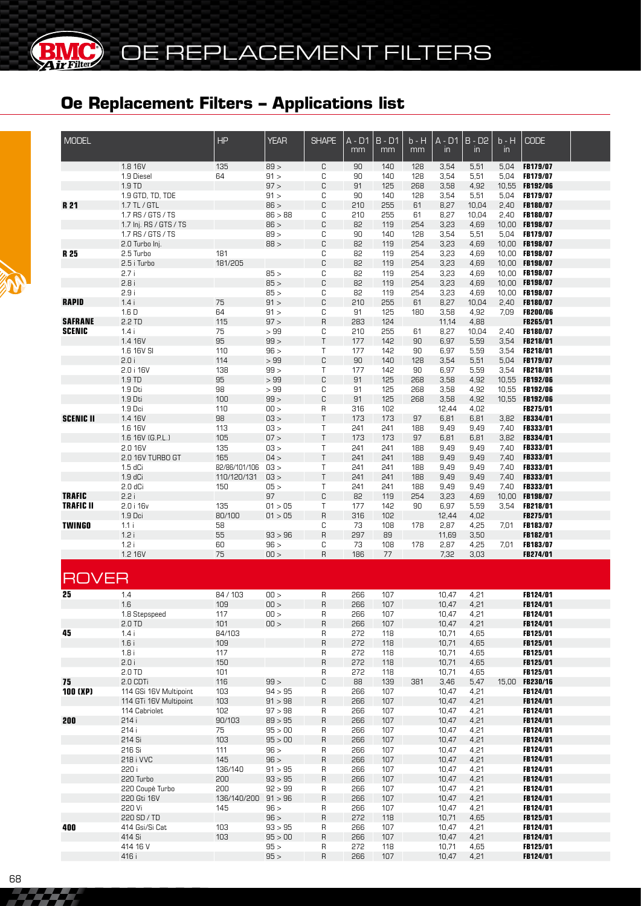# OE REPLACEMENT FILTERS

## Oe Replacement Filters – Applications list

| MODEL | | HP | YEAR | SHAPE | A - D1 mm | B - D1 mm | b - H mm | A - D1 in | B - D2 in | b - H in | CODE |
|---|---|---|---|---|---|---|---|---|---|---|---|
| | 1.8 16V | 135 | 89 > | C | 90 | 140 | 128 | 3,54 | 5,51 | 5,04 | **FB179/07** |
| | 1.9 Diesel | 64 | 91 > | C | 90 | 140 | 128 | 3,54 | 5,51 | 5,04 | **FB179/07** |
| | 1.9 TD | | 97 > | C | 91 | 125 | 268 | 3,58 | 4,92 | 10,55 | **FB192/06** |
| | 1.9 GTD, TD, TDE | | 91 > | C | 90 | 140 | 128 | 3,54 | 5,51 | 5,04 | **FB179/07** |
| **R 21** | 1.7 TL / GTL | | 86 > | C | 210 | 255 | 61 | 8,27 | 10,04 | 2,40 | **FB180/07** |
| | 1.7 RS / GTS / TS | | 86 > 88 | C | 210 | 255 | 61 | 8,27 | 10,04 | 2,40 | **FB180/07** |
| | 1.7 Inj. RS / GTS / TS | | 86 > | C | 82 | 119 | 254 | 3,23 | 4,69 | 10,00 | **FB198/07** |
| | 1.7 RS / GTS / TS | | 89 > | C | 90 | 140 | 128 | 3,54 | 5,51 | 5,04 | **FB179/07** |
| | 2.0 Turbo Inj. | | 88 > | C | 82 | 119 | 254 | 3,23 | 4,69 | 10,00 | **FB198/07** |
| **R 25** | 2.5 Turbo | 181 | | C | 82 | 119 | 254 | 3,23 | 4,69 | 10,00 | **FB198/07** |
| | 2.5 i Turbo | 181/205 | | C | 82 | 119 | 254 | 3,23 | 4,69 | 10,00 | **FB198/07** |
| | 2.7 i | | 85 > | C | 82 | 119 | 254 | 3,23 | 4,69 | 10,00 | **FB198/07** |
| | 2.8 i | | 85 > | C | 82 | 119 | 254 | 3,23 | 4,69 | 10,00 | **FB198/07** |
| | 2.9 i | | 85 > | C | 82 | 119 | 254 | 3,23 | 4,69 | 10,00 | **FB198/07** |
| **RAPID** | 1.4 i | 75 | 91 > | C | 210 | 255 | 61 | 8,27 | 10,04 | 2,40 | **FB180/07** |
| | 1.6 D | 64 | 91 > | C | 91 | 125 | 180 | 3,58 | 4,92 | 7,09 | **FB200/06** |
| **SAFRANE** | 2.2 TD | 115 | 97 > | R | 283 | 124 | | 11,14 | 4,88 | | **FB265/01** |
| **SCENIC** | 1.4 i | 75 | > 99 | C | 210 | 255 | 61 | 8,27 | 10,04 | 2,40 | **FB180/07** |
| | 1.4 16V | 95 | 99 > | T | 177 | 142 | 90 | 6,97 | 5,59 | 3,54 | **FB218/01** |
| | 1.6 16V SI | 110 | 96 > | T | 177 | 142 | 90 | 6,97 | 5,59 | 3,54 | **FB218/01** |
| | 2.0 i | 114 | > 99 | C | 90 | 140 | 128 | 3,54 | 5,51 | 5,04 | **FB179/07** |
| | 2.0 i 16V | 138 | 99 > | T | 177 | 142 | 90 | 6,97 | 5,59 | 3,54 | **FB218/01** |
| | 1.9 TD | 95 | > 99 | C | 91 | 125 | 268 | 3,58 | 4,92 | 10,55 | **FB192/06** |
| | 1.9 Dti | 98 | > 99 | C | 91 | 125 | 268 | 3,58 | 4,92 | 10,55 | **FB192/06** |
| | 1.9 Dti | 100 | 99 > | C | 91 | 125 | 268 | 3,58 | 4,92 | 10,55 | **FB192/06** |
| | 1.9 Dci | 110 | 00 > | R | 316 | 102 | | 12,44 | 4,02 | | **FB275/01** |
| **SCENIC II** | 1.4 16V | 98 | 03 > | T | 173 | 173 | 97 | 6,81 | 6,81 | 3,82 | **FB334/01** |
| | 1.6 16V | 113 | 03 > | T | 241 | 241 | 188 | 9,49 | 9,49 | 7,40 | **FB333/01** |
| | 1.6 16V (G.P.L.) | 105 | 07 > | T | 173 | 173 | 97 | 6,81 | 6,81 | 3,82 | **FB334/01** |
| | 2.0 16V | 135 | 03 > | T | 241 | 241 | 188 | 9,49 | 9,49 | 7,40 | **FB333/01** |
| | 2.0 16V TURBO GT | 165 | 04 > | T | 241 | 241 | 188 | 9,49 | 9,49 | 7,40 | **FB333/01** |
| | 1.5 dCi | 82/86/101/106 | 03 > | T | 241 | 241 | 188 | 9,49 | 9,49 | 7,40 | **FB333/01** |
| | 1.9 dCi | 110/120/131 | 03 > | T | 241 | 241 | 188 | 9,49 | 9,49 | 7,40 | **FB333/01** |
| | 2.0 dCi | 150 | 05 > | T | 241 | 241 | 188 | 9,49 | 9,49 | 7,40 | **FB333/01** |
| **TRAFIC** | 2.2 i | | 97 | C | 82 | 119 | 254 | 3,23 | 4,69 | 10,00 | **FB198/07** |
| **TRAFIC II** | 2.0 i 16v | 135 | 01 > 05 | T | 177 | 142 | 90 | 6,97 | 5,59 | 3,54 | **FB218/01** |
| | 1.9 Dci | 80/100 | 01 > 05 | R | 316 | 102 | | 12,44 | 4,02 | | **FB275/01** |
| **TWINGO** | 1.1 i | 58 | | C | 73 | 108 | 178 | 2,87 | 4,25 | 7,01 | **FB183/07** |
| | 1.2 i | 55 | 93 > 96 | R | 297 | 89 | | 11,69 | 3,50 | | **FB182/01** |
| | 1.2 i | 60 | 96 > | C | 73 | 108 | 178 | 2,87 | 4,25 | 7,01 | **FB183/07** |
| | 1.2 16V | 75 | 00 > | R | 186 | 77 | | 7,32 | 3,03 | | **FB274/01** |

## ROVER

| MODEL | | HP | YEAR | SHAPE | A - D1 mm | B - D1 mm | b - H mm | A - D1 in | B - D2 in | b - H in | CODE |
|---|---|---|---|---|---|---|---|---|---|---|---|
| **25** | 1.4 | 84 / 103 | 00 > | R | 266 | 107 | | 10,47 | 4,21 | | **FB124/01** |
| | 1.6 | 109 | 00 > | R | 266 | 107 | | 10,47 | 4,21 | | **FB124/01** |
| | 1.8 Stepspeed | 117 | 00 > | R | 266 | 107 | | 10,47 | 4,21 | | **FB124/01** |
| | 2.0 TD | 101 | 00 > | R | 266 | 107 | | 10,47 | 4,21 | | **FB124/01** |
| **45** | 1.4 i | 84/103 | | R | 272 | 118 | | 10,71 | 4,65 | | **FB125/01** |
| | 1.6 i | 109 | | R | 272 | 118 | | 10,71 | 4,65 | | **FB125/01** |
| | 1.8 i | 117 | | R | 272 | 118 | | 10,71 | 4,65 | | **FB125/01** |
| | 2.0 i | 150 | | R | 272 | 118 | | 10,71 | 4,65 | | **FB125/01** |
| | 2.0 TD | 101 | | R | 272 | 118 | | 10,71 | 4,65 | | **FB125/01** |
| **75** | 2.0 CDTi | 116 | 99 > | C | 88 | 139 | 381 | 3,46 | 5,47 | 15,00 | **FB230/16** |
| **100 (XP)** | 114 GSi 16V Multipoint | 103 | 94 > 95 | R | 266 | 107 | | 10,47 | 4,21 | | **FB124/01** |
| | 114 GTi 16V Multipoint | 103 | 91 > 98 | R | 266 | 107 | | 10,47 | 4,21 | | **FB124/01** |
| | 114 Cabriolet | 102 | 97 > 98 | R | 266 | 107 | | 10,47 | 4,21 | | **FB124/01** |
| **200** | 214 i | 90/103 | 89 > 95 | R | 266 | 107 | | 10,47 | 4,21 | | **FB124/01** |
| | 214 i | 75 | 95 > 00 | R | 266 | 107 | | 10,47 | 4,21 | | **FB124/01** |
| | 214 Si | 103 | 95 > 00 | R | 266 | 107 | | 10,47 | 4,21 | | **FB124/01** |
| | 216 Si | 111 | 96 > | R | 266 | 107 | | 10,47 | 4,21 | | **FB124/01** |
| | 218 i VVC | 145 | 96 > | R | 266 | 107 | | 10,47 | 4,21 | | **FB124/01** |
| | 220 i | 136/140 | 91 > 95 | R | 266 | 107 | | 10,47 | 4,21 | | **FB124/01** |
| | 220 Turbo | 200 | 93 > 95 | R | 266 | 107 | | 10,47 | 4,21 | | **FB124/01** |
| | 220 Coupè Turbo | 200 | 92 > 99 | R | 266 | 107 | | 10,47 | 4,21 | | **FB124/01** |
| | 220 Gti 16V | 136/140/200 | 91 > 96 | R | 266 | 107 | | 10,47 | 4,21 | | **FB124/01** |
| | 220 Vi | 145 | 96 > | R | 266 | 107 | | 10,47 | 4,21 | | **FB124/01** |
| | 220 SD / TD | | 96 > | R | 272 | 118 | | 10,71 | 4,65 | | **FB125/01** |
| **400** | 414 Gsi/Si Cat | 103 | 93 > 95 | R | 266 | 107 | | 10,47 | 4,21 | | **FB124/01** |
| | 414 Si | 103 | 95 > 00 | R | 266 | 107 | | 10,47 | 4,21 | | **FB124/01** |
| | 414 16 V | | 95 > | R | 272 | 118 | | 10,71 | 4,65 | | **FB125/01** |
| | 416 i | | 95 > | R | 266 | 107 | | 10,47 | 4,21 | | **FB124/01** |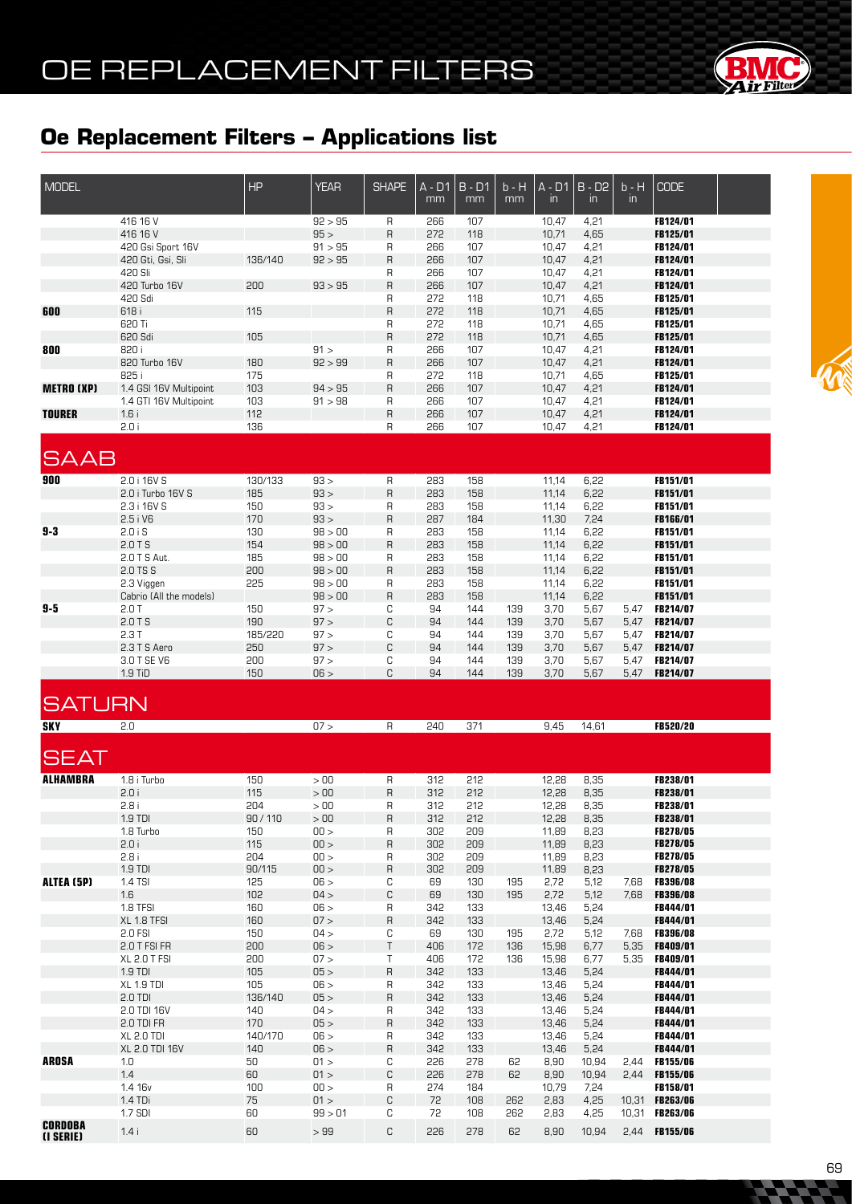# OE REPLACEMENT FILTERS

## Oe Replacement Filters – Applications list

| MODEL | | HP | YEAR | SHAPE | A - D1 mm | B - D1 mm | b - H mm | A - D1 in | B - D2 in | b - H in | CODE |
|---|---|---|---|---|---|---|---|---|---|---|---|
| | 416 16 V | | 92 > 95 | R | 266 | 107 | | 10,47 | 4,21 | | FB124/01 |
| | 416 16 V | | 95 > | R | 272 | 118 | | 10,71 | 4,65 | | FB125/01 |
| | 420 Gsi Sport 16V | | 91 > 95 | R | 266 | 107 | | 10,47 | 4,21 | | FB124/01 |
| | 420 Gti, Gsi, Sli | 136/140 | 92 > 95 | R | 266 | 107 | | 10,47 | 4,21 | | FB124/01 |
| | 420 Sli | | | R | 266 | 107 | | 10,47 | 4,21 | | FB124/01 |
| | 420 Turbo 16V | 200 | 93 > 95 | R | 266 | 107 | | 10,47 | 4,21 | | FB124/01 |
| | 420 Sdi | | | R | 272 | 118 | | 10,71 | 4,65 | | FB125/01 |
| **600** | 618 i | 115 | | R | 272 | 118 | | 10,71 | 4,65 | | FB125/01 |
| | 620 Ti | | | R | 272 | 118 | | 10,71 | 4,65 | | FB125/01 |
| | 620 Sdi | 105 | | R | 272 | 118 | | 10,71 | 4,65 | | FB125/01 |
| **800** | 820 i | | 91 > | R | 266 | 107 | | 10,47 | 4,21 | | FB124/01 |
| | 820 Turbo 16V | 180 | 92 > 99 | R | 266 | 107 | | 10,47 | 4,21 | | FB124/01 |
| | 825 i | 175 | | R | 272 | 118 | | 10,71 | 4,65 | | FB125/01 |
| **METRO (XP)** | 1.4 GSI 16V Multipoint | 103 | 94 > 95 | R | 266 | 107 | | 10,47 | 4,21 | | FB124/01 |
| | 1.4 GTI 16V Multipoint | 103 | 91 > 98 | R | 266 | 107 | | 10,47 | 4,21 | | FB124/01 |
| **TOURER** | 1.6 i | 112 | | R | 266 | 107 | | 10,47 | 4,21 | | FB124/01 |
| | 2.0 i | 136 | | R | 266 | 107 | | 10,47 | 4,21 | | FB124/01 |

## SAAB

| MODEL | | HP | YEAR | SHAPE | A - D1 mm | B - D1 mm | b - H mm | A - D1 in | B - D2 in | b - H in | CODE |
|---|---|---|---|---|---|---|---|---|---|---|---|
| **900** | 2.0 i 16V S | 130/133 | 93 > | R | 283 | 158 | | 11,14 | 6,22 | | FB151/01 |
| | 2.0 i Turbo 16V S | 185 | 93 > | R | 283 | 158 | | 11,14 | 6,22 | | FB151/01 |
| | 2.3 i 16V S | 150 | 93 > | R | 283 | 158 | | 11,14 | 6,22 | | FB151/01 |
| | 2.5 i V6 | 170 | 93 > | R | 287 | 184 | | 11,30 | 7,24 | | FB166/01 |
| **9-3** | 2.0 i S | 130 | 98 > 00 | R | 283 | 158 | | 11,14 | 6,22 | | FB151/01 |
| | 2.0 T S | 154 | 98 > 00 | R | 283 | 158 | | 11,14 | 6,22 | | FB151/01 |
| | 2.0 T S Aut. | 185 | 98 > 00 | R | 283 | 158 | | 11,14 | 6,22 | | FB151/01 |
| | 2.0 TS S | 200 | 98 > 00 | R | 283 | 158 | | 11,14 | 6,22 | | FB151/01 |
| | 2.3 Viggen | 225 | 98 > 00 | R | 283 | 158 | | 11,14 | 6,22 | | FB151/01 |
| | Cabrio (All the models) | | 98 > 00 | R | 283 | 158 | | 11,14 | 6,22 | | FB151/01 |
| **9-5** | 2.0 T | 150 | 97 > | C | 94 | 144 | 139 | 3,70 | 5,67 | 5,47 | FB214/07 |
| | 2.0 T S | 190 | 97 > | C | 94 | 144 | 139 | 3,70 | 5,67 | 5,47 | FB214/07 |
| | 2.3 T | 185/220 | 97 > | C | 94 | 144 | 139 | 3,70 | 5,67 | 5,47 | FB214/07 |
| | 2.3 T S Aero | 250 | 97 > | C | 94 | 144 | 139 | 3,70 | 5,67 | 5,47 | FB214/07 |
| | 3.0 T SE V6 | 200 | 97 > | C | 94 | 144 | 139 | 3,70 | 5,67 | 5,47 | FB214/07 |
| | 1.9 TiD | 150 | 06 > | C | 94 | 144 | 139 | 3,70 | 5,67 | 5,47 | FB214/07 |

## SATURN

| MODEL | | HP | YEAR | SHAPE | A - D1 mm | B - D1 mm | b - H mm | A - D1 in | B - D2 in | b - H in | CODE |
|---|---|---|---|---|---|---|---|---|---|---|---|
| **SKY** | 2.0 | | 07 > | R | 240 | 371 | | 9,45 | 14,61 | | FB520/20 |

## SEAT

| MODEL | | HP | YEAR | SHAPE | A - D1 mm | B - D1 mm | b - H mm | A - D1 in | B - D2 in | b - H in | CODE |
|---|---|---|---|---|---|---|---|---|---|---|---|
| **ALHAMBRA** | 1.8 i Turbo | 150 | > 00 | R | 312 | 212 | | 12,28 | 8,35 | | FB238/01 |
| | 2.0 i | 115 | > 00 | R | 312 | 212 | | 12,28 | 8,35 | | FB238/01 |
| | 2.8 i | 204 | > 00 | R | 312 | 212 | | 12,28 | 8,35 | | FB238/01 |
| | 1.9 TDI | 90 / 110 | > 00 | R | 312 | 212 | | 12,28 | 8,35 | | FB238/01 |
| | 1.8 Turbo | 150 | 00 > | R | 302 | 209 | | 11,89 | 8,23 | | FB278/05 |
| | 2.0 i | 115 | 00 > | R | 302 | 209 | | 11,89 | 8,23 | | FB278/05 |
| | 2.8 i | 204 | 00 > | R | 302 | 209 | | 11,89 | 8,23 | | FB278/05 |
| | 1.9 TDI | 90/115 | 00 > | R | 302 | 209 | | 11,89 | 8,23 | | FB278/05 |
| **ALTEA (5P)** | 1.4 TSI | 125 | 06 > | C | 69 | 130 | 195 | 2,72 | 5,12 | 7,68 | FB396/08 |
| | 1.6 | 102 | 04 > | C | 69 | 130 | 195 | 2,72 | 5,12 | 7,68 | FB396/08 |
| | 1.8 TFSI | 160 | 06 > | R | 342 | 133 | | 13,46 | 5,24 | | FB444/01 |
| | XL 1.8 TFSI | 160 | 07 > | R | 342 | 133 | | 13,46 | 5,24 | | FB444/01 |
| | 2.0 FSI | 150 | 04 > | C | 69 | 130 | 195 | 2,72 | 5,12 | 7,68 | FB396/08 |
| | 2.0 T FSI FR | 200 | 06 > | T | 406 | 172 | 136 | 15,98 | 6,77 | 5,35 | FB409/01 |
| | XL 2.0 T FSI | 200 | 07 > | T | 406 | 172 | 136 | 15,98 | 6,77 | 5,35 | FB409/01 |
| | 1.9 TDI | 105 | 05 > | R | 342 | 133 | | 13,46 | 5,24 | | FB444/01 |
| | XL 1.9 TDI | 105 | 06 > | R | 342 | 133 | | 13,46 | 5,24 | | FB444/01 |
| | 2.0 TDI | 136/140 | 05 > | R | 342 | 133 | | 13,46 | 5,24 | | FB444/01 |
| | 2.0 TDI 16V | 140 | 04 > | R | 342 | 133 | | 13,46 | 5,24 | | FB444/01 |
| | 2.0 TDI FR | 170 | 05 > | R | 342 | 133 | | 13,46 | 5,24 | | FB444/01 |
| | XL 2.0 TDI | 140/170 | 06 > | R | 342 | 133 | | 13,46 | 5,24 | | FB444/01 |
| | XL 2.0 TDI 16V | 140 | 06 > | R | 342 | 133 | | 13,46 | 5,24 | | FB444/01 |
| **AROSA** | 1.0 | 50 | 01 > | C | 226 | 278 | 62 | 8,90 | 10,94 | 2,44 | FB155/06 |
| | 1.4 | 60 | 01 > | C | 226 | 278 | 62 | 8,90 | 10,94 | 2,44 | FB155/06 |
| | 1.4 16v | 100 | 00 > | R | 274 | 184 | | 10,79 | 7,24 | | FB158/01 |
| | 1.4 TDi | 75 | 01 > | C | 72 | 108 | 262 | 2,83 | 4,25 | 10,31 | FB263/06 |
| | 1.7 SDI | 60 | 99 > 01 | C | 72 | 108 | 262 | 2,83 | 4,25 | 10,31 | FB263/06 |
| **CORDOBA (I SERIE)** | 1.4 i | 60 | > 99 | C | 226 | 278 | 62 | 8,90 | 10,94 | 2,44 | FB155/06 |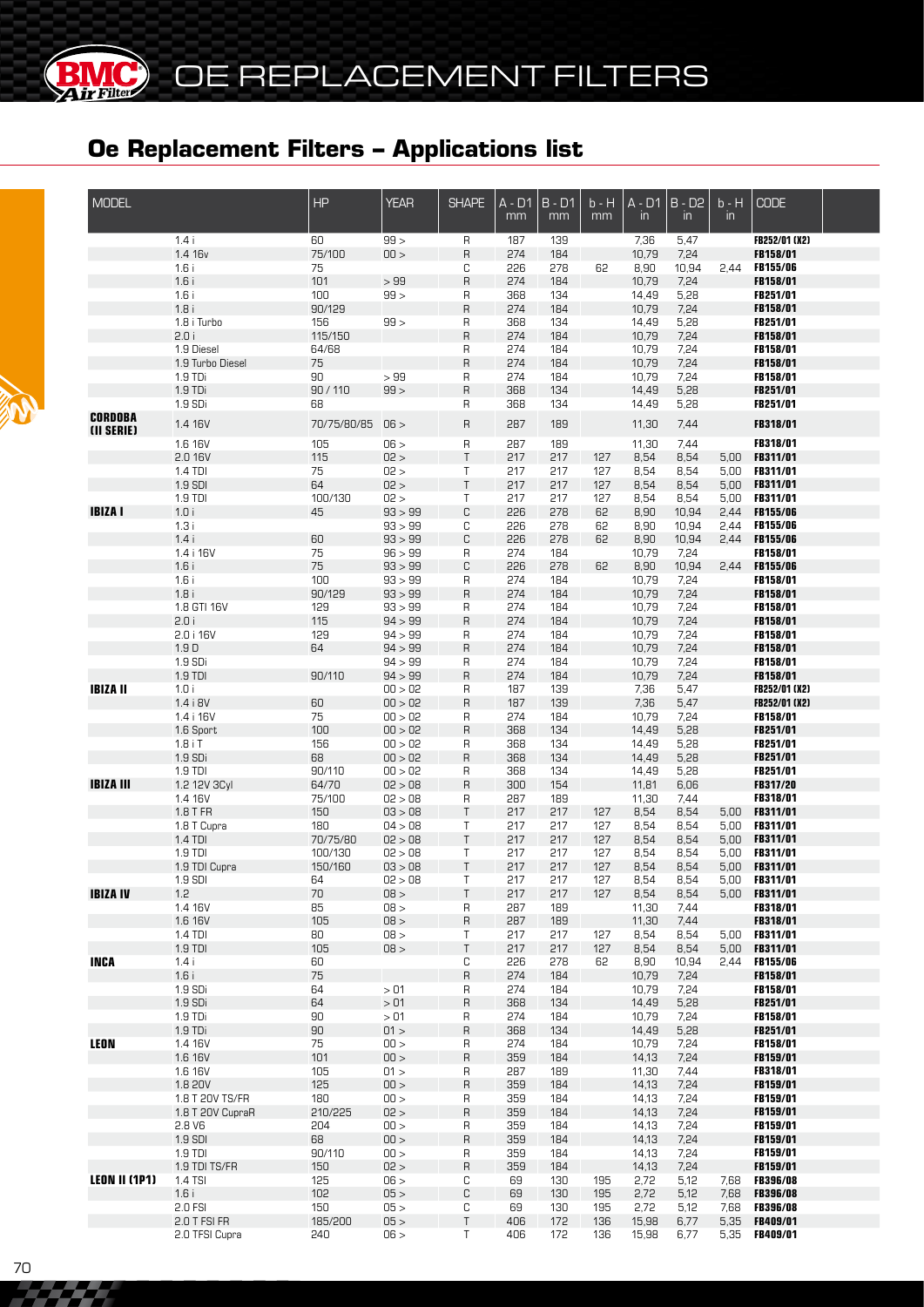# OE REPLACEMENT FILTERS

## Oe Replacement Filters – Applications list

| MODEL | | HP | YEAR | SHAPE | A - D1 mm | B - D1 mm | b - H mm | A - D1 in | B - D2 in | b - H in | CODE |
|---|---|---|---|---|---|---|---|---|---|---|---|
| | 1.4 i | 60 | 99 > | R | 187 | 139 | | 7,36 | 5,47 | | FB252/01 (X2) |
| | 1.4 16v | 75/100 | 00 > | R | 274 | 184 | | 10,79 | 7,24 | | FB158/01 |
| | 1.6 i | 75 | | C | 226 | 278 | 62 | 8,90 | 10,94 | 2,44 | FB155/06 |
| | 1.6 i | 101 | > 99 | R | 274 | 184 | | 10,79 | 7,24 | | FB158/01 |
| | 1.6 i | 100 | 99 > | R | 368 | 134 | | 14,49 | 5,28 | | FB251/01 |
| | 1.8 i | 90/129 | | R | 274 | 184 | | 10,79 | 7,24 | | FB158/01 |
| | 1.8 i Turbo | 156 | 99 > | R | 368 | 134 | | 14,49 | 5,28 | | FB251/01 |
| | 2.0 i | 115/150 | | R | 274 | 184 | | 10,79 | 7,24 | | FB158/01 |
| | 1.9 Diesel | 64/68 | | R | 274 | 184 | | 10,79 | 7,24 | | FB158/01 |
| | 1.9 Turbo Diesel | 75 | | R | 274 | 184 | | 10,79 | 7,24 | | FB158/01 |
| | 1.9 TDi | 90 | > 99 | R | 274 | 184 | | 10,79 | 7,24 | | FB158/01 |
| | 1.9 TDi | 90 / 110 | 99 > | R | 368 | 134 | | 14,49 | 5,28 | | FB251/01 |
| | 1.9 SDi | 68 | | R | 368 | 134 | | 14,49 | 5,28 | | FB251/01 |
| **CORDOBA (II SERIE)** | 1.4 16V | 70/75/80/85 | 06 > | R | 287 | 189 | | 11,30 | 7,44 | | FB318/01 |
| | 1.6 16V | 105 | 06 > | R | 287 | 189 | | 11,30 | 7,44 | | FB318/01 |
| | 2.0 16V | 115 | 02 > | T | 217 | 217 | 127 | 8,54 | 8,54 | 5,00 | FB311/01 |
| | 1.4 TDI | 75 | 02 > | T | 217 | 217 | 127 | 8,54 | 8,54 | 5,00 | FB311/01 |
| | 1.9 SDI | 64 | 02 > | T | 217 | 217 | 127 | 8,54 | 8,54 | 5,00 | FB311/01 |
| | 1.9 TDI | 100/130 | 02 > | T | 217 | 217 | 127 | 8,54 | 8,54 | 5,00 | FB311/01 |
| **IBIZA I** | 1.0 i | 45 | 93 > 99 | C | 226 | 278 | 62 | 8,90 | 10,94 | 2,44 | FB155/06 |
| | 1.3 i | | 93 > 99 | C | 226 | 278 | 62 | 8,90 | 10,94 | 2,44 | FB155/06 |
| | 1.4 i | 60 | 93 > 99 | C | 226 | 278 | 62 | 8,90 | 10,94 | 2,44 | FB155/06 |
| | 1.4 i 16V | 75 | 96 > 99 | R | 274 | 184 | | 10,79 | 7,24 | | FB158/01 |
| | 1.6 i | 75 | 93 > 99 | C | 226 | 278 | 62 | 8,90 | 10,94 | 2,44 | FB155/06 |
| | 1.6 i | 100 | 93 > 99 | R | 274 | 184 | | 10,79 | 7,24 | | FB158/01 |
| | 1.8 i | 90/129 | 93 > 99 | R | 274 | 184 | | 10,79 | 7,24 | | FB158/01 |
| | 1.8 GTI 16V | 129 | 93 > 99 | R | 274 | 184 | | 10,79 | 7,24 | | FB158/01 |
| | 2.0 i | 115 | 94 > 99 | R | 274 | 184 | | 10,79 | 7,24 | | FB158/01 |
| | 2.0 i 16V | 129 | 94 > 99 | R | 274 | 184 | | 10,79 | 7,24 | | FB158/01 |
| | 1.9 D | 64 | 94 > 99 | R | 274 | 184 | | 10,79 | 7,24 | | FB158/01 |
| | 1.9 SDi | | 94 > 99 | R | 274 | 184 | | 10,79 | 7,24 | | FB158/01 |
| | 1.9 TDI | 90/110 | 94 > 99 | R | 274 | 184 | | 10,79 | 7,24 | | FB158/01 |
| **IBIZA II** | 1.0 i | | 00 > 02 | R | 187 | 139 | | 7,36 | 5,47 | | FB252/01 (X2) |
| | 1.4 i 8V | 60 | 00 > 02 | R | 187 | 139 | | 7,36 | 5,47 | | FB252/01 (X2) |
| | 1.4 i 16V | 75 | 00 > 02 | R | 274 | 184 | | 10,79 | 7,24 | | FB158/01 |
| | 1.6 Sport | 100 | 00 > 02 | R | 368 | 134 | | 14,49 | 5,28 | | FB251/01 |
| | 1.8 i T | 156 | 00 > 02 | R | 368 | 134 | | 14,49 | 5,28 | | FB251/01 |
| | 1.9 SDi | 68 | 00 > 02 | R | 368 | 134 | | 14,49 | 5,28 | | FB251/01 |
| | 1.9 TDI | 90/110 | 00 > 02 | R | 368 | 134 | | 14,49 | 5,28 | | FB251/01 |
| **IBIZA III** | 1.2 12V 3Cyl | 64/70 | 02 > 08 | R | 300 | 154 | | 11,81 | 6,06 | | FB317/20 |
| | 1.4 16V | 75/100 | 02 > 08 | R | 287 | 189 | | 11,30 | 7,44 | | FB318/01 |
| | 1.8 T FR | 150 | 03 > 08 | T | 217 | 217 | 127 | 8,54 | 8,54 | 5,00 | FB311/01 |
| | 1.8 T Cupra | 180 | 04 > 08 | T | 217 | 217 | 127 | 8,54 | 8,54 | 5,00 | FB311/01 |
| | 1.4 TDI | 70/75/80 | 02 > 08 | T | 217 | 217 | 127 | 8,54 | 8,54 | 5,00 | FB311/01 |
| | 1.9 TDI | 100/130 | 02 > 08 | T | 217 | 217 | 127 | 8,54 | 8,54 | 5,00 | FB311/01 |
| | 1.9 TDI Cupra | 150/160 | 03 > 08 | T | 217 | 217 | 127 | 8,54 | 8,54 | 5,00 | FB311/01 |
| | 1.9 SDI | 64 | 02 > 08 | T | 217 | 217 | 127 | 8,54 | 8,54 | 5,00 | FB311/01 |
| **IBIZA IV** | 1.2 | 70 | 08 > | T | 217 | 217 | 127 | 8,54 | 8,54 | 5,00 | FB311/01 |
| | 1.4 16V | 85 | 08 > | R | 287 | 189 | | 11,30 | 7,44 | | FB318/01 |
| | 1.6 16V | 105 | 08 > | R | 287 | 189 | | 11,30 | 7,44 | | FB318/01 |
| | 1.4 TDI | 80 | 08 > | T | 217 | 217 | 127 | 8,54 | 8,54 | 5,00 | FB311/01 |
| | 1.9 TDI | 105 | 08 > | T | 217 | 217 | 127 | 8,54 | 8,54 | 5,00 | FB311/01 |
| **INCA** | 1.4 i | 60 | | C | 226 | 278 | 62 | 8,90 | 10,94 | 2,44 | FB155/06 |
| | 1.6 i | 75 | | R | 274 | 184 | | 10,79 | 7,24 | | FB158/01 |
| | 1.9 SDi | 64 | > 01 | R | 274 | 184 | | 10,79 | 7,24 | | FB158/01 |
| | 1.9 SDi | 64 | > 01 | R | 368 | 134 | | 14,49 | 5,28 | | FB251/01 |
| | 1.9 TDi | 90 | > 01 | R | 274 | 184 | | 10,79 | 7,24 | | FB158/01 |
| | 1.9 TDi | 90 | 01 > | R | 368 | 134 | | 14,49 | 5,28 | | FB251/01 |
| **LEON** | 1.4 16V | 75 | 00 > | R | 274 | 184 | | 10,79 | 7,24 | | FB158/01 |
| | 1.6 16V | 101 | 00 > | R | 359 | 184 | | 14,13 | 7,24 | | FB159/01 |
| | 1.6 16V | 105 | 01 > | R | 287 | 189 | | 11,30 | 7,44 | | FB318/01 |
| | 1.8 20V | 125 | 00 > | R | 359 | 184 | | 14,13 | 7,24 | | FB159/01 |
| | 1.8 T 20V TS/FR | 180 | 00 > | R | 359 | 184 | | 14,13 | 7,24 | | FB159/01 |
| | 1.8 T 20V CupraR | 210/225 | 02 > | R | 359 | 184 | | 14,13 | 7,24 | | FB159/01 |
| | 2.8 V6 | 204 | 00 > | R | 359 | 184 | | 14,13 | 7,24 | | FB159/01 |
| | 1.9 SDI | 68 | 00 > | R | 359 | 184 | | 14,13 | 7,24 | | FB159/01 |
| | 1.9 TDI | 90/110 | 00 > | R | 359 | 184 | | 14,13 | 7,24 | | FB159/01 |
| | 1.9 TDI TS/FR | 150 | 02 > | R | 359 | 184 | | 14,13 | 7,24 | | FB159/01 |
| **LEON II (1P1)** | 1.4 TSI | 125 | 06 > | C | 69 | 130 | 195 | 2,72 | 5,12 | 7,68 | FB396/08 |
| | 1.6 i | 102 | 05 > | C | 69 | 130 | 195 | 2,72 | 5,12 | 7,68 | FB396/08 |
| | 2.0 FSI | 150 | 05 > | C | 69 | 130 | 195 | 2,72 | 5,12 | 7,68 | FB396/08 |
| | 2.0 T FSI FR | 185/200 | 05 > | T | 406 | 172 | 136 | 15,98 | 6,77 | 5,35 | FB409/01 |
| | 2.0 TFSI Cupra | 240 | 06 > | T | 406 | 172 | 136 | 15,98 | 6,77 | 5,35 | FB409/01 |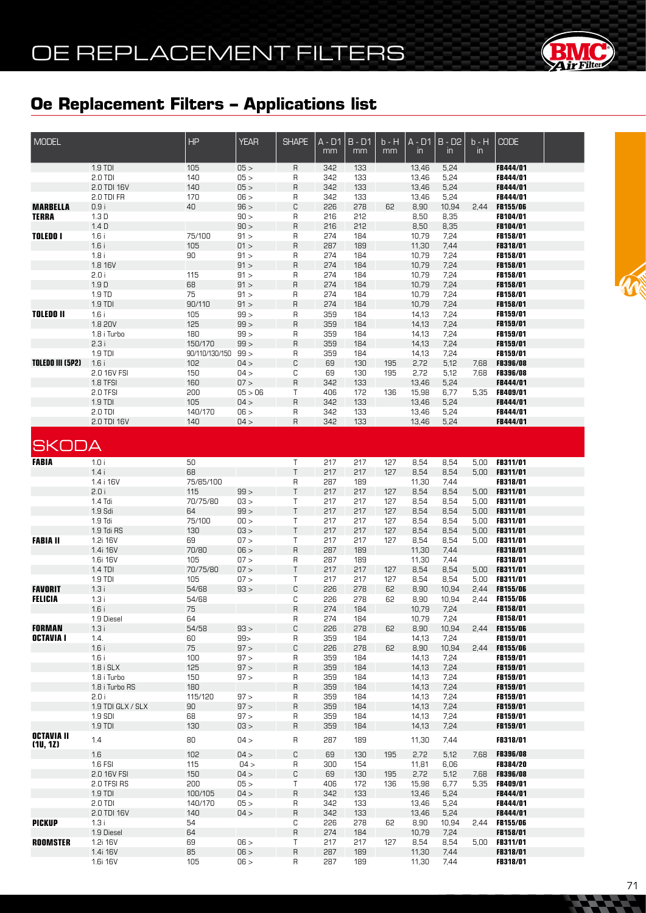# OE REPLACEMENT FILTERS

## Oe Replacement Filters – Applications list

| MODEL | | HP | YEAR | SHAPE | A - D1 mm | B - D1 mm | b - H mm | A - D1 in | B - D2 in | b - H in | CODE |
|---|---|---|---|---|---|---|---|---|---|---|---|
| | 1.9 TDI | 105 | 05 > | R | 342 | 133 | | 13,46 | 5,24 | | FB444/01 |
| | 2.0 TDI | 140 | 05 > | R | 342 | 133 | | 13,46 | 5,24 | | FB444/01 |
| | 2.0 TDI 16V | 140 | 05 > | R | 342 | 133 | | 13,46 | 5,24 | | FB444/01 |
| | 2.0 TDI FR | 170 | 06 > | R | 342 | 133 | | 13,46 | 5,24 | | FB444/01 |
| **MARBELLA** | 0.9 i | 40 | 96 > | C | 226 | 278 | 62 | 8,90 | 10,94 | 2,44 | FB155/06 |
| **TERRA** | 1.3 D | | 90 > | R | 216 | 212 | | 8,50 | 8,35 | | FB104/01 |
| | 1.4 D | | 90 > | R | 216 | 212 | | 8,50 | 8,35 | | FB104/01 |
| **TOLEDO I** | 1.6 i | 75/100 | 91 > | R | 274 | 184 | | 10,79 | 7,24 | | FB158/01 |
| | 1.6 i | 105 | 01 > | R | 287 | 189 | | 11,30 | 7,44 | | FB318/01 |
| | 1.8 i | 90 | 91 > | R | 274 | 184 | | 10,79 | 7,24 | | FB158/01 |
| | 1.8 16V | | 91 > | R | 274 | 184 | | 10,79 | 7,24 | | FB158/01 |
| | 2.0 i | 115 | 91 > | R | 274 | 184 | | 10,79 | 7,24 | | FB158/01 |
| | 1.9 D | 68 | 91 > | R | 274 | 184 | | 10,79 | 7,24 | | FB158/01 |
| | 1.9 TD | 75 | 91 > | R | 274 | 184 | | 10,79 | 7,24 | | FB158/01 |
| | 1.9 TDI | 90/110 | 91 > | R | 274 | 184 | | 10,79 | 7,24 | | FB158/01 |
| **TOLEDO II** | 1.6 i | 105 | 99 > | R | 359 | 184 | | 14,13 | 7,24 | | FB159/01 |
| | 1.8 20V | 125 | 99 > | R | 359 | 184 | | 14,13 | 7,24 | | FB159/01 |
| | 1.8 i Turbo | 180 | 99 > | R | 359 | 184 | | 14,13 | 7,24 | | FB159/01 |
| | 2.3 i | 150/170 | 99 > | R | 359 | 184 | | 14,13 | 7,24 | | FB159/01 |
| | 1.9 TDI | 90/110/130/150 | 99 > | R | 359 | 184 | | 14,13 | 7,24 | | FB159/01 |
| **TOLEDO III (5P2)** | 1.6 i | 102 | 04 > | C | 69 | 130 | 195 | 2,72 | 5,12 | 7,68 | FB396/08 |
| | 2.0 16V FSI | 150 | 04 > | C | 69 | 130 | 195 | 2,72 | 5,12 | 7,68 | FB396/08 |
| | 1.8 TFSI | 160 | 07 > | R | 342 | 133 | | 13,46 | 5,24 | | FB444/01 |
| | 2.0 TFSI | 200 | 05 > 06 | T | 406 | 172 | 136 | 15,98 | 6,77 | 5,35 | FB409/01 |
| | 1.9 TDI | 105 | 04 > | R | 342 | 133 | | 13,46 | 5,24 | | FB444/01 |
| | 2.0 TDI | 140/170 | 06 > | R | 342 | 133 | | 13,46 | 5,24 | | FB444/01 |
| | 2.0 TDI 16V | 140 | 04 > | R | 342 | 133 | | 13,46 | 5,24 | | FB444/01 |

## SKODA

| MODEL | | HP | YEAR | SHAPE | A - D1 mm | B - D1 mm | b - H mm | A - D1 in | B - D2 in | b - H in | CODE |
|---|---|---|---|---|---|---|---|---|---|---|---|
| **FABIA** | 1.0 i | 50 | | T | 217 | 217 | 127 | 8,54 | 8,54 | 5,00 | FB311/01 |
| | 1.4 i | 68 | | T | 217 | 217 | 127 | 8,54 | 8,54 | 5,00 | FB311/01 |
| | 1.4 i 16V | 75/85/100 | | R | 287 | 189 | | 11,30 | 7,44 | | FB318/01 |
| | 2.0 i | 115 | 99 > | T | 217 | 217 | 127 | 8,54 | 8,54 | 5,00 | FB311/01 |
| | 1.4 Tdi | 70/75/80 | 03 > | T | 217 | 217 | 127 | 8,54 | 8,54 | 5,00 | FB311/01 |
| | 1.9 Sdi | 64 | 99 > | T | 217 | 217 | 127 | 8,54 | 8,54 | 5,00 | FB311/01 |
| | 1.9 Tdi | 75/100 | 00 > | T | 217 | 217 | 127 | 8,54 | 8,54 | 5,00 | FB311/01 |
| | 1.9 Tdi RS | 130 | 03 > | T | 217 | 217 | 127 | 8,54 | 8,54 | 5,00 | FB311/01 |
| **FABIA II** | 1.2i 16V | 69 | 07 > | T | 217 | 217 | 127 | 8,54 | 8,54 | 5,00 | FB311/01 |
| | 1.4i 16V | 70/80 | 06 > | R | 287 | 189 | | 11,30 | 7,44 | | FB318/01 |
| | 1.6i 16V | 105 | 07 > | R | 287 | 189 | | 11,30 | 7,44 | | FB318/01 |
| | 1.4 TDI | 70/75/80 | 07 > | T | 217 | 217 | 127 | 8,54 | 8,54 | 5,00 | FB311/01 |
| | 1.9 TDI | 105 | 07 > | T | 217 | 217 | 127 | 8,54 | 8,54 | 5,00 | FB311/01 |
| **FAVORIT** | 1.3 i | 54/68 | 93 > | C | 226 | 278 | 62 | 8,90 | 10,94 | 2,44 | FB155/06 |
| **FELICIA** | 1.3 i | 54/68 | | C | 226 | 278 | 62 | 8,90 | 10,94 | 2,44 | FB155/06 |
| | 1.6 i | 75 | | R | 274 | 184 | | 10,79 | 7,24 | | FB158/01 |
| | 1.9 Diesel | 64 | | R | 274 | 184 | | 10,79 | 7,24 | | FB158/01 |
| **FORMAN** | 1.3 i | 54/58 | 93 > | C | 226 | 278 | 62 | 8,90 | 10,94 | 2,44 | FB155/06 |
| **OCTAVIA I** | 1.4. | 60 | 99> | R | 359 | 184 | | 14,13 | 7,24 | | FB159/01 |
| | 1.6 i | 75 | 97 > | C | 226 | 278 | 62 | 8,90 | 10,94 | 2,44 | FB155/06 |
| | 1.6 i | 100 | 97 > | R | 359 | 184 | | 14,13 | 7,24 | | FB159/01 |
| | 1.8 i SLX | 125 | 97 > | R | 359 | 184 | | 14,13 | 7,24 | | FB159/01 |
| | 1.8 i Turbo | 150 | 97 > | R | 359 | 184 | | 14,13 | 7,24 | | FB159/01 |
| | 1.8 i Turbo RS | 180 | | R | 359 | 184 | | 14,13 | 7,24 | | FB159/01 |
| | 2.0 i | 115/120 | 97 > | R | 359 | 184 | | 14,13 | 7,24 | | FB159/01 |
| | 1.9 TDI GLX / SLX | 90 | 97 > | R | 359 | 184 | | 14,13 | 7,24 | | FB159/01 |
| | 1.9 SDI | 68 | 97 > | R | 359 | 184 | | 14,13 | 7,24 | | FB159/01 |
| | 1.9 TDI | 130 | 03 > | R | 359 | 184 | | 14,13 | 7,24 | | FB159/01 |
| **OCTAVIA II (1U, 1Z)** | 1.4 | 80 | 04 > | R | 287 | 189 | | 11,30 | 7,44 | | FB318/01 |
| | 1.6 | 102 | 04 > | C | 69 | 130 | 195 | 2,72 | 5,12 | 7,68 | FB396/08 |
| | 1.6 FSI | 115 | 04 > | R | 300 | 154 | | 11,81 | 6,06 | | FB384/20 |
| | 2.0 16V FSI | 150 | 04 > | C | 69 | 130 | 195 | 2,72 | 5,12 | 7,68 | FB396/08 |
| | 2.0 TFSI RS | 200 | 05 > | T | 406 | 172 | 136 | 15,98 | 6,77 | 5,35 | FB409/01 |
| | 1.9 TDI | 100/105 | 04 > | R | 342 | 133 | | 13,46 | 5,24 | | FB444/01 |
| | 2.0 TDI | 140/170 | 05 > | R | 342 | 133 | | 13,46 | 5,24 | | FB444/01 |
| | 2.0 TDI 16V | 140 | 04 > | R | 342 | 133 | | 13,46 | 5,24 | | FB444/01 |
| **PICKUP** | 1.3 i | 54 | | C | 226 | 278 | 62 | 8,90 | 10,94 | 2,44 | FB155/06 |
| | 1.9 Diesel | 64 | | R | 274 | 184 | | 10,79 | 7,24 | | FB158/01 |
| **ROOMSTER** | 1.2i 16V | 69 | 06 > | T | 217 | 217 | 127 | 8,54 | 8,54 | 5,00 | FB311/01 |
| | 1.4i 16V | 85 | 06 > | R | 287 | 189 | | 11,30 | 7,44 | | FB318/01 |
| | 1.6i 16V | 105 | 06 > | R | 287 | 189 | | 11,30 | 7,44 | | FB318/01 |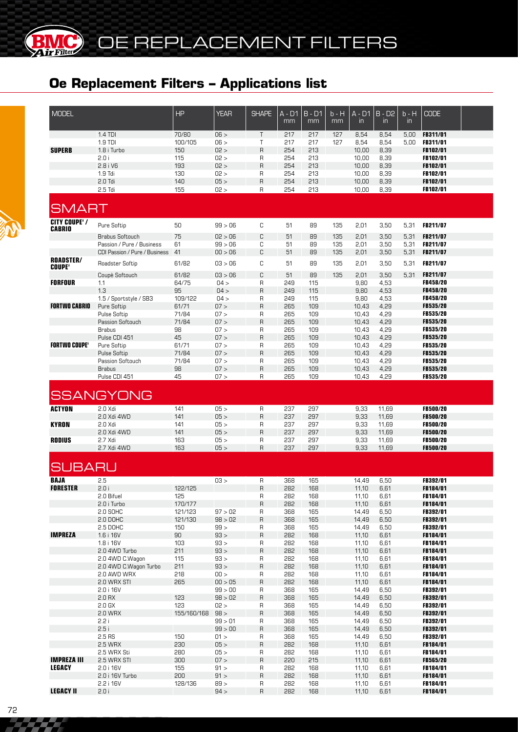# OE REPLACEMENT FILTERS

## Oe Replacement Filters – Applications list

| MODEL | | HP | YEAR | SHAPE | A - D1 mm | B - D1 mm | b - H mm | A - D1 in | B - D2 in | b - H in | CODE |
|---|---|---|---|---|---|---|---|---|---|---|---|
| | 1.4 TDI | 70/80 | 06 > | T | 217 | 217 | 127 | 8,54 | 8,54 | 5,00 | FB311/01 |
| | 1.9 TDI | 100/105 | 06 > | T | 217 | 217 | 127 | 8,54 | 8,54 | 5,00 | FB311/01 |
| **SUPERB** | 1.8 i Turbo | 150 | 02 > | R | 254 | 213 | | 10,00 | 8,39 | | FB102/01 |
| | 2.0 i | 115 | 02 > | R | 254 | 213 | | 10,00 | 8,39 | | FB102/01 |
| | 2.8 i V6 | 193 | 02 > | R | 254 | 213 | | 10,00 | 8,39 | | FB102/01 |
| | 1.9 Tdi | 130 | 02 > | R | 254 | 213 | | 10,00 | 8,39 | | FB102/01 |
| | 2.0 Tdi | 140 | 05 > | R | 254 | 213 | | 10,00 | 8,39 | | FB102/01 |
| | 2.5 Tdi | 155 | 02 > | R | 254 | 213 | | 10,00 | 8,39 | | FB102/01 |

## SMART

| MODEL | | HP | YEAR | SHAPE | A - D1 mm | B - D1 mm | b - H mm | A - D1 in | B - D2 in | b - H in | CODE |
|---|---|---|---|---|---|---|---|---|---|---|---|
| **CITY COUPE' / CABRIO** | Pure Softip | 50 | 99 > 06 | C | 51 | 89 | 135 | 2,01 | 3,50 | 5,31 | FB211/07 |
| | Brabus Softouch | 75 | 02 > 06 | C | 51 | 89 | 135 | 2,01 | 3,50 | 5,31 | FB211/07 |
| | Passion / Pure / Business | 61 | 99 > 06 | C | 51 | 89 | 135 | 2,01 | 3,50 | 5,31 | FB211/07 |
| | CDI Passion / Pure / Business | 41 | 00 > 06 | C | 51 | 89 | 135 | 2,01 | 3,50 | 5,31 | FB211/07 |
| **ROADSTER/ COUPE'** | Roadster Softip | 61/82 | 03 > 06 | C | 51 | 89 | 135 | 2,01 | 3,50 | 5,31 | FB211/07 |
| | Coupè Softouch | 61/82 | 03 > 06 | C | 51 | 89 | 135 | 2,01 | 3,50 | 5,31 | FB211/07 |
| **FORFOUR** | 1.1 | 64/75 | 04 > | R | 249 | 115 | | 9,80 | 4,53 | | FB458/20 |
| | 1.3 | 95 | 04 > | R | 249 | 115 | | 9,80 | 4,53 | | FB458/20 |
| | 1.5 / Sportstyle / SB3 | 109/122 | 04 > | R | 249 | 115 | | 9,80 | 4,53 | | FB458/20 |
| **FORTWO CABRIO** | Pure Softip | 61/71 | 07 > | R | 265 | 109 | | 10,43 | 4,29 | | FB535/20 |
| | Pulse Softip | 71/84 | 07 > | R | 265 | 109 | | 10,43 | 4,29 | | FB535/20 |
| | Passion Softouch | 71/84 | 07 > | R | 265 | 109 | | 10,43 | 4,29 | | FB535/20 |
| | Brabus | 98 | 07 > | R | 265 | 109 | | 10,43 | 4,29 | | FB535/20 |
| | Pulse CDI 451 | 45 | 07 > | R | 265 | 109 | | 10,43 | 4,29 | | FB535/20 |
| **FORTWO COUPE'** | Pure Softip | 61/71 | 07 > | R | 265 | 109 | | 10,43 | 4,29 | | FB535/20 |
| | Pulse Softip | 71/84 | 07 > | R | 265 | 109 | | 10,43 | 4,29 | | FB535/20 |
| | Passion Softouch | 71/84 | 07 > | R | 265 | 109 | | 10,43 | 4,29 | | FB535/20 |
| | Brabus | 98 | 07 > | R | 265 | 109 | | 10,43 | 4,29 | | FB535/20 |
| | Pulse CDI 451 | 45 | 07 > | R | 265 | 109 | | 10,43 | 4,29 | | FB535/20 |

## SSANGYONG

| MODEL | | HP | YEAR | SHAPE | A - D1 mm | B - D1 mm | b - H mm | A - D1 in | B - D2 in | b - H in | CODE |
|---|---|---|---|---|---|---|---|---|---|---|---|
| **ACTYON** | 2.0 Xdi | 141 | 05 > | R | 237 | 297 | | 9,33 | 11,69 | | FB500/20 |
| | 2.0 Xdi 4WD | 141 | 05 > | R | 237 | 297 | | 9,33 | 11,69 | | FB500/20 |
| **KYRON** | 2.0 Xdi | 141 | 05 > | R | 237 | 297 | | 9,33 | 11,69 | | FB500/20 |
| | 2.0 Xdi 4WD | 141 | 05 > | R | 237 | 297 | | 9,33 | 11,69 | | FB500/20 |
| **RODIUS** | 2.7 Xdi | 163 | 05 > | R | 237 | 297 | | 9,33 | 11,69 | | FB500/20 |
| | 2.7 Xdi 4WD | 163 | 05 > | R | 237 | 297 | | 9,33 | 11,69 | | FB500/20 |

## SUBARU

| MODEL | | HP | YEAR | SHAPE | A - D1 mm | B - D1 mm | b - H mm | A - D1 in | B - D2 in | b - H in | CODE |
|---|---|---|---|---|---|---|---|---|---|---|---|
| **BAJA** | 2.5 | | 03 > | R | 368 | 165 | | 14,49 | 6,50 | | FB392/01 |
| **FORESTER** | 2.0 i | 122/125 | | R | 282 | 168 | | 11,10 | 6,61 | | FB184/01 |
| | 2.0 Bifuel | 125 | | R | 282 | 168 | | 11,10 | 6,61 | | FB184/01 |
| | 2.0 i Turbo | 170/177 | | R | 282 | 168 | | 11,10 | 6,61 | | FB184/01 |
| | 2.0 SOHC | 121/123 | 97 > 02 | R | 368 | 165 | | 14,49 | 6,50 | | FB392/01 |
| | 2.0 DOHC | 121/130 | 98 > 02 | R | 368 | 165 | | 14,49 | 6,50 | | FB392/01 |
| | 2.5 DOHC | 150 | 99 > | R | 368 | 165 | | 14,49 | 6,50 | | FB392/01 |
| **IMPREZA** | 1.6 i 16V | 90 | 93 > | R | 282 | 168 | | 11,10 | 6,61 | | FB184/01 |
| | 1.8 i 16V | 103 | 93 > | R | 282 | 168 | | 11,10 | 6,61 | | FB184/01 |
| | 2.0 4WD Turbo | 211 | 93 > | R | 282 | 168 | | 11,10 | 6,61 | | FB184/01 |
| | 2.0 4WD C.Wagon | 115 | 93 > | R | 282 | 168 | | 11,10 | 6,61 | | FB184/01 |
| | 2.0 4WD C.Wagon Turbo | 211 | 93 > | R | 282 | 168 | | 11,10 | 6,61 | | FB184/01 |
| | 2.0 AWD WRX | 218 | 00 > | R | 282 | 168 | | 11,10 | 6,61 | | FB184/01 |
| | 2.0 WRX STI | 265 | 00 > 05 | R | 282 | 168 | | 11,10 | 6,61 | | FB184/01 |
| | 2.0 i 16V | | 99 > 00 | R | 368 | 165 | | 14,49 | 6,50 | | FB392/01 |
| | 2.0 RX | 123 | 98 > 02 | R | 368 | 165 | | 14,49 | 6,50 | | FB392/01 |
| | 2.0 GX | 123 | 02 > | R | 368 | 165 | | 14,49 | 6,50 | | FB392/01 |
| | 2.0 WRX | 155/160/168 | 98 > | R | 368 | 165 | | 14,49 | 6,50 | | FB392/01 |
| | 2.2 i | | 99 > 01 | R | 368 | 165 | | 14,49 | 6,50 | | FB392/01 |
| | 2.5 i | | 99 > 00 | R | 368 | 165 | | 14,49 | 6,50 | | FB392/01 |
| | 2.5 RS | 150 | 01 > | R | 368 | 165 | | 14,49 | 6,50 | | FB392/01 |
| | 2.5 WRX | 230 | 05 > | R | 282 | 168 | | 11,10 | 6,61 | | FB184/01 |
| | 2.5 WRX Sti | 280 | 05 > | R | 282 | 168 | | 11,10 | 6,61 | | FB184/01 |
| **IMPREZA III** | 2.5 WRX STI | 300 | 07 > | R | 220 | 215 | | 11,10 | 6,61 | | FB565/20 |
| **LEGACY** | 2.0 i 16V | 155 | 91 > | R | 282 | 168 | | 11,10 | 6,61 | | FB184/01 |
| | 2.0 i 16V Turbo | 200 | 91 > | R | 282 | 168 | | 11,10 | 6,61 | | FB184/01 |
| | 2.2 i 16V | 128/136 | 89 > | R | 282 | 168 | | 11,10 | 6,61 | | FB184/01 |
| **LEGACY II** | 2.0 i | | 94 > | R | 282 | 168 | | 11,10 | 6,61 | | FB184/01 |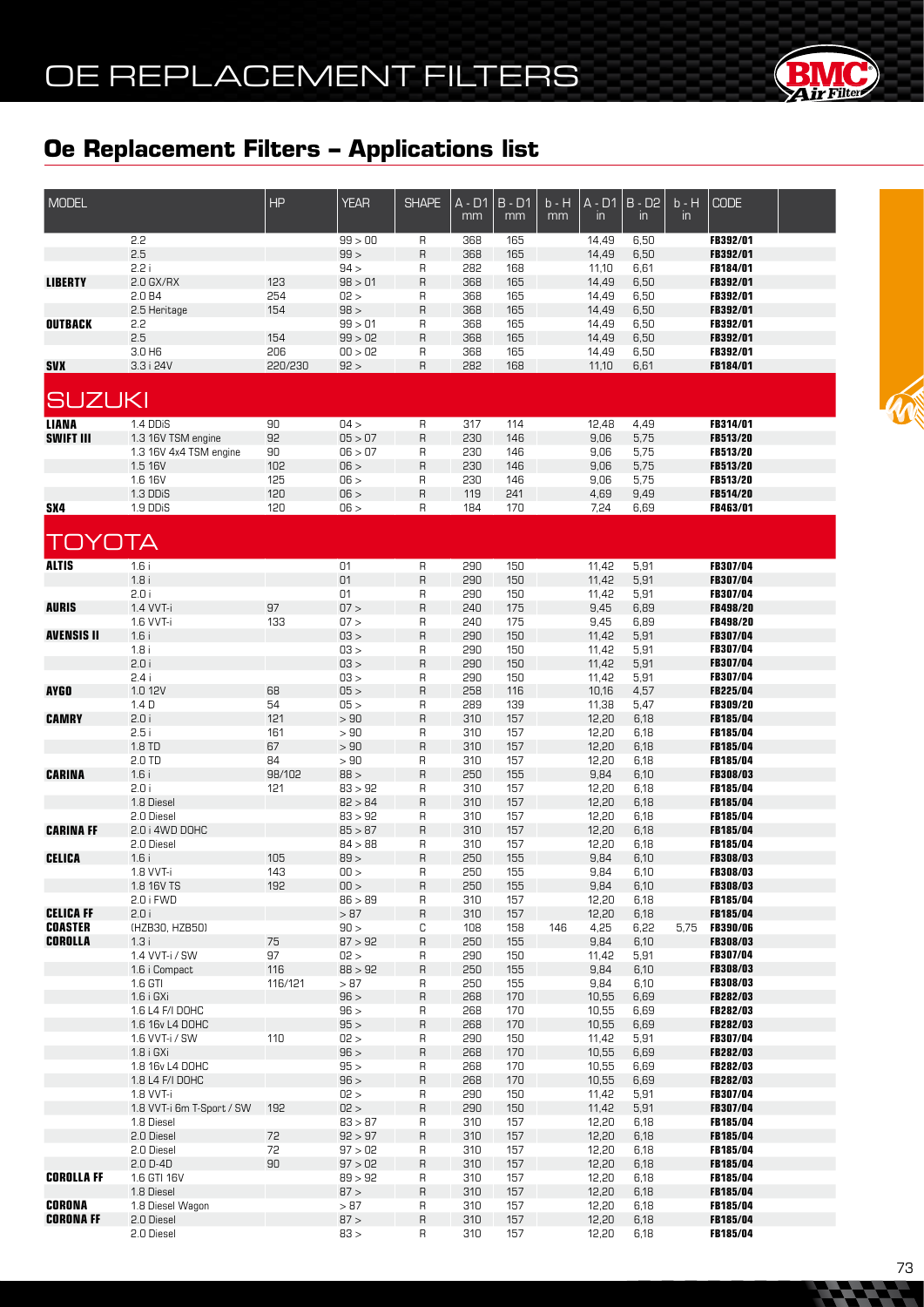# OE REPLACEMENT FILTERS

## Oe Replacement Filters – Applications list

| MODEL | | HP | YEAR | SHAPE | A - D1 mm | B - D1 mm | b - H mm | A - D1 in | B - D2 in | b - H in | CODE |
|---|---|---|---|---|---|---|---|---|---|---|---|
| | 2.2 | | 99 > 00 | R | 368 | 165 | | 14,49 | 6,50 | | FB392/01 |
| | 2.5 | | 99 > | R | 368 | 165 | | 14,49 | 6,50 | | FB392/01 |
| | 2.2 i | | 94 > | R | 282 | 168 | | 11,10 | 6,61 | | FB184/01 |
| **LIBERTY** | 2.0 GX/RX | 123 | 98 > 01 | R | 368 | 165 | | 14,49 | 6,50 | | FB392/01 |
| | 2.0 B4 | 254 | 02 > | R | 368 | 165 | | 14,49 | 6,50 | | FB392/01 |
| | 2.5 Heritage | 154 | 98 > | R | 368 | 165 | | 14,49 | 6,50 | | FB392/01 |
| **OUTBACK** | 2.2 | | 99 > 01 | R | 368 | 165 | | 14,49 | 6,50 | | FB392/01 |
| | 2.5 | 154 | 99 > 02 | R | 368 | 165 | | 14,49 | 6,50 | | FB392/01 |
| | 3.0 H6 | 206 | 00 > 02 | R | 368 | 165 | | 14,49 | 6,50 | | FB392/01 |
| **SVX** | 3.3 i 24V | 220/230 | 92 > | R | 282 | 168 | | 11,10 | 6,61 | | FB184/01 |
| **SUZUKI** | | | | | | | | | | | |
| **LIANA** | 1.4 DDiS | 90 | 04 > | R | 317 | 114 | | 12,48 | 4,49 | | FB314/01 |
| **SWIFT III** | 1.3 16V TSM engine | 92 | 05 > 07 | R | 230 | 146 | | 9,06 | 5,75 | | FB513/20 |
| | 1.3 16V 4x4 TSM engine | 90 | 06 > 07 | R | 230 | 146 | | 9,06 | 5,75 | | FB513/20 |
| | 1.5 16V | 102 | 06 > | R | 230 | 146 | | 9,06 | 5,75 | | FB513/20 |
| | 1.6 16V | 125 | 06 > | R | 230 | 146 | | 9,06 | 5,75 | | FB513/20 |
| | 1.3 DDiS | 120 | 06 > | R | 119 | 241 | | 4,69 | 9,49 | | FB514/20 |
| **SX4** | 1.9 DDiS | 120 | 06 > | R | 184 | 170 | | 7,24 | 6,69 | | FB463/01 |
| **TOYOTA** | | | | | | | | | | | |
| **ALTIS** | 1.6 i | | 01 | R | 290 | 150 | | 11,42 | 5,91 | | FB307/04 |
| | 1.8 i | | 01 | R | 290 | 150 | | 11,42 | 5,91 | | FB307/04 |
| | 2.0 i | | 01 | R | 290 | 150 | | 11,42 | 5,91 | | FB307/04 |
| **AURIS** | 1.4 VVT-i | 97 | 07 > | R | 240 | 175 | | 9,45 | 6,89 | | FB498/20 |
| | 1.6 VVT-i | 133 | 07 > | R | 240 | 175 | | 9,45 | 6,89 | | FB498/20 |
| **AVENSIS II** | 1.6 i | | 03 > | R | 290 | 150 | | 11,42 | 5,91 | | FB307/04 |
| | 1.8 i | | 03 > | R | 290 | 150 | | 11,42 | 5,91 | | FB307/04 |
| | 2.0 i | | 03 > | R | 290 | 150 | | 11,42 | 5,91 | | FB307/04 |
| | 2.4 i | | 03 > | R | 290 | 150 | | 11,42 | 5,91 | | FB307/04 |
| **AYGO** | 1.0 12V | 68 | 05 > | R | 258 | 116 | | 10,16 | 4,57 | | FB225/04 |
| | 1.4 D | 54 | 05 > | R | 289 | 139 | | 11,38 | 5,47 | | FB309/20 |
| **CAMRY** | 2.0 i | 121 | > 90 | R | 310 | 157 | | 12,20 | 6,18 | | FB185/04 |
| | 2.5 i | 161 | > 90 | R | 310 | 157 | | 12,20 | 6,18 | | FB185/04 |
| | 1.8 TD | 67 | > 90 | R | 310 | 157 | | 12,20 | 6,18 | | FB185/04 |
| | 2.0 TD | 84 | > 90 | R | 310 | 157 | | 12,20 | 6,18 | | FB185/04 |
| **CARINA** | 1.6 i | 98/102 | 88 > | R | 250 | 155 | | 9,84 | 6,10 | | FB308/03 |
| | 2.0 i | 121 | 83 > 92 | R | 310 | 157 | | 12,20 | 6,18 | | FB185/04 |
| | 1.8 Diesel | | 82 > 84 | R | 310 | 157 | | 12,20 | 6,18 | | FB185/04 |
| | 2.0 Diesel | | 83 > 92 | R | 310 | 157 | | 12,20 | 6,18 | | FB185/04 |
| **CARINA FF** | 2.0 i 4WD DOHC | | 85 > 87 | R | 310 | 157 | | 12,20 | 6,18 | | FB185/04 |
| | 2.0 Diesel | | 84 > 88 | R | 310 | 157 | | 12,20 | 6,18 | | FB185/04 |
| **CELICA** | 1.6 i | 105 | 89 > | R | 250 | 155 | | 9,84 | 6,10 | | FB308/03 |
| | 1.8 VVT-i | 143 | 00 > | R | 250 | 155 | | 9,84 | 6,10 | | FB308/03 |
| | 1.8 16V TS | 192 | 00 > | R | 250 | 155 | | 9,84 | 6,10 | | FB308/03 |
| | 2.0 i FWD | | 86 > 89 | R | 310 | 157 | | 12,20 | 6,18 | | FB185/04 |
| **CELICA FF** | 2.0 i | | > 87 | R | 310 | 157 | | 12,20 | 6,18 | | FB185/04 |
| **COASTER** | (HZB30, HZB50) | | 90 > | C | 108 | 158 | 146 | 4,25 | 6,22 | 5,75 | FB390/06 |
| **COROLLA** | 1.3 i | 75 | 87 > 92 | R | 250 | 155 | | 9,84 | 6,10 | | FB308/03 |
| | 1.4 VVT-i / SW | 97 | 02 > | R | 290 | 150 | | 11,42 | 5,91 | | FB307/04 |
| | 1.6 i Compact | 116 | 88 > 92 | R | 250 | 155 | | 9,84 | 6,10 | | FB308/03 |
| | 1.6 GTI | 116/121 | > 87 | R | 250 | 155 | | 9,84 | 6,10 | | FB308/03 |
| | 1.6 i GXi | | 96 > | R | 268 | 170 | | 10,55 | 6,69 | | FB282/03 |
| | 1.6 L4 F/I DOHC | | 96 > | R | 268 | 170 | | 10,55 | 6,69 | | FB282/03 |
| | 1.6 16v L4 DOHC | | 95 > | R | 268 | 170 | | 10,55 | 6,69 | | FB282/03 |
| | 1.6 VVT-i / SW | 110 | 02 > | R | 290 | 150 | | 11,42 | 5,91 | | FB307/04 |
| | 1.8 i GXi | | 96 > | R | 268 | 170 | | 10,55 | 6,69 | | FB282/03 |
| | 1.8 16v L4 DOHC | | 95 > | R | 268 | 170 | | 10,55 | 6,69 | | FB282/03 |
| | 1.8 L4 F/I DOHC | | 96 > | R | 268 | 170 | | 10,55 | 6,69 | | FB282/03 |
| | 1.8 VVT-i | | 02 > | R | 290 | 150 | | 11,42 | 5,91 | | FB307/04 |
| | 1.8 VVT-i 6m T-Sport / SW | 192 | 02 > | R | 290 | 150 | | 11,42 | 5,91 | | FB307/04 |
| | 1.8 Diesel | | 83 > 87 | R | 310 | 157 | | 12,20 | 6,18 | | FB185/04 |
| | 2.0 Diesel | 72 | 92 > 97 | R | 310 | 157 | | 12,20 | 6,18 | | FB185/04 |
| | 2.0 Diesel | 72 | 97 > 02 | R | 310 | 157 | | 12,20 | 6,18 | | FB185/04 |
| | 2.0 D-4D | 90 | 97 > 02 | R | 310 | 157 | | 12,20 | 6,18 | | FB185/04 |
| **COROLLA FF** | 1.6 GTI 16V | | 89 > 92 | R | 310 | 157 | | 12,20 | 6,18 | | FB185/04 |
| | 1.8 Diesel | | 87 > | R | 310 | 157 | | 12,20 | 6,18 | | FB185/04 |
| **CORONA** | 1.8 Diesel Wagon | | > 87 | R | 310 | 157 | | 12,20 | 6,18 | | FB185/04 |
| **CORONA FF** | 2.0 Diesel | | 87 > | R | 310 | 157 | | 12,20 | 6,18 | | FB185/04 |
| | 2.0 Diesel | | 83 > | R | 310 | 157 | | 12,20 | 6,18 | | FB185/04 |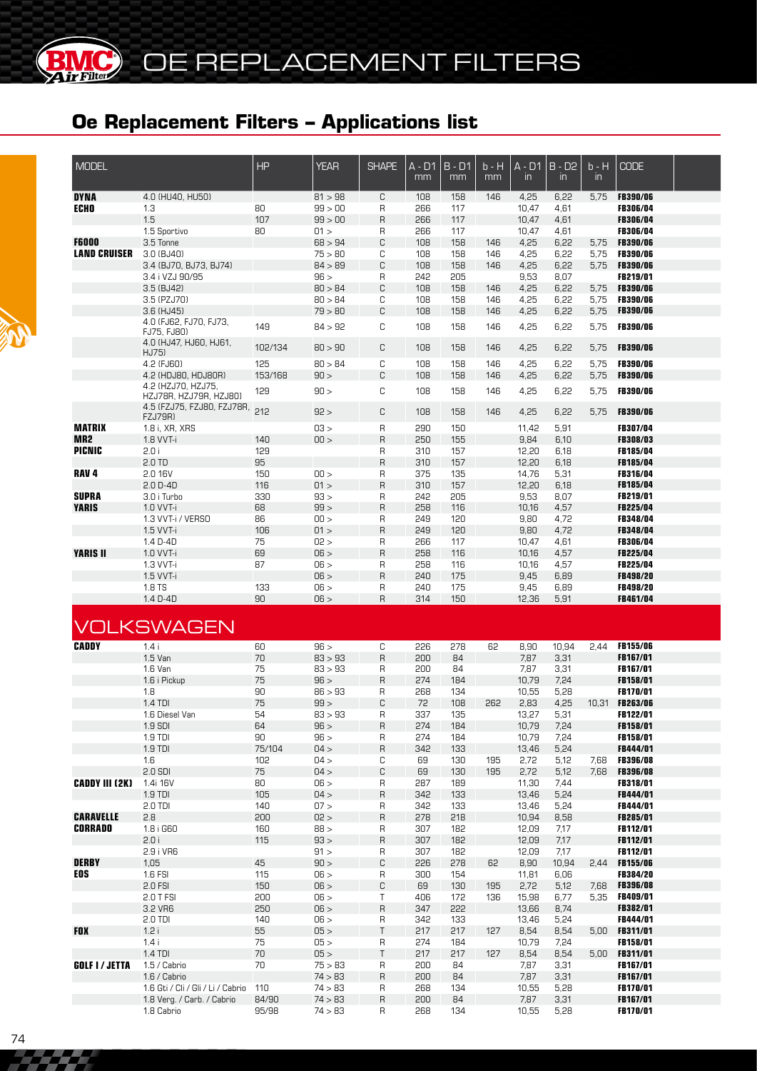# OE REPLACEMENT FILTERS

## Oe Replacement Filters – Applications list

| MODEL | | HP | YEAR | SHAPE | A - D1 mm | B - D1 mm | b - H mm | A - D1 in | B - D2 in | b - H in | CODE |
|---|---|---|---|---|---|---|---|---|---|---|---|
| **DYNA** | 4.0 (HU40, HU50) | | 81 > 98 | C | 108 | 158 | 146 | 4,25 | 6,22 | 5,75 | **FB390/06** |
| **ECHO** | 1.3 | 80 | 99 > 00 | R | 266 | 117 | | 10,47 | 4,61 | | **FB306/04** |
| | 1.5 | 107 | 99 > 00 | R | 266 | 117 | | 10,47 | 4,61 | | **FB306/04** |
| | 1.5 Sportivo | 80 | 01 > | R | 266 | 117 | | 10,47 | 4,61 | | **FB306/04** |
| **F6000** | 3.5 Tonne | | 68 > 94 | C | 108 | 158 | 146 | 4,25 | 6,22 | 5,75 | **FB390/06** |
| **LAND CRUISER** | 3.0 (BJ40) | | 75 > 80 | C | 108 | 158 | 146 | 4,25 | 6,22 | 5,75 | **FB390/06** |
| | 3.4 (BJ70, BJ73, BJ74) | | 84 > 89 | C | 108 | 158 | 146 | 4,25 | 6,22 | 5,75 | **FB390/06** |
| | 3.4 i VZJ 90/95 | | 96 > | R | 242 | 205 | | 9,53 | 8,07 | | **FB219/01** |
| | 3.5 (BJ42) | | 80 > 84 | C | 108 | 158 | 146 | 4,25 | 6,22 | 5,75 | **FB390/06** |
| | 3.5 (PZJ70) | | 80 > 84 | C | 108 | 158 | 146 | 4,25 | 6,22 | 5,75 | **FB390/06** |
| | 3.6 (HJ45) | | 79 > 80 | C | 108 | 158 | 146 | 4,25 | 6,22 | 5,75 | **FB390/06** |
| | 4.0 (FJ62, FJ70, FJ73, FJ75, FJ80) | 149 | 84 > 92 | C | 108 | 158 | 146 | 4,25 | 6,22 | 5,75 | **FB390/06** |
| | 4.0 (HJ47, HJ60, HJ61, HJ75) | 102/134 | 80 > 90 | C | 108 | 158 | 146 | 4,25 | 6,22 | 5,75 | **FB390/06** |
| | 4.2 (FJ60) | 125 | 80 > 84 | C | 108 | 158 | 146 | 4,25 | 6,22 | 5,75 | **FB390/06** |
| | 4.2 (HDJ80, HDJ80R) | 153/168 | 90 > | C | 108 | 158 | 146 | 4,25 | 6,22 | 5,75 | **FB390/06** |
| | 4.2 (HZJ70, HZJ75, HZJ78R, HZJ79R, HZJ80) | 129 | 90 > | C | 108 | 158 | 146 | 4,25 | 6,22 | 5,75 | **FB390/06** |
| | 4.5 (FZJ75, FZJ80, FZJ78R, FZJ79R) | 212 | 92 > | C | 108 | 158 | 146 | 4,25 | 6,22 | 5,75 | **FB390/06** |
| **MATRIX** | 1.8 i, XR, XRS | | 03 > | R | 290 | 150 | | 11,42 | 5,91 | | **FB307/04** |
| **MR2** | 1.8 VVT-i | 140 | 00 > | R | 250 | 155 | | 9,84 | 6,10 | | **FB308/03** |
| **PICNIC** | 2.0 i | 129 | | R | 310 | 157 | | 12,20 | 6,18 | | **FB185/04** |
| | 2.0 TD | 95 | | R | 310 | 157 | | 12,20 | 6,18 | | **FB185/04** |
| **RAV 4** | 2.0 16V | 150 | 00 > | R | 375 | 135 | | 14,76 | 5,31 | | **FB316/04** |
| | 2.0 D-4D | 116 | 01 > | R | 310 | 157 | | 12,20 | 6,18 | | **FB185/04** |
| **SUPRA** | 3.0 i Turbo | 330 | 93 > | R | 242 | 205 | | 9,53 | 8,07 | | **FB219/01** |
| **YARIS** | 1.0 VVT-i | 68 | 99 > | R | 258 | 116 | | 10,16 | 4,57 | | **FB225/04** |
| | 1.3 VVT-i / VERSO | 86 | 00 > | R | 249 | 120 | | 9,80 | 4,72 | | **FB348/04** |
| | 1.5 VVT-i | 106 | 01 > | R | 249 | 120 | | 9,80 | 4,72 | | **FB348/04** |
| | 1.4 D-4D | 75 | 02 > | R | 266 | 117 | | 10,47 | 4,61 | | **FB306/04** |
| **YARIS II** | 1.0 VVT-i | 69 | 06 > | R | 258 | 116 | | 10,16 | 4,57 | | **FB225/04** |
| | 1.3 VVT-i | 87 | 06 > | R | 258 | 116 | | 10,16 | 4,57 | | **FB225/04** |
| | 1.5 VVT-i | | 06 > | R | 240 | 175 | | 9,45 | 6,89 | | **FB498/20** |
| | 1.8 TS | 133 | 06 > | R | 240 | 175 | | 9,45 | 6,89 | | **FB498/20** |
| | 1.4 D-4D | 90 | 06 > | R | 314 | 150 | | 12,36 | 5,91 | | **FB461/04** |

## VOLKSWAGEN

| MODEL | | HP | YEAR | SHAPE | A - D1 mm | B - D1 mm | b - H mm | A - D1 in | B - D2 in | b - H in | CODE |
|---|---|---|---|---|---|---|---|---|---|---|---|
| **CADDY** | 1.4 i | 60 | 96 > | C | 226 | 278 | 62 | 8,90 | 10,94 | 2,44 | **FB155/06** |
| | 1.5 Van | 70 | 83 > 93 | R | 200 | 84 | | 7,87 | 3,31 | | **FB167/01** |
| | 1.6 Van | 75 | 83 > 93 | R | 200 | 84 | | 7,87 | 3,31 | | **FB167/01** |
| | 1.6 i Pickup | 75 | 96 > | R | 274 | 184 | | 10,79 | 7,24 | | **FB158/01** |
| | 1.8 | 90 | 86 > 93 | R | 268 | 134 | | 10,55 | 5,28 | | **FB170/01** |
| | 1.4 TDI | 75 | 99 > | C | 72 | 108 | 262 | 2,83 | 4,25 | 10,31 | **FB263/06** |
| | 1.6 Diesel Van | 54 | 83 > 93 | R | 337 | 135 | | 13,27 | 5,31 | | **FB122/01** |
| | 1.9 SDI | 64 | 96 > | R | 274 | 184 | | 10,79 | 7,24 | | **FB158/01** |
| | 1.9 TDI | 90 | 96 > | R | 274 | 184 | | 10,79 | 7,24 | | **FB158/01** |
| | 1.9 TDI | 75/104 | 04 > | R | 342 | 133 | | 13,46 | 5,24 | | **FB444/01** |
| | 1.6 | 102 | 04 > | C | 69 | 130 | 195 | 2,72 | 5,12 | 7,68 | **FB396/08** |
| | 2.0 SDI | 75 | 04 > | C | 69 | 130 | 195 | 2,72 | 5,12 | 7,68 | **FB396/08** |
| **CADDY III (2K)** | 1.4i 16V | 80 | 06 > | R | 287 | 189 | | 11,30 | 7,44 | | **FB318/01** |
| | 1.9 TDI | 105 | 04 > | R | 342 | 133 | | 13,46 | 5,24 | | **FB444/01** |
| | 2.0 TDI | 140 | 07 > | R | 342 | 133 | | 13,46 | 5,24 | | **FB444/01** |
| **CARAVELLE** | 2.8 | 200 | 02 > | R | 278 | 218 | | 10,94 | 8,58 | | **FB285/01** |
| **CORRADO** | 1.8 i G60 | 160 | 88 > | R | 307 | 182 | | 12,09 | 7,17 | | **FB112/01** |
| | 2.0 i | 115 | 93 > | R | 307 | 182 | | 12,09 | 7,17 | | **FB112/01** |
| | 2.9 i VR6 | | 91 > | R | 307 | 182 | | 12,09 | 7,17 | | **FB112/01** |
| **DERBY** | 1,05 | 45 | 90 > | C | 226 | 278 | 62 | 8,90 | 10,94 | 2,44 | **FB155/06** |
| **EOS** | 1.6 FSI | 115 | 06 > | R | 300 | 154 | | 11,81 | 6,06 | | **FB384/20** |
| | 2.0 FSI | 150 | 06 > | C | 69 | 130 | 195 | 2,72 | 5,12 | 7,68 | **FB396/08** |
| | 2.0 T FSI | 200 | 06 > | T | 406 | 172 | 136 | 15,98 | 6,77 | 5,35 | **FB409/01** |
| | 3.2 VR6 | 250 | 06 > | R | 347 | 222 | | 13,66 | 8,74 | | **FB382/01** |
| | 2.0 TDI | 140 | 06 > | R | 342 | 133 | | 13,46 | 5,24 | | **FB444/01** |
| **FOX** | 1.2 i | 55 | 05 > | T | 217 | 217 | 127 | 8,54 | 8,54 | 5,00 | **FB311/01** |
| | 1.4 i | 75 | 05 > | R | 274 | 184 | | 10,79 | 7,24 | | **FB158/01** |
| | 1.4 TDI | 70 | 05 > | T | 217 | 217 | 127 | 8,54 | 8,54 | 5,00 | **FB311/01** |
| **GOLF I / JETTA** | 1.5 / Cabrio | 70 | 75 > 83 | R | 200 | 84 | | 7,87 | 3,31 | | **FB167/01** |
| | 1.6 / Cabrio | | 74 > 83 | R | 200 | 84 | | 7,87 | 3,31 | | **FB167/01** |
| | 1.6 Gti / Cli / Gli / Li / Cabrio | 110 | 74 > 83 | R | 268 | 134 | | 10,55 | 5,28 | | **FB170/01** |
| | 1.8 Verg. / Carb. / Cabrio | 84/90 | 74 > 83 | R | 200 | 84 | | 7,87 | 3,31 | | **FB167/01** |
| | 1.8 Cabrio | 95/98 | 74 > 83 | R | 268 | 134 | | 10,55 | 5,28 | | **FB170/01** |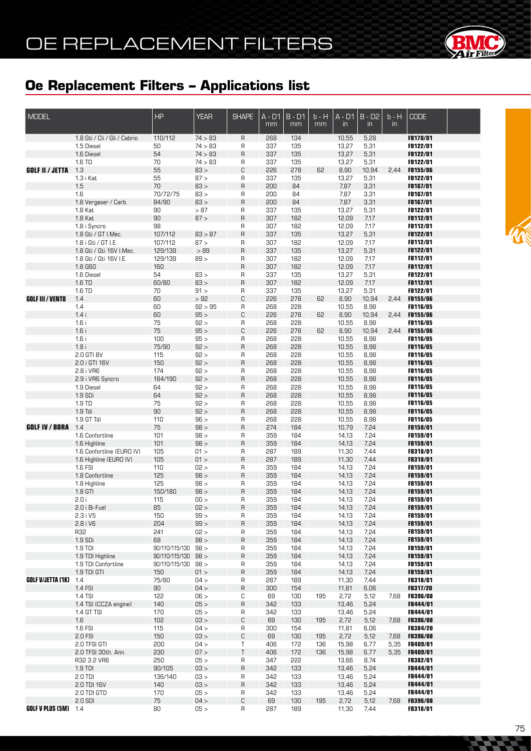# OE REPLACEMENT FILTERS

## Oe Replacement Filters – Applications list

| MODEL | | HP | YEAR | SHAPE | A - D1 mm | B - D1 mm | b - H mm | A - D1 in | B - D2 in | b - H in | CODE |
|---|---|---|---|---|---|---|---|---|---|---|---|
| | 1.8 Gti / Cli / Gli / Cabrio | 110/112 | 74 > 83 | R | 268 | 134 | | 10,55 | 5,28 | | FB170/01 |
| | 1.5 Diesel | 50 | 74 > 83 | R | 337 | 135 | | 13,27 | 5,31 | | FB122/01 |
| | 1.6 Diesel | 54 | 74 > 83 | R | 337 | 135 | | 13,27 | 5,31 | | FB122/01 |
| | 1.6 TD | 70 | 74 > 83 | R | 337 | 135 | | 13,27 | 5,31 | | FB122/01 |
| **GOLF II / JETTA** | 1.3 | 55 | 83 > | C | 226 | 278 | 62 | 8,90 | 10,94 | 2,44 | FB155/06 |
| | 1.3 i Kat | 55 | 87 > | R | 337 | 135 | | 13,27 | 5,31 | | FB122/01 |
| | 1.5 | 70 | 83 > | R | 200 | 84 | | 7,87 | 3,31 | | FB167/01 |
| | 1.6 | 70/72/75 | 83 > | R | 200 | 84 | | 7,87 | 3,31 | | FB167/01 |
| | 1.8 Vergaser / Carb. | 84/90 | 83 > | R | 200 | 84 | | 7,87 | 3,31 | | FB167/01 |
| | 1.8 Kat | 90 | > 87 | R | 337 | 135 | | 13,27 | 5,31 | | FB122/01 |
| | 1.8 Kat | 90 | 87 > | R | 307 | 182 | | 12,09 | 7,17 | | FB112/01 |
| | 1.8 i Syncro | 98 | | R | 307 | 182 | | 12,09 | 7,17 | | FB112/01 |
| | 1.8 Gti / GT I.Mec. | 107/112 | 83 > 87 | R | 337 | 135 | | 13,27 | 5,31 | | FB122/01 |
| | 1.8 i Gti / GT I.E. | 107/112 | 87 > | R | 307 | 182 | | 12,09 | 7,17 | | FB112/01 |
| | 1.8 Gti / Gti 16V I.Mec. | 129/139 | > 89 | R | 337 | 135 | | 13,27 | 5,31 | | FB122/01 |
| | 1.8 Gti / Gti 16V I.E. | 129/139 | 89 > | R | 307 | 182 | | 12,09 | 7,17 | | FB112/01 |
| | 1.8 G60 | 160 | | R | 307 | 182 | | 12,09 | 7,17 | | FB112/01 |
| | 1.6 Diesel | 54 | 83 > | R | 337 | 135 | | 13,27 | 5,31 | | FB122/01 |
| | 1.6 TD | 60/80 | 83 > | R | 307 | 182 | | 12,09 | 7,17 | | FB112/01 |
| | 1.6 TD | 70 | 91 > | R | 337 | 135 | | 13,27 | 5,31 | | FB122/01 |
| **GOLF III / VENTO** | 1.4 | 60 | > 92 | C | 226 | 278 | 62 | 8,90 | 10,94 | 2,44 | FB155/06 |
| | 1.4 | 60 | 92 > 95 | R | 268 | 228 | | 10,55 | 8,98 | | FB116/05 |
| | 1.4 i | 60 | 95 > | C | 226 | 278 | 62 | 8,90 | 10,94 | 2,44 | FB155/06 |
| | 1.6 i | 75 | 92 > | R | 268 | 228 | | 10,55 | 8,98 | | FB116/05 |
| | 1.6 i | 75 | 95 > | C | 226 | 278 | 62 | 8,90 | 10,94 | 2,44 | FB155/06 |
| | 1.6 i | 100 | 95 > | R | 268 | 228 | | 10,55 | 8,98 | | FB116/05 |
| | 1.8 i | 75/90 | 92 > | R | 268 | 228 | | 10,55 | 8,98 | | FB116/05 |
| | 2.0 GTI 8V | 115 | 92 > | R | 268 | 228 | | 10,55 | 8,98 | | FB116/05 |
| | 2.0 i GTI 16V | 150 | 92 > | R | 268 | 228 | | 10,55 | 8,98 | | FB116/05 |
| | 2.8 i VR6 | 174 | 92 > | R | 268 | 228 | | 10,55 | 8,98 | | FB116/05 |
| | 2.9 i VR6 Syncro | 184/190 | 92 > | R | 268 | 228 | | 10,55 | 8,98 | | FB116/05 |
| | 1.9 Diesel | 64 | 92 > | R | 268 | 228 | | 10,55 | 8,98 | | FB116/05 |
| | 1.9 SDi | 64 | 92 > | R | 268 | 228 | | 10,55 | 8,98 | | FB116/05 |
| | 1.9 TD | 75 | 92 > | R | 268 | 228 | | 10,55 | 8,98 | | FB116/05 |
| | 1.9 Tdi | 90 | 92 > | R | 268 | 228 | | 10,55 | 8,98 | | FB116/05 |
| | 1.9 GT Tdi | 110 | 96 > | R | 268 | 228 | | 10,55 | 8,98 | | FB116/05 |
| **GOLF IV / BORA** | 1.4 | 75 | 98 > | R | 274 | 184 | | 10,79 | 7,24 | | FB158/01 |
| | 1.6 Confortline | 101 | 98 > | R | 359 | 184 | | 14,13 | 7,24 | | FB159/01 |
| | 1.6 Highline | 101 | 98 > | R | 359 | 184 | | 14,13 | 7,24 | | FB159/01 |
| | 1.6 Confortline (EURO IV) | 105 | 01 > | R | 287 | 189 | | 11,30 | 7,44 | | FB318/01 |
| | 1.6 Highline (EURO IV) | 105 | 01 > | R | 287 | 189 | | 11,30 | 7,44 | | FB318/01 |
| | 1.6 FSI | 110 | 02 > | R | 359 | 184 | | 14,13 | 7,24 | | FB159/01 |
| | 1.8 Confortline | 125 | 98 > | R | 359 | 184 | | 14,13 | 7,24 | | FB159/01 |
| | 1.8 Highline | 125 | 98 > | R | 359 | 184 | | 14,13 | 7,24 | | FB159/01 |
| | 1.8 GTI | 150/180 | 98 > | R | 359 | 184 | | 14,13 | 7,24 | | FB159/01 |
| | 2.0 i | 115 | 00 > | R | 359 | 184 | | 14,13 | 7,24 | | FB159/01 |
| | 2.0 i Bi-Fuel | 85 | 02 > | R | 359 | 184 | | 14,13 | 7,24 | | FB159/01 |
| | 2.3 i V5 | 150 | 99 > | R | 359 | 184 | | 14,13 | 7,24 | | FB159/01 |
| | 2.8 i V6 | 204 | 99 > | R | 359 | 184 | | 14,13 | 7,24 | | FB159/01 |
| | R32 | 241 | 02 > | R | 359 | 184 | | 14,13 | 7,24 | | FB159/01 |
| | 1.9 SDi | 68 | 98 > | R | 359 | 184 | | 14,13 | 7,24 | | FB159/01 |
| | 1.9 TDI | 90/110/115/130 | 98 > | R | 359 | 184 | | 14,13 | 7,24 | | FB159/01 |
| | 1.9 TDI Highline | 90/110/115/130 | 98 > | R | 359 | 184 | | 14,13 | 7,24 | | FB159/01 |
| | 1.9 TDI Confortline | 90/110/115/130 | 98 > | R | 359 | 184 | | 14,13 | 7,24 | | FB159/01 |
| | 1.9 TDI GTI | 150 | 01 > | R | 359 | 184 | | 14,13 | 7,24 | | FB159/01 |
| **GOLF V/JETTA (1K)** | 1.4 | 75/80 | 04 > | R | 287 | 189 | | 11,30 | 7,44 | | FB318/01 |
| | 1.4 FSI | 90 | 04 > | R | 300 | 154 | | 11,81 | 6,06 | | FB317/20 |
| | 1.4 TSI | 122 | 06 > | C | 69 | 130 | 195 | 2,72 | 5,12 | 7,68 | FB396/08 |
| | 1.4 TSI (CCZA engine) | 140 | 05 > | R | 342 | 133 | | 13,46 | 5,24 | | FB444/01 |
| | 1.4 GT TSI | 170 | 05 > | R | 342 | 133 | | 13,46 | 5,24 | | FB444/01 |
| | 1.6 | 102 | 03 > | C | 69 | 130 | 195 | 2,72 | 5,12 | 7,68 | FB396/08 |
| | 1.6 FSI | 115 | 04 > | R | 300 | 154 | | 11,81 | 6,06 | | FB384/20 |
| | 2.0 FSI | 150 | 03 > | C | 69 | 130 | 195 | 2,72 | 5,12 | 7,68 | FB396/08 |
| | 2.0 TFSI GTI | 200 | 04 > | T | 406 | 172 | 136 | 15,98 | 6,77 | 5,35 | FB409/01 |
| | 2.0 TFSI 30th. Ann. | 230 | 07 > | T | 406 | 172 | 136 | 15,98 | 6,77 | 5,35 | FB409/01 |
| | R32 3.2 VR6 | 250 | 05 > | R | 347 | 222 | | 13,66 | 8,74 | | FB382/01 |
| | 1.9 TDI | 90/105 | 03 > | R | 342 | 133 | | 13,46 | 5,24 | | FB444/01 |
| | 2.0 TDI | 136/140 | 03 > | R | 342 | 133 | | 13,46 | 5,24 | | FB444/01 |
| | 2.0 TDI 16V | 140 | 03 > | R | 342 | 133 | | 13,46 | 5,24 | | FB444/01 |
| | 2.0 TDI GTD | 170 | 05 > | R | 342 | 133 | | 13,46 | 5,24 | | FB444/01 |
| | 2.0 SDI | 75 | 04 > | C | 69 | 130 | 195 | 2,72 | 5,12 | 7,68 | FB396/08 |
| **GOLF V PLUS (5M)** | 1.4 | 80 | 05 > | R | 287 | 189 | | 11,30 | 7,44 | | FB318/01 |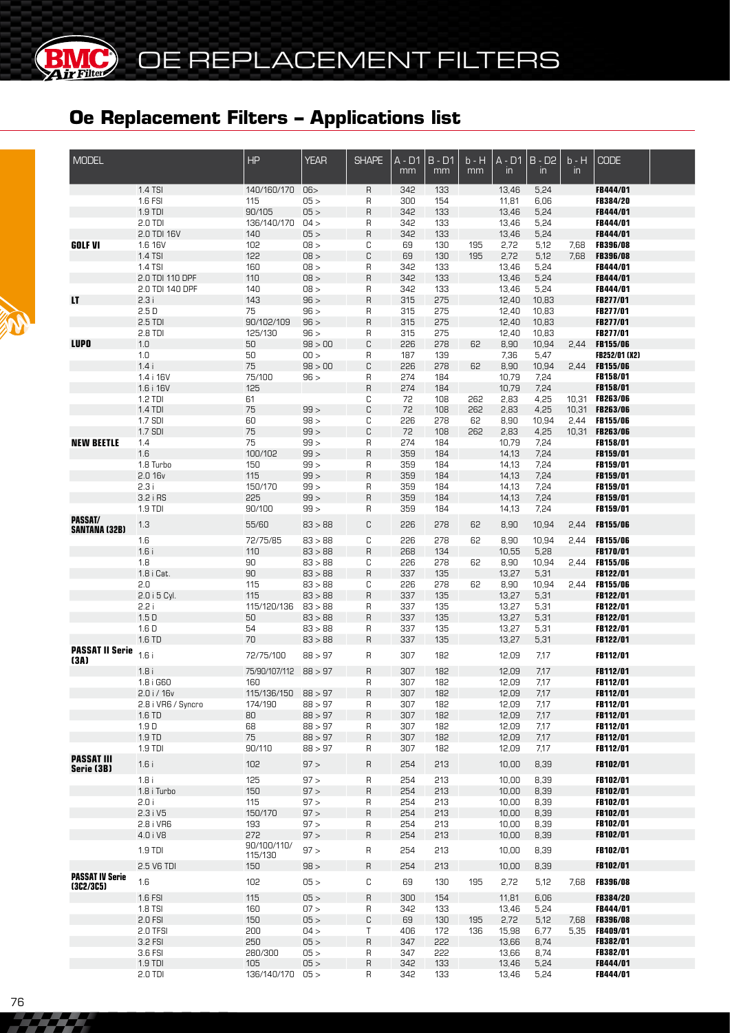# Oe Replacement Filters – Applications list

| MODEL | | HP | YEAR | SHAPE | A - D1 mm | B - D1 mm | b - H mm | A - D1 in | B - D2 in | b - H in | CODE |
|---|---|---|---|---|---|---|---|---|---|---|---|
| | 1.4 TSI | 140/160/170 | 06> | R | 342 | 133 | | 13,46 | 5,24 | | **FB444/01** |
| | 1.6 FSI | 115 | 05 > | R | 300 | 154 | | 11,81 | 6,06 | | **FB384/20** |
| | 1.9 TDI | 90/105 | 05 > | R | 342 | 133 | | 13,46 | 5,24 | | **FB444/01** |
| | 2.0 TDI | 136/140/170 | 04 > | R | 342 | 133 | | 13,46 | 5,24 | | **FB444/01** |
| | 2.0 TDI 16V | 140 | 05 > | R | 342 | 133 | | 13,46 | 5,24 | | **FB444/01** |
| **GOLF VI** | 1.6 16V | 102 | 08 > | C | 69 | 130 | 195 | 2,72 | 5,12 | 7,68 | **FB396/08** |
| | 1.4 TSI | 122 | 08 > | C | 69 | 130 | 195 | 2,72 | 5,12 | 7,68 | **FB396/08** |
| | 1.4 TSI | 160 | 08 > | R | 342 | 133 | | 13,46 | 5,24 | | **FB444/01** |
| | 2.0 TDI 110 DPF | 110 | 08 > | R | 342 | 133 | | 13,46 | 5,24 | | **FB444/01** |
| | 2.0 TDI 140 DPF | 140 | 08 > | R | 342 | 133 | | 13,46 | 5,24 | | **FB444/01** |
| **LT** | 2.3 i | 143 | 96 > | R | 315 | 275 | | 12,40 | 10,83 | | **FB277/01** |
| | 2.5 D | 75 | 96 > | R | 315 | 275 | | 12,40 | 10,83 | | **FB277/01** |
| | 2.5 TDI | 90/102/109 | 96 > | R | 315 | 275 | | 12,40 | 10,83 | | **FB277/01** |
| | 2.8 TDI | 125/130 | 96 > | R | 315 | 275 | | 12,40 | 10,83 | | **FB277/01** |
| **LUPO** | 1.0 | 50 | 98 > 00 | C | 226 | 278 | 62 | 8,90 | 10,94 | 2,44 | **FB155/06** |
| | 1.0 | 50 | 00 > | R | 187 | 139 | | 7,36 | 5,47 | | **FB252/01 (X2)** |
| | 1.4 i | 75 | 98 > 00 | C | 226 | 278 | 62 | 8,90 | 10,94 | 2,44 | **FB155/06** |
| | 1.4 i 16V | 75/100 | 96 > | R | 274 | 184 | | 10,79 | 7,24 | | **FB158/01** |
| | 1.6 i 16V | 125 | | R | 274 | 184 | | 10,79 | 7,24 | | **FB158/01** |
| | 1.2 TDI | 61 | | C | 72 | 108 | 262 | 2,83 | 4,25 | 10,31 | **FB263/06** |
| | 1.4 TDI | 75 | 99 > | C | 72 | 108 | 262 | 2,83 | 4,25 | 10,31 | **FB263/06** |
| | 1.7 SDI | 60 | 98 > | C | 226 | 278 | 62 | 8,90 | 10,94 | 2,44 | **FB155/06** |
| | 1.7 SDI | 75 | 99 > | C | 72 | 108 | 262 | 2,83 | 4,25 | 10,31 | **FB263/06** |
| **NEW BEETLE** | 1.4 | 75 | 99 > | R | 274 | 184 | | 10,79 | 7,24 | | **FB158/01** |
| | 1.6 | 100/102 | 99 > | R | 359 | 184 | | 14,13 | 7,24 | | **FB159/01** |
| | 1.8 Turbo | 150 | 99 > | R | 359 | 184 | | 14,13 | 7,24 | | **FB159/01** |
| | 2.0 16v | 115 | 99 > | R | 359 | 184 | | 14,13 | 7,24 | | **FB159/01** |
| | 2.3 i | 150/170 | 99 > | R | 359 | 184 | | 14,13 | 7,24 | | **FB159/01** |
| | 3.2 i RS | 225 | 99 > | R | 359 | 184 | | 14,13 | 7,24 | | **FB159/01** |
| | 1.9 TDI | 90/100 | 99 > | R | 359 | 184 | | 14,13 | 7,24 | | **FB159/01** |
| **PASSAT/ SANTANA (32B)** | 1.3 | 55/60 | 83 > 88 | C | 226 | 278 | 62 | 8,90 | 10,94 | 2,44 | **FB155/06** |
| | 1.6 | 72/75/85 | 83 > 88 | C | 226 | 278 | 62 | 8,90 | 10,94 | 2,44 | **FB155/06** |
| | 1.6 i | 110 | 83 > 88 | R | 268 | 134 | | 10,55 | 5,28 | | **FB170/01** |
| | 1.8 | 90 | 83 > 88 | C | 226 | 278 | 62 | 8,90 | 10,94 | 2,44 | **FB155/06** |
| | 1.8 i Cat. | 90 | 83 > 88 | R | 337 | 135 | | 13,27 | 5,31 | | **FB122/01** |
| | 2.0 | 115 | 83 > 88 | C | 226 | 278 | 62 | 8,90 | 10,94 | 2,44 | **FB155/06** |
| | 2.0 i 5 Cyl. | 115 | 83 > 88 | R | 337 | 135 | | 13,27 | 5,31 | | **FB122/01** |
| | 2.2 i | 115/120/136 | 83 > 88 | R | 337 | 135 | | 13,27 | 5,31 | | **FB122/01** |
| | 1.5 D | 50 | 83 > 88 | R | 337 | 135 | | 13,27 | 5,31 | | **FB122/01** |
| | 1.6 D | 54 | 83 > 88 | R | 337 | 135 | | 13,27 | 5,31 | | **FB122/01** |
| | 1.6 TD | 70 | 83 > 88 | R | 337 | 135 | | 13,27 | 5,31 | | **FB122/01** |
| **PASSAT II Serie (3A)** | 1.6 i | 72/75/100 | 88 > 97 | R | 307 | 182 | | 12,09 | 7,17 | | **FB112/01** |
| | 1.8 i | 75/90/107/112 | 88 > 97 | R | 307 | 182 | | 12,09 | 7,17 | | **FB112/01** |
| | 1.8 i G60 | 160 | 88 > 97 | R | 307 | 182 | | 12,09 | 7,17 | | **FB112/01** |
| | 2.0 i / 16v | 115/136/150 | 88 > 97 | R | 307 | 182 | | 12,09 | 7,17 | | **FB112/01** |
| | 2.8 i VR6 / Syncro | 174/190 | 88 > 97 | R | 307 | 182 | | 12,09 | 7,17 | | **FB112/01** |
| | 1.6 TD | 80 | 88 > 97 | R | 307 | 182 | | 12,09 | 7,17 | | **FB112/01** |
| | 1.9 D | 68 | 88 > 97 | R | 307 | 182 | | 12,09 | 7,17 | | **FB112/01** |
| | 1.9 TD | 75 | 88 > 97 | R | 307 | 182 | | 12,09 | 7,17 | | **FB112/01** |
| | 1.9 TDI | 90/110 | 88 > 97 | R | 307 | 182 | | 12,09 | 7,17 | | **FB112/01** |
| **PASSAT III Serie (3B)** | 1.6 i | 102 | 97 > | R | 254 | 213 | | 10,00 | 8,39 | | **FB102/01** |
| | 1.8 i | 125 | 97 > | R | 254 | 213 | | 10,00 | 8,39 | | **FB102/01** |
| | 1.8 i Turbo | 150 | 97 > | R | 254 | 213 | | 10,00 | 8,39 | | **FB102/01** |
| | 2.0 i | 115 | 97 > | R | 254 | 213 | | 10,00 | 8,39 | | **FB102/01** |
| | 2.3 i V5 | 150/170 | 97 > | R | 254 | 213 | | 10,00 | 8,39 | | **FB102/01** |
| | 2.8 i VR6 | 193 | 97 > | R | 254 | 213 | | 10,00 | 8,39 | | **FB102/01** |
| | 4.0 i V8 | 272 | 97 > | R | 254 | 213 | | 10,00 | 8,39 | | **FB102/01** |
| | 1.9 TDI | 90/100/110/ 115/130 | 97 > | R | 254 | 213 | | 10,00 | 8,39 | | **FB102/01** |
| | 2.5 V6 TDI | 150 | 98 > | R | 254 | 213 | | 10,00 | 8,39 | | **FB102/01** |
| **PASSAT IV Serie (3C2/3C5)** | 1.6 | 102 | 05 > | C | 69 | 130 | 195 | 2,72 | 5,12 | 7,68 | **FB396/08** |
| | 1.6 FSI | 115 | 05 > | R | 300 | 154 | | 11,81 | 6,06 | | **FB384/20** |
| | 1.8 TSI | 160 | 07 > | R | 342 | 133 | | 13,46 | 5,24 | | **FB444/01** |
| | 2.0 FSI | 150 | 05 > | C | 69 | 130 | 195 | 2,72 | 5,12 | 7,68 | **FB396/08** |
| | 2.0 TFSI | 200 | 04 > | T | 406 | 172 | 136 | 15,98 | 6,77 | 5,35 | **FB409/01** |
| | 3.2 FSI | 250 | 05 > | R | 347 | 222 | | 13,66 | 8,74 | | **FB382/01** |
| | 3.6 FSI | 280/300 | 05 > | R | 347 | 222 | | 13,66 | 8,74 | | **FB382/01** |
| | 1.9 TDI | 105 | 05 > | R | 342 | 133 | | 13,46 | 5,24 | | **FB444/01** |
| | 2.0 TDI | 136/140/170 | 05 > | R | 342 | 133 | | 13,46 | 5,24 | | **FB444/01** |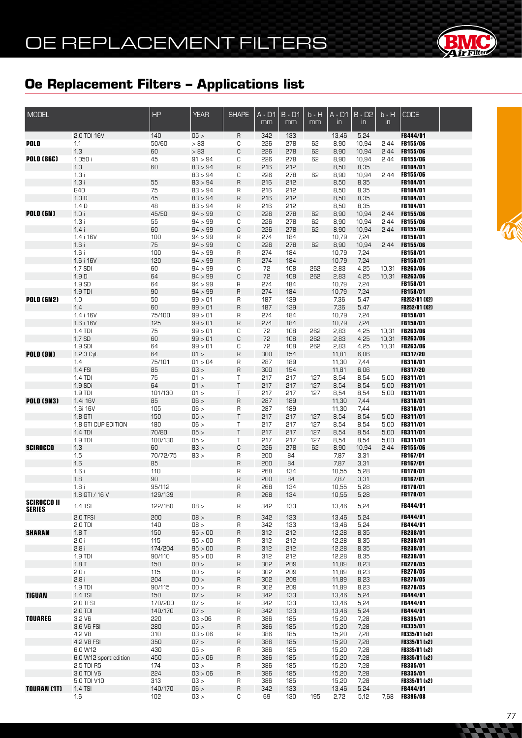# OE REPLACEMENT FILTERS

## Oe Replacement Filters – Applications list

| MODEL | | HP | YEAR | SHAPE | A - D1 mm | B - D1 mm | b - H mm | A - D1 in | B - D2 in | b - H in | CODE |
|---|---|---|---|---|---|---|---|---|---|---|---|
| | 2.0 TDI 16V | 140 | 05 > | R | 342 | 133 | | 13,46 | 5,24 | | **FB444/01** |
| **POLO** | 1.1 | 50/60 | > 83 | C | 226 | 278 | 62 | 8,90 | 10,94 | 2,44 | **FB155/06** |
| | 1.3 | 60 | > 83 | C | 226 | 278 | 62 | 8,90 | 10,94 | 2,44 | **FB155/06** |
| **POLO (86C)** | 1.050 i | 45 | 91 > 94 | C | 226 | 278 | 62 | 8,90 | 10,94 | 2,44 | **FB155/06** |
| | 1.3 | 60 | 83 > 94 | R | 216 | 212 | | 8,50 | 8,35 | | **FB104/01** |
| | 1.3 i | | 83 > 94 | C | 226 | 278 | 62 | 8,90 | 10,94 | 2,44 | **FB155/06** |
| | 1.3 i | 55 | 83 > 94 | R | 216 | 212 | | 8,50 | 8,35 | | **FB104/01** |
| | G40 | 75 | 83 > 94 | R | 216 | 212 | | 8,50 | 8,35 | | **FB104/01** |
| | 1.3 D | 45 | 83 > 94 | R | 216 | 212 | | 8,50 | 8,35 | | **FB104/01** |
| | 1.4 D | 48 | 83 > 94 | R | 216 | 212 | | 8,50 | 8,35 | | **FB104/01** |
| **POLO (6N)** | 1.0 i | 45/50 | 94 > 99 | C | 226 | 278 | 62 | 8,90 | 10,94 | 2,44 | **FB155/06** |
| | 1.3 i | 55 | 94 > 99 | C | 226 | 278 | 62 | 8,90 | 10,94 | 2,44 | **FB155/06** |
| | 1.4 i | 60 | 94 > 99 | C | 226 | 278 | 62 | 8,90 | 10,94 | 2,44 | **FB155/06** |
| | 1.4 i 16V | 100 | 94 > 99 | R | 274 | 184 | | 10,79 | 7,24 | | **FB158/01** |
| | 1.6 i | 75 | 94 > 99 | C | 226 | 278 | 62 | 8,90 | 10,94 | 2,44 | **FB155/06** |
| | 1.6 i | 100 | 94 > 99 | R | 274 | 184 | | 10,79 | 7,24 | | **FB158/01** |
| | 1.6 i 16V | 120 | 94 > 99 | R | 274 | 184 | | 10,79 | 7,24 | | **FB158/01** |
| | 1.7 SDI | 60 | 94 > 99 | C | 72 | 108 | 262 | 2,83 | 4,25 | 10,31 | **FB263/06** |
| | 1.9 D | 64 | 94 > 99 | C | 72 | 108 | 262 | 2,83 | 4,25 | 10,31 | **FB263/06** |
| | 1.9 SD | 64 | 94 > 99 | R | 274 | 184 | | 10,79 | 7,24 | | **FB158/01** |
| | 1.9 TDI | 90 | 94 > 99 | R | 274 | 184 | | 10,79 | 7,24 | | **FB158/01** |
| **POLO (6N2)** | 1.0 | 50 | 99 > 01 | R | 187 | 139 | | 7,36 | 5,47 | | **FB252/01 (X2)** |
| | 1.4 | 60 | 99 > 01 | R | 187 | 139 | | 7,36 | 5,47 | | **FB252/01 (X2)** |
| | 1.4 i 16V | 75/100 | 99 > 01 | R | 274 | 184 | | 10,79 | 7,24 | | **FB158/01** |
| | 1.6 i 16V | 125 | 99 > 01 | R | 274 | 184 | | 10,79 | 7,24 | | **FB158/01** |
| | 1.4 TDI | 75 | 99 > 01 | C | 72 | 108 | 262 | 2,83 | 4,25 | 10,31 | **FB263/06** |
| | 1.7 SD | 60 | 99 > 01 | C | 72 | 108 | 262 | 2,83 | 4,25 | 10,31 | **FB263/06** |
| | 1.9 SDI | 64 | 99 > 01 | C | 72 | 108 | 262 | 2,83 | 4,25 | 10,31 | **FB263/06** |
| **POLO (9N)** | 1.2 3 Cyl. | 64 | 01 > | R | 300 | 154 | | 11,81 | 6,06 | | **FB317/20** |
| | 1.4 | 75/101 | 01 > 04 | R | 287 | 189 | | 11,30 | 7,44 | | **FB318/01** |
| | 1.4 FSI | 85 | 03 > | R | 300 | 154 | | 11,81 | 6,06 | | **FB317/20** |
| | 1.4 TDI | 75 | 01 > | T | 217 | 217 | 127 | 8,54 | 8,54 | 5,00 | **FB311/01** |
| | 1.9 SDi | 64 | 01 > | T | 217 | 217 | 127 | 8,54 | 8,54 | 5,00 | **FB311/01** |
| | 1.9 TDI | 101/130 | 01 > | T | 217 | 217 | 127 | 8,54 | 8,54 | 5,00 | **FB311/01** |
| **POLO (9N3)** | 1.4i 16V | 85 | 06 > | R | 287 | 189 | | 11,30 | 7,44 | | **FB318/01** |
| | 1.6i 16V | 105 | 06 > | R | 287 | 189 | | 11,30 | 7,44 | | **FB318/01** |
| | 1.8 GTI | 150 | 05 > | T | 217 | 217 | 127 | 8,54 | 8,54 | 5,00 | **FB311/01** |
| | 1.8 GTI CUP EDITION | 180 | 06 > | T | 217 | 217 | 127 | 8,54 | 8,54 | 5,00 | **FB311/01** |
| | 1.4 TDI | 70/80 | 05 > | T | 217 | 217 | 127 | 8,54 | 8,54 | 5,00 | **FB311/01** |
| | 1.9 TDI | 100/130 | 05 > | T | 217 | 217 | 127 | 8,54 | 8,54 | 5,00 | **FB311/01** |
| **SCIROCCO** | 1.3 | 60 | 83 > | C | 226 | 278 | 62 | 8,90 | 10,94 | 2,44 | **FB155/06** |
| | 1.5 | 70/72/75 | 83 > | R | 200 | 84 | | 7,87 | 3,31 | | **FB167/01** |
| | 1.6 | 85 | | R | 200 | 84 | | 7,87 | 3,31 | | **FB167/01** |
| | 1.6 i | 110 | | R | 268 | 134 | | 10,55 | 5,28 | | **FB170/01** |
| | 1.8 | 90 | | R | 200 | 84 | | 7,87 | 3,31 | | **FB167/01** |
| | 1.8 i | 95/112 | | R | 268 | 134 | | 10,55 | 5,28 | | **FB170/01** |
| | 1.8 GTI / 16 V | 129/139 | | R | 268 | 134 | | 10,55 | 5,28 | | **FB170/01** |
| **SCIROCCO II SERIES** | 1.4 TSI | 122/160 | 08 > | R | 342 | 133 | | 13,46 | 5,24 | | **FB444/01** |
| | 2.0 TFSI | 200 | 08 > | R | 342 | 133 | | 13,46 | 5,24 | | **FB444/01** |
| | 2.0 TDI | 140 | 08 > | R | 342 | 133 | | 13,46 | 5,24 | | **FB444/01** |
| **SHARAN** | 1.8 T | 150 | 95 > 00 | R | 312 | 212 | | 12,28 | 8,35 | | **FB238/01** |
| | 2.0 i | 115 | 95 > 00 | R | 312 | 212 | | 12,28 | 8,35 | | **FB238/01** |
| | 2.8 i | 174/204 | 95 > 00 | R | 312 | 212 | | 12,28 | 8,35 | | **FB238/01** |
| | 1.9 TDI | 90/110 | 95 > 00 | R | 312 | 212 | | 12,28 | 8,35 | | **FB238/01** |
| | 1.8 T | 150 | 00 > | R | 302 | 209 | | 11,89 | 8,23 | | **FB278/05** |
| | 2.0 i | 115 | 00 > | R | 302 | 209 | | 11,89 | 8,23 | | **FB278/05** |
| | 2.8 i | 204 | 00 > | R | 302 | 209 | | 11,89 | 8,23 | | **FB278/05** |
| | 1.9 TDI | 90/115 | 00 > | R | 302 | 209 | | 11,89 | 8,23 | | **FB278/05** |
| **TIGUAN** | 1.4 TSI | 150 | 07 > | R | 342 | 133 | | 13,46 | 5,24 | | **FB444/01** |
| | 2.0 TFSI | 170/200 | 07 > | R | 342 | 133 | | 13,46 | 5,24 | | **FB444/01** |
| | 2.0 TDI | 140/170 | 07 > | R | 342 | 133 | | 13,46 | 5,24 | | **FB444/01** |
| **TOUAREG** | 3.2 V6 | 220 | 03 >06 | R | 386 | 185 | | 15,20 | 7,28 | | **FB335/01** |
| | 3.6 V6 FSI | 280 | 05 > | R | 386 | 185 | | 15,20 | 7,28 | | **FB335/01** |
| | 4.2 V8 | 310 | 03 > 06 | R | 386 | 185 | | 15,20 | 7,28 | | **FB335/01 (x2)** |
| | 4.2 V8 FSI | 350 | 07 > | R | 386 | 185 | | 15,20 | 7,28 | | **FB335/01 (x2)** |
| | 6.0 W12 | 430 | 05 > | R | 386 | 185 | | 15,20 | 7,28 | | **FB335/01 (x2)** |
| | 6.0 W12 sport edition | 450 | 05 > 06 | R | 386 | 185 | | 15,20 | 7,28 | | **FB335/01 (x2)** |
| | 2.5 TDI R5 | 174 | 03 > | R | 386 | 185 | | 15,20 | 7,28 | | **FB335/01** |
| | 3.0 TDI V6 | 224 | 03 > 06 | R | 386 | 185 | | 15,20 | 7,28 | | **FB335/01** |
| | 5.0 TDI V10 | 313 | 03 > | R | 386 | 185 | | 15,20 | 7,28 | | **FB335/01 (x2)** |
| **TOURAN (1T)** | 1.4 TSI | 140/170 | 06 > | R | 342 | 133 | | 13,46 | 5,24 | | **FB444/01** |
| | 1.6 | 102 | 03 > | C | 69 | 130 | 195 | 2,72 | 5,12 | 7,68 | **FB396/08** |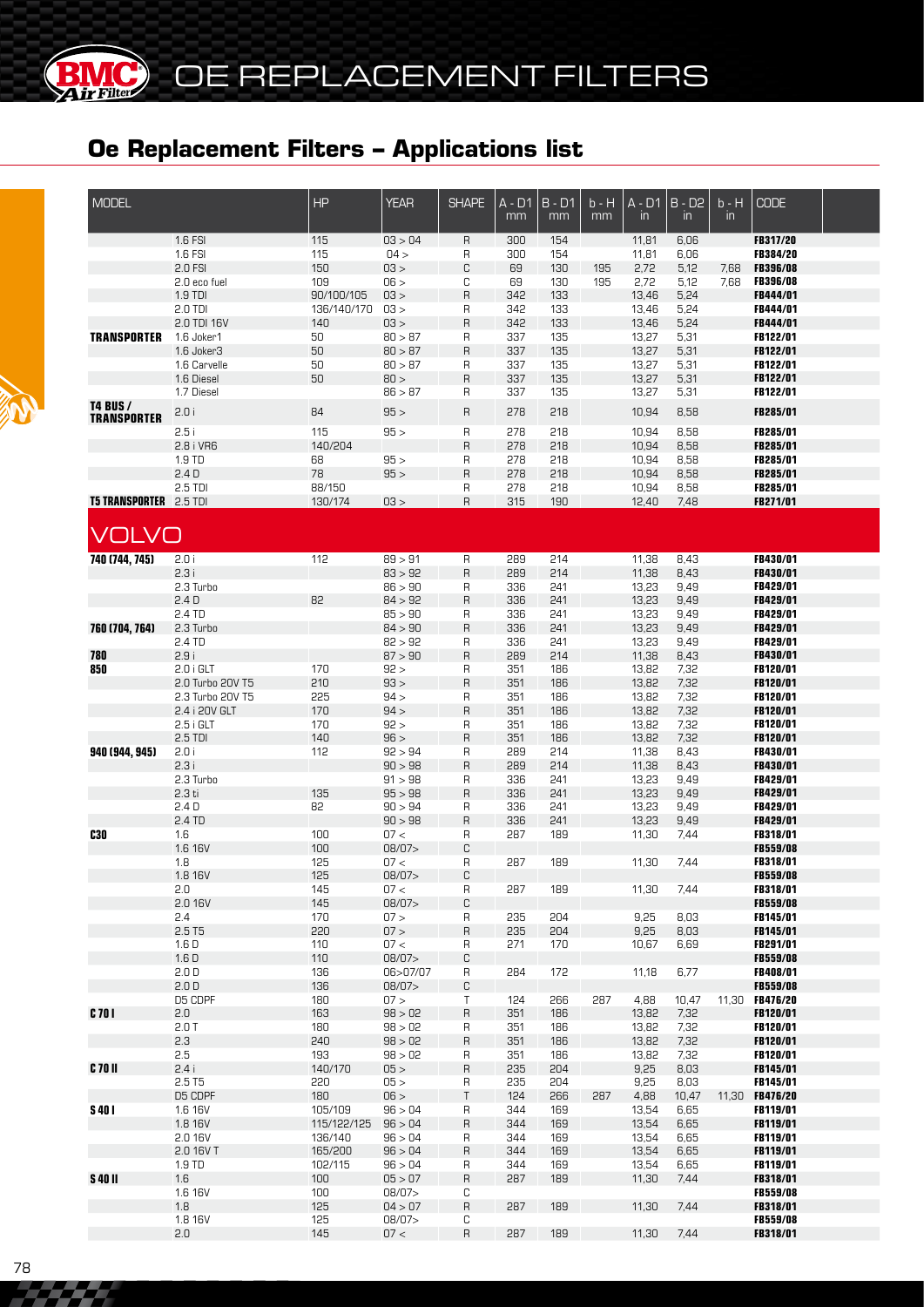# OE REPLACEMENT FILTERS

## Oe Replacement Filters – Applications list

| MODEL | | HP | YEAR | SHAPE | A - D1 mm | B - D1 mm | b - H mm | A - D1 in | B - D2 in | b - H in | CODE |
|---|---|---|---|---|---|---|---|---|---|---|---|
| | 1.6 FSI | 115 | 03 > 04 | R | 300 | 154 | | 11,81 | 6,06 | | FB317/20 |
| | 1.6 FSI | 115 | 04 > | R | 300 | 154 | | 11,81 | 6,06 | | FB384/20 |
| | 2.0 FSI | 150 | 03 > | C | 69 | 130 | 195 | 2,72 | 5,12 | 7,68 | FB396/08 |
| | 2.0 eco fuel | 109 | 06 > | C | 69 | 130 | 195 | 2,72 | 5,12 | 7,68 | FB396/08 |
| | 1.9 TDI | 90/100/105 | 03 > | R | 342 | 133 | | 13,46 | 5,24 | | FB444/01 |
| | 2.0 TDI | 136/140/170 | 03 > | R | 342 | 133 | | 13,46 | 5,24 | | FB444/01 |
| | 2.0 TDI 16V | 140 | 03 > | R | 342 | 133 | | 13,46 | 5,24 | | FB444/01 |
| **TRANSPORTER** | 1.6 Joker1 | 50 | 80 > 87 | R | 337 | 135 | | 13,27 | 5,31 | | FB122/01 |
| | 1.6 Joker3 | 50 | 80 > 87 | R | 337 | 135 | | 13,27 | 5,31 | | FB122/01 |
| | 1.6 Carvelle | 50 | 80 > 87 | R | 337 | 135 | | 13,27 | 5,31 | | FB122/01 |
| | 1.6 Diesel | 50 | 80 > | R | 337 | 135 | | 13,27 | 5,31 | | FB122/01 |
| | 1.7 Diesel | | 86 > 87 | R | 337 | 135 | | 13,27 | 5,31 | | FB122/01 |
| **T4 BUS / TRANSPORTER** | 2.0 i | 84 | 95 > | R | 278 | 218 | | 10,94 | 8,58 | | FB285/01 |
| | 2.5 i | 115 | 95 > | R | 278 | 218 | | 10,94 | 8,58 | | FB285/01 |
| | 2.8 i VR6 | 140/204 | | R | 278 | 218 | | 10,94 | 8,58 | | FB285/01 |
| | 1.9 TD | 68 | 95 > | R | 278 | 218 | | 10,94 | 8,58 | | FB285/01 |
| | 2.4 D | 78 | 95 > | R | 278 | 218 | | 10,94 | 8,58 | | FB285/01 |
| | 2.5 TDI | 88/150 | | R | 278 | 218 | | 10,94 | 8,58 | | FB285/01 |
| **T5 TRANSPORTER** | 2.5 TDI | 130/174 | 03 > | R | 315 | 190 | | 12,40 | 7,48 | | FB271/01 |

## VOLVO

| MODEL | | HP | YEAR | SHAPE | A - D1 mm | B - D1 mm | b - H mm | A - D1 in | B - D2 in | b - H in | CODE |
|---|---|---|---|---|---|---|---|---|---|---|---|
| **740 (744, 745)** | 2.0 i | 112 | 89 > 91 | R | 289 | 214 | | 11,38 | 8,43 | | FB430/01 |
| | 2.3 i | | 83 > 92 | R | 289 | 214 | | 11,38 | 8,43 | | FB430/01 |
| | 2.3 Turbo | | 86 > 90 | R | 336 | 241 | | 13,23 | 9,49 | | FB429/01 |
| | 2.4 D | 82 | 84 > 92 | R | 336 | 241 | | 13,23 | 9,49 | | FB429/01 |
| | 2.4 TD | | 85 > 90 | R | 336 | 241 | | 13,23 | 9,49 | | FB429/01 |
| **760 (704, 764)** | 2.3 Turbo | | 84 > 90 | R | 336 | 241 | | 13,23 | 9,49 | | FB429/01 |
| | 2.4 TD | | 82 > 92 | R | 336 | 241 | | 13,23 | 9,49 | | FB429/01 |
| **780** | 2.9 i | | 87 > 90 | R | 289 | 214 | | 11,38 | 8,43 | | FB430/01 |
| **850** | 2.0 i GLT | 170 | 92 > | R | 351 | 186 | | 13,82 | 7,32 | | FB120/01 |
| | 2.0 Turbo 20V T5 | 210 | 93 > | R | 351 | 186 | | 13,82 | 7,32 | | FB120/01 |
| | 2.3 Turbo 20V T5 | 225 | 94 > | R | 351 | 186 | | 13,82 | 7,32 | | FB120/01 |
| | 2.4 i 20V GLT | 170 | 94 > | R | 351 | 186 | | 13,82 | 7,32 | | FB120/01 |
| | 2.5 i GLT | 170 | 92 > | R | 351 | 186 | | 13,82 | 7,32 | | FB120/01 |
| | 2.5 TDI | 140 | 96 > | R | 351 | 186 | | 13,82 | 7,32 | | FB120/01 |
| **940 (944, 945)** | 2.0 i | 112 | 92 > 94 | R | 289 | 214 | | 11,38 | 8,43 | | FB430/01 |
| | 2.3 i | | 90 > 98 | R | 289 | 214 | | 11,38 | 8,43 | | FB430/01 |
| | 2.3 Turbo | | 91 > 98 | R | 336 | 241 | | 13,23 | 9,49 | | FB429/01 |
| | 2.3 ti | 135 | 95 > 98 | R | 336 | 241 | | 13,23 | 9,49 | | FB429/01 |
| | 2.4 D | 82 | 90 > 94 | R | 336 | 241 | | 13,23 | 9,49 | | FB429/01 |
| | 2.4 TD | | 90 > 98 | R | 336 | 241 | | 13,23 | 9,49 | | FB429/01 |
| **C30** | 1.6 | 100 | 07 < | R | 287 | 189 | | 11,30 | 7,44 | | FB318/01 |
| | 1.6 16V | 100 | 08/07> | C | | | | | | | FB559/08 |
| | 1.8 | 125 | 07 < | R | 287 | 189 | | 11,30 | 7,44 | | FB318/01 |
| | 1.8 16V | 125 | 08/07> | C | | | | | | | FB559/08 |
| | 2.0 | 145 | 07 < | R | 287 | 189 | | 11,30 | 7,44 | | FB318/01 |
| | 2.0 16V | 145 | 08/07> | C | | | | | | | FB559/08 |
| | 2.4 | 170 | 07 > | R | 235 | 204 | | 9,25 | 8,03 | | FB145/01 |
| | 2.5 T5 | 220 | 07 > | R | 235 | 204 | | 9,25 | 8,03 | | FB145/01 |
| | 1.6 D | 110 | 07 < | R | 271 | 170 | | 10,67 | 6,69 | | FB291/01 |
| | 1.6 D | 110 | 08/07> | C | | | | | | | FB559/08 |
| | 2.0 D | 136 | 06>07/07 | R | 284 | 172 | | 11,18 | 6,77 | | FB408/01 |
| | 2.0 D | 136 | 08/07> | C | | | | | | | FB559/08 |
| | D5 CDPF | 180 | 07 > | T | 124 | 266 | 287 | 4,88 | 10,47 | 11,30 | FB476/20 |
| **C70 I** | 2.0 | 163 | 98 > 02 | R | 351 | 186 | | 13,82 | 7,32 | | FB120/01 |
| | 2.0 T | 180 | 98 > 02 | R | 351 | 186 | | 13,82 | 7,32 | | FB120/01 |
| | 2.3 | 240 | 98 > 02 | R | 351 | 186 | | 13,82 | 7,32 | | FB120/01 |
| | 2.5 | 193 | 98 > 02 | R | 351 | 186 | | 13,82 | 7,32 | | FB120/01 |
| **C70 II** | 2.4 i | 140/170 | 05 > | R | 235 | 204 | | 9,25 | 8,03 | | FB145/01 |
| | 2.5 T5 | 220 | 05 > | R | 235 | 204 | | 9,25 | 8,03 | | FB145/01 |
| | D5 CDPF | 180 | 06 > | T | 124 | 266 | 287 | 4,88 | 10,47 | 11,30 | FB476/20 |
| **S40 I** | 1.6 16V | 105/109 | 96 > 04 | R | 344 | 169 | | 13,54 | 6,65 | | FB119/01 |
| | 1.8 16V | 115/122/125 | 96 > 04 | R | 344 | 169 | | 13,54 | 6,65 | | FB119/01 |
| | 2.0 16V | 136/140 | 96 > 04 | R | 344 | 169 | | 13,54 | 6,65 | | FB119/01 |
| | 2.0 16V T | 165/200 | 96 > 04 | R | 344 | 169 | | 13,54 | 6,65 | | FB119/01 |
| | 1.9 TD | 102/115 | 96 > 04 | R | 344 | 169 | | 13,54 | 6,65 | | FB119/01 |
| **S40 II** | 1.6 | 100 | 05 > 07 | R | 287 | 189 | | 11,30 | 7,44 | | FB318/01 |
| | 1.6 16V | 100 | 08/07> | C | | | | | | | FB559/08 |
| | 1.8 | 125 | 04 > 07 | R | 287 | 189 | | 11,30 | 7,44 | | FB318/01 |
| | 1.8 16V | 125 | 08/07> | C | | | | | | | FB559/08 |
| | 2.0 | 145 | 07 < | R | 287 | 189 | | 11,30 | 7,44 | | FB318/01 |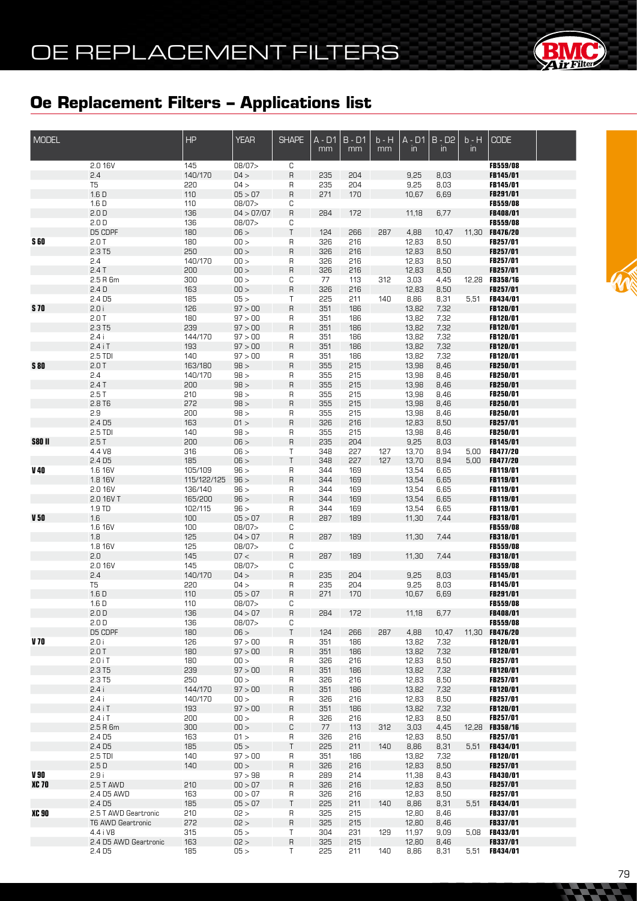# OE REPLACEMENT FILTERS

## Oe Replacement Filters – Applications list

| MODEL | | HP | YEAR | SHAPE | A - D1 mm | B - D1 mm | b - H mm | A - D1 in | B - D2 in | b - H in | CODE |
|---|---|---|---|---|---|---|---|---|---|---|---|
| | 2.0 16V | 145 | 08/07> | C | | | | | | | FB559/08 |
| | 2.4 | 140/170 | 04 > | R | 235 | 204 | | 9,25 | 8,03 | | FB145/01 |
| | T5 | 220 | 04 > | R | 235 | 204 | | 9,25 | 8,03 | | FB145/01 |
| | 1.6 D | 110 | 05 > 07 | R | 271 | 170 | | 10,67 | 6,69 | | FB291/01 |
| | 1.6 D | 110 | 08/07> | C | | | | | | | FB559/08 |
| | 2.0 D | 136 | 04 > 07/07 | R | 284 | 172 | | 11,18 | 6,77 | | FB408/01 |
| | 2.0 D | 136 | 08/07> | C | | | | | | | FB559/08 |
| | D5 CDPF | 180 | 06 > | T | 124 | 266 | 287 | 4,88 | 10,47 | 11,30 | FB476/20 |
| **S 60** | 2.0 T | 180 | 00 > | R | 326 | 216 | | 12,83 | 8,50 | | FB257/01 |
| | 2.3 T5 | 250 | 00 > | R | 326 | 216 | | 12,83 | 8,50 | | FB257/01 |
| | 2.4 | 140/170 | 00 > | R | 326 | 216 | | 12,83 | 8,50 | | FB257/01 |
| | 2.4 T | 200 | 00 > | R | 326 | 216 | | 12,83 | 8,50 | | FB257/01 |
| | 2.5 R 6m | 300 | 00 > | C | 77 | 113 | 312 | 3,03 | 4,45 | 12,28 | FB358/16 |
| | 2.4 D | 163 | 00 > | R | 326 | 216 | | 12,83 | 8,50 | | FB257/01 |
| | 2.4 D5 | 185 | 05 > | T | 225 | 211 | 140 | 8,86 | 8,31 | 5,51 | FB434/01 |
| **S 70** | 2.0 i | 126 | 97 > 00 | R | 351 | 186 | | 13,82 | 7,32 | | FB120/01 |
| | 2.0 T | 180 | 97 > 00 | R | 351 | 186 | | 13,82 | 7,32 | | FB120/01 |
| | 2.3 T5 | 239 | 97 > 00 | R | 351 | 186 | | 13,82 | 7,32 | | FB120/01 |
| | 2.4 i | 144/170 | 97 > 00 | R | 351 | 186 | | 13,82 | 7,32 | | FB120/01 |
| | 2.4 i T | 193 | 97 > 00 | R | 351 | 186 | | 13,82 | 7,32 | | FB120/01 |
| | 2.5 TDI | 140 | 97 > 00 | R | 351 | 186 | | 13,82 | 7,32 | | FB120/01 |
| **S 80** | 2.0 T | 163/180 | 98 > | R | 355 | 215 | | 13,98 | 8,46 | | FB250/01 |
| | 2.4 | 140/170 | 98 > | R | 355 | 215 | | 13,98 | 8,46 | | FB250/01 |
| | 2.4 T | 200 | 98 > | R | 355 | 215 | | 13,98 | 8,46 | | FB250/01 |
| | 2.5 T | 210 | 98 > | R | 355 | 215 | | 13,98 | 8,46 | | FB250/01 |
| | 2.8 T6 | 272 | 98 > | R | 355 | 215 | | 13,98 | 8,46 | | FB250/01 |
| | 2.9 | 200 | 98 > | R | 355 | 215 | | 13,98 | 8,46 | | FB250/01 |
| | 2.4 D5 | 163 | 01 > | R | 326 | 216 | | 12,83 | 8,50 | | FB257/01 |
| | 2.5 TDI | 140 | 98 > | R | 355 | 215 | | 13,98 | 8,46 | | FB250/01 |
| **S80 II** | 2.5 T | 200 | 06 > | R | 235 | 204 | | 9,25 | 8,03 | | FB145/01 |
| | 4.4 V8 | 316 | 06 > | T | 348 | 227 | 127 | 13,70 | 8,94 | 5,00 | FB477/20 |
| | 2.4 D5 | 185 | 06 > | T | 348 | 227 | 127 | 13,70 | 8,94 | 5,00 | FB477/20 |
| **V 40** | 1.6 16V | 105/109 | 96 > | R | 344 | 169 | | 13,54 | 6,65 | | FB119/01 |
| | 1.8 16V | 115/122/125 | 96 > | R | 344 | 169 | | 13,54 | 6,65 | | FB119/01 |
| | 2.0 16V | 136/140 | 96 > | R | 344 | 169 | | 13,54 | 6,65 | | FB119/01 |
| | 2.0 16V T | 165/200 | 96 > | R | 344 | 169 | | 13,54 | 6,65 | | FB119/01 |
| | 1.9 TD | 102/115 | 96 > | R | 344 | 169 | | 13,54 | 6,65 | | FB119/01 |
| **V 50** | 1.6 | 100 | 05 > 07 | R | 287 | 189 | | 11,30 | 7,44 | | FB318/01 |
| | 1.6 16V | 100 | 08/07> | C | | | | | | | FB559/08 |
| | 1.8 | 125 | 04 > 07 | R | 287 | 189 | | 11,30 | 7,44 | | FB318/01 |
| | 1.8 16V | 125 | 08/07> | C | | | | | | | FB559/08 |
| | 2.0 | 145 | 07 < | R | 287 | 189 | | 11,30 | 7,44 | | FB318/01 |
| | 2.0 16V | 145 | 08/07> | C | | | | | | | FB559/08 |
| | 2.4 | 140/170 | 04 > | R | 235 | 204 | | 9,25 | 8,03 | | FB145/01 |
| | T5 | 220 | 04 > | R | 235 | 204 | | 9,25 | 8,03 | | FB145/01 |
| | 1.6 D | 110 | 05 > 07 | R | 271 | 170 | | 10,67 | 6,69 | | FB291/01 |
| | 1.6 D | 110 | 08/07> | C | | | | | | | FB559/08 |
| | 2.0 D | 136 | 04 > 07 | R | 284 | 172 | | 11,18 | 6,77 | | FB408/01 |
| | 2.0 D | 136 | 08/07> | C | | | | | | | FB559/08 |
| | D5 CDPF | 180 | 06 > | T | 124 | 266 | 287 | 4,88 | 10,47 | 11,30 | FB476/20 |
| **V 70** | 2.0 i | 126 | 97 > 00 | R | 351 | 186 | | 13,82 | 7,32 | | FB120/01 |
| | 2.0 T | 180 | 97 > 00 | R | 351 | 186 | | 13,82 | 7,32 | | FB120/01 |
| | 2.0 i T | 180 | 00 > | R | 326 | 216 | | 12,83 | 8,50 | | FB257/01 |
| | 2.3 T5 | 239 | 97 > 00 | R | 351 | 186 | | 13,82 | 7,32 | | FB120/01 |
| | 2.3 T5 | 250 | 00 > | R | 326 | 216 | | 12,83 | 8,50 | | FB257/01 |
| | 2.4 i | 144/170 | 97 > 00 | R | 351 | 186 | | 13,82 | 7,32 | | FB120/01 |
| | 2.4 i | 140/170 | 00 > | R | 326 | 216 | | 12,83 | 8,50 | | FB257/01 |
| | 2.4 i T | 193 | 97 > 00 | R | 351 | 186 | | 13,82 | 7,32 | | FB120/01 |
| | 2.4 i T | 200 | 00 > | R | 326 | 216 | | 12,83 | 8,50 | | FB257/01 |
| | 2.5 R 6m | 300 | 00 > | C | 77 | 113 | 312 | 3,03 | 4,45 | 12,28 | FB358/16 |
| | 2.4 D5 | 163 | 01 > | R | 326 | 216 | | 12,83 | 8,50 | | FB257/01 |
| | 2.4 D5 | 185 | 05 > | T | 225 | 211 | 140 | 8,86 | 8,31 | 5,51 | FB434/01 |
| | 2.5 TDI | 140 | 97 > 00 | R | 351 | 186 | | 13,82 | 7,32 | | FB120/01 |
| | 2.5 D | 140 | 00 > | R | 326 | 216 | | 12,83 | 8,50 | | FB257/01 |
| **V 90** | 2.9 i | | 97 > 98 | R | 289 | 214 | | 11,38 | 8,43 | | FB430/01 |
| **XC 70** | 2.5 T AWD | 210 | 00 > 07 | R | 326 | 216 | | 12,83 | 8,50 | | FB257/01 |
| | 2.4 D5 AWD | 163 | 00 > 07 | R | 326 | 216 | | 12,83 | 8,50 | | FB257/01 |
| | 2.4 D5 | 185 | 05 > 07 | T | 225 | 211 | 140 | 8,86 | 8,31 | 5,51 | FB434/01 |
| **XC 90** | 2.5 T AWD Geartronic | 210 | 02 > | R | 325 | 215 | | 12,80 | 8,46 | | FB337/01 |
| | T6 AWD Geartronic | 272 | 02 > | R | 325 | 215 | | 12,80 | 8,46 | | FB337/01 |
| | 4.4 i V8 | 315 | 05 > | T | 304 | 231 | 129 | 11,97 | 9,09 | 5,08 | FB433/01 |
| | 2.4 D5 AWD Geartronic | 163 | 02 > | R | 325 | 215 | | 12,80 | 8,46 | | FB337/01 |
| | 2.4 D5 | 185 | 05 > | T | 225 | 211 | 140 | 8,86 | 8,31 | 5,51 | FB434/01 |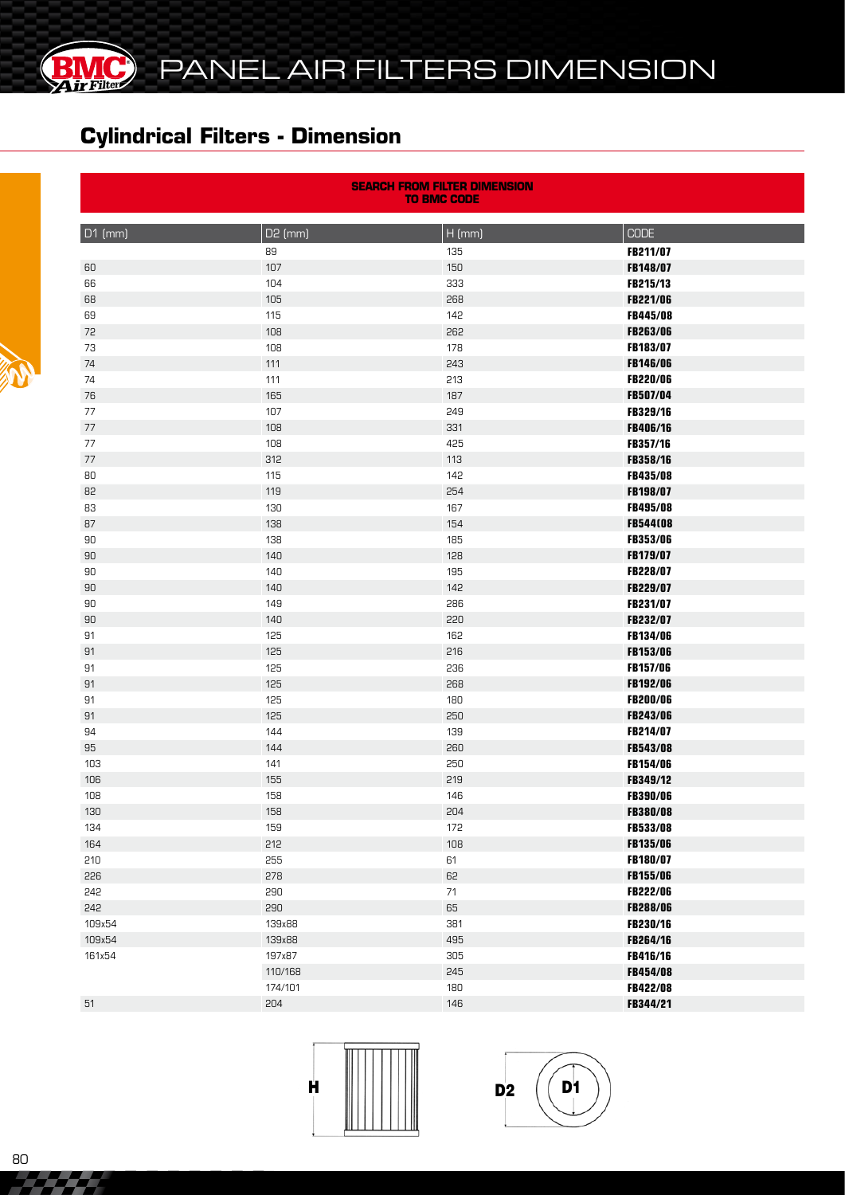# PANEL AIR FILTERS DIMENSION

## Cylindrical Filters - Dimension

**SEARCH FROM FILTER DIMENSION TO BMC CODE**

| D1 (mm) | D2 (mm) | H (mm) | CODE |
|---|---|---|---|
| | 89 | 135 | **FB211/07** |
| 60 | 107 | 150 | **FB148/07** |
| 66 | 104 | 333 | **FB215/13** |
| 68 | 105 | 268 | **FB221/06** |
| 69 | 115 | 142 | **FB445/08** |
| 72 | 108 | 262 | **FB263/06** |
| 73 | 108 | 178 | **FB183/07** |
| 74 | 111 | 243 | **FB146/06** |
| 74 | 111 | 213 | **FB220/06** |
| 76 | 165 | 187 | **FB507/04** |
| 77 | 107 | 249 | **FB329/16** |
| 77 | 108 | 331 | **FB406/16** |
| 77 | 108 | 425 | **FB357/16** |
| 77 | 312 | 113 | **FB358/16** |
| 80 | 115 | 142 | **FB435/08** |
| 82 | 119 | 254 | **FB198/07** |
| 83 | 130 | 167 | **FB495/08** |
| 87 | 138 | 154 | **FB544(08** |
| 90 | 138 | 185 | **FB353/06** |
| 90 | 140 | 128 | **FB179/07** |
| 90 | 140 | 195 | **FB228/07** |
| 90 | 140 | 142 | **FB229/07** |
| 90 | 149 | 286 | **FB231/07** |
| 90 | 140 | 220 | **FB232/07** |
| 91 | 125 | 162 | **FB134/06** |
| 91 | 125 | 216 | **FB153/06** |
| 91 | 125 | 236 | **FB157/06** |
| 91 | 125 | 268 | **FB192/06** |
| 91 | 125 | 180 | **FB200/06** |
| 91 | 125 | 250 | **FB243/06** |
| 94 | 144 | 139 | **FB214/07** |
| 95 | 144 | 260 | **FB543/08** |
| 103 | 141 | 250 | **FB154/06** |
| 106 | 155 | 219 | **FB349/12** |
| 108 | 158 | 146 | **FB390/06** |
| 130 | 158 | 204 | **FB380/08** |
| 134 | 159 | 172 | **FB533/08** |
| 164 | 212 | 108 | **FB135/06** |
| 210 | 255 | 61 | **FB180/07** |
| 226 | 278 | 62 | **FB155/06** |
| 242 | 290 | 71 | **FB222/06** |
| 242 | 290 | 65 | **FB288/06** |
| 109x54 | 139x88 | 381 | **FB230/16** |
| 109x54 | 139x88 | 495 | **FB264/16** |
| 161x54 | 197x87 | 305 | **FB416/16** |
| | 110/168 | 245 | **FB454/08** |
| | 174/101 | 180 | **FB422/08** |
| 51 | 204 | 146 | **FB344/21** |

H D2 D1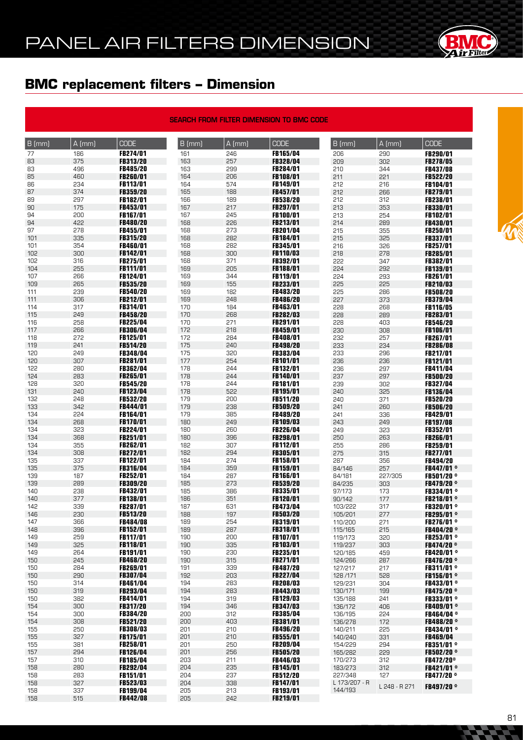# PANEL AIR FILTERS DIMENSION

## BMC replacement filters – Dimension

**SEARCH FROM FILTER DIMENSION TO BMC CODE**

| B (mm) | A (mm) | CODE |
|---|---|---|
| 77 | 186 | **FB274/01** |
| 83 | 375 | **FB313/20** |
| 83 | 496 | **FB485/20** |
| 85 | 460 | **FB260/01** |
| 86 | 234 | **FB113/01** |
| 87 | 374 | **FB359/20** |
| 89 | 297 | **FB182/01** |
| 90 | 175 | **FB453/01** |
| 94 | 200 | **FB167/01** |
| 94 | 422 | **FB480/20** |
| 97 | 278 | **FB455/01** |
| 101 | 335 | **FB315/20** |
| 101 | 354 | **FB460/01** |
| 102 | 300 | **FB142/01** |
| 102 | 316 | **FB275/01** |
| 104 | 255 | **FB111/01** |
| 107 | 266 | **FB124/01** |
| 109 | 265 | **FB535/20** |
| 111 | 239 | **FB540/20** |
| 111 | 306 | **FB212/01** |
| 114 | 317 | **FB314/01** |
| 115 | 249 | **FB458/20** |
| 116 | 258 | **FB225/04** |
| 117 | 266 | **FB306/04** |
| 118 | 272 | **FB125/01** |
| 119 | 241 | **FB514/20** |
| 120 | 249 | **FB348/04** |
| 120 | 307 | **FB281/01** |
| 122 | 280 | **FB362/04** |
| 124 | 283 | **FB265/01** |
| 128 | 320 | **FB545/20** |
| 131 | 240 | **FB123/04** |
| 132 | 248 | **FB532/20** |
| 133 | 342 | **FB444/01** |
| 134 | 224 | **FB164/01** |
| 134 | 268 | **FB170/01** |
| 134 | 323 | **FB224/01** |
| 134 | 368 | **FB251/01** |
| 134 | 355 | **FB262/01** |
| 134 | 308 | **FB272/01** |
| 135 | 337 | **FB122/01** |
| 135 | 375 | **FB316/04** |
| 139 | 187 | **FB252/01** |
| 139 | 289 | **FB309/20** |
| 140 | 238 | **FB432/01** |
| 140 | 377 | **FB138/01** |
| 142 | 339 | **FB287/01** |
| 146 | 230 | **FB513/20** |
| 147 | 366 | **FB484/08** |
| 148 | 396 | **FB152/01** |
| 149 | 259 | **FB117/01** |
| 149 | 325 | **FB118/01** |
| 149 | 264 | **FB191/01** |
| 150 | 245 | **FB468/20** |
| 150 | 284 | **FB269/01** |
| 150 | 290 | **FB307/04** |
| 150 | 314 | **FB461/04** |
| 150 | 319 | **FB293/04** |
| 150 | 382 | **FB414/01** |
| 154 | 300 | **FB317/20** |
| 154 | 300 | **FB384/20** |
| 154 | 308 | **FB521/20** |
| 155 | 250 | **FB308/03** |
| 155 | 327 | **FB175/01** |
| 155 | 381 | **FB258/01** |
| 157 | 294 | **FB126/04** |
| 157 | 310 | **FB185/04** |
| 158 | 280 | **FB292/04** |
| 158 | 283 | **FB151/01** |
| 158 | 327 | **FB523/03** |
| 158 | 337 | **FB199/04** |
| 158 | 515 | **FB442/08** |
| 161 | 246 | **FB165/04** |
| 163 | 257 | **FB328/04** |
| 163 | 299 | **FB284/01** |
| 164 | 206 | **FB108/01** |
| 164 | 574 | **FB149/01** |
| 165 | 188 | **FB457/01** |
| 166 | 189 | **FB538/20** |
| 167 | 217 | **FB297/01** |
| 167 | 245 | **FB100/01** |
| 168 | 226 | **FB213/01** |
| 168 | 273 | **FB201/04** |
| 168 | 282 | **FB184/01** |
| 168 | 282 | **FB345/01** |
| 168 | 300 | **FB110/03** |
| 168 | 371 | **FB392/01** |
| 169 | 205 | **FB188/01** |
| 169 | 344 | **FB119/01** |
| 169 | 155 | **FB233/01** |
| 169 | 182 | **FB483/20** |
| 169 | 248 | **FB486/20** |
| 170 | 184 | **FB463/01** |
| 170 | 268 | **FB282/03** |
| 170 | 271 | **FB291/01** |
| 172 | 218 | **FB459/01** |
| 172 | 284 | **FB408/01** |
| 175 | 240 | **FB498/20** |
| 175 | 320 | **FB383/04** |
| 177 | 254 | **FB101/01** |
| 178 | 244 | **FB132/01** |
| 178 | 244 | **FB140/01** |
| 178 | 244 | **FB181/01** |
| 178 | 522 | **FB195/01** |
| 179 | 200 | **FB511/20** |
| 179 | 238 | **FB509/20** |
| 179 | 385 | **FB489/20** |
| 180 | 249 | **FB109/03** |
| 180 | 260 | **FB226/04** |
| 180 | 396 | **FB298/01** |
| 182 | 307 | **FB112/01** |
| 182 | 294 | **FB305/01** |
| 184 | 274 | **FB158/01** |
| 184 | 359 | **FB159/01** |
| 184 | 287 | **FB166/01** |
| 185 | 273 | **FB539/20** |
| 185 | 386 | **FB335/01** |
| 186 | 351 | **FB120/01** |
| 187 | 631 | **FB473/04** |
| 188 | 197 | **FB503/20** |
| 189 | 254 | **FB319/01** |
| 189 | 287 | **FB318/01** |
| 190 | 200 | **FB107/01** |
| 190 | 335 | **FB103/01** |
| 190 | 230 | **FB235/01** |
| 190 | 315 | **FB271/01** |
| 191 | 339 | **FB487/20** |
| 192 | 203 | **FB227/04** |
| 194 | 283 | **FB208/03** |
| 194 | 283 | **FB443/03** |
| 194 | 319 | **FB129/03** |
| 194 | 346 | **FB347/03** |
| 200 | 312 | **FB385/04** |
| 200 | 403 | **FB381/01** |
| 201 | 210 | **FB496/20** |
| 201 | 210 | **FB555/01** |
| 201 | 250 | **FB209/04** |
| 201 | 256 | **FB505/20** |
| 203 | 211 | **FB446/03** |
| 204 | 235 | **FB145/01** |
| 204 | 237 | **FB512/20** |
| 204 | 338 | **FB147/01** |
| 205 | 213 | **FB193/01** |
| 205 | 242 | **FB219/01** |
| 206 | 290 | **FB290/01** |
| 209 | 302 | **FB278/05** |
| 210 | 344 | **FB437/08** |
| 211 | 221 | **FB522/20** |
| 212 | 216 | **FB104/01** |
| 212 | 266 | **FB279/01** |
| 212 | 312 | **FB238/01** |
| 213 | 353 | **FB330/01** |
| 213 | 254 | **FB102/01** |
| 214 | 289 | **FB430/01** |
| 215 | 355 | **FB250/01** |
| 215 | 325 | **FB337/01** |
| 216 | 326 | **FB257/01** |
| 218 | 278 | **FB285/01** |
| 222 | 347 | **FB382/01** |
| 224 | 292 | **FB139/01** |
| 224 | 293 | **FB261/01** |
| 225 | 225 | **FB210/03** |
| 225 | 286 | **FB508/20** |
| 227 | 373 | **FB379/04** |
| 228 | 268 | **FB116/05** |
| 228 | 289 | **FB283/01** |
| 228 | 403 | **FB546/20** |
| 230 | 308 | **FB106/01** |
| 232 | 257 | **FB267/01** |
| 233 | 234 | **FB286/08** |
| 233 | 296 | **FB217/01** |
| 236 | 236 | **FB121/01** |
| 236 | 297 | **FB411/04** |
| 237 | 297 | **FB500/20** |
| 239 | 302 | **FB327/04** |
| 240 | 325 | **FB136/04** |
| 240 | 371 | **FB520/20** |
| 241 | 260 | **FB506/20** |
| 241 | 336 | **FB429/01** |
| 243 | 249 | **FB197/08** |
| 249 | 323 | **FB352/01** |
| 250 | 263 | **FB266/01** |
| 255 | 286 | **FB259/01** |
| 275 | 315 | **FB277/01** |
| 287 | 356 | **FB494/20** |
| 84/146 | 257 | **FB447/01** * |
| 84/181 | 227/305 | **FB501/20** * |
| 84/235 | 303 | **FB479/20** * |
| 97/173 | 173 | **FB334/01** * |
| 90/142 | 177 | **FB218/01** * |
| 103/222 | 317 | **FB320/01** * |
| 105/201 | 277 | **FB295/01** * |
| 110/200 | 271 | **FB276/01** * |
| 115/165 | 215 | **FB404/20** * |
| 119/173 | 320 | **FB253/01** * |
| 119/237 | 303 | **FB474/20** * |
| 120/185 | 459 | **FB420/01** * |
| 124/266 | 287 | **FB476/20** * |
| 127/217 | 217 | **FB311/01** * |
| 128 /171 | 528 | **FB156/01** * |
| 129/231 | 304 | **FB433/01** * |
| 130/171 | 199 | **FB475/20** * |
| 135/188 | 241 | **FB333/01** * |
| 136/172 | 406 | **FB409/01** * |
| 136/195 | 224 | **FB464/04** * |
| 136/278 | 172 | **FB488/20** * |
| 140/211 | 225 | **FB434/01** * |
| 140/240 | 331 | **FB469/04** |
| 154/229 | 294 | **FB351/01** * |
| 165/282 | 229 | **FB502/20** * |
| 170/273 | 312 | **FB472/20*** |
| 183/273 | 312 | **FB421/01** * |
| 227/348 | 127 | **FB477/20** * |
| L 173/207 - R 144/193 | L 248 - R 271 | **FB497/20** * |